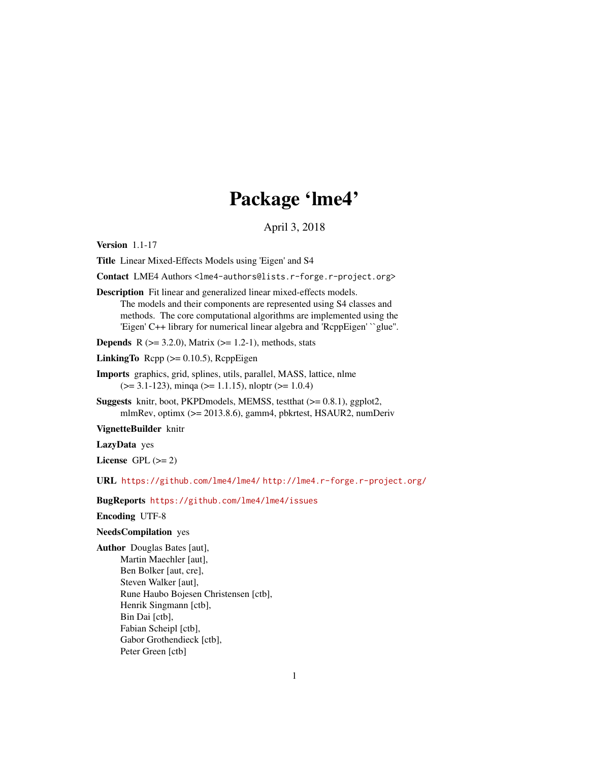# Package 'lme4'

April 3, 2018

**Version** 1.1-17

**Title** Linear Mixed-Effects Models using 'Eigen' and S4

**Contact** LME4 Authors <lme4-authors@lists.r-forge.r-project.org>

**Description** Fit linear and generalized linear mixed-effects models.
The models and their components are represented using S4 classes and
methods. The core computational algorithms are implemented using the
'Eigen' C++ library for numerical linear algebra and 'RcppEigen' ``glue''.

**Depends** R (>= 3.2.0), Matrix (>= 1.2-1), methods, stats

**LinkingTo** Rcpp (>= 0.10.5), RcppEigen

**Imports** graphics, grid, splines, utils, parallel, MASS, lattice, nlme
(>= 3.1-123), minqa (>= 1.1.15), nloptr (>= 1.0.4)

**Suggests** knitr, boot, PKPDmodels, MEMSS, testthat (>= 0.8.1), ggplot2,
mlmRev, optimx (>= 2013.8.6), gamm4, pbkrtest, HSAUR2, numDeriv

**VignetteBuilder** knitr

**LazyData** yes

**License** GPL (>= 2)

**URL** https://github.com/lme4/lme4/ http://lme4.r-forge.r-project.org/

**BugReports** https://github.com/lme4/lme4/issues

**Encoding** UTF-8

**NeedsCompilation** yes

**Author** Douglas Bates [aut],
Martin Maechler [aut],
Ben Bolker [aut, cre],
Steven Walker [aut],
Rune Haubo Bojesen Christensen [ctb],
Henrik Singmann [ctb],
Bin Dai [ctb],
Fabian Scheipl [ctb],
Gabor Grothendieck [ctb],
Peter Green [ctb]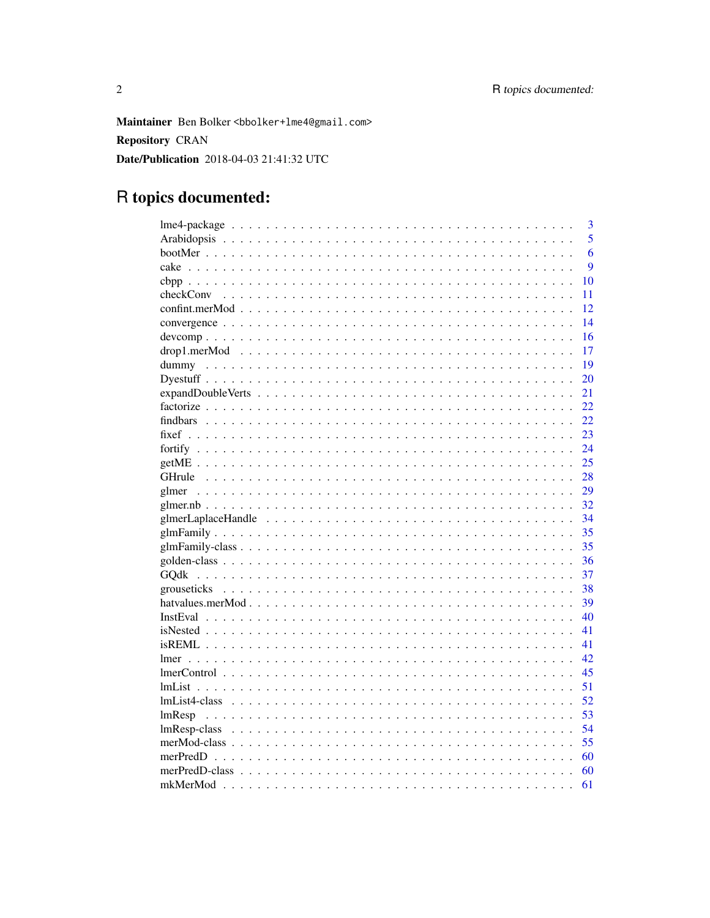**Maintainer** Ben Bolker <bbolker+lme4@gmail.com>

**Repository** CRAN

**Date/Publication** 2018-04-03 21:41:32 UTC

# R topics documented:

| | |
|---|---|
| lme4-package | 3 |
| Arabidopsis | 5 |
| bootMer | 6 |
| cake | 9 |
| cbpp | 10 |
| checkConv | 11 |
| confint.merMod | 12 |
| convergence | 14 |
| devcomp | 16 |
| drop1.merMod | 17 |
| dummy | 19 |
| Dyestuff | 20 |
| expandDoubleVerts | 21 |
| factorize | 22 |
| findbars | 22 |
| fixef | 23 |
| fortify | 24 |
| getME | 25 |
| GHrule | 28 |
| glmer | 29 |
| glmer.nb | 32 |
| glmerLaplaceHandle | 34 |
| glmFamily | 35 |
| glmFamily-class | 35 |
| golden-class | 36 |
| GQdk | 37 |
| grouseticks | 38 |
| hatvalues.merMod | 39 |
| InstEval | 40 |
| isNested | 41 |
| isREML | 41 |
| lmer | 42 |
| lmerControl | 45 |
| lmList | 51 |
| lmList4-class | 52 |
| lmResp | 53 |
| lmResp-class | 54 |
| merMod-class | 55 |
| merPredD | 60 |
| merPredD-class | 60 |
| mkMerMod | 61 |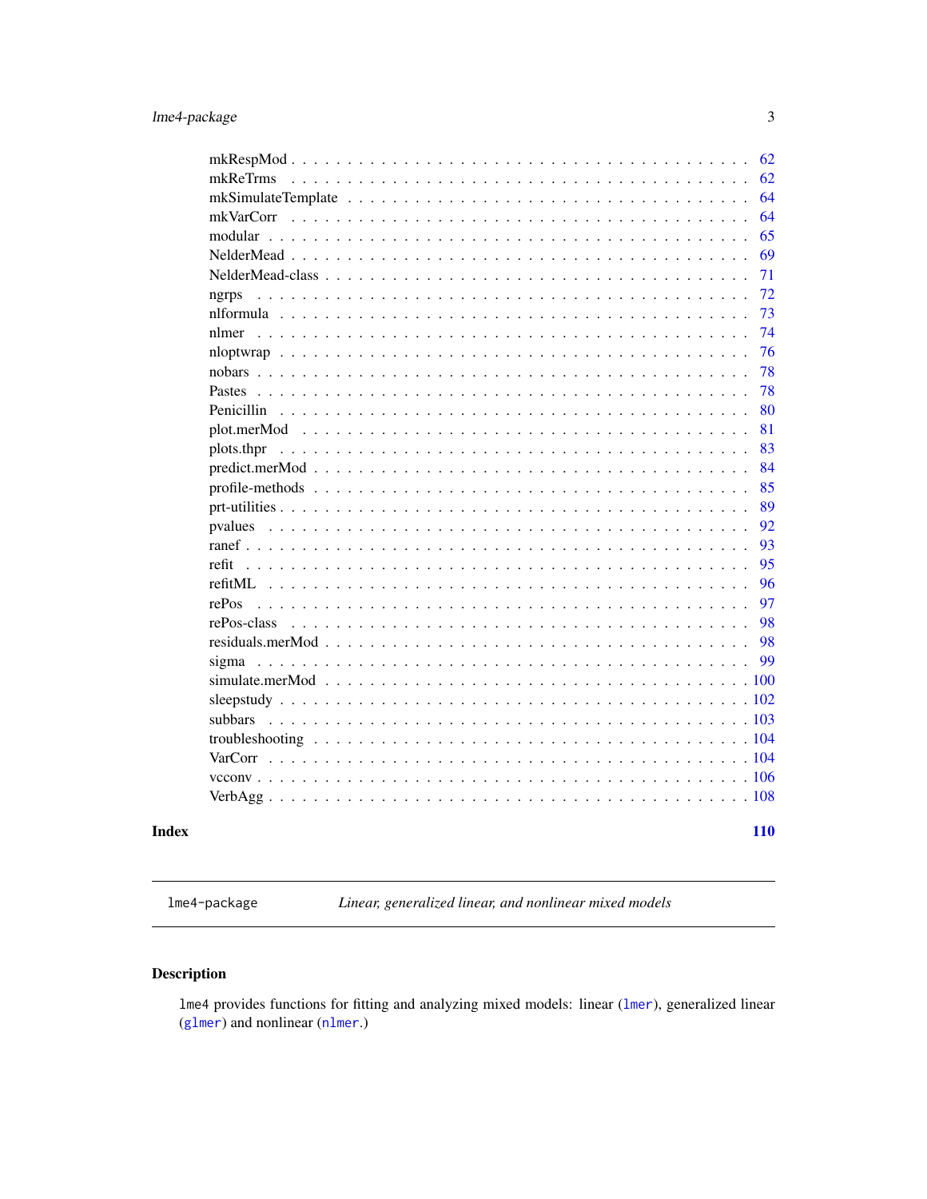| | |
|---|---|
| mkRespMod | 62 |
| mkReTrms | 62 |
| mkSimulateTemplate | 64 |
| mkVarCorr | 64 |
| modular | 65 |
| NelderMead | 69 |
| NelderMead-class | 71 |
| ngrps | 72 |
| nlformula | 73 |
| nlmer | 74 |
| nloptwrap | 76 |
| nobars | 78 |
| Pastes | 78 |
| Penicillin | 80 |
| plot.merMod | 81 |
| plots.thpr | 83 |
| predict.merMod | 84 |
| profile-methods | 85 |
| prt-utilities | 89 |
| pvalues | 92 |
| ranef | 93 |
| refit | 95 |
| refitML | 96 |
| rePos | 97 |
| rePos-class | 98 |
| residuals.merMod | 98 |
| sigma | 99 |
| simulate.merMod | 100 |
| sleepstudy | 102 |
| subbars | 103 |
| troubleshooting | 104 |
| VarCorr | 104 |
| vcconv | 106 |
| VerbAgg | 108 |

**Index** **110**

---

`lme4-package` *Linear, generalized linear, and nonlinear mixed models*

---

## Description

`lme4` provides functions for fitting and analyzing mixed models: linear (`lmer`), generalized linear (`glmer`) and nonlinear (`nlmer`.)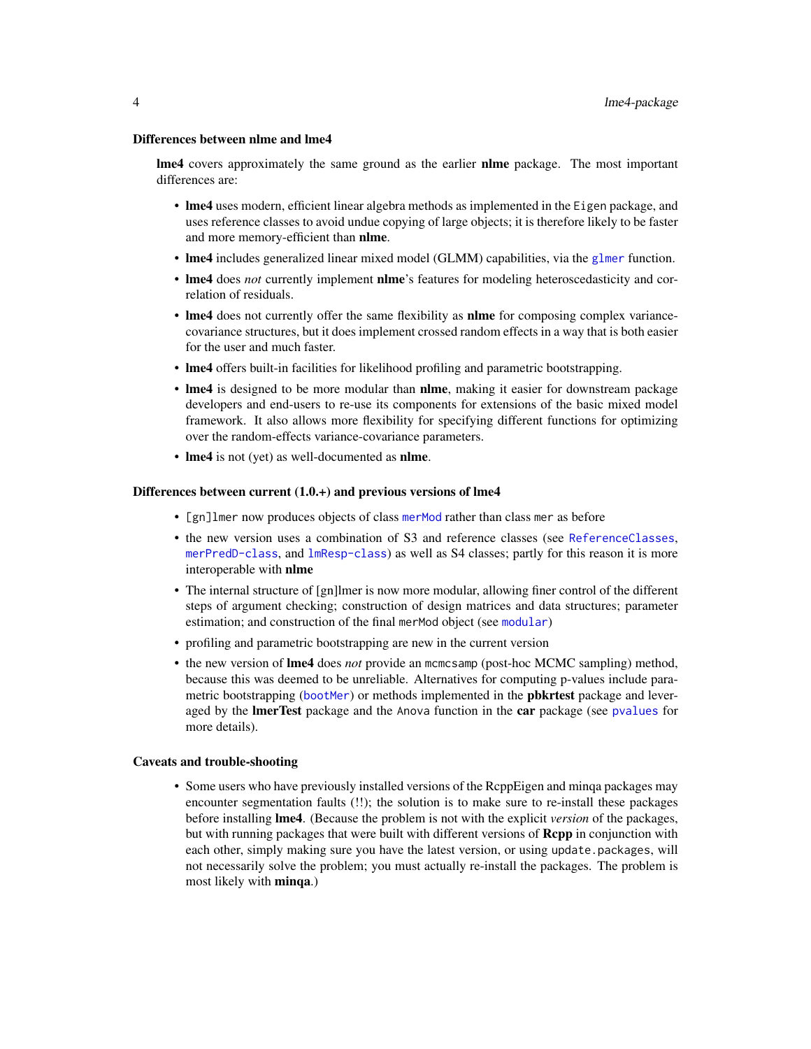### Differences between nlme and lme4

**lme4** covers approximately the same ground as the earlier **nlme** package. The most important differences are:

- **lme4** uses modern, efficient linear algebra methods as implemented in the `Eigen` package, and uses reference classes to avoid undue copying of large objects; it is therefore likely to be faster and more memory-efficient than **nlme**.
- **lme4** includes generalized linear mixed model (GLMM) capabilities, via the `glmer` function.
- **lme4** does *not* currently implement **nlme**'s features for modeling heteroscedasticity and correlation of residuals.
- **lme4** does not currently offer the same flexibility as **nlme** for composing complex variance-covariance structures, but it does implement crossed random effects in a way that is both easier for the user and much faster.
- **lme4** offers built-in facilities for likelihood profiling and parametric bootstrapping.
- **lme4** is designed to be more modular than **nlme**, making it easier for downstream package developers and end-users to re-use its components for extensions of the basic mixed model framework. It also allows more flexibility for specifying different functions for optimizing over the random-effects variance-covariance parameters.
- **lme4** is not (yet) as well-documented as **nlme**.

### Differences between current (1.0.+) and previous versions of lme4

- `[gn]lmer` now produces objects of class `merMod` rather than class `mer` as before
- the new version uses a combination of S3 and reference classes (see `ReferenceClasses`, `merPredD-class`, and `lmResp-class`) as well as S4 classes; partly for this reason it is more interoperable with **nlme**
- The internal structure of [gn]lmer is now more modular, allowing finer control of the different steps of argument checking; construction of design matrices and data structures; parameter estimation; and construction of the final `merMod` object (see `modular`)
- profiling and parametric bootstrapping are new in the current version
- the new version of **lme4** does *not* provide an `mcmcsamp` (post-hoc MCMC sampling) method, because this was deemed to be unreliable. Alternatives for computing p-values include parametric bootstrapping (`bootMer`) or methods implemented in the **pbkrtest** package and leveraged by the **lmerTest** package and the `Anova` function in the **car** package (see `pvalues` for more details).

### Caveats and trouble-shooting

- Some users who have previously installed versions of the RcppEigen and minqa packages may encounter segmentation faults (!!); the solution is to make sure to re-install these packages before installing **lme4**. (Because the problem is not with the explicit *version* of the packages, but with running packages that were built with different versions of **Rcpp** in conjunction with each other, simply making sure you have the latest version, or using `update.packages`, will not necessarily solve the problem; you must actually re-install the packages. The problem is most likely with **minqa**.)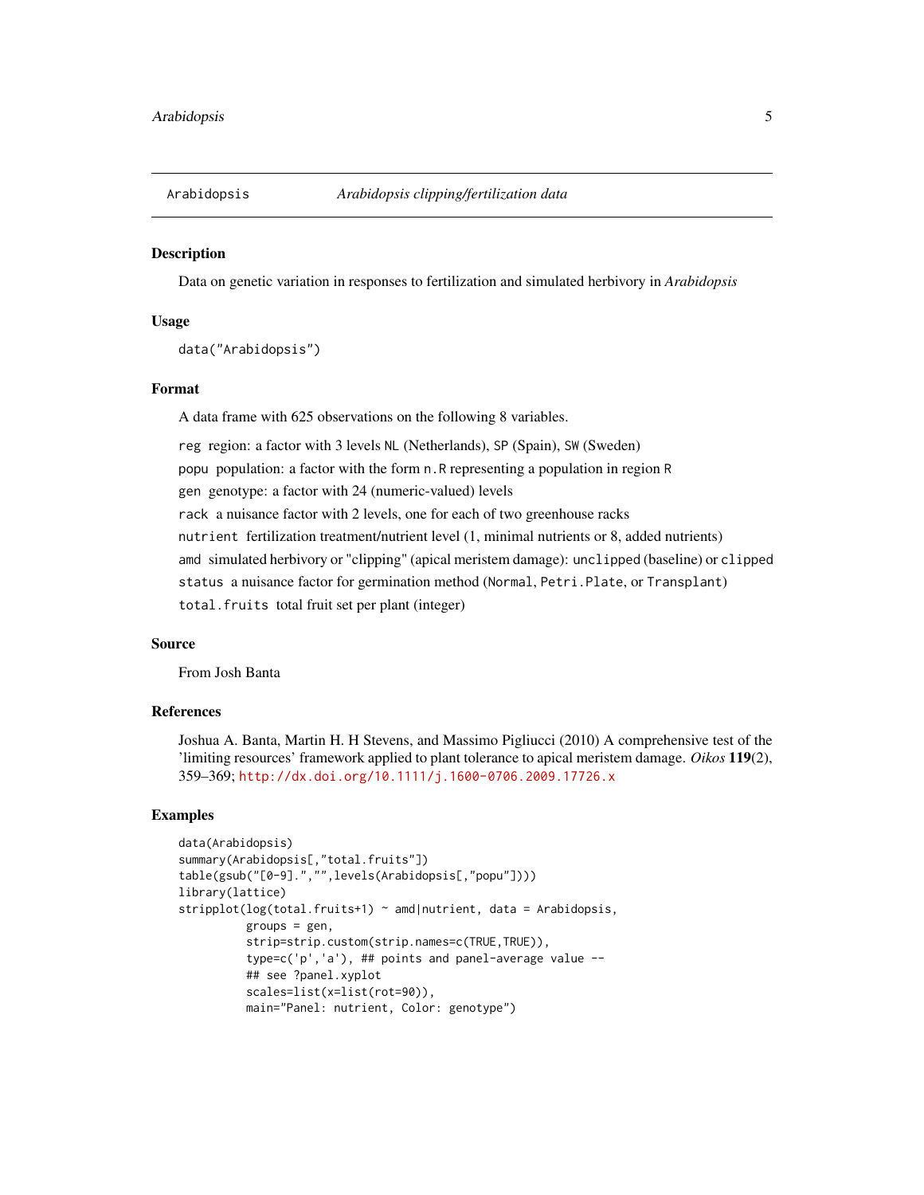`Arabidopsis` *Arabidopsis clipping/fertilization data*

## Description

Data on genetic variation in responses to fertilization and simulated herbivory in *Arabidopsis*

## Usage

```
data("Arabidopsis")
```

## Format

A data frame with 625 observations on the following 8 variables.

- `reg` region: a factor with 3 levels `NL` (Netherlands), `SP` (Spain), `SW` (Sweden)
- `popu` population: a factor with the form `n.R` representing a population in region `R`
- `gen` genotype: a factor with 24 (numeric-valued) levels
- `rack` a nuisance factor with 2 levels, one for each of two greenhouse racks
- `nutrient` fertilization treatment/nutrient level (1, minimal nutrients or 8, added nutrients)
- `amd` simulated herbivory or "clipping" (apical meristem damage): `unclipped` (baseline) or `clipped`
- `status` a nuisance factor for germination method (`Normal`, `Petri.Plate`, or `Transplant`)
- `total.fruits` total fruit set per plant (integer)

## Source

From Josh Banta

## References

Joshua A. Banta, Martin H. H Stevens, and Massimo Pigliucci (2010) A comprehensive test of the 'limiting resources' framework applied to plant tolerance to apical meristem damage. *Oikos* **119**(2), 359–369; http://dx.doi.org/10.1111/j.1600-0706.2009.17726.x

## Examples

```
data(Arabidopsis)
summary(Arabidopsis[,"total.fruits"])
table(gsub("[0-9].","",levels(Arabidopsis[,"popu"])))
library(lattice)
stripplot(log(total.fruits+1) ~ amd|nutrient, data = Arabidopsis,
          groups = gen,
          strip=strip.custom(strip.names=c(TRUE,TRUE)),
          type=c('p','a'), ## points and panel-average value --
          ## see ?panel.xyplot
          scales=list(x=list(rot=90)),
          main="Panel: nutrient, Color: genotype")
```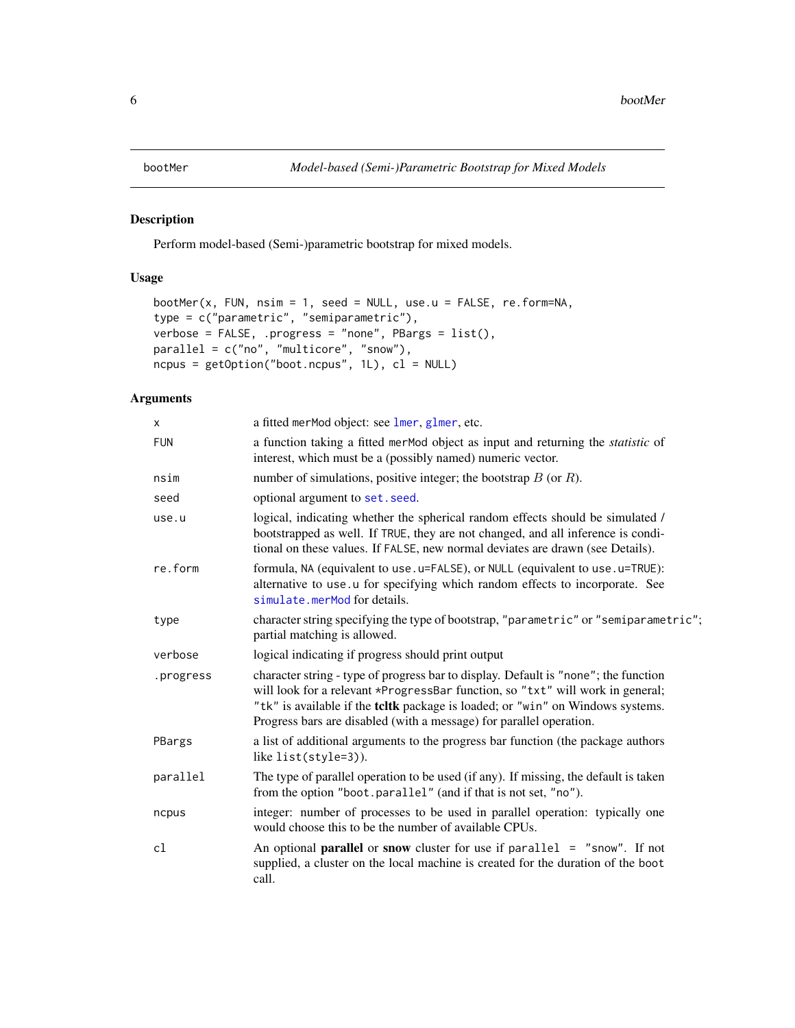bootMer — *Model-based (Semi-)Parametric Bootstrap for Mixed Models*

## Description

Perform model-based (Semi-)parametric bootstrap for mixed models.

## Usage

```
bootMer(x, FUN, nsim = 1, seed = NULL, use.u = FALSE, re.form=NA,
type = c("parametric", "semiparametric"),
verbose = FALSE, .progress = "none", PBargs = list(),
parallel = c("no", "multicore", "snow"),
ncpus = getOption("boot.ncpus", 1L), cl = NULL)
```

## Arguments

| | |
|---|---|
| `x` | a fitted `merMod` object: see `lmer`, `glmer`, etc. |
| `FUN` | a function taking a fitted `merMod` object as input and returning the *statistic* of interest, which must be a (possibly named) numeric vector. |
| `nsim` | number of simulations, positive integer; the bootstrap $B$ (or $R$). |
| `seed` | optional argument to `set.seed`. |
| `use.u` | logical, indicating whether the spherical random effects should be simulated / bootstrapped as well. If `TRUE`, they are not changed, and all inference is conditional on these values. If `FALSE`, new normal deviates are drawn (see Details). |
| `re.form` | formula, `NA` (equivalent to `use.u=FALSE`), or `NULL` (equivalent to `use.u=TRUE`): alternative to `use.u` for specifying which random effects to incorporate. See `simulate.merMod` for details. |
| `type` | character string specifying the type of bootstrap, `"parametric"` or `"semiparametric"`; partial matching is allowed. |
| `verbose` | logical indicating if progress should print output |
| `.progress` | character string - type of progress bar to display. Default is `"none"`; the function will look for a relevant `*ProgressBar` function, so `"txt"` will work in general; `"tk"` is available if the **tcltk** package is loaded; or `"win"` on Windows systems. Progress bars are disabled (with a message) for parallel operation. |
| `PBargs` | a list of additional arguments to the progress bar function (the package authors like `list(style=3)`). |
| `parallel` | The type of parallel operation to be used (if any). If missing, the default is taken from the option `"boot.parallel"` (and if that is not set, `"no"`). |
| `ncpus` | integer: number of processes to be used in parallel operation: typically one would choose this to be the number of available CPUs. |
| `cl` | An optional **parallel** or **snow** cluster for use if `parallel = "snow"`. If not supplied, a cluster on the local machine is created for the duration of the `boot` call. |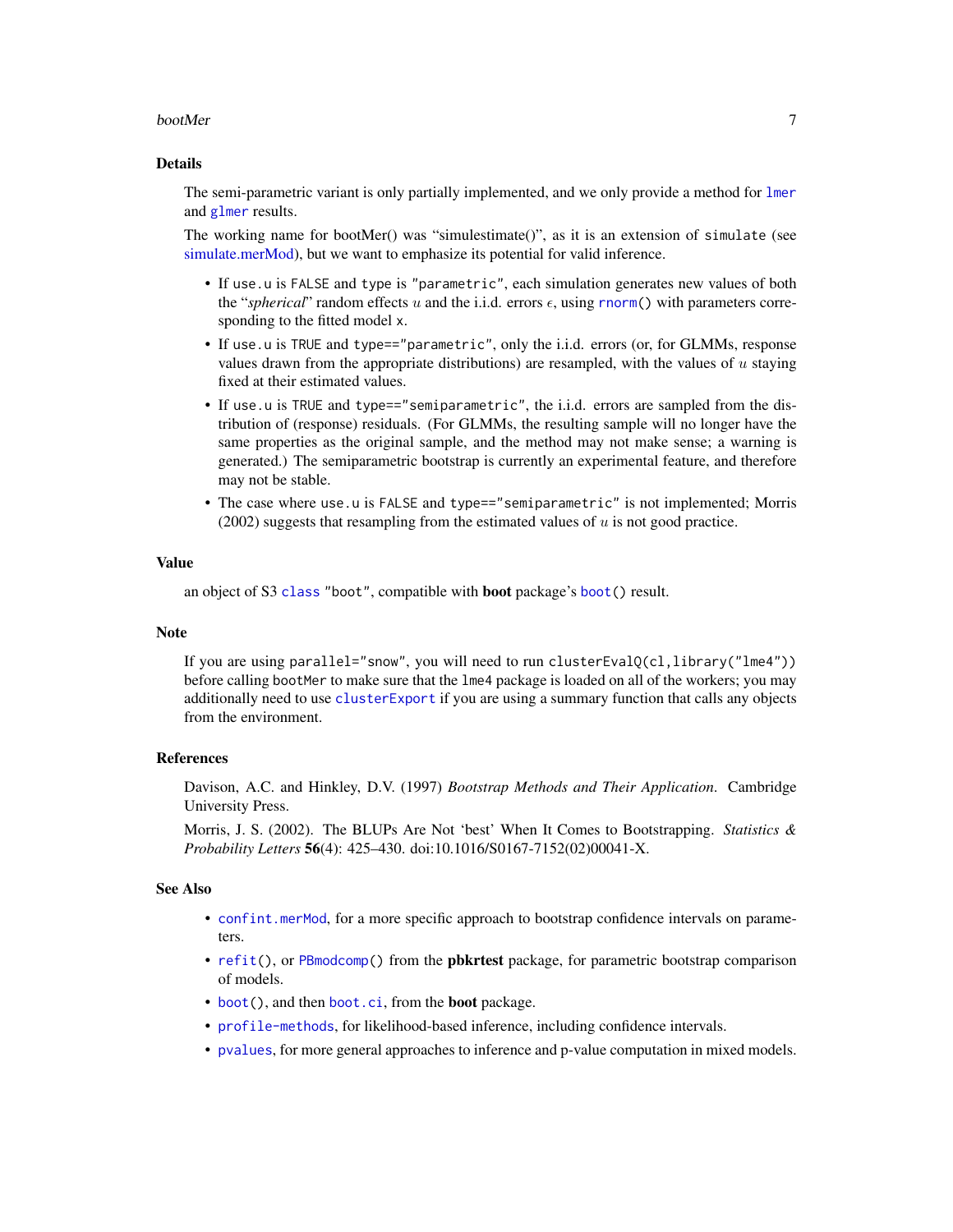## Details

The semi-parametric variant is only partially implemented, and we only provide a method for `lmer` and `glmer` results.

The working name for bootMer() was "simulestimate()", as it is an extension of `simulate` (see simulate.merMod), but we want to emphasize its potential for valid inference.

- If `use.u` is `FALSE` and `type` is `"parametric"`, each simulation generates new values of both the "*spherical*" random effects $u$ and the i.i.d. errors $\epsilon$, using `rnorm()` with parameters corresponding to the fitted model `x`.
- If `use.u` is `TRUE` and `type=="parametric"`, only the i.i.d. errors (or, for GLMMs, response values drawn from the appropriate distributions) are resampled, with the values of $u$ staying fixed at their estimated values.
- If `use.u` is `TRUE` and `type=="semiparametric"`, the i.i.d. errors are sampled from the distribution of (response) residuals. (For GLMMs, the resulting sample will no longer have the same properties as the original sample, and the method may not make sense; a warning is generated.) The semiparametric bootstrap is currently an experimental feature, and therefore may not be stable.
- The case where `use.u` is `FALSE` and `type=="semiparametric"` is not implemented; Morris (2002) suggests that resampling from the estimated values of $u$ is not good practice.

## Value

an object of S3 `class` `"boot"`, compatible with **boot** package's `boot()` result.

## Note

If you are using `parallel="snow"`, you will need to run `clusterEvalQ(cl,library("lme4"))` before calling `bootMer` to make sure that the `lme4` package is loaded on all of the workers; you may additionally need to use `clusterExport` if you are using a summary function that calls any objects from the environment.

## References

Davison, A.C. and Hinkley, D.V. (1997) *Bootstrap Methods and Their Application*. Cambridge University Press.

Morris, J. S. (2002). The BLUPs Are Not 'best' When It Comes to Bootstrapping. *Statistics & Probability Letters* **56**(4): 425–430. doi:10.1016/S0167-7152(02)00041-X.

## See Also

- `confint.merMod`, for a more specific approach to bootstrap confidence intervals on parameters.
- `refit()`, or `PBmodcomp()` from the **pbkrtest** package, for parametric bootstrap comparison of models.
- `boot()`, and then `boot.ci`, from the **boot** package.
- `profile-methods`, for likelihood-based inference, including confidence intervals.
- `pvalues`, for more general approaches to inference and p-value computation in mixed models.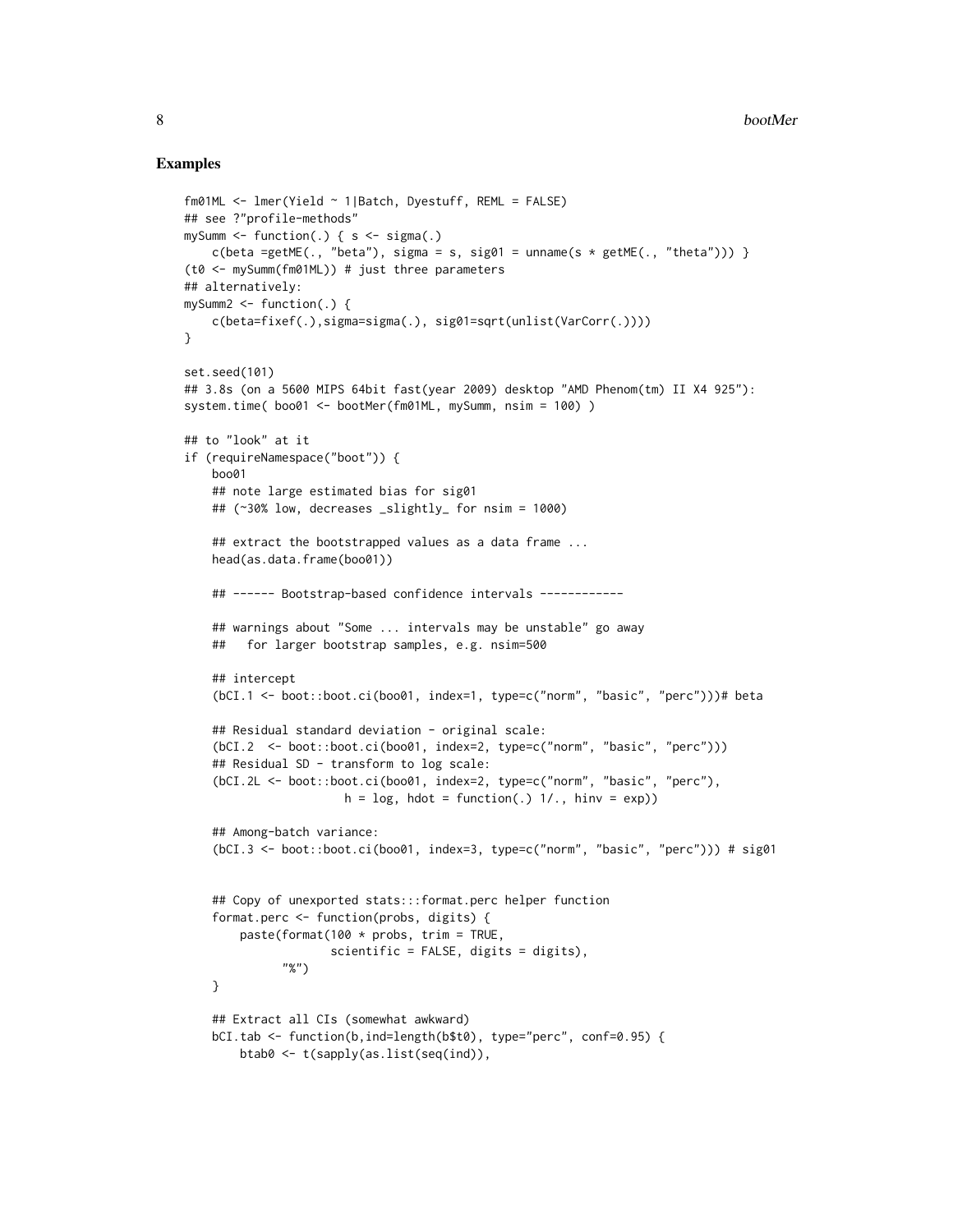## Examples

```
fm01ML <- lmer(Yield ~ 1|Batch, Dyestuff, REML = FALSE)
## see ?"profile-methods"
mySumm <- function(.) { s <- sigma(.)
    c(beta =getME(., "beta"), sigma = s, sig01 = unname(s * getME(., "theta"))) }
(t0 <- mySumm(fm01ML)) # just three parameters
## alternatively:
mySumm2 <- function(.) {
    c(beta=fixef(.),sigma=sigma(.), sig01=sqrt(unlist(VarCorr(.))))
}

set.seed(101)
## 3.8s (on a 5600 MIPS 64bit fast(year 2009) desktop "AMD Phenom(tm) II X4 925"):
system.time( boo01 <- bootMer(fm01ML, mySumm, nsim = 100) )

## to "look" at it
if (requireNamespace("boot")) {
    boo01
    ## note large estimated bias for sig01
    ## (~30% low, decreases _slightly_ for nsim = 1000)

    ## extract the bootstrapped values as a data frame ...
    head(as.data.frame(boo01))

    ## ------ Bootstrap-based confidence intervals ------------

    ## warnings about "Some ... intervals may be unstable" go away
    ##   for larger bootstrap samples, e.g. nsim=500

    ## intercept
    (bCI.1 <- boot::boot.ci(boo01, index=1, type=c("norm", "basic", "perc")))# beta

    ## Residual standard deviation - original scale:
    (bCI.2  <- boot::boot.ci(boo01, index=2, type=c("norm", "basic", "perc")))
    ## Residual SD - transform to log scale:
    (bCI.2L <- boot::boot.ci(boo01, index=2, type=c("norm", "basic", "perc"),
                       h = log, hdot = function(.) 1/., hinv = exp))

    ## Among-batch variance:
    (bCI.3 <- boot::boot.ci(boo01, index=3, type=c("norm", "basic", "perc"))) # sig01


    ## Copy of unexported stats:::format.perc helper function
    format.perc <- function(probs, digits) {
        paste(format(100 * probs, trim = TRUE,
                     scientific = FALSE, digits = digits),
              "%")
    }

    ## Extract all CIs (somewhat awkward)
    bCI.tab <- function(b,ind=length(b$t0), type="perc", conf=0.95) {
        btab0 <- t(sapply(as.list(seq(ind)),
```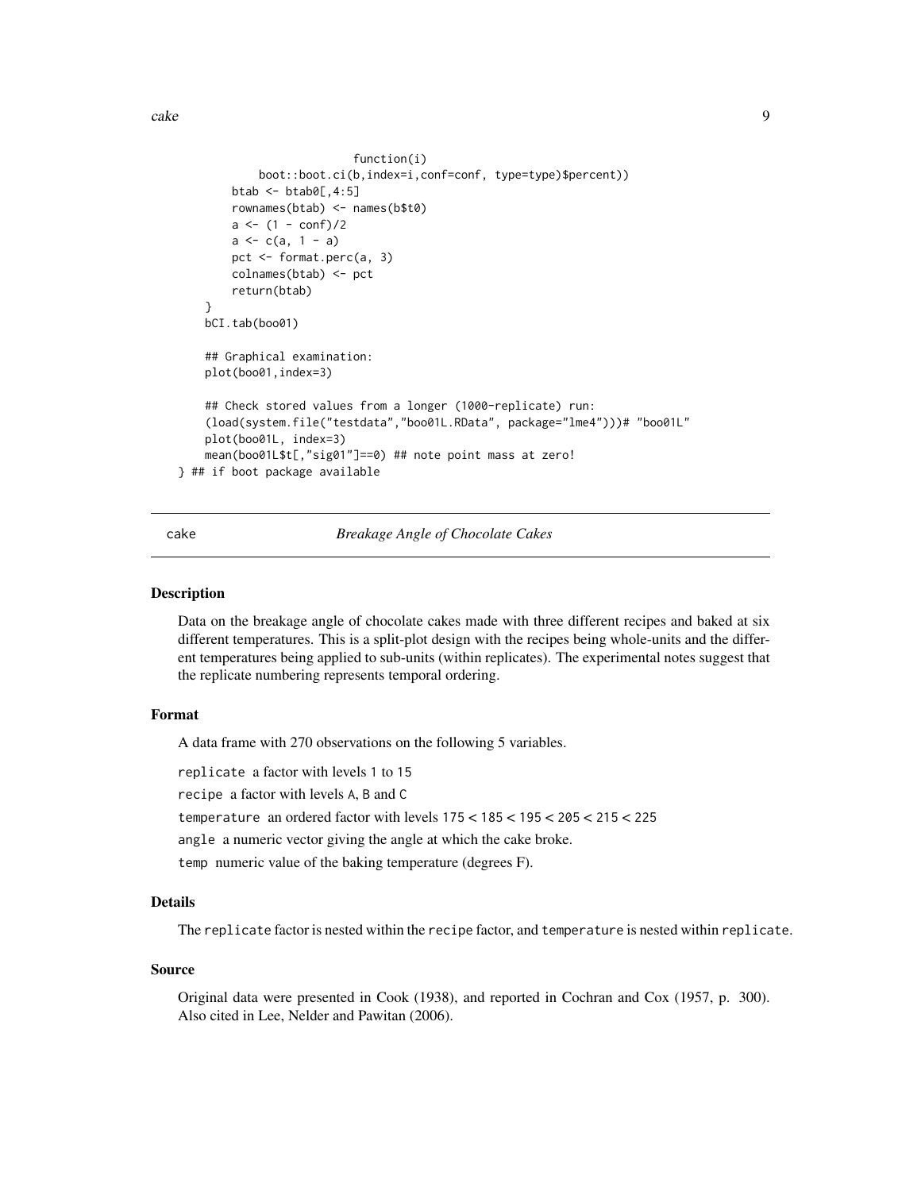```
                        function(i)
            boot::boot.ci(b,index=i,conf=conf, type=type)$percent))
        btab <- btab0[,4:5]
        rownames(btab) <- names(b$t0)
        a <- (1 - conf)/2
        a <- c(a, 1 - a)
        pct <- format.perc(a, 3)
        colnames(btab) <- pct
        return(btab)
    }
    bCI.tab(boo01)

    ## Graphical examination:
    plot(boo01,index=3)

    ## Check stored values from a longer (1000-replicate) run:
    (load(system.file("testdata","boo01L.RData", package="lme4")))# "boo01L"
    plot(boo01L, index=3)
    mean(boo01L$t[,"sig01"]==0) ## note point mass at zero!
} ## if boot package available
```

---

cake — *Breakage Angle of Chocolate Cakes*

---

### Description

Data on the breakage angle of chocolate cakes made with three different recipes and baked at six different temperatures. This is a split-plot design with the recipes being whole-units and the different temperatures being applied to sub-units (within replicates). The experimental notes suggest that the replicate numbering represents temporal ordering.

### Format

A data frame with 270 observations on the following 5 variables.

`replicate` a factor with levels 1 to 15

`recipe` a factor with levels A, B and C

`temperature` an ordered factor with levels 175 < 185 < 195 < 205 < 215 < 225

`angle` a numeric vector giving the angle at which the cake broke.

`temp` numeric value of the baking temperature (degrees F).

### Details

The `replicate` factor is nested within the `recipe` factor, and `temperature` is nested within `replicate`.

### Source

Original data were presented in Cook (1938), and reported in Cochran and Cox (1957, p. 300). Also cited in Lee, Nelder and Pawitan (2006).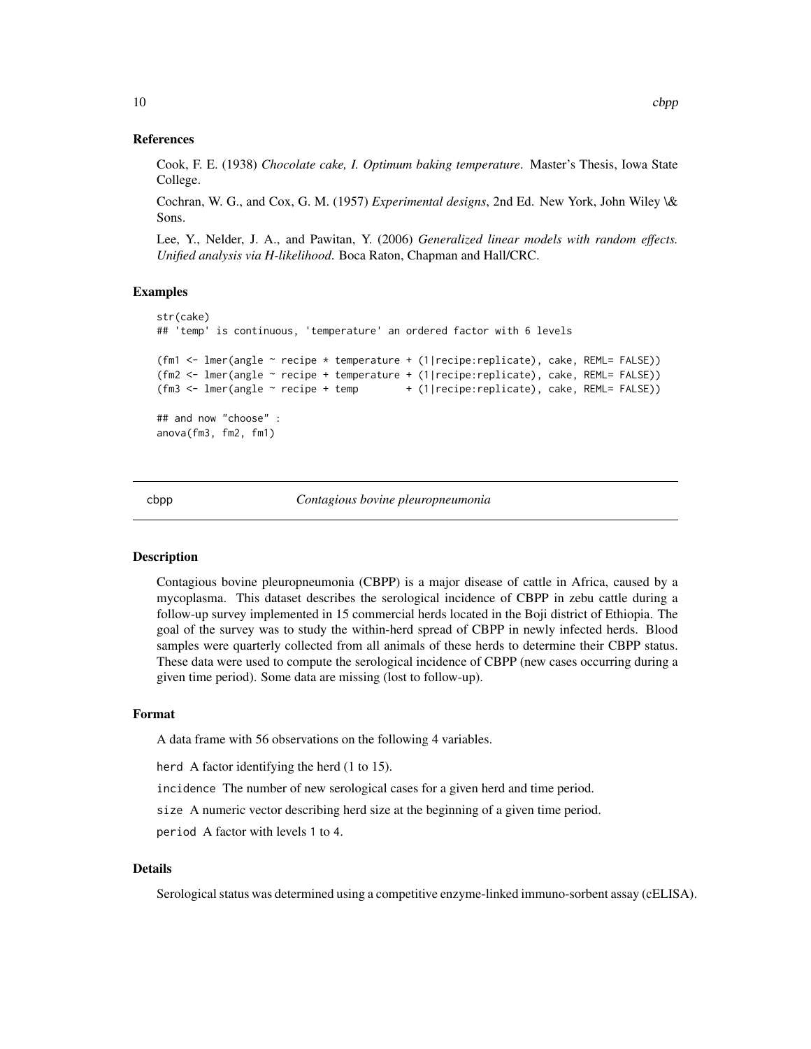### References

Cook, F. E. (1938) *Chocolate cake, I. Optimum baking temperature*. Master's Thesis, Iowa State College.

Cochran, W. G., and Cox, G. M. (1957) *Experimental designs*, 2nd Ed. New York, John Wiley \& Sons.

Lee, Y., Nelder, J. A., and Pawitan, Y. (2006) *Generalized linear models with random effects. Unified analysis via H-likelihood.* Boca Raton, Chapman and Hall/CRC.

### Examples

```
str(cake)
## 'temp' is continuous, 'temperature' an ordered factor with 6 levels

(fm1 <- lmer(angle ~ recipe * temperature + (1|recipe:replicate), cake, REML= FALSE))
(fm2 <- lmer(angle ~ recipe + temperature + (1|recipe:replicate), cake, REML= FALSE))
(fm3 <- lmer(angle ~ recipe + temp        + (1|recipe:replicate), cake, REML= FALSE))

## and now "choose" :
anova(fm3, fm2, fm1)
```

---

## cbpp — *Contagious bovine pleuropneumonia*

### Description

Contagious bovine pleuropneumonia (CBPP) is a major disease of cattle in Africa, caused by a mycoplasma. This dataset describes the serological incidence of CBPP in zebu cattle during a follow-up survey implemented in 15 commercial herds located in the Boji district of Ethiopia. The goal of the survey was to study the within-herd spread of CBPP in newly infected herds. Blood samples were quarterly collected from all animals of these herds to determine their CBPP status. These data were used to compute the serological incidence of CBPP (new cases occurring during a given time period). Some data are missing (lost to follow-up).

### Format

A data frame with 56 observations on the following 4 variables.

`herd` A factor identifying the herd (1 to 15).

`incidence` The number of new serological cases for a given herd and time period.

`size` A numeric vector describing herd size at the beginning of a given time period.

`period` A factor with levels 1 to 4.

### Details

Serological status was determined using a competitive enzyme-linked immuno-sorbent assay (cELISA).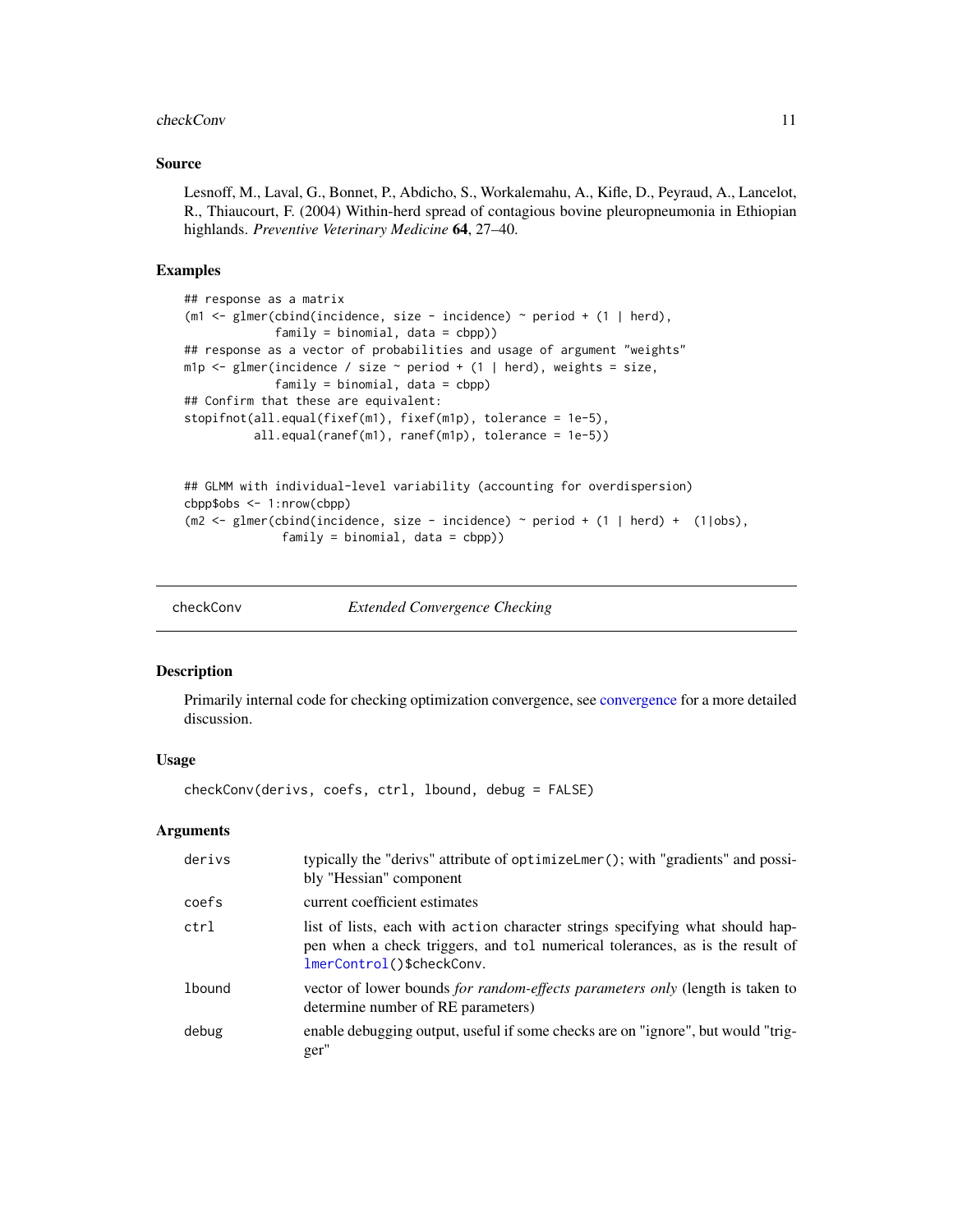## Source

Lesnoff, M., Laval, G., Bonnet, P., Abdicho, S., Workalemahu, A., Kifle, D., Peyraud, A., Lancelot, R., Thiaucourt, F. (2004) Within-herd spread of contagious bovine pleuropneumonia in Ethiopian highlands. *Preventive Veterinary Medicine* **64**, 27–40.

## Examples

```
## response as a matrix
(m1 <- glmer(cbind(incidence, size - incidence) ~ period + (1 | herd),
             family = binomial, data = cbpp))
## response as a vector of probabilities and usage of argument "weights"
m1p <- glmer(incidence / size ~ period + (1 | herd), weights = size,
             family = binomial, data = cbpp)
## Confirm that these are equivalent:
stopifnot(all.equal(fixef(m1), fixef(m1p), tolerance = 1e-5),
          all.equal(ranef(m1), ranef(m1p), tolerance = 1e-5))


## GLMM with individual-level variability (accounting for overdispersion)
cbpp$obs <- 1:nrow(cbpp)
(m2 <- glmer(cbind(incidence, size - incidence) ~ period + (1 | herd) +  (1|obs),
              family = binomial, data = cbpp))
```

---

# checkConv — *Extended Convergence Checking*

## Description

Primarily internal code for checking optimization convergence, see convergence for a more detailed discussion.

## Usage

```
checkConv(derivs, coefs, ctrl, lbound, debug = FALSE)
```

## Arguments

| | |
|---|---|
| `derivs` | typically the "derivs" attribute of `optimizeLmer()`; with "gradients" and possibly "Hessian" component |
| `coefs` | current coefficient estimates |
| `ctrl` | list of lists, each with `action` character strings specifying what should happen when a check triggers, and `tol` numerical tolerances, as is the result of `lmerControl()$checkConv`. |
| `lbound` | vector of lower bounds *for random-effects parameters only* (length is taken to determine number of RE parameters) |
| `debug` | enable debugging output, useful if some checks are on "ignore", but would "trigger" |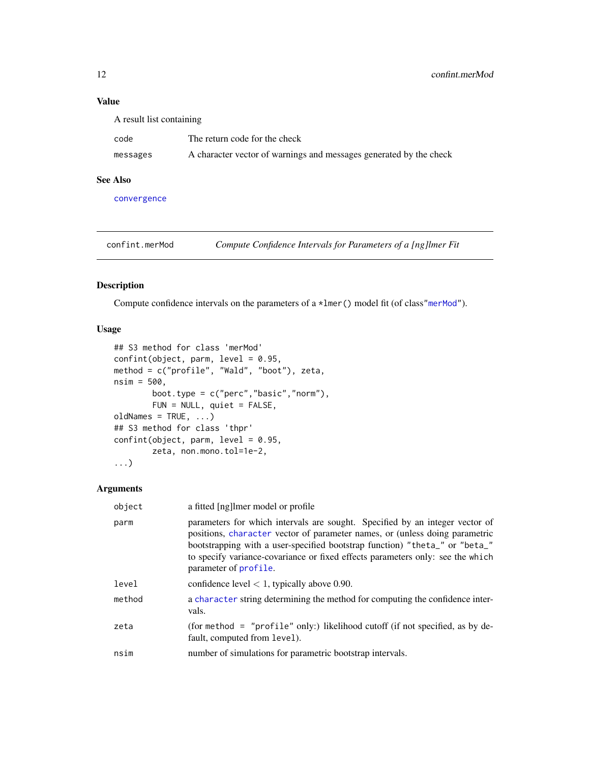### Value

A result list containing

| | |
|---|---|
| code | The return code for the check |
| messages | A character vector of warnings and messages generated by the check |

### See Also

convergence

---

## confint.merMod — *Compute Confidence Intervals for Parameters of a [ng]lmer Fit*

### Description

Compute confidence intervals on the parameters of a `*lmer()` model fit (of class "merMod").

### Usage

```
## S3 method for class 'merMod'
confint(object, parm, level = 0.95,
method = c("profile", "Wald", "boot"), zeta,
nsim = 500,
        boot.type = c("perc","basic","norm"),
        FUN = NULL, quiet = FALSE,
oldNames = TRUE, ...)
## S3 method for class 'thpr'
confint(object, parm, level = 0.95,
        zeta, non.mono.tol=1e-2,
...)
```

### Arguments

| | |
|---|---|
| object | a fitted [ng]lmer model or profile |
| parm | parameters for which intervals are sought. Specified by an integer vector of positions, character vector of parameter names, or (unless doing parametric bootstrapping with a user-specified bootstrap function) "theta_" or "beta_" to specify variance-covariance or fixed effects parameters only: see the which parameter of profile. |
| level | confidence level $< 1$, typically above 0.90. |
| method | a character string determining the method for computing the confidence intervals. |
| zeta | (for `method = "profile"` only:) likelihood cutoff (if not specified, as by default, computed from `level`). |
| nsim | number of simulations for parametric bootstrap intervals. |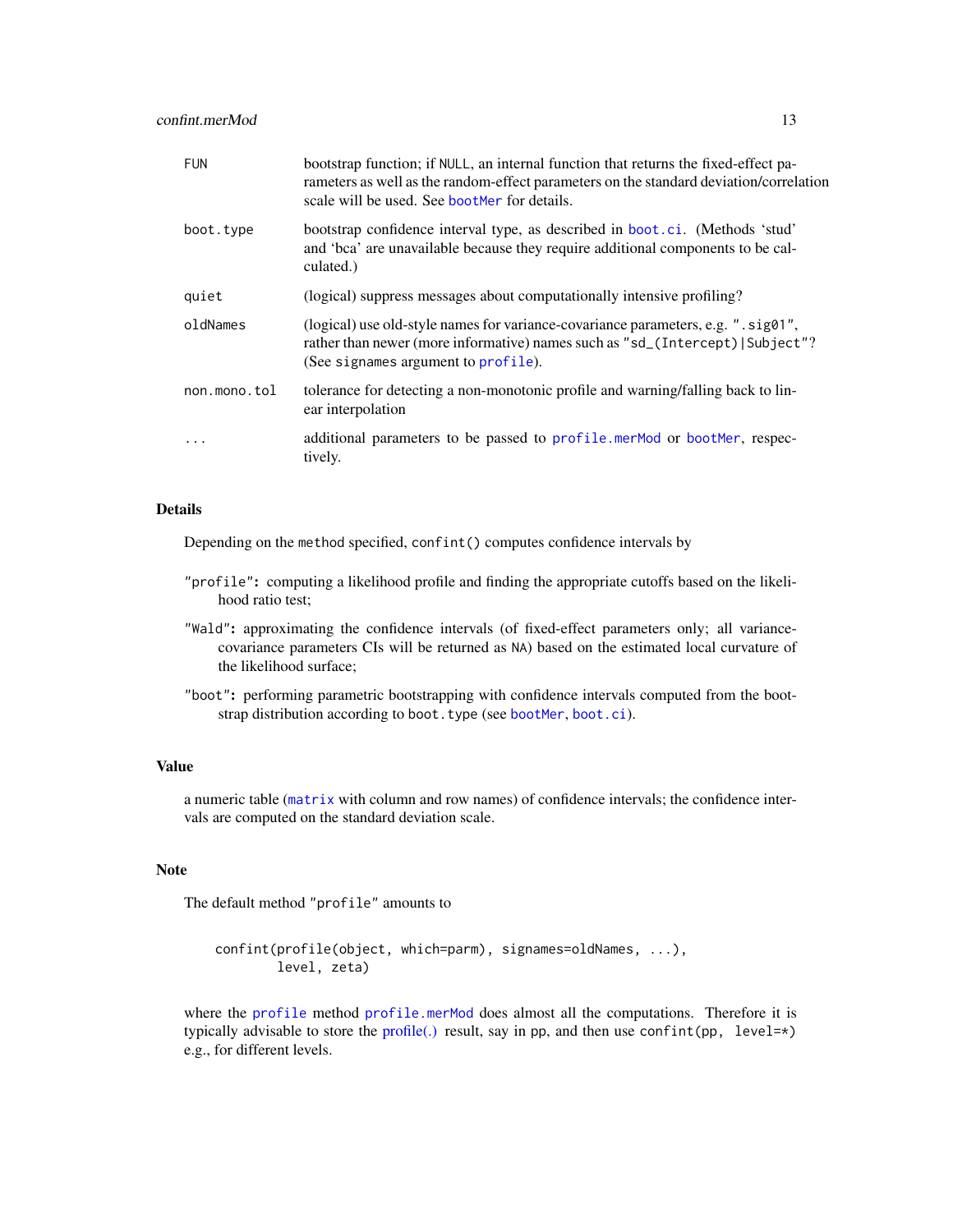| | |
|---|---|
| FUN | bootstrap function; if NULL, an internal function that returns the fixed-effect parameters as well as the random-effect parameters on the standard deviation/correlation scale will be used. See bootMer for details. |
| boot.type | bootstrap confidence interval type, as described in boot.ci. (Methods 'stud' and 'bca' are unavailable because they require additional components to be calculated.) |
| quiet | (logical) suppress messages about computationally intensive profiling? |
| oldNames | (logical) use old-style names for variance-covariance parameters, e.g. ".sig01", rather than newer (more informative) names such as "sd_(Intercept)\|Subject"? (See signames argument to profile). |
| non.mono.tol | tolerance for detecting a non-monotonic profile and warning/falling back to linear interpolation |
| ... | additional parameters to be passed to profile.merMod or bootMer, respectively. |

## Details

Depending on the method specified, confint() computes confidence intervals by

- **"profile":** computing a likelihood profile and finding the appropriate cutoffs based on the likelihood ratio test;
- **"Wald":** approximating the confidence intervals (of fixed-effect parameters only; all variance-covariance parameters CIs will be returned as NA) based on the estimated local curvature of the likelihood surface;
- **"boot":** performing parametric bootstrapping with confidence intervals computed from the bootstrap distribution according to boot.type (see bootMer, boot.ci).

## Value

a numeric table (matrix with column and row names) of confidence intervals; the confidence intervals are computed on the standard deviation scale.

## Note

The default method "profile" amounts to

```
confint(profile(object, which=parm), signames=oldNames, ...),
        level, zeta)
```

where the profile method profile.merMod does almost all the computations. Therefore it is typically advisable to store the profile(.) result, say in pp, and then use confint(pp, level=*) e.g., for different levels.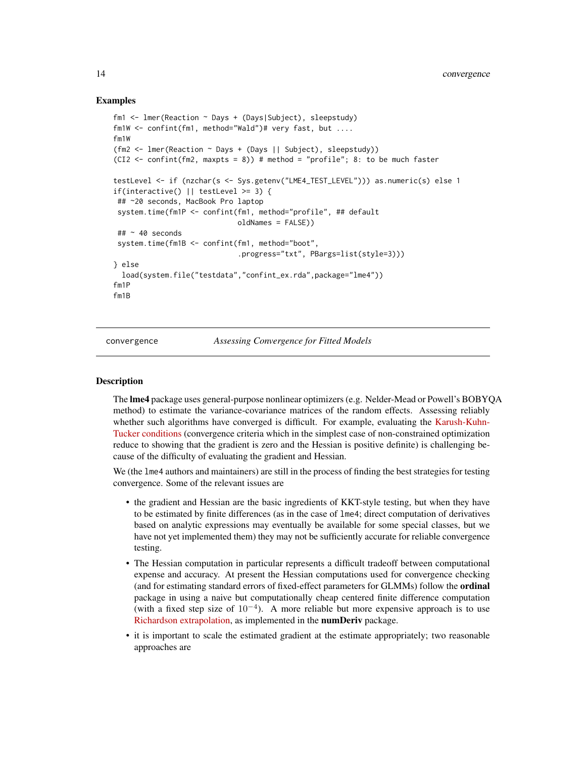## Examples

```
fm1 <- lmer(Reaction ~ Days + (Days|Subject), sleepstudy)
fm1W <- confint(fm1, method="Wald")# very fast, but ....
fm1W
(fm2 <- lmer(Reaction ~ Days + (Days || Subject), sleepstudy))
(CI2 <- confint(fm2, maxpts = 8)) # method = "profile"; 8: to be much faster

testLevel <- if (nzchar(s <- Sys.getenv("LME4_TEST_LEVEL"))) as.numeric(s) else 1
if(interactive() || testLevel >= 3) {
 ## ~20 seconds, MacBook Pro laptop
 system.time(fm1P <- confint(fm1, method="profile", ## default
                             oldNames = FALSE))
 ## ~ 40 seconds
 system.time(fm1B <- confint(fm1, method="boot",
                             .progress="txt", PBargs=list(style=3)))
} else
  load(system.file("testdata","confint_ex.rda",package="lme4"))
fm1P
fm1B
```

---

`convergence` *Assessing Convergence for Fitted Models*

---

## Description

The **lme4** package uses general-purpose nonlinear optimizers (e.g. Nelder-Mead or Powell's BOBYQA method) to estimate the variance-covariance matrices of the random effects. Assessing reliably whether such algorithms have converged is difficult. For example, evaluating the Karush-Kuhn-Tucker conditions (convergence criteria which in the simplest case of non-constrained optimization reduce to showing that the gradient is zero and the Hessian is positive definite) is challenging because of the difficulty of evaluating the gradient and Hessian.

We (the `lme4` authors and maintainers) are still in the process of finding the best strategies for testing convergence. Some of the relevant issues are

- the gradient and Hessian are the basic ingredients of KKT-style testing, but when they have to be estimated by finite differences (as in the case of `lme4`; direct computation of derivatives based on analytic expressions may eventually be available for some special classes, but we have not yet implemented them) they may not be sufficiently accurate for reliable convergence testing.
- The Hessian computation in particular represents a difficult tradeoff between computational expense and accuracy. At present the Hessian computations used for convergence checking (and for estimating standard errors of fixed-effect parameters for GLMMs) follow the **ordinal** package in using a naive but computationally cheap centered finite difference computation (with a fixed step size of $10^{-4}$). A more reliable but more expensive approach is to use Richardson extrapolation, as implemented in the **numDeriv** package.
- it is important to scale the estimated gradient at the estimate appropriately; two reasonable approaches are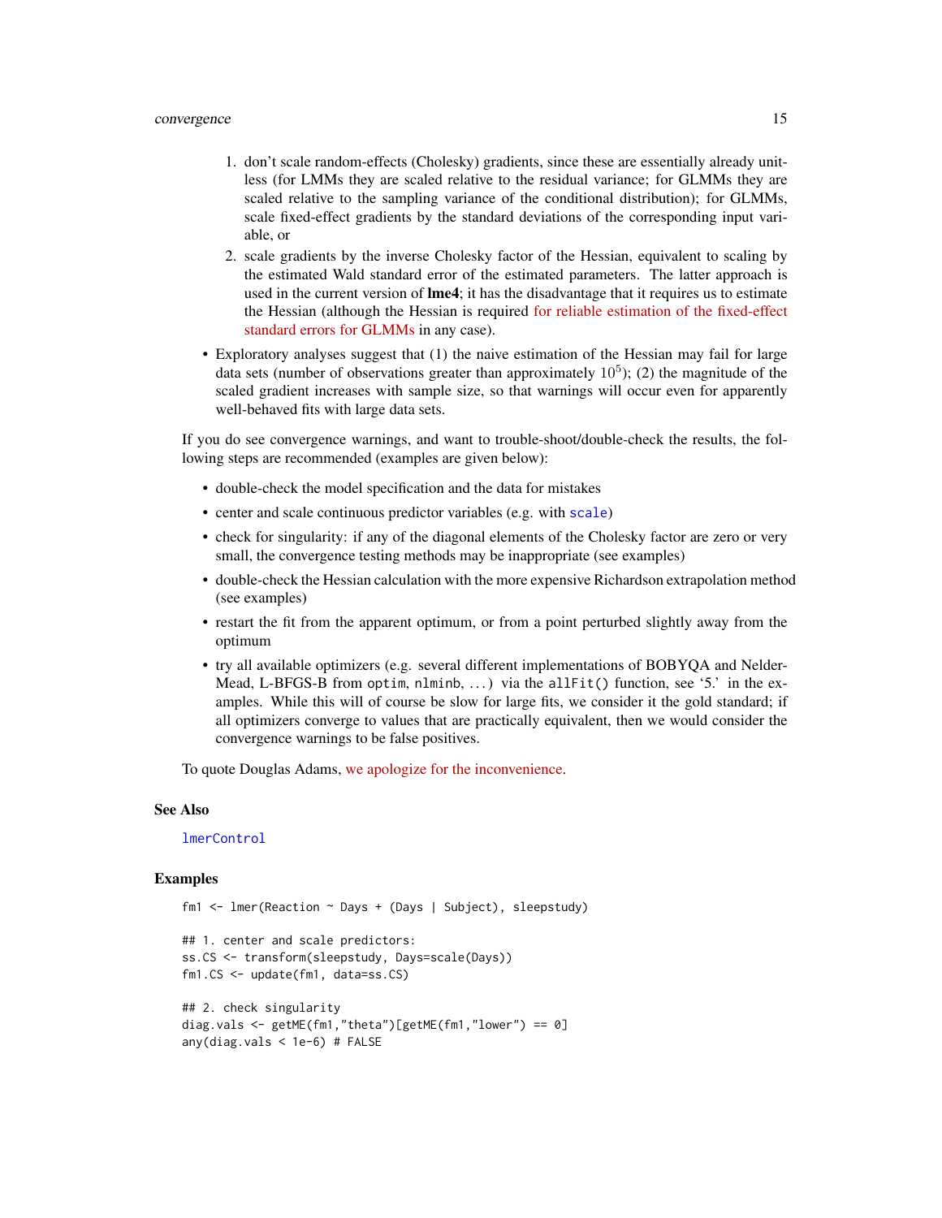1. don't scale random-effects (Cholesky) gradients, since these are essentially already unitless (for LMMs they are scaled relative to the residual variance; for GLMMs they are scaled relative to the sampling variance of the conditional distribution); for GLMMs, scale fixed-effect gradients by the standard deviations of the corresponding input variable, or
2. scale gradients by the inverse Cholesky factor of the Hessian, equivalent to scaling by the estimated Wald standard error of the estimated parameters. The latter approach is used in the current version of **lme4**; it has the disadvantage that it requires us to estimate the Hessian (although the Hessian is required for reliable estimation of the fixed-effect standard errors for GLMMs in any case).

- Exploratory analyses suggest that (1) the naive estimation of the Hessian may fail for large data sets (number of observations greater than approximately $10^5$); (2) the magnitude of the scaled gradient increases with sample size, so that warnings will occur even for apparently well-behaved fits with large data sets.

If you do see convergence warnings, and want to trouble-shoot/double-check the results, the following steps are recommended (examples are given below):

- double-check the model specification and the data for mistakes
- center and scale continuous predictor variables (e.g. with `scale`)
- check for singularity: if any of the diagonal elements of the Cholesky factor are zero or very small, the convergence testing methods may be inappropriate (see examples)
- double-check the Hessian calculation with the more expensive Richardson extrapolation method (see examples)
- restart the fit from the apparent optimum, or from a point perturbed slightly away from the optimum
- try all available optimizers (e.g. several different implementations of BOBYQA and Nelder-Mead, L-BFGS-B from `optim`, `nlminb`, ...) via the `allFit()` function, see '5.' in the examples. While this will of course be slow for large fits, we consider it the gold standard; if all optimizers converge to values that are practically equivalent, then we would consider the convergence warnings to be false positives.

To quote Douglas Adams, we apologize for the inconvenience.

## See Also

`lmerControl`

## Examples

```
fm1 <- lmer(Reaction ~ Days + (Days | Subject), sleepstudy)

## 1. center and scale predictors:
ss.CS <- transform(sleepstudy, Days=scale(Days))
fm1.CS <- update(fm1, data=ss.CS)

## 2. check singularity
diag.vals <- getME(fm1,"theta")[getME(fm1,"lower") == 0]
any(diag.vals < 1e-6) # FALSE
```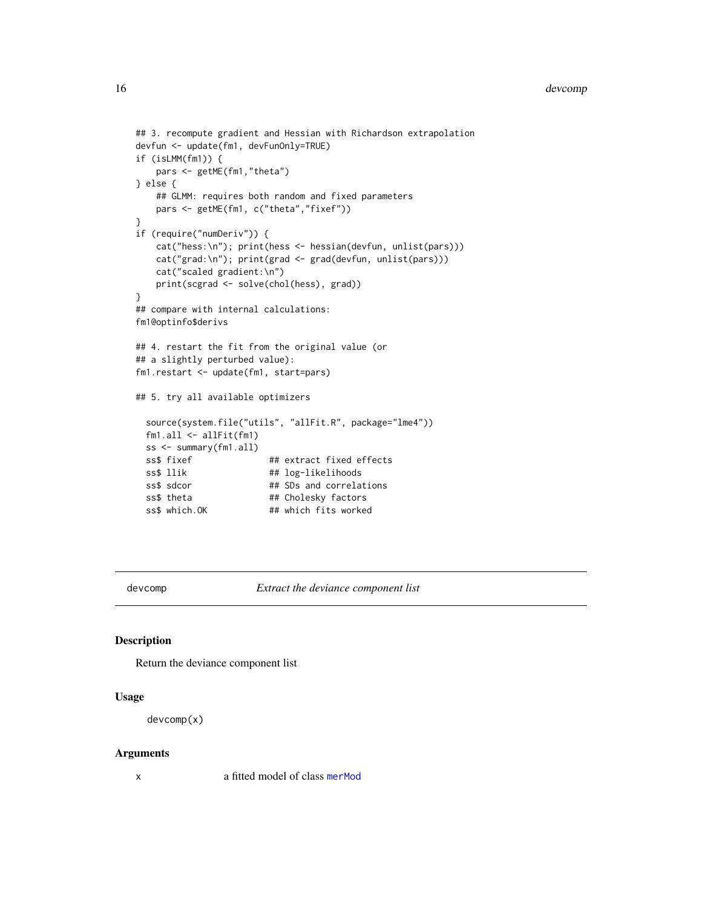```
## 3. recompute gradient and Hessian with Richardson extrapolation
devfun <- update(fm1, devFunOnly=TRUE)
if (isLMM(fm1)) {
    pars <- getME(fm1,"theta")
} else {
    ## GLMM: requires both random and fixed parameters
    pars <- getME(fm1, c("theta","fixef"))
}
if (require("numDeriv")) {
    cat("hess:\n"); print(hess <- hessian(devfun, unlist(pars)))
    cat("grad:\n"); print(grad <- grad(devfun, unlist(pars)))
    cat("scaled gradient:\n")
    print(scgrad <- solve(chol(hess), grad))
}
## compare with internal calculations:
fm1@optinfo$derivs

## 4. restart the fit from the original value (or
## a slightly perturbed value):
fm1.restart <- update(fm1, start=pars)

## 5. try all available optimizers

  source(system.file("utils", "allFit.R", package="lme4"))
  fm1.all <- allFit(fm1)
  ss <- summary(fm1.all)
  ss$ fixef               ## extract fixed effects
  ss$ llik                ## log-likelihoods
  ss$ sdcor               ## SDs and correlations
  ss$ theta               ## Cholesky factors
  ss$ which.OK            ## which fits worked
```

## devcomp — *Extract the deviance component list*

### Description

Return the deviance component list

### Usage

```
devcomp(x)
```

### Arguments

x     a fitted model of class merMod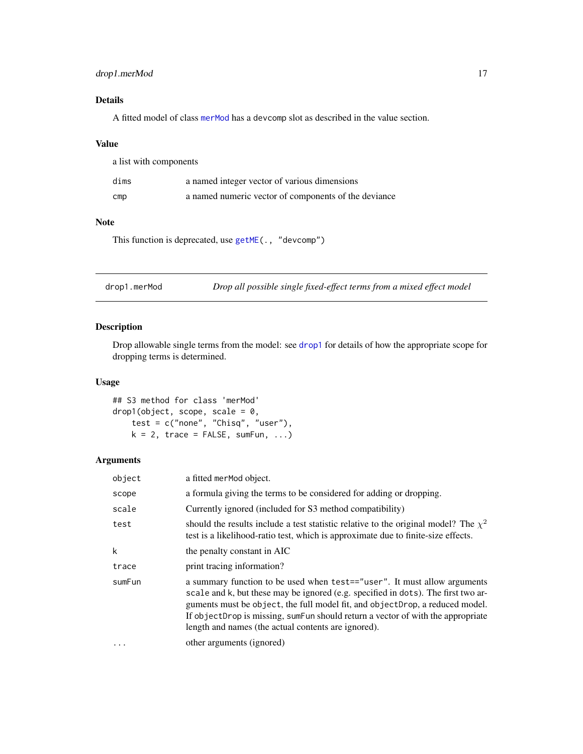## Details

A fitted model of class `merMod` has a `devcomp` slot as described in the value section.

## Value

a list with components

| | |
|---|---|
| `dims` | a named integer vector of various dimensions |
| `cmp` | a named numeric vector of components of the deviance |

## Note

This function is deprecated, use `getME(., "devcomp")`

---

# drop1.merMod — *Drop all possible single fixed-effect terms from a mixed effect model*

## Description

Drop allowable single terms from the model: see `drop1` for details of how the appropriate scope for dropping terms is determined.

## Usage

```
## S3 method for class 'merMod'
drop1(object, scope, scale = 0,
    test = c("none", "Chisq", "user"),
    k = 2, trace = FALSE, sumFun, ...)
```

## Arguments

| | |
|---|---|
| `object` | a fitted `merMod` object. |
| `scope` | a formula giving the terms to be considered for adding or dropping. |
| `scale` | Currently ignored (included for S3 method compatibility) |
| `test` | should the results include a test statistic relative to the original model? The $\chi^2$ test is a likelihood-ratio test, which is approximate due to finite-size effects. |
| `k` | the penalty constant in AIC |
| `trace` | print tracing information? |
| `sumFun` | a summary function to be used when `test=="user"`. It must allow arguments `scale` and `k`, but these may be ignored (e.g. specified in `dots`). The first two arguments must be `object`, the full model fit, and `objectDrop`, a reduced model. If `objectDrop` is missing, `sumFun` should return a vector of with the appropriate length and names (the actual contents are ignored). |
| `...` | other arguments (ignored) |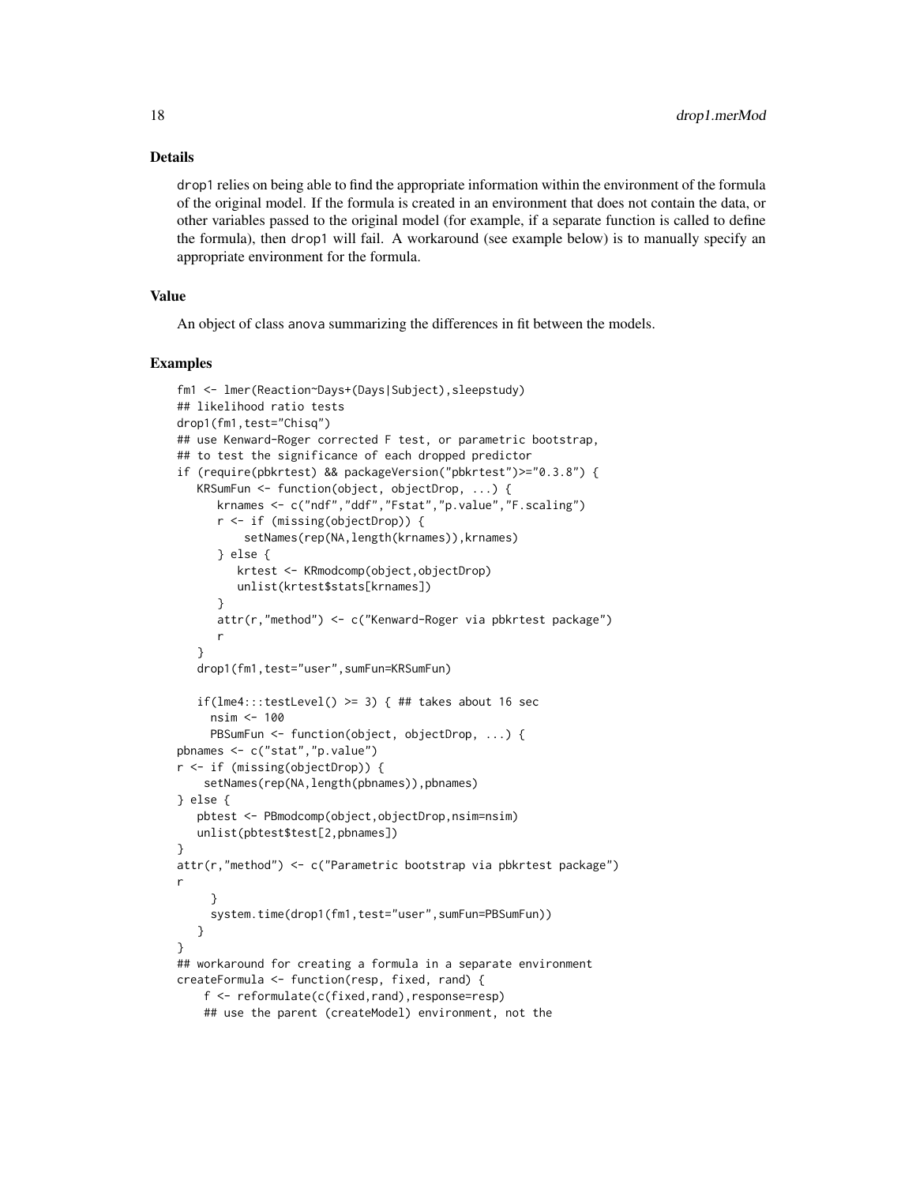## Details

drop1 relies on being able to find the appropriate information within the environment of the formula of the original model. If the formula is created in an environment that does not contain the data, or other variables passed to the original model (for example, if a separate function is called to define the formula), then drop1 will fail. A workaround (see example below) is to manually specify an appropriate environment for the formula.

## Value

An object of class anova summarizing the differences in fit between the models.

## Examples

```
fm1 <- lmer(Reaction~Days+(Days|Subject),sleepstudy)
## likelihood ratio tests
drop1(fm1,test="Chisq")
## use Kenward-Roger corrected F test, or parametric bootstrap,
## to test the significance of each dropped predictor
if (require(pbkrtest) && packageVersion("pbkrtest")>="0.3.8") {
   KRSumFun <- function(object, objectDrop, ...) {
      krnames <- c("ndf","ddf","Fstat","p.value","F.scaling")
      r <- if (missing(objectDrop)) {
          setNames(rep(NA,length(krnames)),krnames)
      } else {
         krtest <- KRmodcomp(object,objectDrop)
         unlist(krtest$stats[krnames])
      }
      attr(r,"method") <- c("Kenward-Roger via pbkrtest package")
      r
   }
   drop1(fm1,test="user",sumFun=KRSumFun)

   if(lme4:::testLevel() >= 3) { ## takes about 16 sec
     nsim <- 100
     PBSumFun <- function(object, objectDrop, ...) {
pbnames <- c("stat","p.value")
r <- if (missing(objectDrop)) {
    setNames(rep(NA,length(pbnames)),pbnames)
} else {
   pbtest <- PBmodcomp(object,objectDrop,nsim=nsim)
   unlist(pbtest$test[2,pbnames])
}
attr(r,"method") <- c("Parametric bootstrap via pbkrtest package")
r
     }
     system.time(drop1(fm1,test="user",sumFun=PBSumFun))
   }
}
## workaround for creating a formula in a separate environment
createFormula <- function(resp, fixed, rand) {
    f <- reformulate(c(fixed,rand),response=resp)
    ## use the parent (createModel) environment, not the
```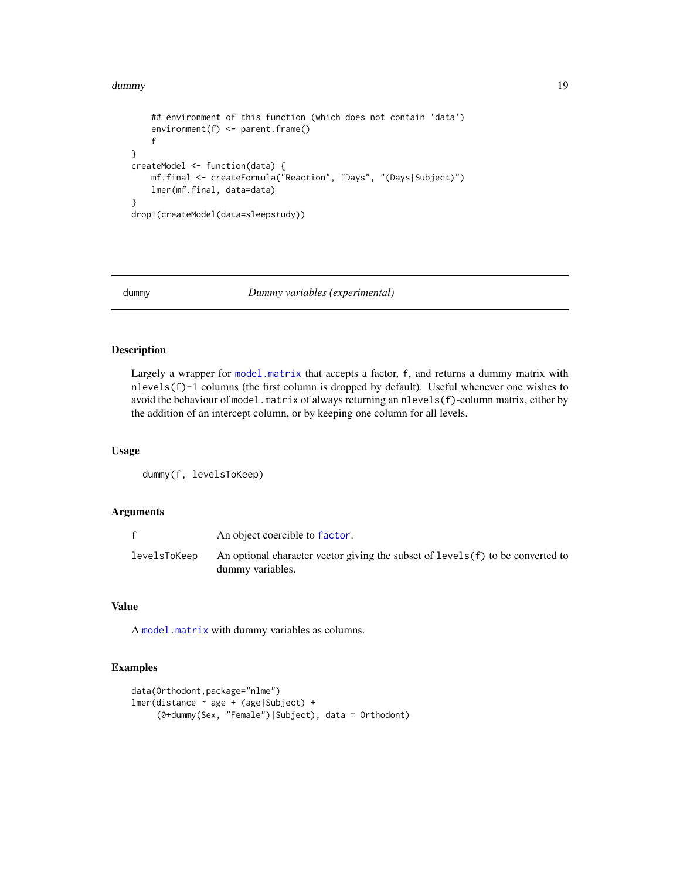```
    ## environment of this function (which does not contain 'data')
    environment(f) <- parent.frame()
    f
}
createModel <- function(data) {
    mf.final <- createFormula("Reaction", "Days", "(Days|Subject)")
    lmer(mf.final, data=data)
}
drop1(createModel(data=sleepstudy))
```

## dummy — *Dummy variables (experimental)*

### Description

Largely a wrapper for `model.matrix` that accepts a factor, `f`, and returns a dummy matrix with `nlevels(f)-1` columns (the first column is dropped by default). Useful whenever one wishes to avoid the behaviour of `model.matrix` of always returning an `nlevels(f)`-column matrix, either by the addition of an intercept column, or by keeping one column for all levels.

### Usage

```
dummy(f, levelsToKeep)
```

### Arguments

| | |
|---|---|
| `f` | An object coercible to `factor`. |
| `levelsToKeep` | An optional character vector giving the subset of `levels(f)` to be converted to dummy variables. |

### Value

A `model.matrix` with dummy variables as columns.

### Examples

```
data(Orthodont,package="nlme")
lmer(distance ~ age + (age|Subject) +
     (0+dummy(Sex, "Female")|Subject), data = Orthodont)
```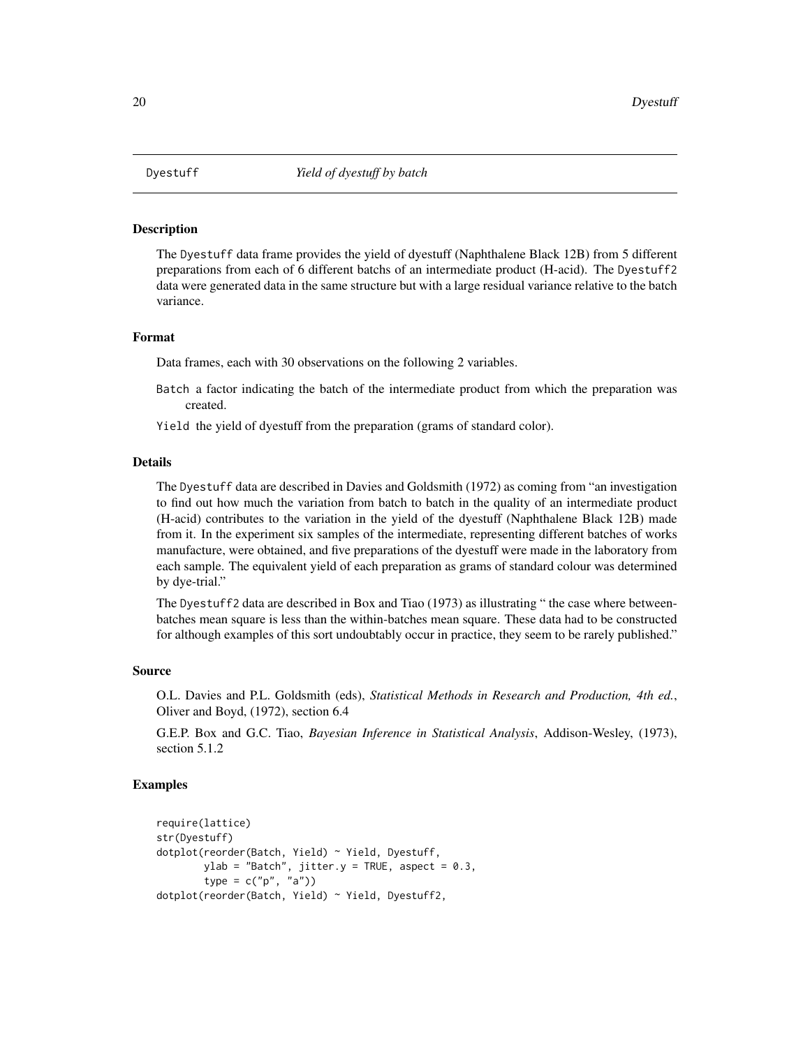# Dyestuff *Yield of dyestuff by batch*

## Description

The Dyestuff data frame provides the yield of dyestuff (Naphthalene Black 12B) from 5 different preparations from each of 6 different batchs of an intermediate product (H-acid). The Dyestuff2 data were generated data in the same structure but with a large residual variance relative to the batch variance.

## Format

Data frames, each with 30 observations on the following 2 variables.

Batch a factor indicating the batch of the intermediate product from which the preparation was created.

Yield the yield of dyestuff from the preparation (grams of standard color).

## Details

The Dyestuff data are described in Davies and Goldsmith (1972) as coming from "an investigation to find out how much the variation from batch to batch in the quality of an intermediate product (H-acid) contributes to the variation in the yield of the dyestuff (Naphthalene Black 12B) made from it. In the experiment six samples of the intermediate, representing different batches of works manufacture, were obtained, and five preparations of the dyestuff were made in the laboratory from each sample. The equivalent yield of each preparation as grams of standard colour was determined by dye-trial."

The Dyestuff2 data are described in Box and Tiao (1973) as illustrating " the case where between-batches mean square is less than the within-batches mean square. These data had to be constructed for although examples of this sort undoubtably occur in practice, they seem to be rarely published."

## Source

O.L. Davies and P.L. Goldsmith (eds), *Statistical Methods in Research and Production, 4th ed.*, Oliver and Boyd, (1972), section 6.4

G.E.P. Box and G.C. Tiao, *Bayesian Inference in Statistical Analysis*, Addison-Wesley, (1973), section 5.1.2

## Examples

```
require(lattice)
str(Dyestuff)
dotplot(reorder(Batch, Yield) ~ Yield, Dyestuff,
        ylab = "Batch", jitter.y = TRUE, aspect = 0.3,
        type = c("p", "a"))
dotplot(reorder(Batch, Yield) ~ Yield, Dyestuff2,
```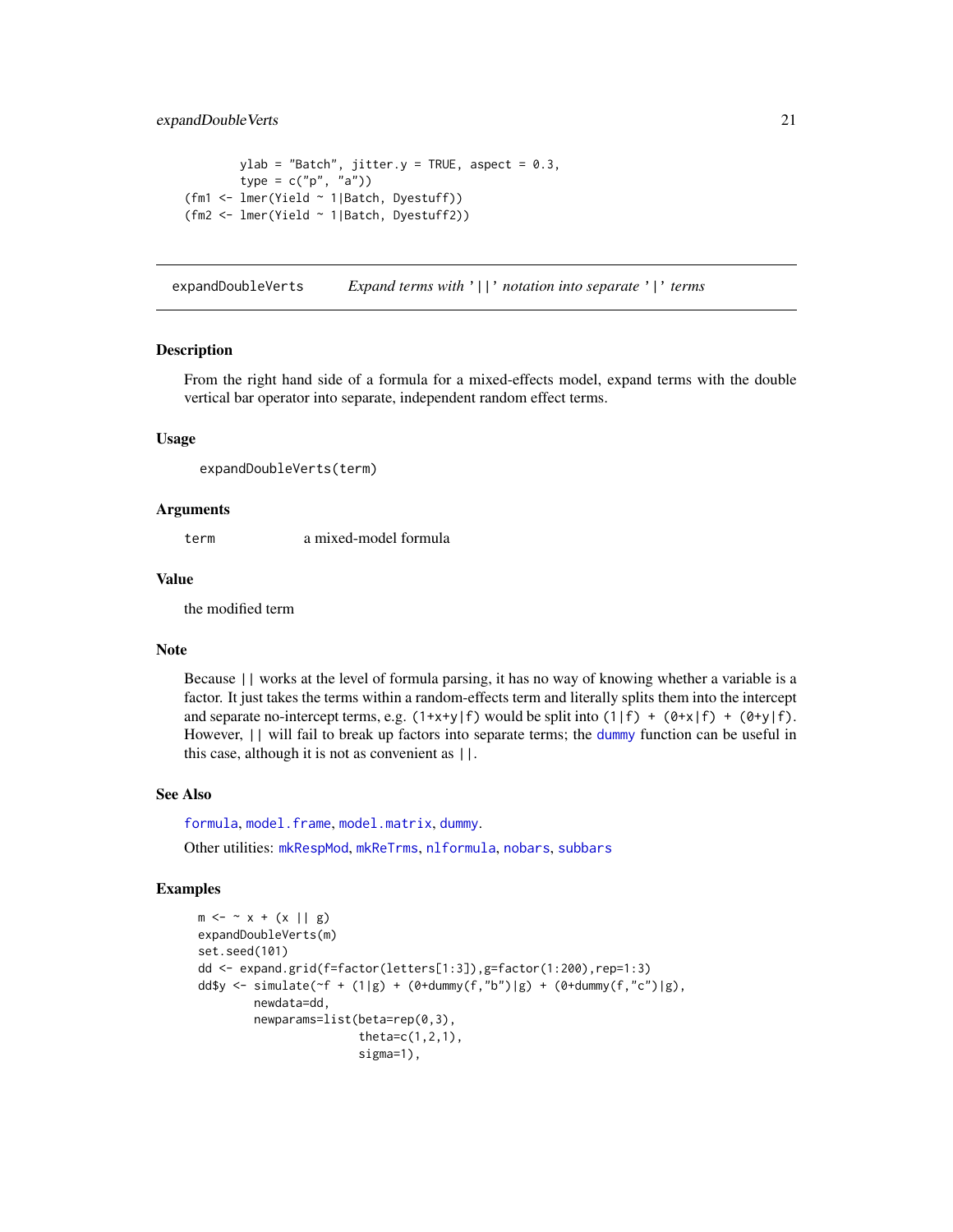```
        ylab = "Batch", jitter.y = TRUE, aspect = 0.3,
        type = c("p", "a"))
(fm1 <- lmer(Yield ~ 1|Batch, Dyestuff))
(fm2 <- lmer(Yield ~ 1|Batch, Dyestuff2))
```

---

## expandDoubleVerts — *Expand terms with '||' notation into separate '|' terms*

### Description

From the right hand side of a formula for a mixed-effects model, expand terms with the double vertical bar operator into separate, independent random effect terms.

### Usage

```
expandDoubleVerts(term)
```

### Arguments

| | |
|---|---|
| `term` | a mixed-model formula |

### Value

the modified term

### Note

Because `||` works at the level of formula parsing, it has no way of knowing whether a variable is a factor. It just takes the terms within a random-effects term and literally splits them into the intercept and separate no-intercept terms, e.g. `(1+x+y|f)` would be split into `(1|f) + (0+x|f) + (0+y|f)`. However, `||` will fail to break up factors into separate terms; the `dummy` function can be useful in this case, although it is not as convenient as `||`.

### See Also

`formula`, `model.frame`, `model.matrix`, `dummy`.

Other utilities: `mkRespMod`, `mkReTrms`, `nlformula`, `nobars`, `subbars`

### Examples

```
m <- ~ x + (x || g)
expandDoubleVerts(m)
set.seed(101)
dd <- expand.grid(f=factor(letters[1:3]),g=factor(1:200),rep=1:3)
dd$y <- simulate(~f + (1|g) + (0+dummy(f,"b")|g) + (0+dummy(f,"c")|g),
        newdata=dd,
        newparams=list(beta=rep(0,3),
                       theta=c(1,2,1),
                       sigma=1),
```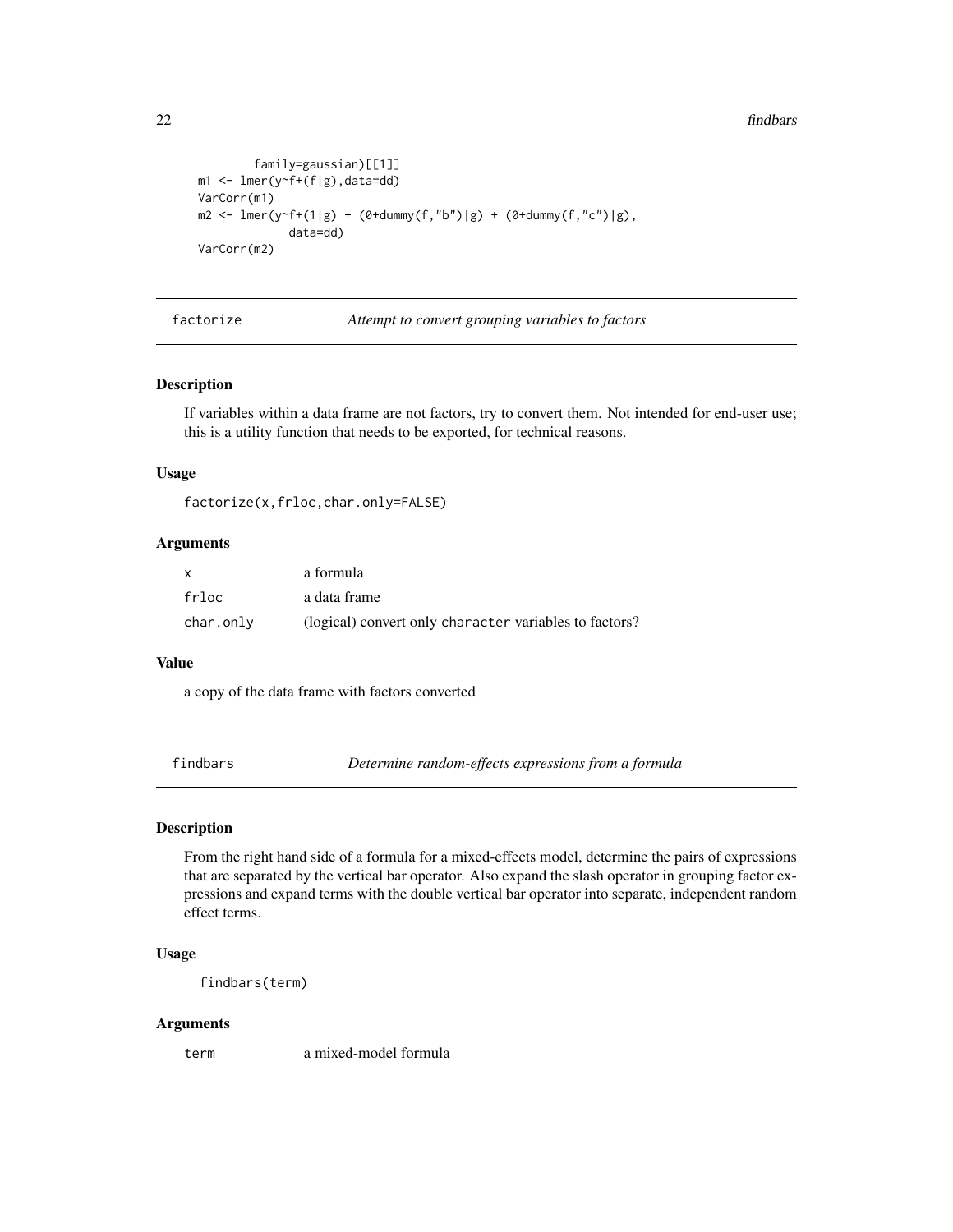```
        family=gaussian)[[1]]
m1 <- lmer(y~f+(f|g),data=dd)
VarCorr(m1)
m2 <- lmer(y~f+(1|g) + (0+dummy(f,"b")|g) + (0+dummy(f,"c")|g),
           data=dd)
VarCorr(m2)
```

---

`factorize` *Attempt to convert grouping variables to factors*

---

### Description

If variables within a data frame are not factors, try to convert them. Not intended for end-user use; this is a utility function that needs to be exported, for technical reasons.

### Usage

```
factorize(x,frloc,char.only=FALSE)
```

### Arguments

| | |
|---|---|
| `x` | a formula |
| `frloc` | a data frame |
| `char.only` | (logical) convert only `character` variables to factors? |

### Value

a copy of the data frame with factors converted

---

`findbars` *Determine random-effects expressions from a formula*

---

### Description

From the right hand side of a formula for a mixed-effects model, determine the pairs of expressions that are separated by the vertical bar operator. Also expand the slash operator in grouping factor expressions and expand terms with the double vertical bar operator into separate, independent random effect terms.

### Usage

```
findbars(term)
```

### Arguments

| | |
|---|---|
| `term` | a mixed-model formula |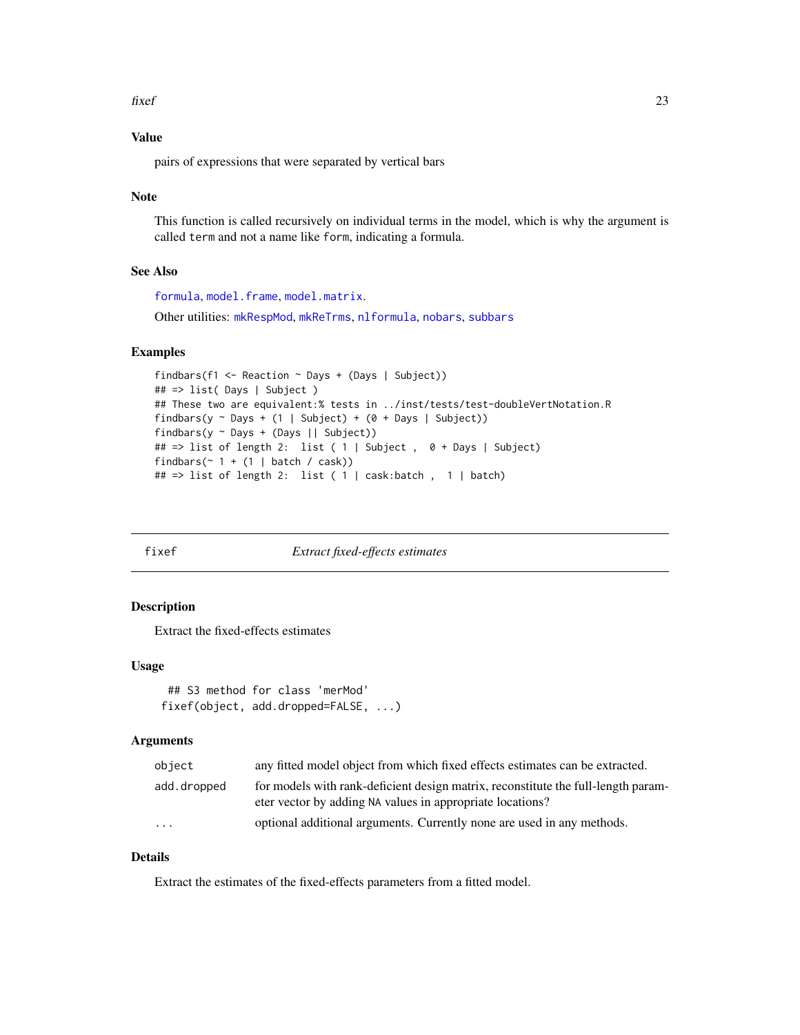## Value

pairs of expressions that were separated by vertical bars

## Note

This function is called recursively on individual terms in the model, which is why the argument is called `term` and not a name like `form`, indicating a formula.

## See Also

`formula`, `model.frame`, `model.matrix`.

Other utilities: `mkRespMod`, `mkReTrms`, `nlformula`, `nobars`, `subbars`

## Examples

```
findbars(f1 <- Reaction ~ Days + (Days | Subject))
## => list( Days | Subject )
## These two are equivalent:% tests in ../inst/tests/test-doubleVertNotation.R
findbars(y ~ Days + (1 | Subject) + (0 + Days | Subject))
findbars(y ~ Days + (Days || Subject))
## => list of length 2:  list ( 1 | Subject ,  0 + Days | Subject)
findbars(~ 1 + (1 | batch / cask))
## => list of length 2:  list ( 1 | cask:batch ,  1 | batch)
```

---

# fixef — *Extract fixed-effects estimates*

## Description

Extract the fixed-effects estimates

## Usage

```
  ## S3 method for class 'merMod'
 fixef(object, add.dropped=FALSE, ...)
```

## Arguments

| | |
|---|---|
| `object` | any fitted model object from which fixed effects estimates can be extracted. |
| `add.dropped` | for models with rank-deficient design matrix, reconstitute the full-length parameter vector by adding `NA` values in appropriate locations? |
| `...` | optional additional arguments. Currently none are used in any methods. |

## Details

Extract the estimates of the fixed-effects parameters from a fitted model.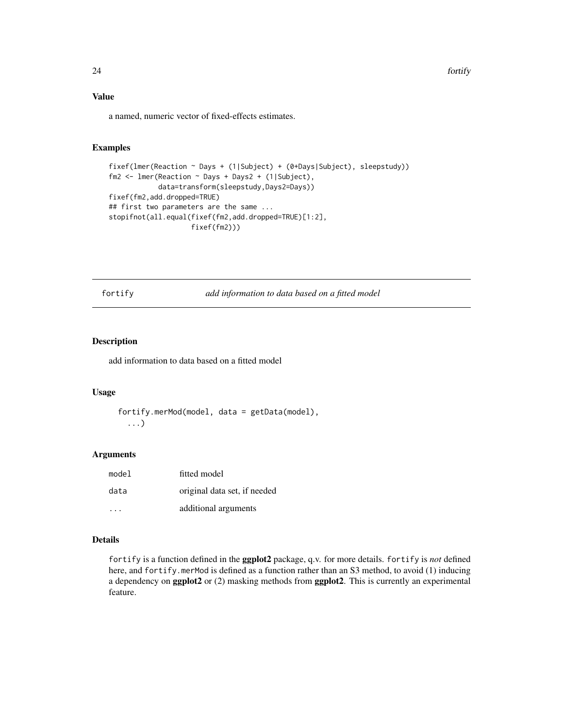### Value

a named, numeric vector of fixed-effects estimates.

### Examples

```
fixef(lmer(Reaction ~ Days + (1|Subject) + (0+Days|Subject), sleepstudy))
fm2 <- lmer(Reaction ~ Days + Days2 + (1|Subject),
            data=transform(sleepstudy,Days2=Days))
fixef(fm2,add.dropped=TRUE)
## first two parameters are the same ...
stopifnot(all.equal(fixef(fm2,add.dropped=TRUE)[1:2],
                    fixef(fm2)))
```

---

## fortify — *add information to data based on a fitted model*

### Description

add information to data based on a fitted model

### Usage

```
fortify.merMod(model, data = getData(model),
  ...)
```

### Arguments

| | |
|---|---|
| model | fitted model |
| data | original data set, if needed |
| ... | additional arguments |

### Details

`fortify` is a function defined in the **ggplot2** package, q.v. for more details. `fortify` is *not* defined here, and `fortify.merMod` is defined as a function rather than an S3 method, to avoid (1) inducing a dependency on **ggplot2** or (2) masking methods from **ggplot2**. This is currently an experimental feature.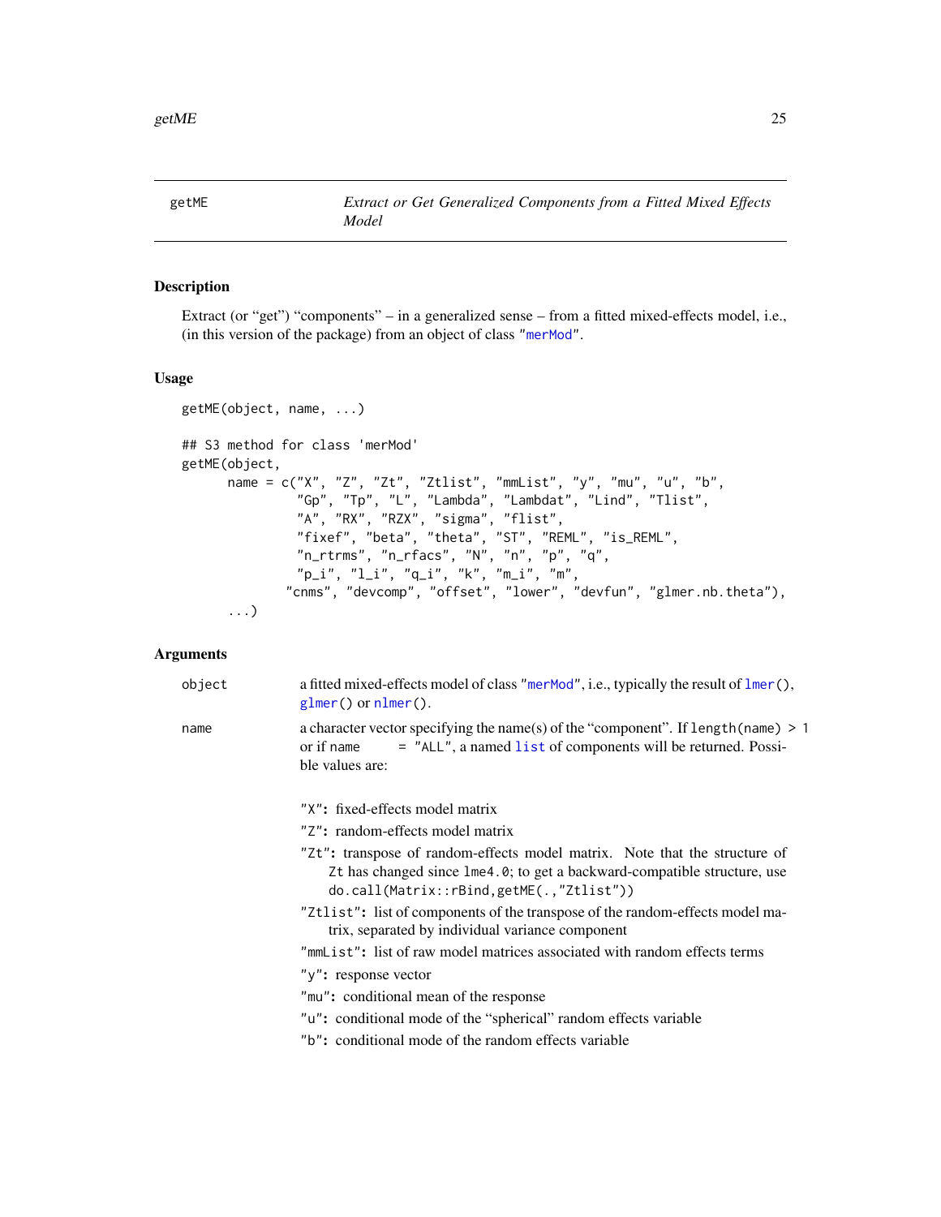# getME — *Extract or Get Generalized Components from a Fitted Mixed Effects Model*

## Description

Extract (or "get") "components" – in a generalized sense – from a fitted mixed-effects model, i.e., (in this version of the package) from an object of class "merMod".

## Usage

```
getME(object, name, ...)

## S3 method for class 'merMod'
getME(object,
      name = c("X", "Z", "Zt", "Ztlist", "mmList", "y", "mu", "u", "b",
               "Gp", "Tp", "L", "Lambda", "Lambdat", "Lind", "Tlist",
               "A", "RX", "RZX", "sigma", "flist",
               "fixef", "beta", "theta", "ST", "REML", "is_REML",
               "n_rtrms", "n_rfacs", "N", "n", "p", "q",
               "p_i", "l_i", "q_i", "k", "m_i", "m",
             "cnms", "devcomp", "offset", "lower", "devfun", "glmer.nb.theta"),
      ...)
```

## Arguments

`object` a fitted mixed-effects model of class "merMod", i.e., typically the result of `lmer()`, `glmer()` or `nlmer()`.

`name` a character vector specifying the name(s) of the "component". If `length(name) > 1` or if `name = "ALL"`, a named `list` of components will be returned. Possible values are:

- **"X":** fixed-effects model matrix
- **"Z":** random-effects model matrix
- **"Zt":** transpose of random-effects model matrix. Note that the structure of `Zt` has changed since `lme4.0`; to get a backward-compatible structure, use `do.call(Matrix::rBind,getME(.,"Ztlist"))`
- **"Ztlist":** list of components of the transpose of the random-effects model matrix, separated by individual variance component
- **"mmList":** list of raw model matrices associated with random effects terms
- **"y":** response vector
- **"mu":** conditional mean of the response
- **"u":** conditional mode of the "spherical" random effects variable
- **"b":** conditional mode of the random effects variable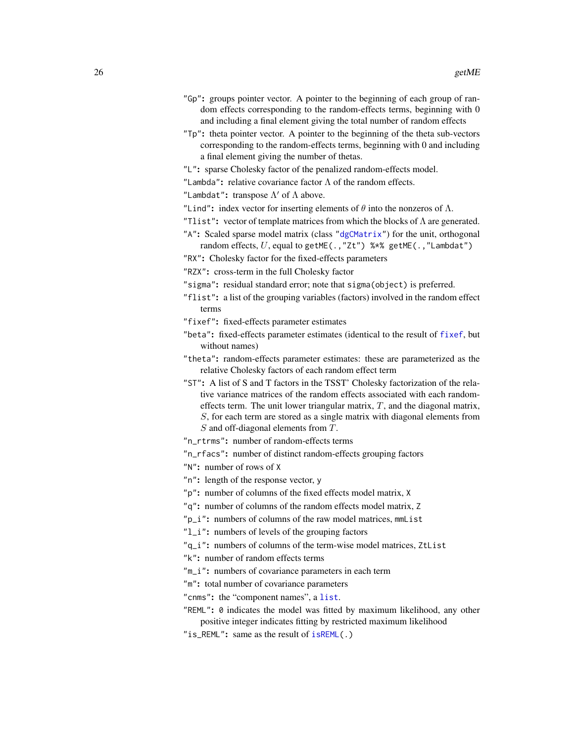- `"Gp"`: groups pointer vector. A pointer to the beginning of each group of random effects corresponding to the random-effects terms, beginning with 0 and including a final element giving the total number of random effects
- `"Tp"`: theta pointer vector. A pointer to the beginning of the theta sub-vectors corresponding to the random-effects terms, beginning with 0 and including a final element giving the number of thetas.
- `"L"`: sparse Cholesky factor of the penalized random-effects model.
- `"Lambda"`: relative covariance factor $\Lambda$ of the random effects.
- `"Lambdat"`: transpose $\Lambda'$ of $\Lambda$ above.
- `"Lind"`: index vector for inserting elements of $\theta$ into the nonzeros of $\Lambda$.
- `"Tlist"`: vector of template matrices from which the blocks of $\Lambda$ are generated.
- `"A"`: Scaled sparse model matrix (class "`dgCMatrix`") for the unit, orthogonal random effects, $U$, equal to `getME(.,"Zt") %*% getME(.,"Lambdat")`
- `"RX"`: Cholesky factor for the fixed-effects parameters
- `"RZX"`: cross-term in the full Cholesky factor
- `"sigma"`: residual standard error; note that `sigma(object)` is preferred.
- `"flist"`: a list of the grouping variables (factors) involved in the random effect terms
- `"fixef"`: fixed-effects parameter estimates
- `"beta"`: fixed-effects parameter estimates (identical to the result of `fixef`, but without names)
- `"theta"`: random-effects parameter estimates: these are parameterized as the relative Cholesky factors of each random effect term
- `"ST"`: A list of S and T factors in the TSST' Cholesky factorization of the relative variance matrices of the random effects associated with each random-effects term. The unit lower triangular matrix, $T$, and the diagonal matrix, $S$, for each term are stored as a single matrix with diagonal elements from $S$ and off-diagonal elements from $T$.
- `"n_rtrms"`: number of random-effects terms
- `"n_rfacs"`: number of distinct random-effects grouping factors
- `"N"`: number of rows of `X`
- `"n"`: length of the response vector, `y`
- `"p"`: number of columns of the fixed effects model matrix, `X`
- `"q"`: number of columns of the random effects model matrix, `Z`
- `"p_i"`: numbers of columns of the raw model matrices, `mmList`
- `"l_i"`: numbers of levels of the grouping factors
- `"q_i"`: numbers of columns of the term-wise model matrices, `ZtList`
- `"k"`: number of random effects terms
- `"m_i"`: numbers of covariance parameters in each term
- `"m"`: total number of covariance parameters
- `"cnms"`: the "component names", a `list`.
- `"REML"`: `0` indicates the model was fitted by maximum likelihood, any other positive integer indicates fitting by restricted maximum likelihood
- `"is_REML"`: same as the result of `isREML(.)`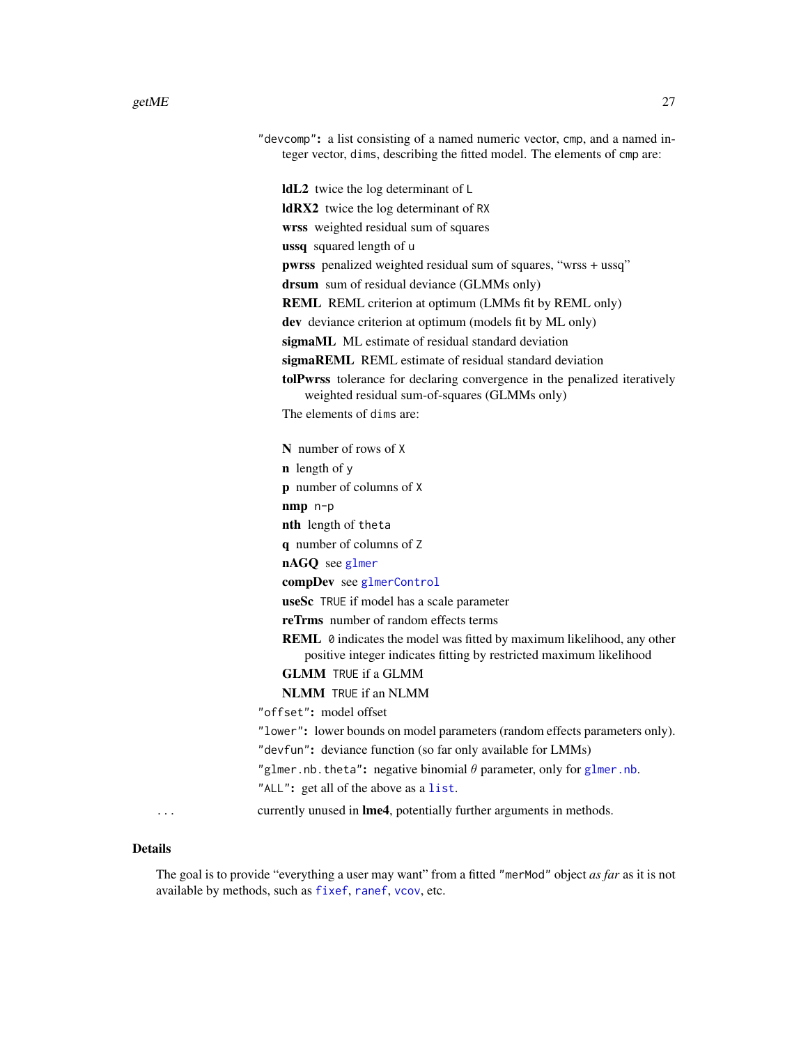"devcomp": a list consisting of a named numeric vector, `cmp`, and a named integer vector, `dims`, describing the fitted model. The elements of `cmp` are:

- **ldL2** twice the log determinant of `L`
- **ldRX2** twice the log determinant of `RX`
- **wrss** weighted residual sum of squares
- **ussq** squared length of `u`
- **pwrss** penalized weighted residual sum of squares, "wrss + ussq"
- **drsum** sum of residual deviance (GLMMs only)
- **REML** REML criterion at optimum (LMMs fit by REML only)
- **dev** deviance criterion at optimum (models fit by ML only)
- **sigmaML** ML estimate of residual standard deviation
- **sigmaREML** REML estimate of residual standard deviation
- **tolPwrss** tolerance for declaring convergence in the penalized iteratively weighted residual sum-of-squares (GLMMs only)

The elements of `dims` are:

- **N** number of rows of `X`
- **n** length of `y`
- **p** number of columns of `X`
- **nmp** `n-p`
- **nth** length of `theta`
- **q** number of columns of `Z`
- **nAGQ** see `glmer`
- **compDev** see `glmerControl`
- **useSc** `TRUE` if model has a scale parameter
- **reTrms** number of random effects terms
- **REML** `0` indicates the model was fitted by maximum likelihood, any other positive integer indicates fitting by restricted maximum likelihood
- **GLMM** `TRUE` if a GLMM
- **NLMM** `TRUE` if an NLMM

"offset": model offset

"lower": lower bounds on model parameters (random effects parameters only).

"devfun": deviance function (so far only available for LMMs)

"glmer.nb.theta": negative binomial $\theta$ parameter, only for `glmer.nb`.

"ALL": get all of the above as a `list`.

`...` currently unused in **lme4**, potentially further arguments in methods.

## Details

The goal is to provide "everything a user may want" from a fitted "merMod" object *as far* as it is not available by methods, such as `fixef`, `ranef`, `vcov`, etc.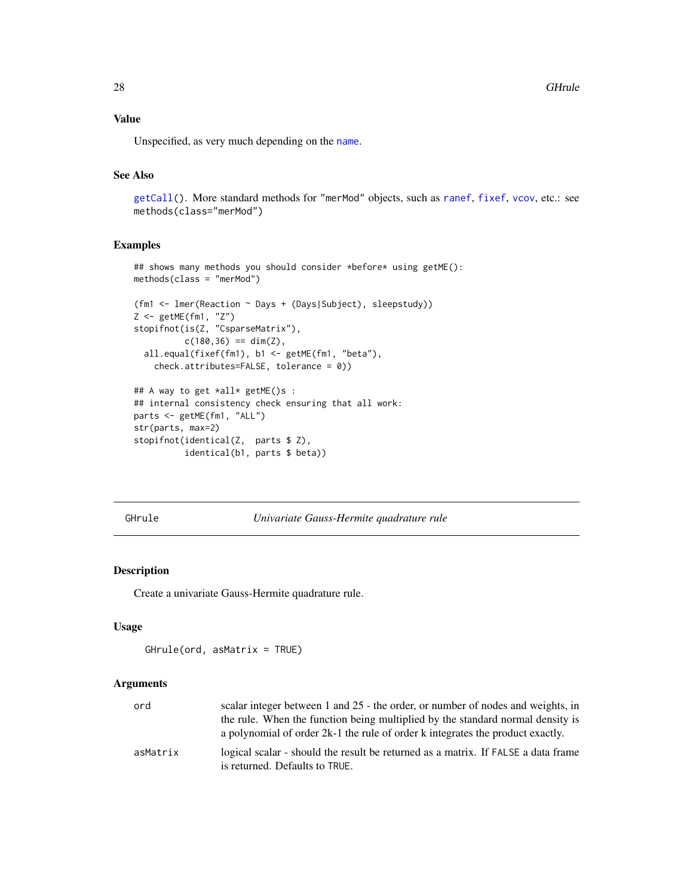### Value

Unspecified, as very much depending on the `name`.

### See Also

`getCall()`. More standard methods for "merMod" objects, such as `ranef`, `fixef`, `vcov`, etc.: see `methods(class="merMod")`

### Examples

```
## shows many methods you should consider *before* using getME():
methods(class = "merMod")

(fm1 <- lmer(Reaction ~ Days + (Days|Subject), sleepstudy))
Z <- getME(fm1, "Z")
stopifnot(is(Z, "CsparseMatrix"),
          c(180,36) == dim(Z),
  all.equal(fixef(fm1), b1 <- getME(fm1, "beta"),
    check.attributes=FALSE, tolerance = 0))

## A way to get *all* getME()s :
## internal consistency check ensuring that all work:
parts <- getME(fm1, "ALL")
str(parts, max=2)
stopifnot(identical(Z,  parts $ Z),
          identical(b1, parts $ beta))
```

---

## GHrule — *Univariate Gauss-Hermite quadrature rule*

### Description

Create a univariate Gauss-Hermite quadrature rule.

### Usage

```
GHrule(ord, asMatrix = TRUE)
```

### Arguments

| | |
|---|---|
| `ord` | scalar integer between 1 and 25 - the order, or number of nodes and weights, in the rule. When the function being multiplied by the standard normal density is a polynomial of order 2k-1 the rule of order k integrates the product exactly. |
| `asMatrix` | logical scalar - should the result be returned as a matrix. If `FALSE` a data frame is returned. Defaults to `TRUE`. |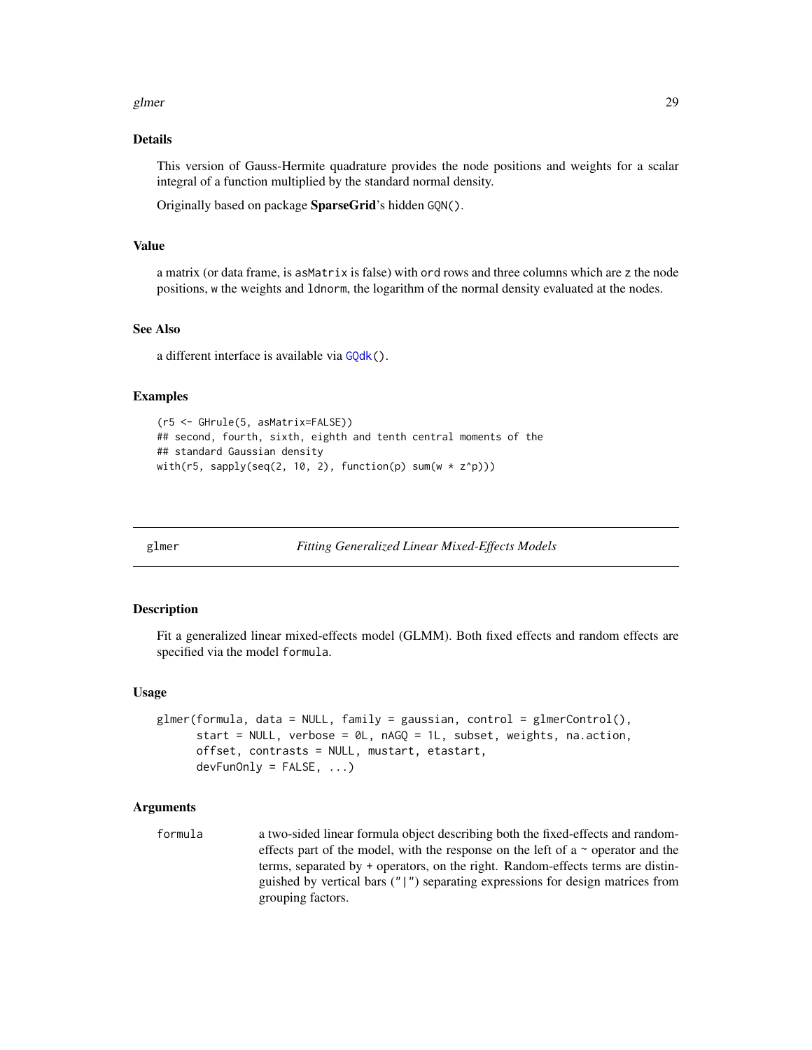### Details

This version of Gauss-Hermite quadrature provides the node positions and weights for a scalar integral of a function multiplied by the standard normal density.

Originally based on package **SparseGrid**'s hidden `GQN()`.

### Value

a matrix (or data frame, is `asMatrix` is false) with `ord` rows and three columns which are `z` the node positions, `w` the weights and `ldnorm`, the logarithm of the normal density evaluated at the nodes.

### See Also

a different interface is available via `GQdk()`.

### Examples

```
(r5 <- GHrule(5, asMatrix=FALSE))
## second, fourth, sixth, eighth and tenth central moments of the
## standard Gaussian density
with(r5, sapply(seq(2, 10, 2), function(p) sum(w * z^p)))
```

---

## glmer — *Fitting Generalized Linear Mixed-Effects Models*

### Description

Fit a generalized linear mixed-effects model (GLMM). Both fixed effects and random effects are specified via the model `formula`.

### Usage

```
glmer(formula, data = NULL, family = gaussian, control = glmerControl(),
      start = NULL, verbose = 0L, nAGQ = 1L, subset, weights, na.action,
      offset, contrasts = NULL, mustart, etastart,
      devFunOnly = FALSE, ...)
```

### Arguments

`formula` — a two-sided linear formula object describing both the fixed-effects and random-effects part of the model, with the response on the left of a `~` operator and the terms, separated by `+` operators, on the right. Random-effects terms are distinguished by vertical bars (`"|"`) separating expressions for design matrices from grouping factors.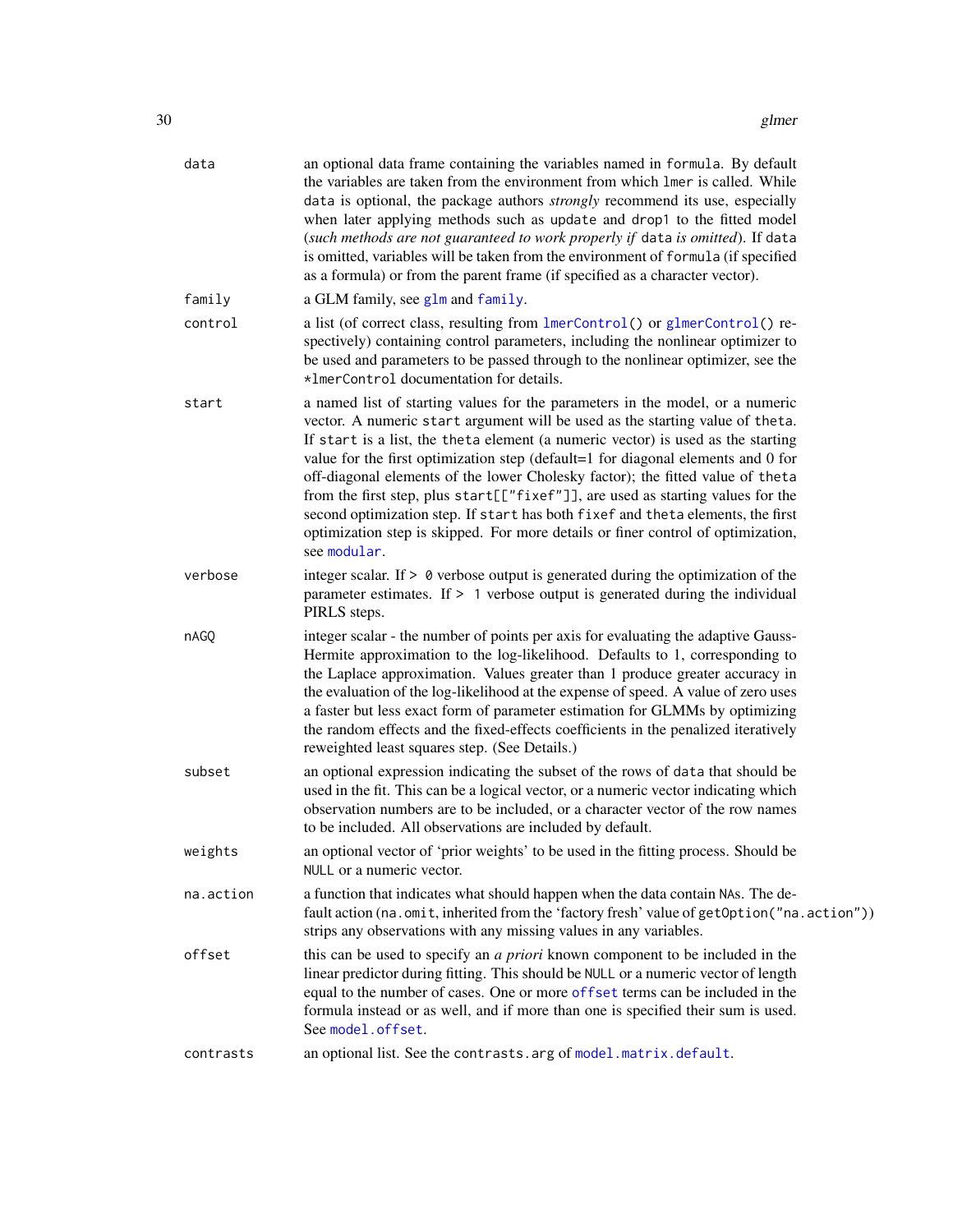| | |
|---|---|
| `data` | an optional data frame containing the variables named in `formula`. By default the variables are taken from the environment from which `lmer` is called. While `data` is optional, the package authors *strongly* recommend its use, especially when later applying methods such as `update` and `drop1` to the fitted model (*such methods are not guaranteed to work properly if* `data` *is omitted*). If `data` is omitted, variables will be taken from the environment of `formula` (if specified as a formula) or from the parent frame (if specified as a character vector). |
| `family` | a GLM family, see `glm` and `family`. |
| `control` | a list (of correct class, resulting from `lmerControl()` or `glmerControl()` respectively) containing control parameters, including the nonlinear optimizer to be used and parameters to be passed through to the nonlinear optimizer, see the `*lmerControl` documentation for details. |
| `start` | a named list of starting values for the parameters in the model, or a numeric vector. A numeric `start` argument will be used as the starting value of `theta`. If `start` is a list, the `theta` element (a numeric vector) is used as the starting value for the first optimization step (default=1 for diagonal elements and 0 for off-diagonal elements of the lower Cholesky factor); the fitted value of `theta` from the first step, plus `start[["fixef"]]`, are used as starting values for the second optimization step. If `start` has both `fixef` and `theta` elements, the first optimization step is skipped. For more details or finer control of optimization, see `modular`. |
| `verbose` | integer scalar. If `> 0` verbose output is generated during the optimization of the parameter estimates. If `> 1` verbose output is generated during the individual PIRLS steps. |
| `nAGQ` | integer scalar - the number of points per axis for evaluating the adaptive Gauss-Hermite approximation to the log-likelihood. Defaults to 1, corresponding to the Laplace approximation. Values greater than 1 produce greater accuracy in the evaluation of the log-likelihood at the expense of speed. A value of zero uses a faster but less exact form of parameter estimation for GLMMs by optimizing the random effects and the fixed-effects coefficients in the penalized iteratively reweighted least squares step. (See Details.) |
| `subset` | an optional expression indicating the subset of the rows of `data` that should be used in the fit. This can be a logical vector, or a numeric vector indicating which observation numbers are to be included, or a character vector of the row names to be included. All observations are included by default. |
| `weights` | an optional vector of 'prior weights' to be used in the fitting process. Should be `NULL` or a numeric vector. |
| `na.action` | a function that indicates what should happen when the data contain `NA`s. The default action (`na.omit`, inherited from the 'factory fresh' value of `getOption("na.action")`) strips any observations with any missing values in any variables. |
| `offset` | this can be used to specify an *a priori* known component to be included in the linear predictor during fitting. This should be `NULL` or a numeric vector of length equal to the number of cases. One or more `offset` terms can be included in the formula instead or as well, and if more than one is specified their sum is used. See `model.offset`. |
| `contrasts` | an optional list. See the `contrasts.arg` of `model.matrix.default`. |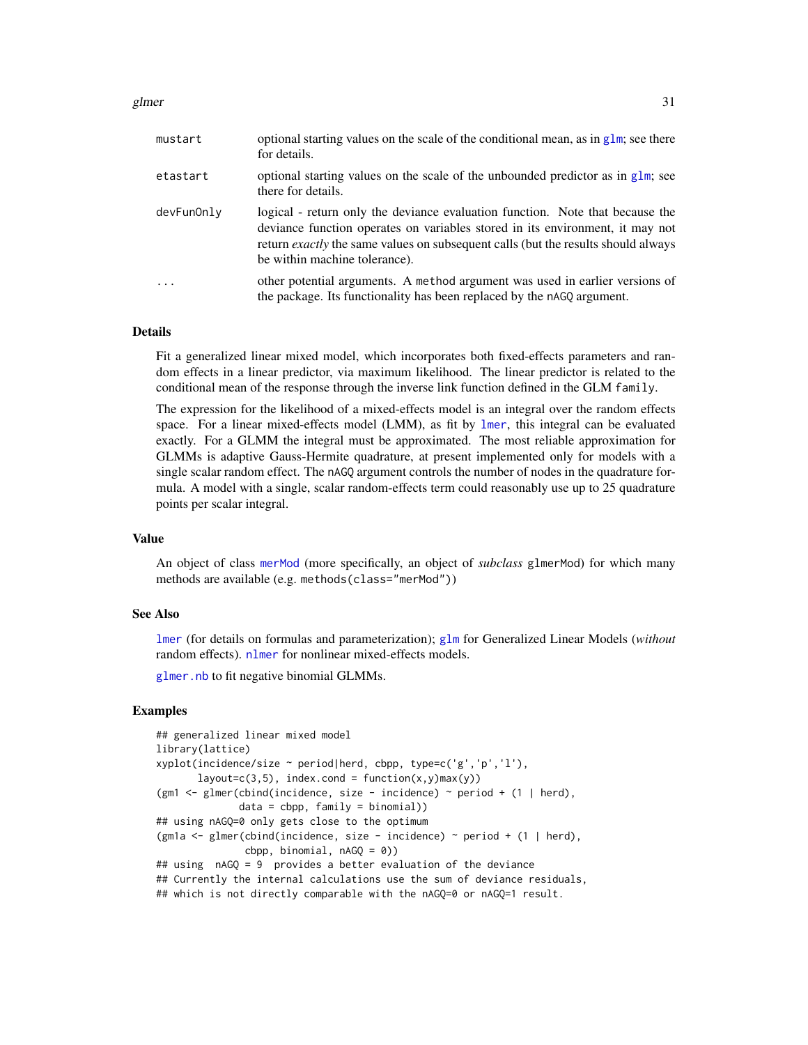| | |
|---|---|
| mustart | optional starting values on the scale of the conditional mean, as in glm; see there for details. |
| etastart | optional starting values on the scale of the unbounded predictor as in glm; see there for details. |
| devFunOnly | logical - return only the deviance evaluation function. Note that because the deviance function operates on variables stored in its environment, it may not return *exactly* the same values on subsequent calls (but the results should always be within machine tolerance). |
| ... | other potential arguments. A method argument was used in earlier versions of the package. Its functionality has been replaced by the nAGQ argument. |

## Details

Fit a generalized linear mixed model, which incorporates both fixed-effects parameters and random effects in a linear predictor, via maximum likelihood. The linear predictor is related to the conditional mean of the response through the inverse link function defined in the GLM family.

The expression for the likelihood of a mixed-effects model is an integral over the random effects space. For a linear mixed-effects model (LMM), as fit by lmer, this integral can be evaluated exactly. For a GLMM the integral must be approximated. The most reliable approximation for GLMMs is adaptive Gauss-Hermite quadrature, at present implemented only for models with a single scalar random effect. The nAGQ argument controls the number of nodes in the quadrature formula. A model with a single, scalar random-effects term could reasonably use up to 25 quadrature points per scalar integral.

## Value

An object of class merMod (more specifically, an object of *subclass* glmerMod) for which many methods are available (e.g. methods(class="merMod"))

## See Also

lmer (for details on formulas and parameterization); glm for Generalized Linear Models (*without* random effects). nlmer for nonlinear mixed-effects models.

glmer.nb to fit negative binomial GLMMs.

## Examples

```
## generalized linear mixed model
library(lattice)
xyplot(incidence/size ~ period|herd, cbpp, type=c('g','p','l'),
       layout=c(3,5), index.cond = function(x,y)max(y))
(gm1 <- glmer(cbind(incidence, size - incidence) ~ period + (1 | herd),
              data = cbpp, family = binomial))
## using nAGQ=0 only gets close to the optimum
(gm1a <- glmer(cbind(incidence, size - incidence) ~ period + (1 | herd),
               cbpp, binomial, nAGQ = 0))
## using  nAGQ = 9  provides a better evaluation of the deviance
## Currently the internal calculations use the sum of deviance residuals,
## which is not directly comparable with the nAGQ=0 or nAGQ=1 result.
```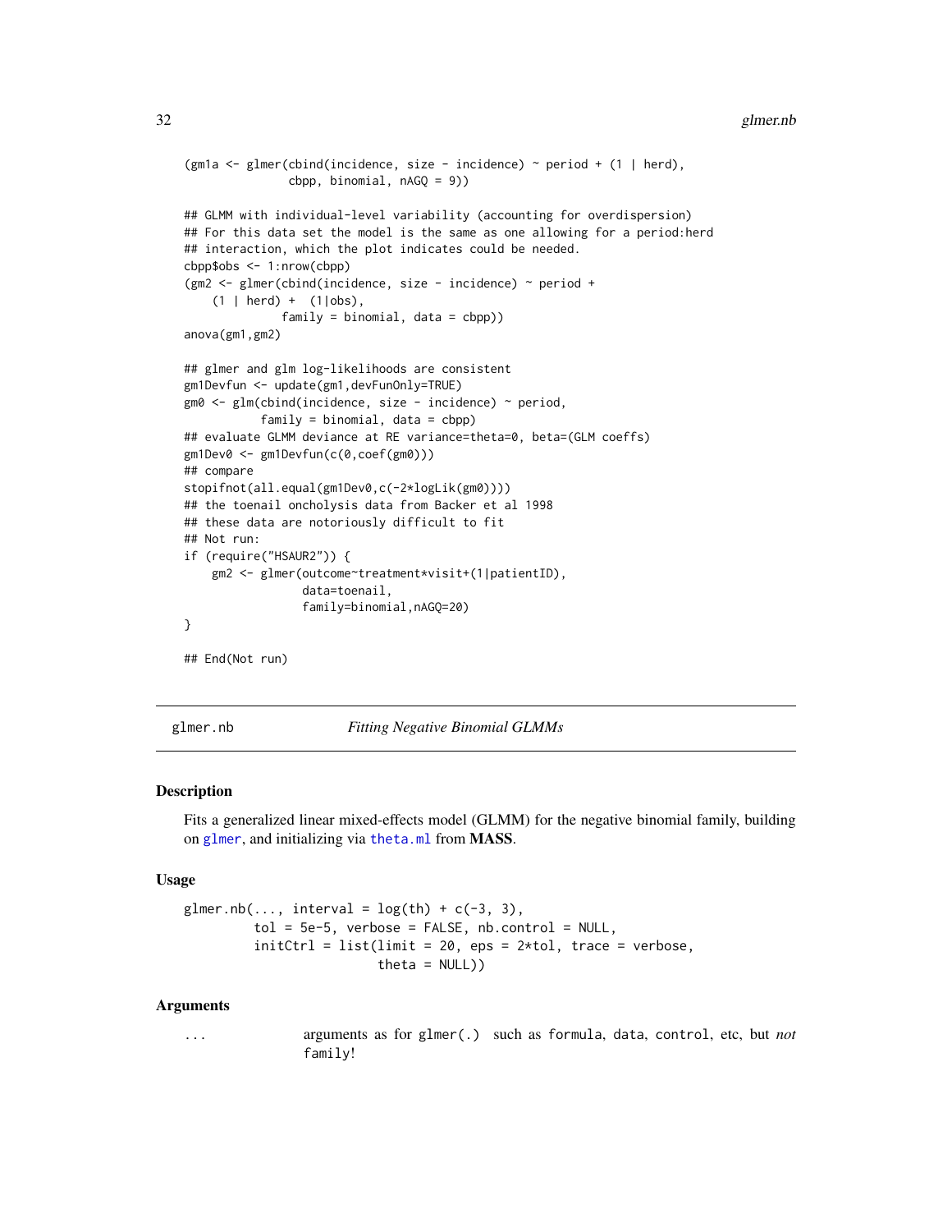```
(gm1a <- glmer(cbind(incidence, size - incidence) ~ period + (1 | herd),
               cbpp, binomial, nAGQ = 9))

## GLMM with individual-level variability (accounting for overdispersion)
## For this data set the model is the same as one allowing for a period:herd
## interaction, which the plot indicates could be needed.
cbpp$obs <- 1:nrow(cbpp)
(gm2 <- glmer(cbind(incidence, size - incidence) ~ period +
    (1 | herd) +  (1|obs),
              family = binomial, data = cbpp))
anova(gm1,gm2)

## glmer and glm log-likelihoods are consistent
gm1Devfun <- update(gm1,devFunOnly=TRUE)
gm0 <- glm(cbind(incidence, size - incidence) ~ period,
           family = binomial, data = cbpp)
## evaluate GLMM deviance at RE variance=theta=0, beta=(GLM coeffs)
gm1Dev0 <- gm1Devfun(c(0,coef(gm0)))
## compare
stopifnot(all.equal(gm1Dev0,c(-2*logLik(gm0))))
## the toenail oncholysis data from Backer et al 1998
## these data are notoriously difficult to fit
## Not run:
if (require("HSAUR2")) {
    gm2 <- glmer(outcome~treatment*visit+(1|patientID),
                 data=toenail,
                 family=binomial,nAGQ=20)
}

## End(Not run)
```

---

glmer.nb *Fitting Negative Binomial GLMMs*

---

## Description

Fits a generalized linear mixed-effects model (GLMM) for the negative binomial family, building on `glmer`, and initializing via `theta.ml` from **MASS**.

## Usage

```
glmer.nb(..., interval = log(th) + c(-3, 3),
         tol = 5e-5, verbose = FALSE, nb.control = NULL,
         initCtrl = list(limit = 20, eps = 2*tol, trace = verbose,
                         theta = NULL))
```

## Arguments

| | |
|---|---|
| `...` | arguments as for `glmer(.)` such as `formula`, `data`, `control`, etc, but *not* `family`! |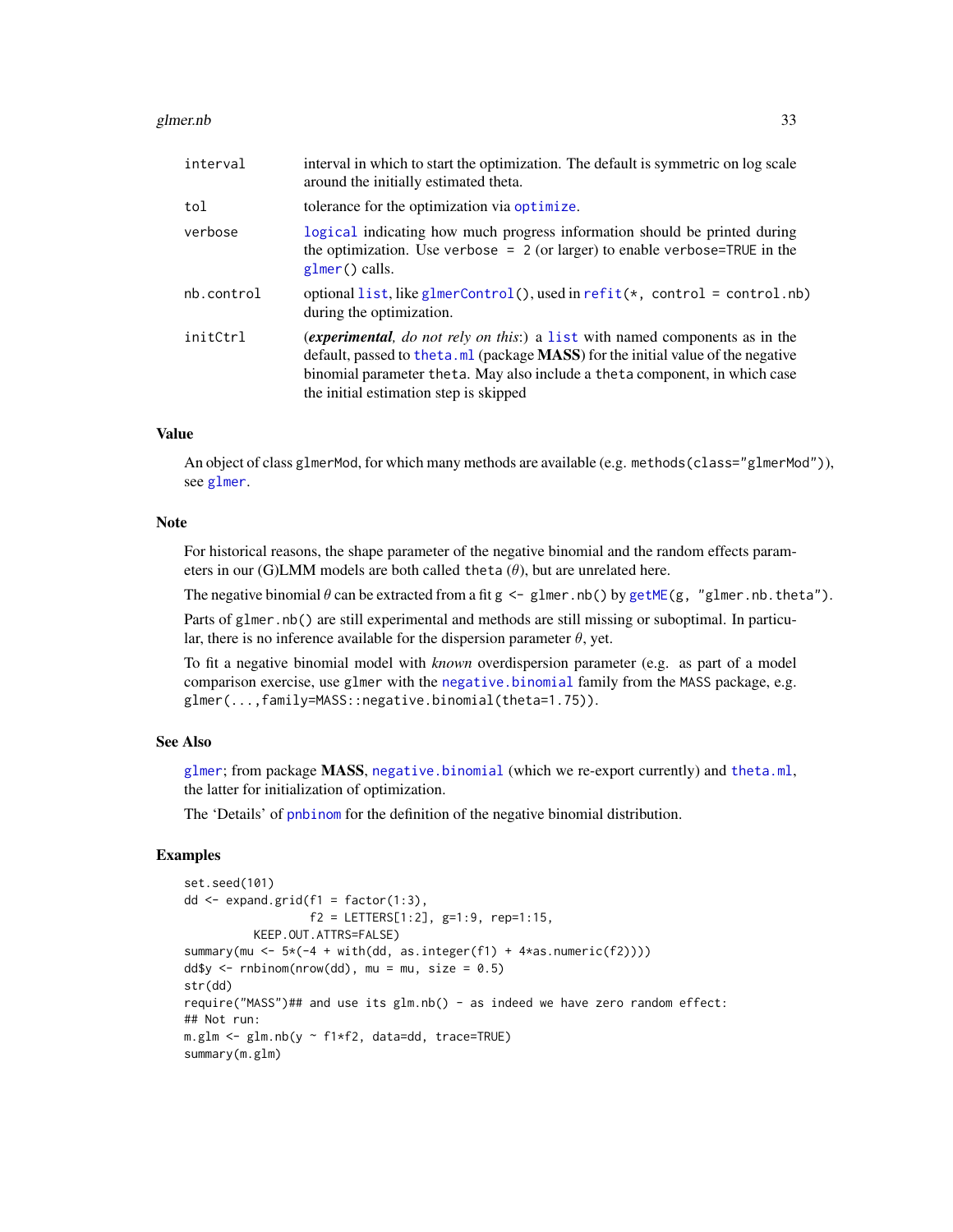| | |
|---|---|
| `interval` | interval in which to start the optimization. The default is symmetric on log scale around the initially estimated theta. |
| `tol` | tolerance for the optimization via `optimize`. |
| `verbose` | `logical` indicating how much progress information should be printed during the optimization. Use `verbose = 2` (or larger) to enable `verbose=TRUE` in the `glmer()` calls. |
| `nb.control` | optional `list`, like `glmerControl()`, used in `refit(*, control = control.nb)` during the optimization. |
| `initCtrl` | (***experimental****, do not rely on this*:) a `list` with named components as in the default, passed to `theta.ml` (package **MASS**) for the initial value of the negative binomial parameter `theta`. May also include a `theta` component, in which case the initial estimation step is skipped |

## Value

An object of class `glmerMod`, for which many methods are available (e.g. `methods(class="glmerMod")`), see `glmer`.

## Note

For historical reasons, the shape parameter of the negative binomial and the random effects parameters in our (G)LMM models are both called `theta` ($\theta$), but are unrelated here.

The negative binomial $\theta$ can be extracted from a fit `g <- glmer.nb()` by `getME(g, "glmer.nb.theta")`.

Parts of `glmer.nb()` are still experimental and methods are still missing or suboptimal. In particular, there is no inference available for the dispersion parameter $\theta$, yet.

To fit a negative binomial model with *known* overdispersion parameter (e.g. as part of a model comparison exercise, use `glmer` with the `negative.binomial` family from the `MASS` package, e.g. `glmer(...,family=MASS::negative.binomial(theta=1.75))`.

## See Also

`glmer`; from package **MASS**, `negative.binomial` (which we re-export currently) and `theta.ml`, the latter for initialization of optimization.

The 'Details' of `pnbinom` for the definition of the negative binomial distribution.

## Examples

```
set.seed(101)
dd <- expand.grid(f1 = factor(1:3),
                  f2 = LETTERS[1:2], g=1:9, rep=1:15,
          KEEP.OUT.ATTRS=FALSE)
summary(mu <- 5*(-4 + with(dd, as.integer(f1) + 4*as.numeric(f2))))
dd$y <- rnbinom(nrow(dd), mu = mu, size = 0.5)
str(dd)
require("MASS")## and use its glm.nb() - as indeed we have zero random effect:
## Not run:
m.glm <- glm.nb(y ~ f1*f2, data=dd, trace=TRUE)
summary(m.glm)
```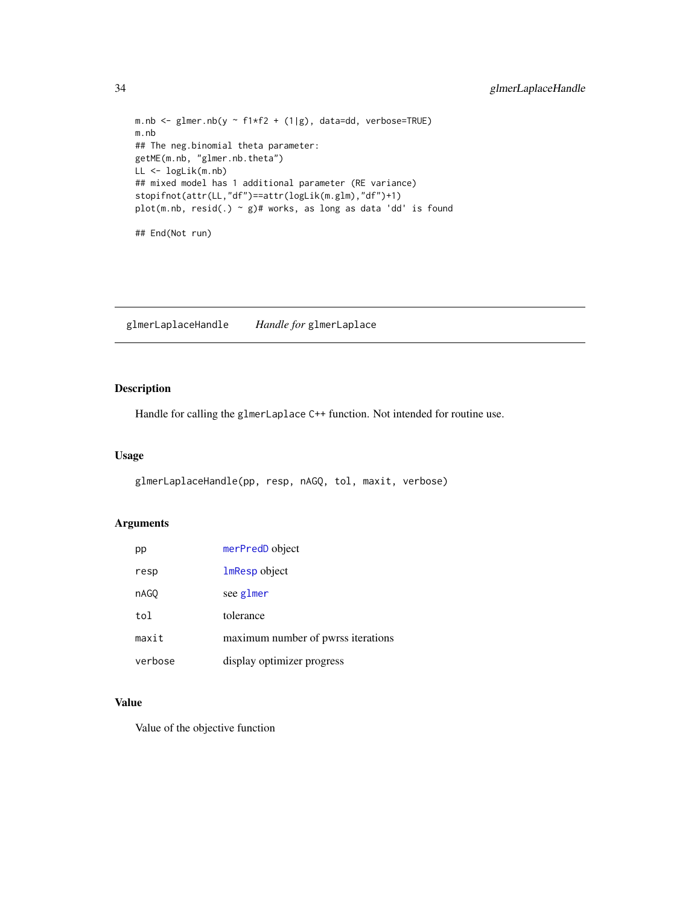```
m.nb <- glmer.nb(y ~ f1*f2 + (1|g), data=dd, verbose=TRUE)
m.nb
## The neg.binomial theta parameter:
getME(m.nb, "glmer.nb.theta")
LL <- logLik(m.nb)
## mixed model has 1 additional parameter (RE variance)
stopifnot(attr(LL,"df")==attr(logLik(m.glm),"df")+1)
plot(m.nb, resid(.) ~ g)# works, as long as data 'dd' is found

## End(Not run)
```

---

## glmerLaplaceHandle &nbsp;&nbsp;&nbsp; *Handle for* `glmerLaplace`

---

### Description

Handle for calling the `glmerLaplace` C++ function. Not intended for routine use.

### Usage

```
glmerLaplaceHandle(pp, resp, nAGQ, tol, maxit, verbose)
```

### Arguments

| | |
|---|---|
| `pp` | `merPredD` object |
| `resp` | `lmResp` object |
| `nAGQ` | see `glmer` |
| `tol` | tolerance |
| `maxit` | maximum number of pwrss iterations |
| `verbose` | display optimizer progress |

### Value

Value of the objective function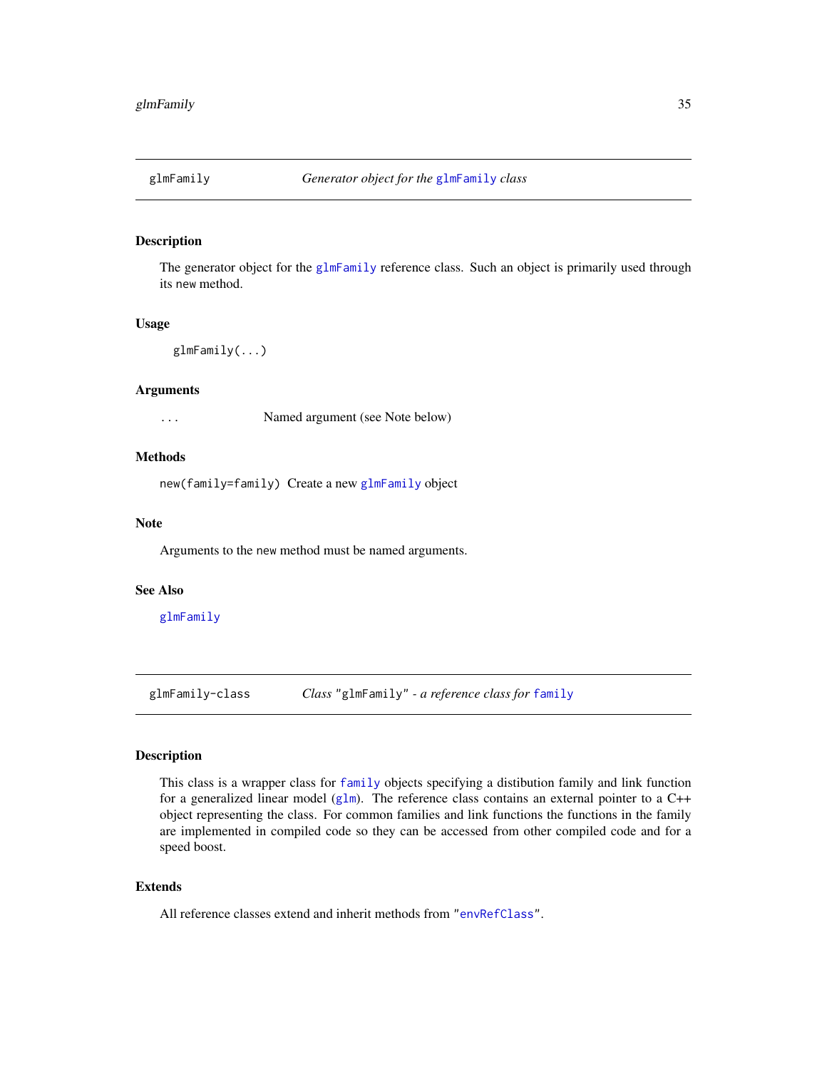## glmFamily — *Generator object for the glmFamily class*

### Description

The generator object for the glmFamily reference class. Such an object is primarily used through its new method.

### Usage

```
glmFamily(...)
```

### Arguments

| | |
|---|---|
| `...` | Named argument (see Note below) |

### Methods

`new(family=family)` Create a new glmFamily object

### Note

Arguments to the new method must be named arguments.

### See Also

glmFamily

## glmFamily-class — *Class "glmFamily" - a reference class for family*

### Description

This class is a wrapper class for family objects specifying a distibution family and link function for a generalized linear model (glm). The reference class contains an external pointer to a C++ object representing the class. For common families and link functions the functions in the family are implemented in compiled code so they can be accessed from other compiled code and for a speed boost.

### Extends

All reference classes extend and inherit methods from "envRefClass".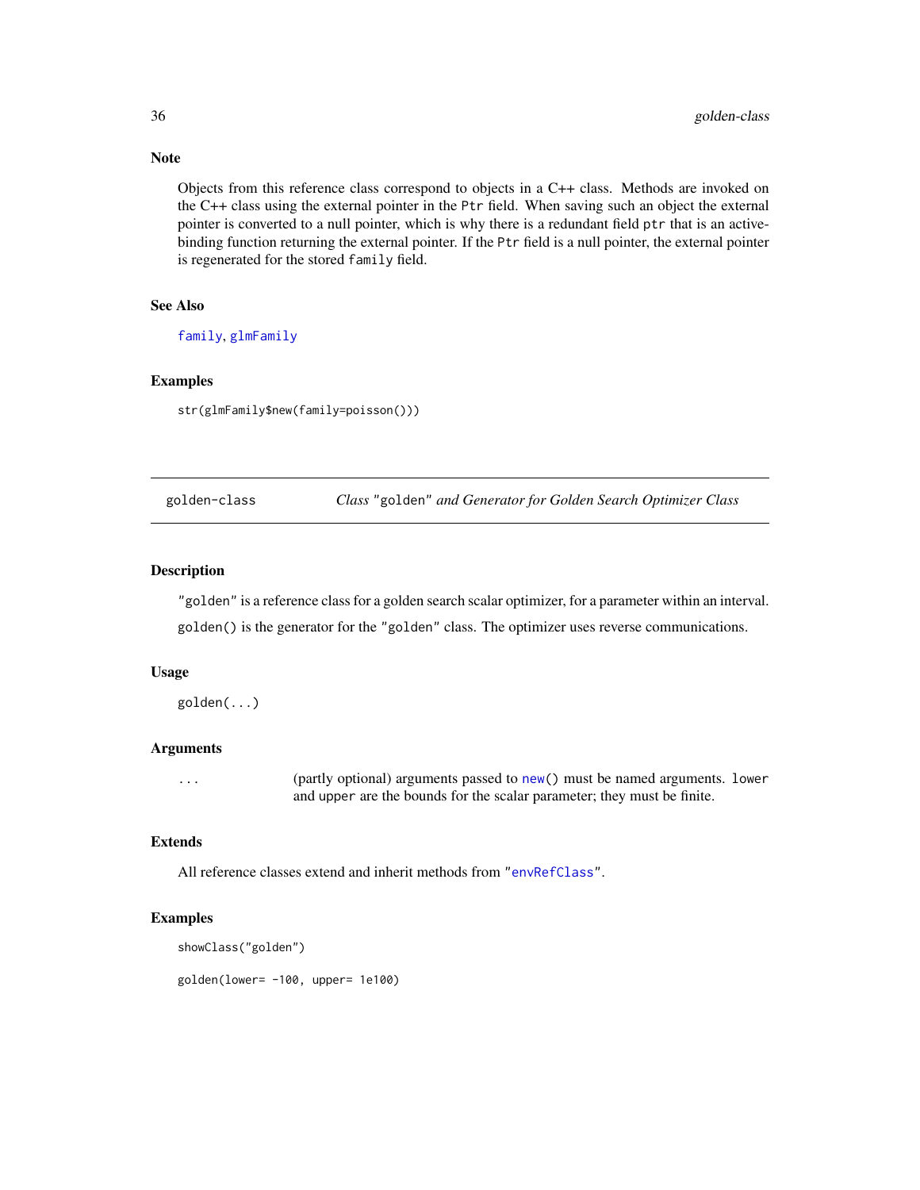### Note

Objects from this reference class correspond to objects in a C++ class. Methods are invoked on the C++ class using the external pointer in the `Ptr` field. When saving such an object the external pointer is converted to a null pointer, which is why there is a redundant field `ptr` that is an active-binding function returning the external pointer. If the `Ptr` field is a null pointer, the external pointer is regenerated for the stored `family` field.

### See Also

`family`, `glmFamily`

### Examples

```
str(glmFamily$new(family=poisson()))
```

---

## golden-class — *Class "golden" and Generator for Golden Search Optimizer Class*

---

### Description

"golden" is a reference class for a golden search scalar optimizer, for a parameter within an interval.

`golden()` is the generator for the "golden" class. The optimizer uses reverse communications.

### Usage

```
golden(...)
```

### Arguments

| | |
|---|---|
| `...` | (partly optional) arguments passed to `new()` must be named arguments. `lower` and `upper` are the bounds for the scalar parameter; they must be finite. |

### Extends

All reference classes extend and inherit methods from "`envRefClass`".

### Examples

```
showClass("golden")

golden(lower= -100, upper= 1e100)
```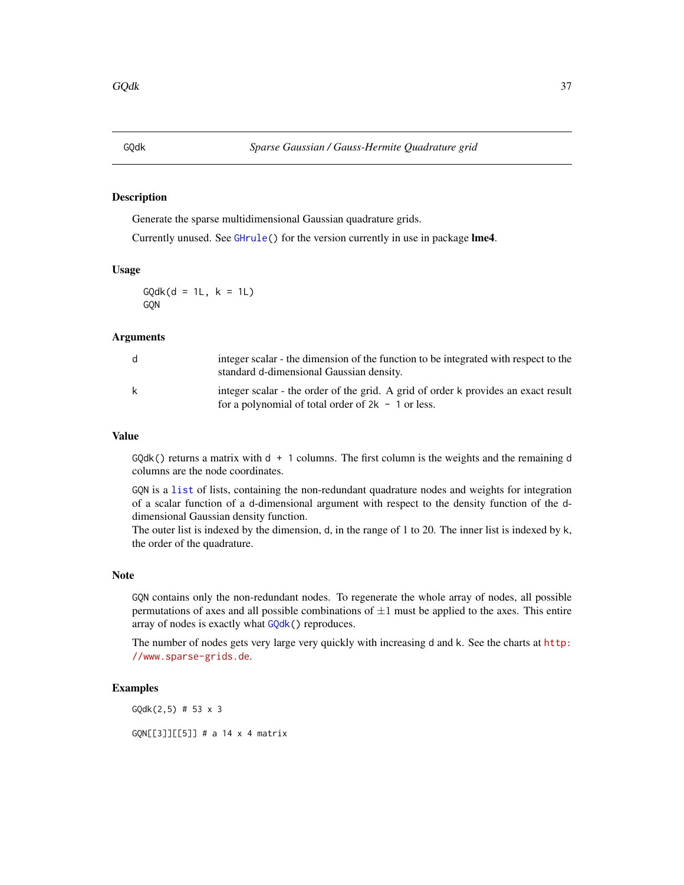# GQdk — *Sparse Gaussian / Gauss-Hermite Quadrature grid*

## Description

Generate the sparse multidimensional Gaussian quadrature grids.

Currently unused. See `GHrule()` for the version currently in use in package **lme4**.

## Usage

```
GQdk(d = 1L, k = 1L)
GQN
```

## Arguments

| | |
|---|---|
| `d` | integer scalar - the dimension of the function to be integrated with respect to the standard `d`-dimensional Gaussian density. |
| `k` | integer scalar - the order of the grid. A grid of order `k` provides an exact result for a polynomial of total order of `2k - 1` or less. |

## Value

`GQdk()` returns a matrix with `d + 1` columns. The first column is the weights and the remaining `d` columns are the node coordinates.

`GQN` is a `list` of lists, containing the non-redundant quadrature nodes and weights for integration of a scalar function of a `d`-dimensional argument with respect to the density function of the `d`-dimensional Gaussian density function.
The outer list is indexed by the dimension, `d`, in the range of 1 to 20. The inner list is indexed by `k`, the order of the quadrature.

## Note

`GQN` contains only the non-redundant nodes. To regenerate the whole array of nodes, all possible permutations of axes and all possible combinations of $\pm 1$ must be applied to the axes. This entire array of nodes is exactly what `GQdk()` reproduces.

The number of nodes gets very large very quickly with increasing `d` and `k`. See the charts at http://www.sparse-grids.de.

## Examples

```
GQdk(2,5) # 53 x 3

GQN[[3]][[5]] # a 14 x 4 matrix
```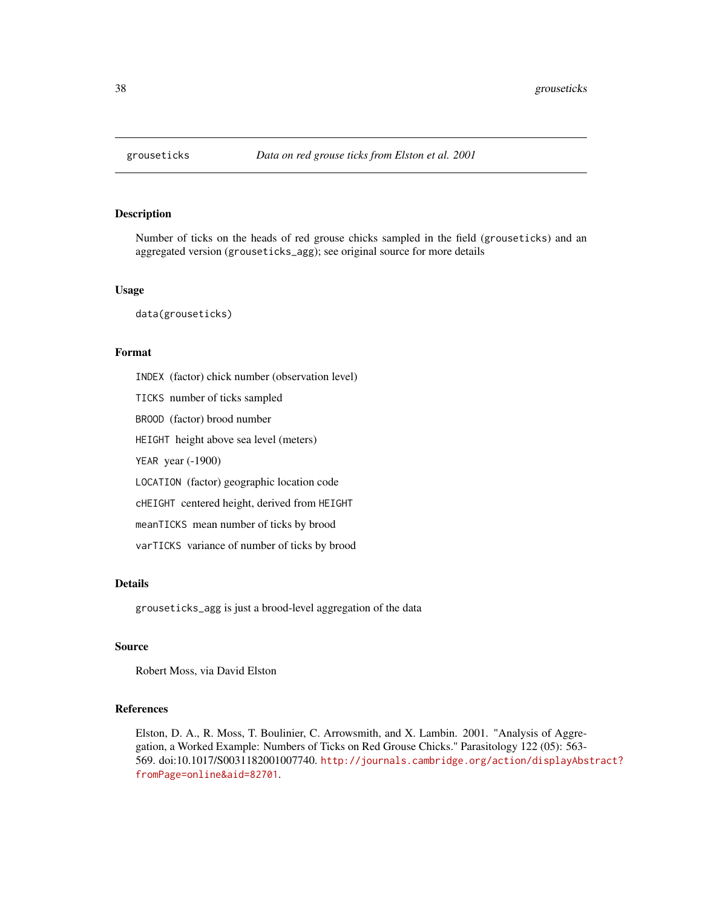grouseticks — *Data on red grouse ticks from Elston et al. 2001*

## Description

Number of ticks on the heads of red grouse chicks sampled in the field (`grouseticks`) and an aggregated version (`grouseticks_agg`); see original source for more details

## Usage

```
data(grouseticks)
```

## Format

`INDEX` (factor) chick number (observation level)

`TICKS` number of ticks sampled

`BROOD` (factor) brood number

`HEIGHT` height above sea level (meters)

`YEAR` year (-1900)

`LOCATION` (factor) geographic location code

`cHEIGHT` centered height, derived from `HEIGHT`

`meanTICKS` mean number of ticks by brood

`varTICKS` variance of number of ticks by brood

## Details

`grouseticks_agg` is just a brood-level aggregation of the data

## Source

Robert Moss, via David Elston

## References

Elston, D. A., R. Moss, T. Boulinier, C. Arrowsmith, and X. Lambin. 2001. "Analysis of Aggregation, a Worked Example: Numbers of Ticks on Red Grouse Chicks." Parasitology 122 (05): 563-569. doi:10.1017/S0031182001007740. http://journals.cambridge.org/action/displayAbstract?fromPage=online&aid=82701.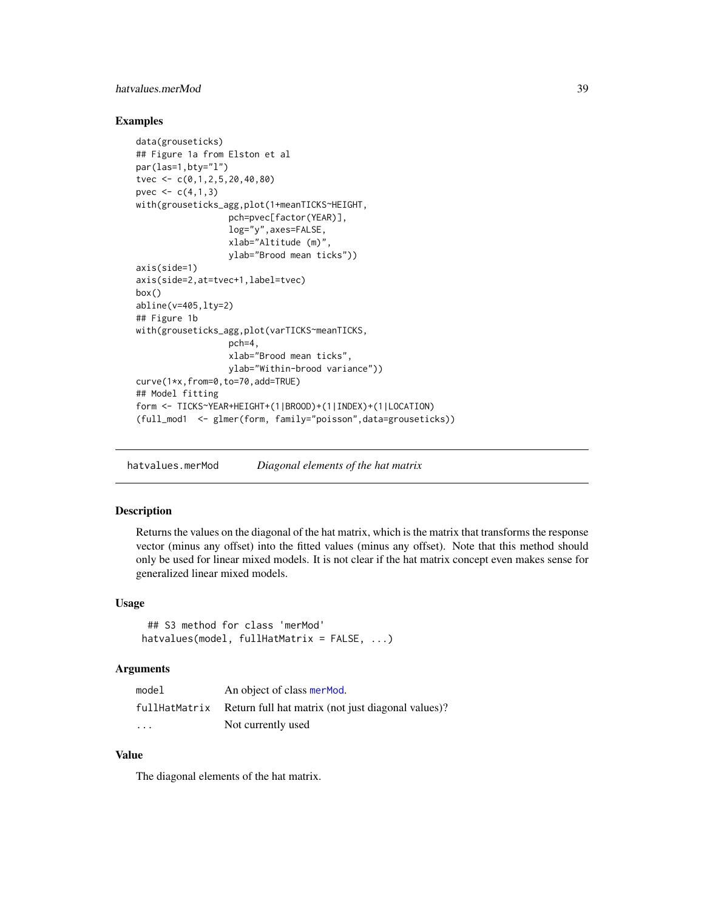### Examples

```
data(grouseticks)
## Figure 1a from Elston et al
par(las=1,bty="l")
tvec <- c(0,1,2,5,20,40,80)
pvec <- c(4,1,3)
with(grouseticks_agg,plot(1+meanTICKS~HEIGHT,
                  pch=pvec[factor(YEAR)],
                  log="y",axes=FALSE,
                  xlab="Altitude (m)",
                  ylab="Brood mean ticks"))
axis(side=1)
axis(side=2,at=tvec+1,label=tvec)
box()
abline(v=405,lty=2)
## Figure 1b
with(grouseticks_agg,plot(varTICKS~meanTICKS,
                  pch=4,
                  xlab="Brood mean ticks",
                  ylab="Within-brood variance"))
curve(1*x,from=0,to=70,add=TRUE)
## Model fitting
form <- TICKS~YEAR+HEIGHT+(1|BROOD)+(1|INDEX)+(1|LOCATION)
(full_mod1  <- glmer(form, family="poisson",data=grouseticks))
```

## hatvalues.merMod *Diagonal elements of the hat matrix*

### Description

Returns the values on the diagonal of the hat matrix, which is the matrix that transforms the response vector (minus any offset) into the fitted values (minus any offset). Note that this method should only be used for linear mixed models. It is not clear if the hat matrix concept even makes sense for generalized linear mixed models.

### Usage

```
  ## S3 method for class 'merMod'
 hatvalues(model, fullHatMatrix = FALSE, ...)
```

### Arguments

| | |
|---|---|
| `model` | An object of class `merMod`. |
| `fullHatMatrix` | Return full hat matrix (not just diagonal values)? |
| `...` | Not currently used |

### Value

The diagonal elements of the hat matrix.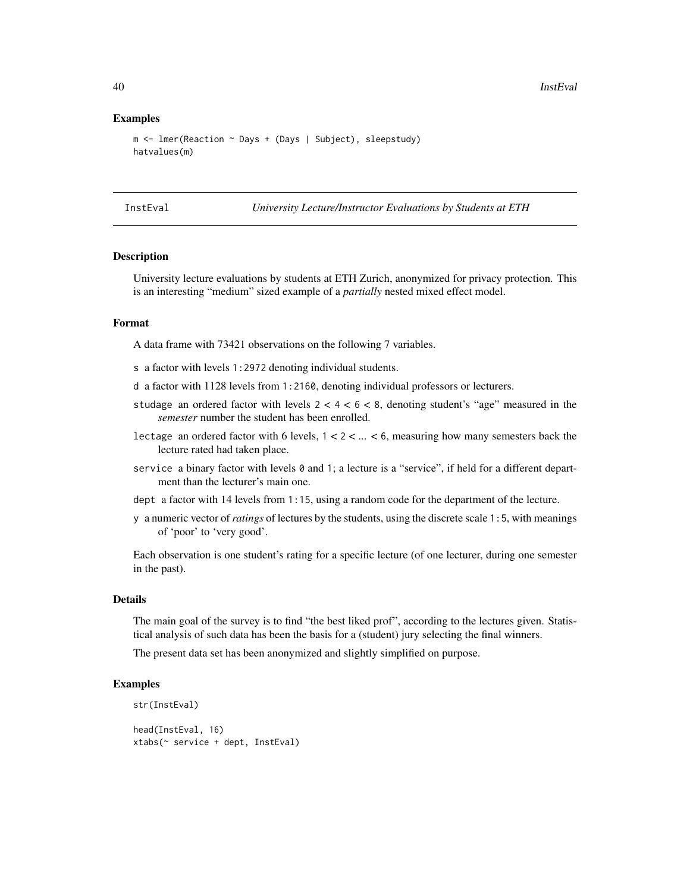### Examples

```
m <- lmer(Reaction ~ Days + (Days | Subject), sleepstudy)
hatvalues(m)
```

---

## InstEval — *University Lecture/Instructor Evaluations by Students at ETH*

---

### Description

University lecture evaluations by students at ETH Zurich, anonymized for privacy protection. This is an interesting "medium" sized example of a *partially* nested mixed effect model.

### Format

A data frame with 73421 observations on the following 7 variables.

- `s` a factor with levels `1:2972` denoting individual students.
- `d` a factor with 1128 levels from `1:2160`, denoting individual professors or lecturers.
- `studage` an ordered factor with levels `2 < 4 < 6 < 8`, denoting student's "age" measured in the *semester* number the student has been enrolled.
- `lectage` an ordered factor with 6 levels, `1 < 2 < ... < 6`, measuring how many semesters back the lecture rated had taken place.
- `service` a binary factor with levels `0` and `1`; a lecture is a "service", if held for a different department than the lecturer's main one.
- `dept` a factor with 14 levels from `1:15`, using a random code for the department of the lecture.
- `y` a numeric vector of *ratings* of lectures by the students, using the discrete scale `1:5`, with meanings of 'poor' to 'very good'.

Each observation is one student's rating for a specific lecture (of one lecturer, during one semester in the past).

### Details

The main goal of the survey is to find "the best liked prof", according to the lectures given. Statistical analysis of such data has been the basis for a (student) jury selecting the final winners.

The present data set has been anonymized and slightly simplified on purpose.

### Examples

```
str(InstEval)

head(InstEval, 16)
xtabs(~ service + dept, InstEval)
```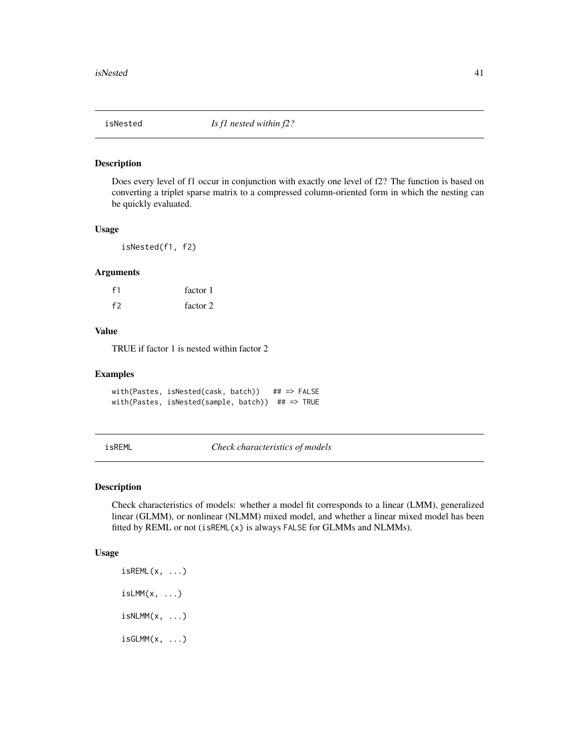## isNested — *Is f1 nested within f2?*

### Description

Does every level of f1 occur in conjunction with exactly one level of f2? The function is based on converting a triplet sparse matrix to a compressed column-oriented form in which the nesting can be quickly evaluated.

### Usage

```
isNested(f1, f2)
```

### Arguments

| | |
|---|---|
| `f1` | factor 1 |
| `f2` | factor 2 |

### Value

TRUE if factor 1 is nested within factor 2

### Examples

```
with(Pastes, isNested(cask, batch))   ## => FALSE
with(Pastes, isNested(sample, batch))  ## => TRUE
```

## isREML — *Check characteristics of models*

### Description

Check characteristics of models: whether a model fit corresponds to a linear (LMM), generalized linear (GLMM), or nonlinear (NLMM) mixed model, and whether a linear mixed model has been fitted by REML or not (`isREML(x)` is always `FALSE` for GLMMs and NLMMs).

### Usage

```
isREML(x, ...)

isLMM(x, ...)

isNLMM(x, ...)

isGLMM(x, ...)
```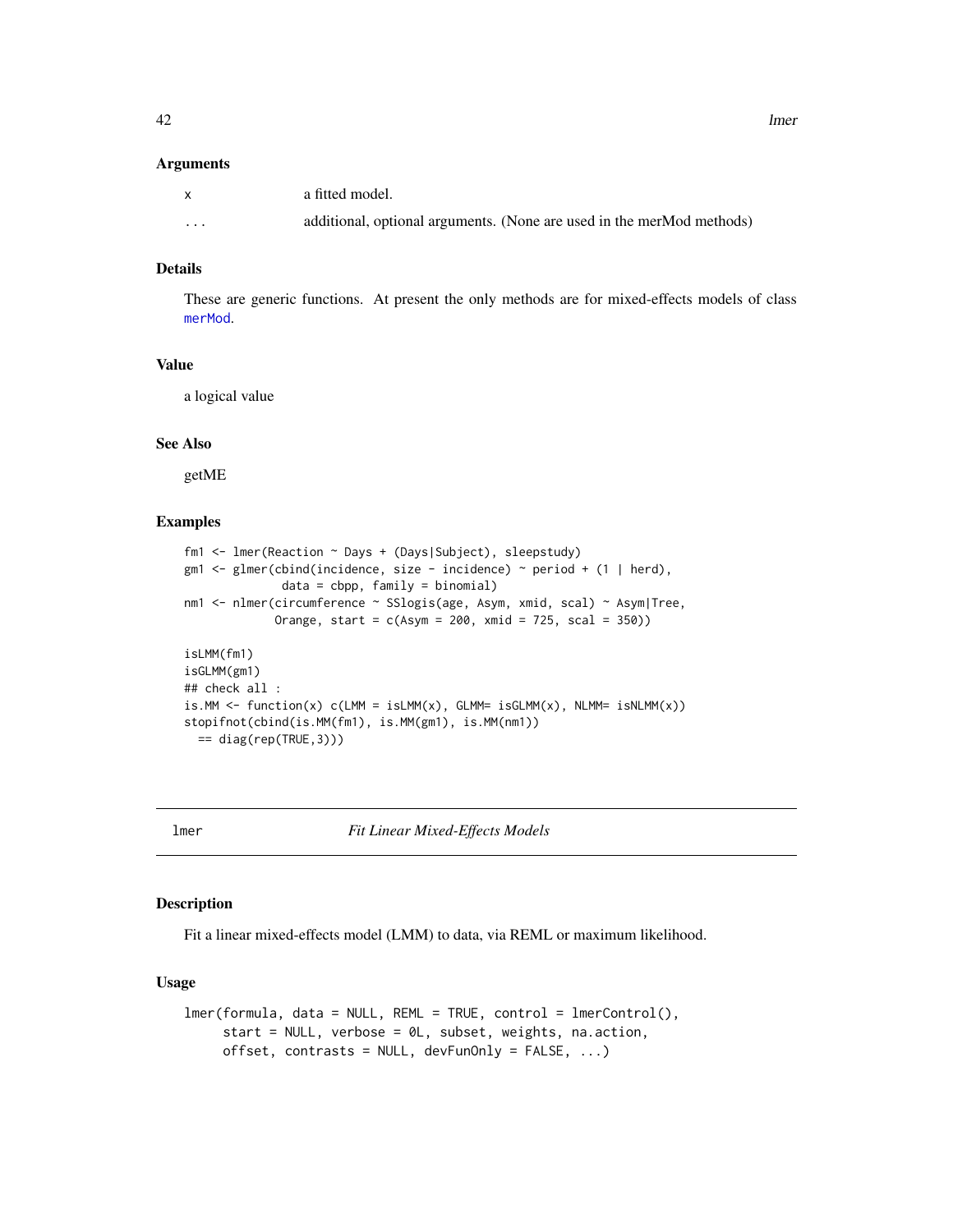### Arguments

| | |
|---|---|
| x | a fitted model. |
| ... | additional, optional arguments. (None are used in the merMod methods) |

### Details

These are generic functions. At present the only methods are for mixed-effects models of class merMod.

### Value

a logical value

### See Also

getME

### Examples

```
fm1 <- lmer(Reaction ~ Days + (Days|Subject), sleepstudy)
gm1 <- glmer(cbind(incidence, size - incidence) ~ period + (1 | herd),
              data = cbpp, family = binomial)
nm1 <- nlmer(circumference ~ SSlogis(age, Asym, xmid, scal) ~ Asym|Tree,
             Orange, start = c(Asym = 200, xmid = 725, scal = 350))

isLMM(fm1)
isGLMM(gm1)
## check all :
is.MM <- function(x) c(LMM = isLMM(x), GLMM= isGLMM(x), NLMM= isNLMM(x))
stopifnot(cbind(is.MM(fm1), is.MM(gm1), is.MM(nm1))
  == diag(rep(TRUE,3)))
```

---

## lmer — *Fit Linear Mixed-Effects Models*

### Description

Fit a linear mixed-effects model (LMM) to data, via REML or maximum likelihood.

### Usage

```
lmer(formula, data = NULL, REML = TRUE, control = lmerControl(),
     start = NULL, verbose = 0L, subset, weights, na.action,
     offset, contrasts = NULL, devFunOnly = FALSE, ...)
```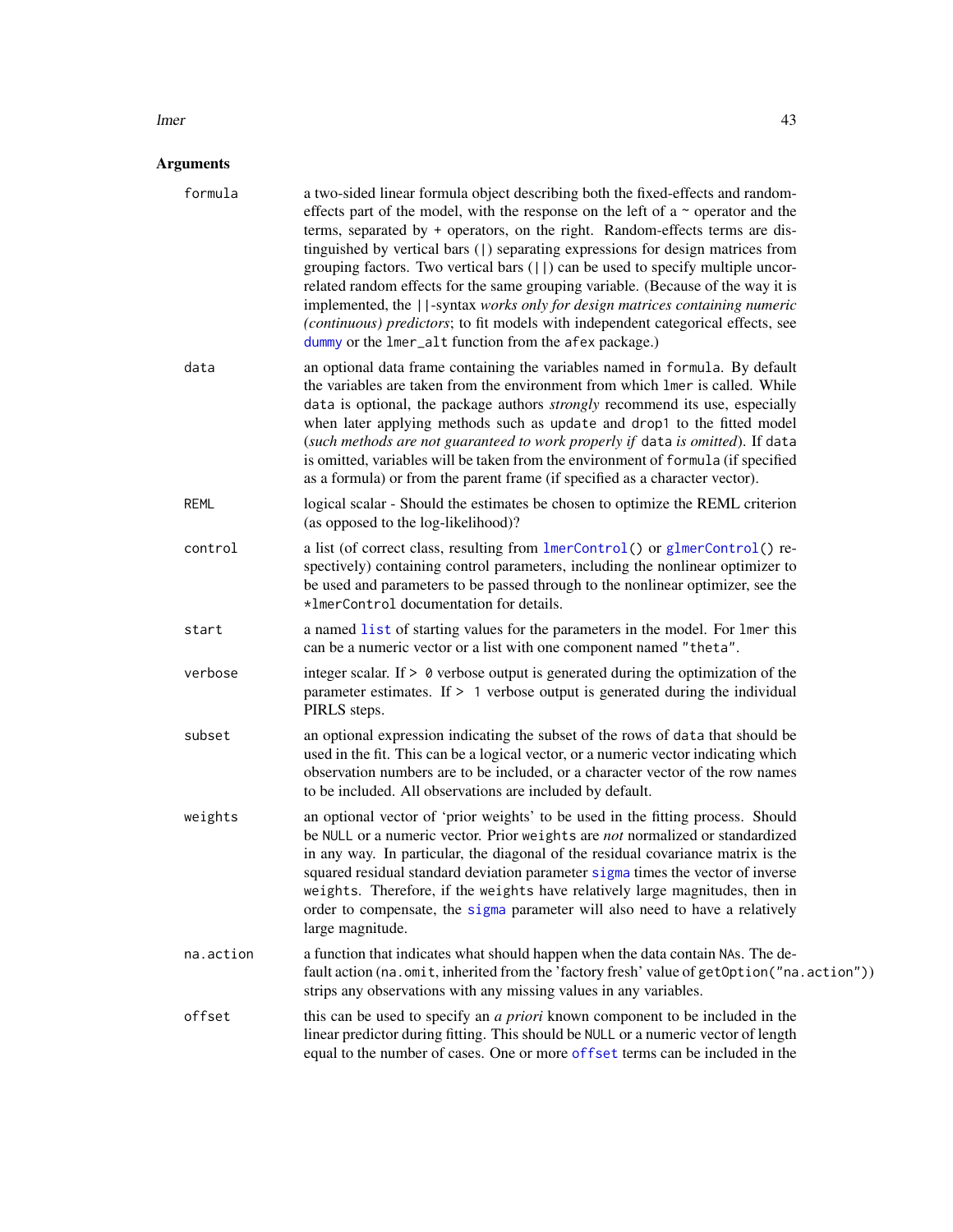## Arguments

**formula**
: a two-sided linear formula object describing both the fixed-effects and random-effects part of the model, with the response on the left of a ~ operator and the terms, separated by + operators, on the right. Random-effects terms are distinguished by vertical bars (|) separating expressions for design matrices from grouping factors. Two vertical bars (||) can be used to specify multiple uncorrelated random effects for the same grouping variable. (Because of the way it is implemented, the ||-syntax *works only for design matrices containing numeric (continuous) predictors*; to fit models with independent categorical effects, see dummy or the lmer_alt function from the afex package.)

**data**
: an optional data frame containing the variables named in formula. By default the variables are taken from the environment from which lmer is called. While data is optional, the package authors *strongly* recommend its use, especially when later applying methods such as update and drop1 to the fitted model (*such methods are not guaranteed to work properly if* data *is omitted*). If data is omitted, variables will be taken from the environment of formula (if specified as a formula) or from the parent frame (if specified as a character vector).

**REML**
: logical scalar - Should the estimates be chosen to optimize the REML criterion (as opposed to the log-likelihood)?

**control**
: a list (of correct class, resulting from lmerControl() or glmerControl() respectively) containing control parameters, including the nonlinear optimizer to be used and parameters to be passed through to the nonlinear optimizer, see the *lmerControl documentation for details.

**start**
: a named list of starting values for the parameters in the model. For lmer this can be a numeric vector or a list with one component named "theta".

**verbose**
: integer scalar. If > 0 verbose output is generated during the optimization of the parameter estimates. If > 1 verbose output is generated during the individual PIRLS steps.

**subset**
: an optional expression indicating the subset of the rows of data that should be used in the fit. This can be a logical vector, or a numeric vector indicating which observation numbers are to be included, or a character vector of the row names to be included. All observations are included by default.

**weights**
: an optional vector of 'prior weights' to be used in the fitting process. Should be NULL or a numeric vector. Prior weights are *not* normalized or standardized in any way. In particular, the diagonal of the residual covariance matrix is the squared residual standard deviation parameter sigma times the vector of inverse weights. Therefore, if the weights have relatively large magnitudes, then in order to compensate, the sigma parameter will also need to have a relatively large magnitude.

**na.action**
: a function that indicates what should happen when the data contain NAs. The default action (na.omit, inherited from the 'factory fresh' value of getOption("na.action")) strips any observations with any missing values in any variables.

**offset**
: this can be used to specify an *a priori* known component to be included in the linear predictor during fitting. This should be NULL or a numeric vector of length equal to the number of cases. One or more offset terms can be included in the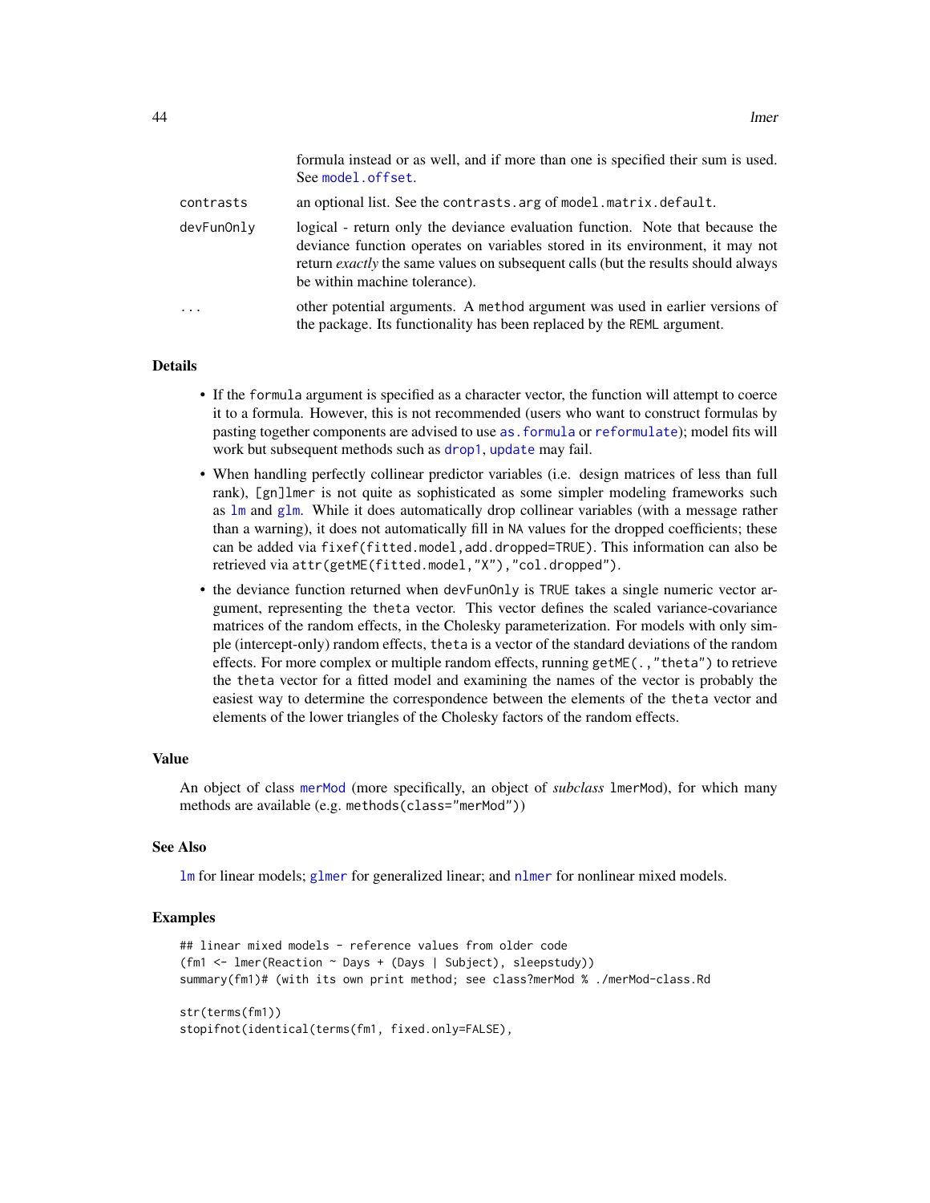| | |
|---|---|
| | formula instead or as well, and if more than one is specified their sum is used. See `model.offset`. |
| `contrasts` | an optional list. See the `contrasts.arg` of `model.matrix.default`. |
| `devFunOnly` | logical - return only the deviance evaluation function. Note that because the deviance function operates on variables stored in its environment, it may not return *exactly* the same values on subsequent calls (but the results should always be within machine tolerance). |
| `...` | other potential arguments. A `method` argument was used in earlier versions of the package. Its functionality has been replaced by the `REML` argument. |

## Details

- If the `formula` argument is specified as a character vector, the function will attempt to coerce it to a formula. However, this is not recommended (users who want to construct formulas by pasting together components are advised to use `as.formula` or `reformulate`); model fits will work but subsequent methods such as `drop1`, `update` may fail.
- When handling perfectly collinear predictor variables (i.e. design matrices of less than full rank), `[gn]lmer` is not quite as sophisticated as some simpler modeling frameworks such as `lm` and `glm`. While it does automatically drop collinear variables (with a message rather than a warning), it does not automatically fill in `NA` values for the dropped coefficients; these can be added via `fixef(fitted.model,add.dropped=TRUE)`. This information can also be retrieved via `attr(getME(fitted.model,"X"),"col.dropped")`.
- the deviance function returned when `devFunOnly` is `TRUE` takes a single numeric vector argument, representing the `theta` vector. This vector defines the scaled variance-covariance matrices of the random effects, in the Cholesky parameterization. For models with only simple (intercept-only) random effects, `theta` is a vector of the standard deviations of the random effects. For more complex or multiple random effects, running `getME(.,"theta")` to retrieve the `theta` vector for a fitted model and examining the names of the vector is probably the easiest way to determine the correspondence between the elements of the `theta` vector and elements of the lower triangles of the Cholesky factors of the random effects.

## Value

An object of class `merMod` (more specifically, an object of *subclass* `lmerMod`), for which many methods are available (e.g. `methods(class="merMod")`)

## See Also

`lm` for linear models; `glmer` for generalized linear; and `nlmer` for nonlinear mixed models.

## Examples

```
## linear mixed models - reference values from older code
(fm1 <- lmer(Reaction ~ Days + (Days | Subject), sleepstudy))
summary(fm1)# (with its own print method; see class?merMod % ./merMod-class.Rd

str(terms(fm1))
stopifnot(identical(terms(fm1, fixed.only=FALSE),
```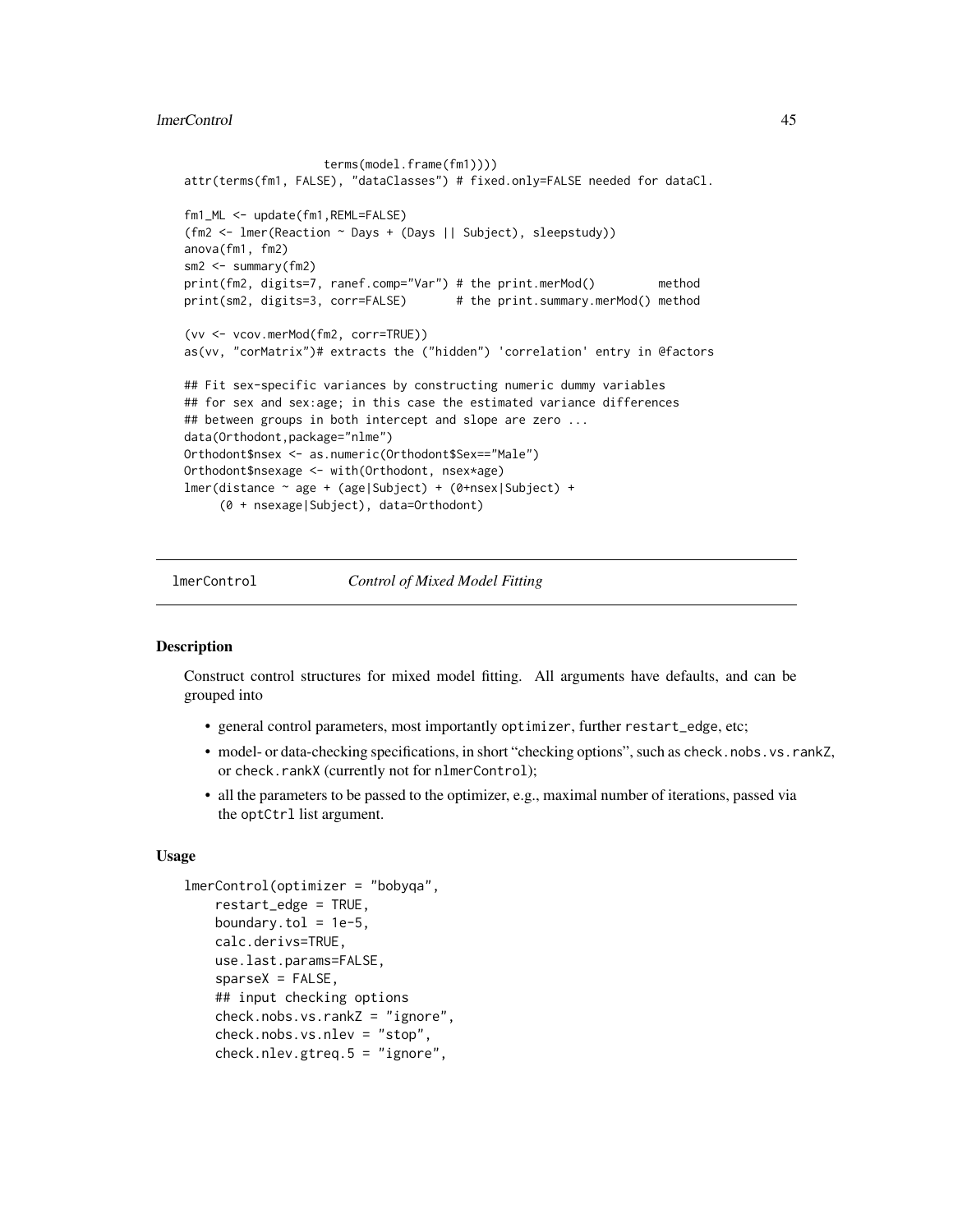```
                    terms(model.frame(fm1))))
attr(terms(fm1, FALSE), "dataClasses") # fixed.only=FALSE needed for dataCl.

fm1_ML <- update(fm1,REML=FALSE)
(fm2 <- lmer(Reaction ~ Days + (Days || Subject), sleepstudy))
anova(fm1, fm2)
sm2 <- summary(fm2)
print(fm2, digits=7, ranef.comp="Var") # the print.merMod()         method
print(sm2, digits=3, corr=FALSE)       # the print.summary.merMod() method

(vv <- vcov.merMod(fm2, corr=TRUE))
as(vv, "corMatrix")# extracts the ("hidden") 'correlation' entry in @factors

## Fit sex-specific variances by constructing numeric dummy variables
## for sex and sex:age; in this case the estimated variance differences
## between groups in both intercept and slope are zero ...
data(Orthodont,package="nlme")
Orthodont$nsex <- as.numeric(Orthodont$Sex=="Male")
Orthodont$nsexage <- with(Orthodont, nsex*age)
lmer(distance ~ age + (age|Subject) + (0+nsex|Subject) +
     (0 + nsexage|Subject), data=Orthodont)
```

## lmerControl — *Control of Mixed Model Fitting*

### Description

Construct control structures for mixed model fitting. All arguments have defaults, and can be grouped into

- general control parameters, most importantly `optimizer`, further `restart_edge`, etc;
- model- or data-checking specifications, in short "checking options", such as `check.nobs.vs.rankZ`, or `check.rankX` (currently not for `nlmerControl`);
- all the parameters to be passed to the optimizer, e.g., maximal number of iterations, passed via the `optCtrl` list argument.

### Usage

```
lmerControl(optimizer = "bobyqa",
    restart_edge = TRUE,
    boundary.tol = 1e-5,
    calc.derivs=TRUE,
    use.last.params=FALSE,
    sparseX = FALSE,
    ## input checking options
    check.nobs.vs.rankZ = "ignore",
    check.nobs.vs.nlev = "stop",
    check.nlev.gtreq.5 = "ignore",
```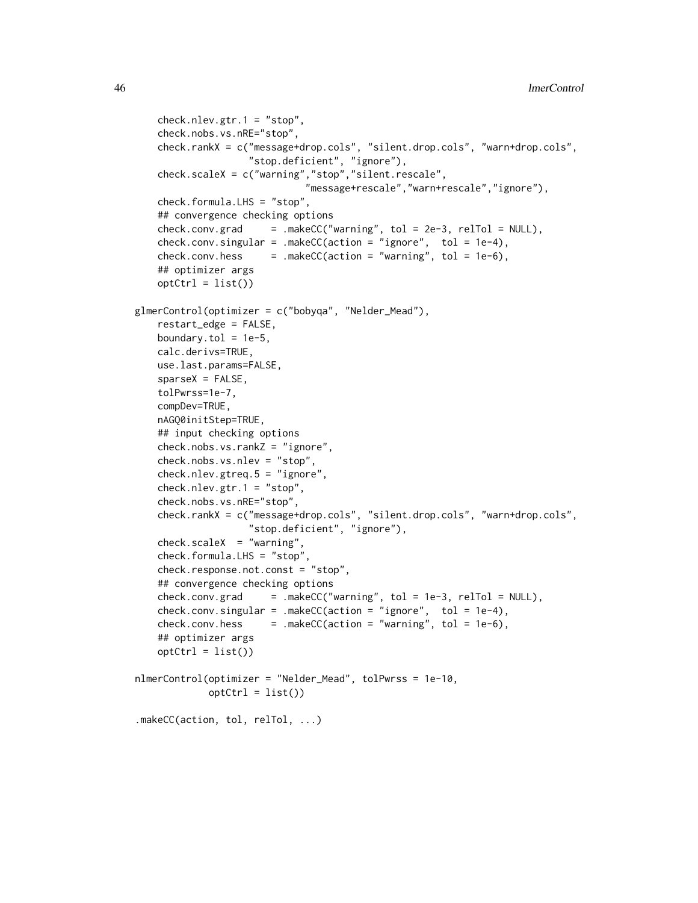```
    check.nlev.gtr.1 = "stop",
    check.nobs.vs.nRE="stop",
    check.rankX = c("message+drop.cols", "silent.drop.cols", "warn+drop.cols",
                    "stop.deficient", "ignore"),
    check.scaleX = c("warning","stop","silent.rescale",
                              "message+rescale","warn+rescale","ignore"),
    check.formula.LHS = "stop",
    ## convergence checking options
    check.conv.grad     = .makeCC("warning", tol = 2e-3, relTol = NULL),
    check.conv.singular = .makeCC(action = "ignore",  tol = 1e-4),
    check.conv.hess     = .makeCC(action = "warning", tol = 1e-6),
    ## optimizer args
    optCtrl = list())

glmerControl(optimizer = c("bobyqa", "Nelder_Mead"),
    restart_edge = FALSE,
    boundary.tol = 1e-5,
    calc.derivs=TRUE,
    use.last.params=FALSE,
    sparseX = FALSE,
    tolPwrss=1e-7,
    compDev=TRUE,
    nAGQ0initStep=TRUE,
    ## input checking options
    check.nobs.vs.rankZ = "ignore",
    check.nobs.vs.nlev = "stop",
    check.nlev.gtreq.5 = "ignore",
    check.nlev.gtr.1 = "stop",
    check.nobs.vs.nRE="stop",
    check.rankX = c("message+drop.cols", "silent.drop.cols", "warn+drop.cols",
                    "stop.deficient", "ignore"),
    check.scaleX  = "warning",
    check.formula.LHS = "stop",
    check.response.not.const = "stop",
    ## convergence checking options
    check.conv.grad     = .makeCC("warning", tol = 1e-3, relTol = NULL),
    check.conv.singular = .makeCC(action = "ignore",  tol = 1e-4),
    check.conv.hess     = .makeCC(action = "warning", tol = 1e-6),
    ## optimizer args
    optCtrl = list())

nlmerControl(optimizer = "Nelder_Mead", tolPwrss = 1e-10,
             optCtrl = list())

.makeCC(action, tol, relTol, ...)
```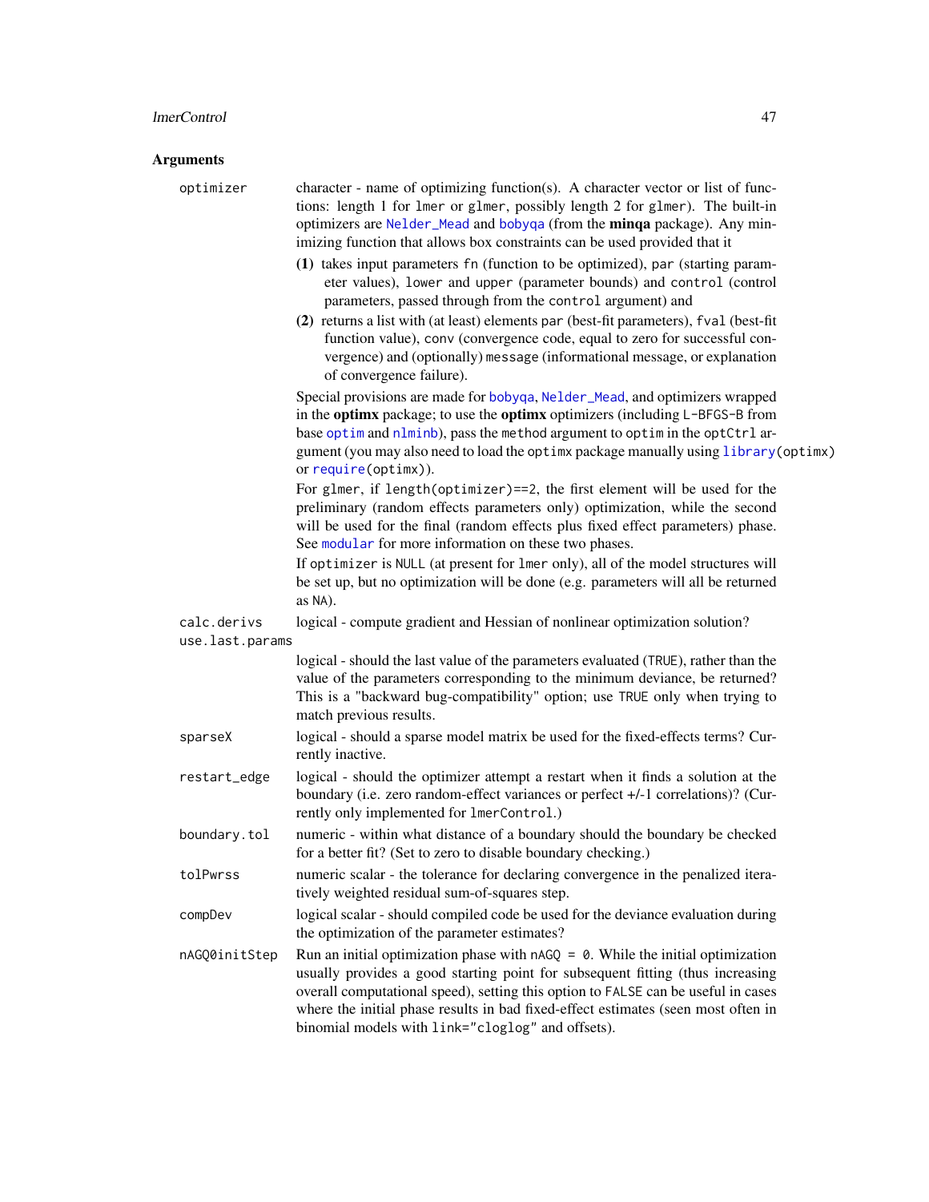## Arguments

`optimizer`
: character - name of optimizing function(s). A character vector or list of functions: length 1 for `lmer` or `glmer`, possibly length 2 for `glmer`). The built-in optimizers are `Nelder_Mead` and `bobyqa` (from the **minqa** package). Any minimizing function that allows box constraints can be used provided that it

    **(1)** takes input parameters `fn` (function to be optimized), `par` (starting parameter values), `lower` and `upper` (parameter bounds) and `control` (control parameters, passed through from the `control` argument) and

    **(2)** returns a list with (at least) elements `par` (best-fit parameters), `fval` (best-fit function value), `conv` (convergence code, equal to zero for successful convergence) and (optionally) `message` (informational message, or explanation of convergence failure).

    Special provisions are made for `bobyqa`, `Nelder_Mead`, and optimizers wrapped in the **optimx** package; to use the **optimx** optimizers (including `L-BFGS-B` from base `optim` and `nlminb`), pass the `method` argument to `optim` in the `optCtrl` argument (you may also need to load the `optimx` package manually using `library(optimx)` or `require(optimx)`).

    For `glmer`, if `length(optimizer)==2`, the first element will be used for the preliminary (random effects parameters only) optimization, while the second will be used for the final (random effects plus fixed effect parameters) phase. See `modular` for more information on these two phases.

    If `optimizer` is `NULL` (at present for `lmer` only), all of the model structures will be set up, but no optimization will be done (e.g. parameters will all be returned as `NA`).

`calc.derivs`
: logical - compute gradient and Hessian of nonlinear optimization solution?

`use.last.params`
: logical - should the last value of the parameters evaluated (`TRUE`), rather than the value of the parameters corresponding to the minimum deviance, be returned? This is a "backward bug-compatibility" option; use `TRUE` only when trying to match previous results.

`sparseX`
: logical - should a sparse model matrix be used for the fixed-effects terms? Currently inactive.

`restart_edge`
: logical - should the optimizer attempt a restart when it finds a solution at the boundary (i.e. zero random-effect variances or perfect +/-1 correlations)? (Currently only implemented for `lmerControl`.)

`boundary.tol`
: numeric - within what distance of a boundary should the boundary be checked for a better fit? (Set to zero to disable boundary checking.)

`tolPwrss`
: numeric scalar - the tolerance for declaring convergence in the penalized iteratively weighted residual sum-of-squares step.

`compDev`
: logical scalar - should compiled code be used for the deviance evaluation during the optimization of the parameter estimates?

`nAGQ0initStep`
: Run an initial optimization phase with `nAGQ = 0`. While the initial optimization usually provides a good starting point for subsequent fitting (thus increasing overall computational speed), setting this option to `FALSE` can be useful in cases where the initial phase results in bad fixed-effect estimates (seen most often in binomial models with `link="cloglog"` and offsets).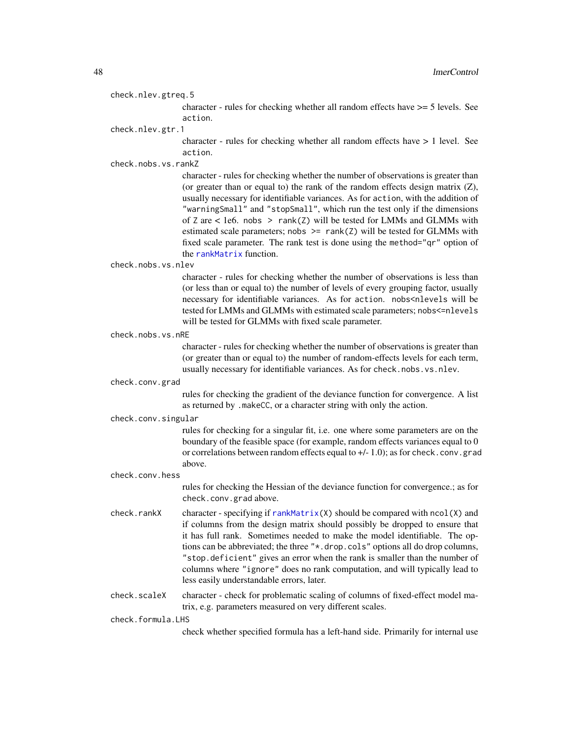`check.nlev.gtreq.5`
: character - rules for checking whether all random effects have >= 5 levels. See `action`.

`check.nlev.gtr.1`
: character - rules for checking whether all random effects have > 1 level. See `action`.

`check.nobs.vs.rankZ`
: character - rules for checking whether the number of observations is greater than (or greater than or equal to) the rank of the random effects design matrix (Z), usually necessary for identifiable variances. As for `action`, with the addition of `"warningSmall"` and `"stopSmall"`, which run the test only if the dimensions of `Z` are < 1e6. `nobs > rank(Z)` will be tested for LMMs and GLMMs with estimated scale parameters; `nobs >= rank(Z)` will be tested for GLMMs with fixed scale parameter. The rank test is done using the `method="qr"` option of the `rankMatrix` function.

`check.nobs.vs.nlev`
: character - rules for checking whether the number of observations is less than (or less than or equal to) the number of levels of every grouping factor, usually necessary for identifiable variances. As for `action`. `nobs<nlevels` will be tested for LMMs and GLMMs with estimated scale parameters; `nobs<=nlevels` will be tested for GLMMs with fixed scale parameter.

`check.nobs.vs.nRE`
: character - rules for checking whether the number of observations is greater than (or greater than or equal to) the number of random-effects levels for each term, usually necessary for identifiable variances. As for `check.nobs.vs.nlev`.

`check.conv.grad`
: rules for checking the gradient of the deviance function for convergence. A list as returned by `.makeCC`, or a character string with only the action.

`check.conv.singular`
: rules for checking for a singular fit, i.e. one where some parameters are on the boundary of the feasible space (for example, random effects variances equal to 0 or correlations between random effects equal to +/- 1.0); as for `check.conv.grad` above.

`check.conv.hess`
: rules for checking the Hessian of the deviance function for convergence.; as for `check.conv.grad` above.

`check.rankX`
: character - specifying if `rankMatrix(X)` should be compared with `ncol(X)` and if columns from the design matrix should possibly be dropped to ensure that it has full rank. Sometimes needed to make the model identifiable. The options can be abbreviated; the three `"*.drop.cols"` options all do drop columns, `"stop.deficient"` gives an error when the rank is smaller than the number of columns where `"ignore"` does no rank computation, and will typically lead to less easily understandable errors, later.

`check.scaleX`
: character - check for problematic scaling of columns of fixed-effect model matrix, e.g. parameters measured on very different scales.

`check.formula.LHS`
: check whether specified formula has a left-hand side. Primarily for internal use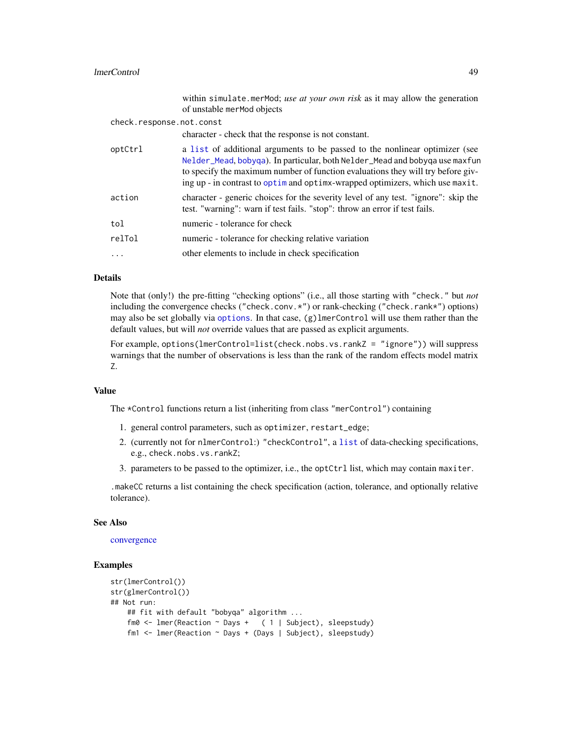within `simulate.merMod`; *use at your own risk* as it may allow the generation of unstable `merMod` objects

`check.response.not.const`
: character - check that the response is not constant.

`optCtrl`
: a `list` of additional arguments to be passed to the nonlinear optimizer (see `Nelder_Mead`, `bobyqa`). In particular, both `Nelder_Mead` and `bobyqa` use `maxfun` to specify the maximum number of function evaluations they will try before giving up - in contrast to `optim` and `optimx`-wrapped optimizers, which use `maxit`.

`action`
: character - generic choices for the severity level of any test. "ignore": skip the test. "warning": warn if test fails. "stop": throw an error if test fails.

`tol`
: numeric - tolerance for check

`relTol`
: numeric - tolerance for checking relative variation

`...`
: other elements to include in check specification

### Details

Note that (only!) the pre-fitting "checking options" (i.e., all those starting with `"check."` but *not* including the convergence checks (`"check.conv.*"`) or rank-checking (`"check.rank*"`) options) may also be set globally via `options`. In that case, `(g)lmerControl` will use them rather than the default values, but will *not* override values that are passed as explicit arguments.

For example, `options(lmerControl=list(check.nobs.vs.rankZ = "ignore"))` will suppress warnings that the number of observations is less than the rank of the random effects model matrix `Z`.

### Value

The `*Control` functions return a list (inheriting from class `"merControl"`) containing

1. general control parameters, such as `optimizer`, `restart_edge`;
2. (currently not for `nlmerControl`:) `"checkControl"`, a `list` of data-checking specifications, e.g., `check.nobs.vs.rankZ`;
3. parameters to be passed to the optimizer, i.e., the `optCtrl` list, which may contain `maxiter`.

`.makeCC` returns a list containing the check specification (action, tolerance, and optionally relative tolerance).

### See Also

convergence

### Examples

```
str(lmerControl())
str(glmerControl())
## Not run:
    ## fit with default "bobyqa" algorithm ...
    fm0 <- lmer(Reaction ~ Days +   ( 1 | Subject), sleepstudy)
    fm1 <- lmer(Reaction ~ Days + (Days | Subject), sleepstudy)
```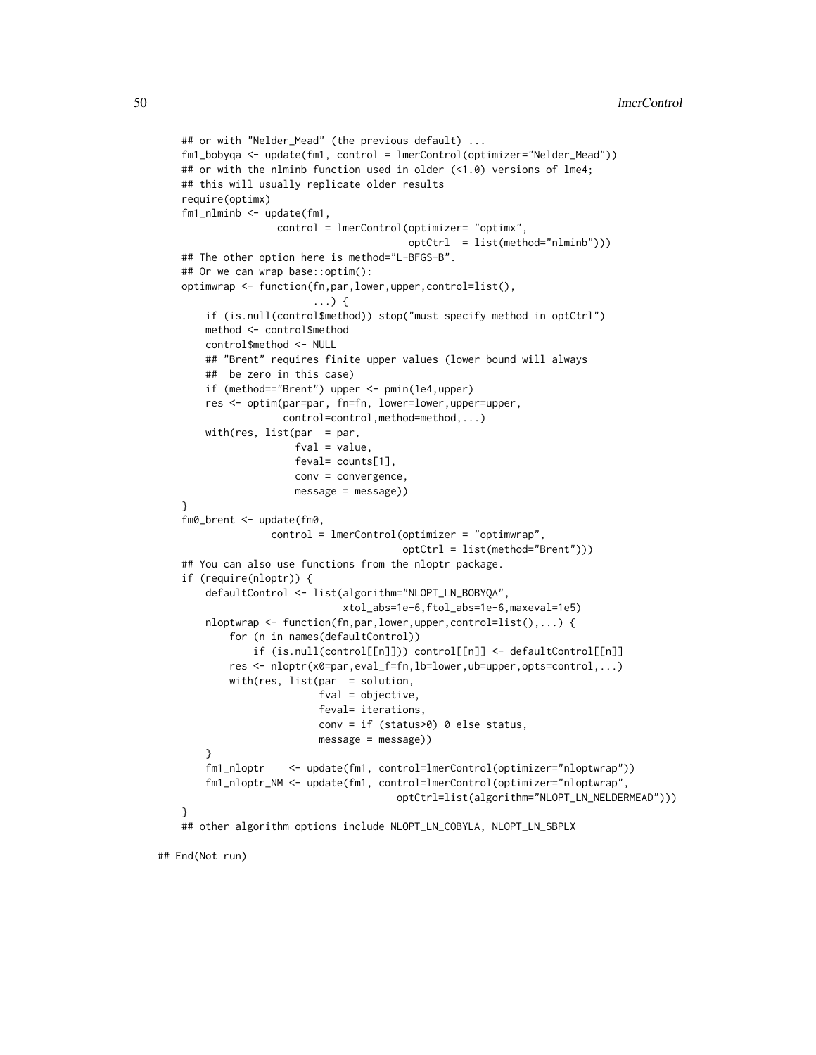```
## or with "Nelder_Mead" (the previous default) ...
fm1_bobyqa <- update(fm1, control = lmerControl(optimizer="Nelder_Mead"))
## or with the nlminb function used in older (<1.0) versions of lme4;
## this will usually replicate older results
require(optimx)
fm1_nlminb <- update(fm1,
                control = lmerControl(optimizer= "optimx",
                                      optCtrl  = list(method="nlminb")))
## The other option here is method="L-BFGS-B".
## Or we can wrap base::optim():
optimwrap <- function(fn,par,lower,upper,control=list(),
                      ...) {
    if (is.null(control$method)) stop("must specify method in optCtrl")
    method <- control$method
    control$method <- NULL
    ## "Brent" requires finite upper values (lower bound will always
    ##  be zero in this case)
    if (method=="Brent") upper <- pmin(1e4,upper)
    res <- optim(par=par, fn=fn, lower=lower,upper=upper,
                 control=control,method=method,...)
    with(res, list(par  = par,
                   fval = value,
                   feval= counts[1],
                   conv = convergence,
                   message = message))
}
fm0_brent <- update(fm0,
               control = lmerControl(optimizer = "optimwrap",
                                     optCtrl = list(method="Brent")))
## You can also use functions from the nloptr package.
if (require(nloptr)) {
    defaultControl <- list(algorithm="NLOPT_LN_BOBYQA",
                           xtol_abs=1e-6,ftol_abs=1e-6,maxeval=1e5)
    nloptwrap <- function(fn,par,lower,upper,control=list(),...) {
        for (n in names(defaultControl))
            if (is.null(control[[n]])) control[[n]] <- defaultControl[[n]]
        res <- nloptr(x0=par,eval_f=fn,lb=lower,ub=upper,opts=control,...)
        with(res, list(par  = solution,
                       fval = objective,
                       feval= iterations,
                       conv = if (status>0) 0 else status,
                       message = message))
    }
    fm1_nloptr    <- update(fm1, control=lmerControl(optimizer="nloptwrap"))
    fm1_nloptr_NM <- update(fm1, control=lmerControl(optimizer="nloptwrap",
                                    optCtrl=list(algorithm="NLOPT_LN_NELDERMEAD")))
}
## other algorithm options include NLOPT_LN_COBYLA, NLOPT_LN_SBPLX

## End(Not run)
```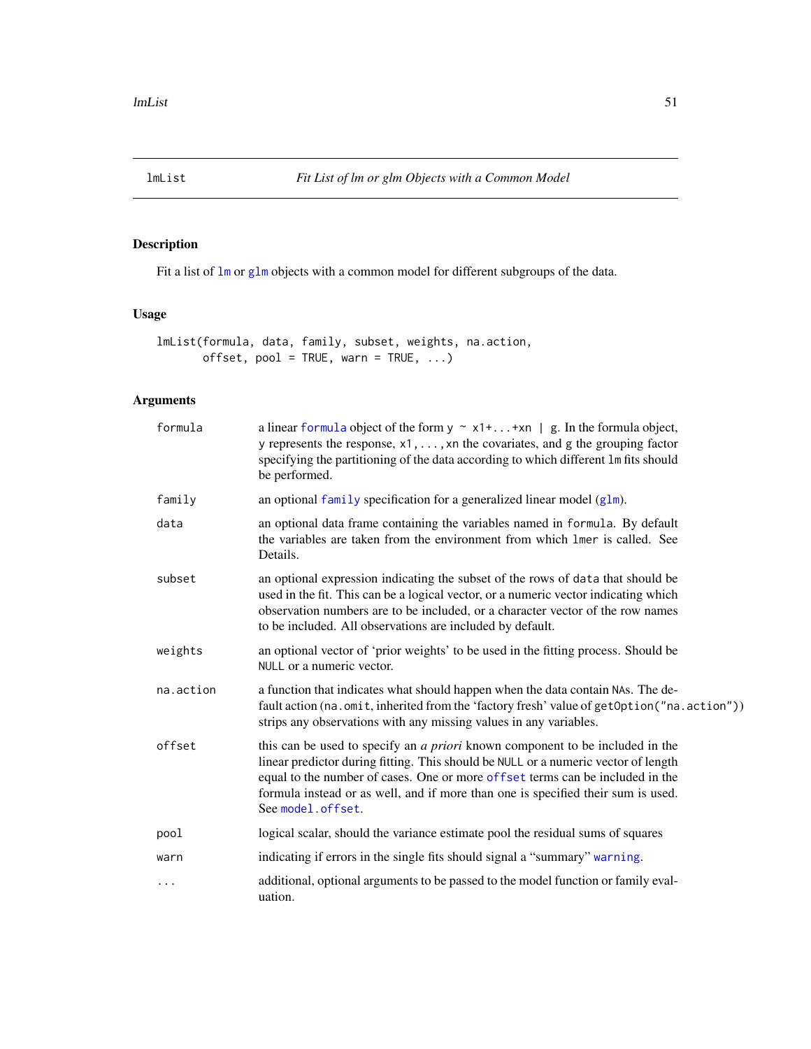## lmList — *Fit List of lm or glm Objects with a Common Model*

### Description

Fit a list of `lm` or `glm` objects with a common model for different subgroups of the data.

### Usage

```
lmList(formula, data, family, subset, weights, na.action,
       offset, pool = TRUE, warn = TRUE, ...)
```

### Arguments

| Argument | Description |
| --- | --- |
| `formula` | a linear `formula` object of the form `y ~ x1+...+xn | g`. In the formula object, `y` represents the response, `x1,...,xn` the covariates, and `g` the grouping factor specifying the partitioning of the data according to which different `lm` fits should be performed. |
| `family` | an optional `family` specification for a generalized linear model (`glm`). |
| `data` | an optional data frame containing the variables named in `formula`. By default the variables are taken from the environment from which `lmer` is called. See Details. |
| `subset` | an optional expression indicating the subset of the rows of `data` that should be used in the fit. This can be a logical vector, or a numeric vector indicating which observation numbers are to be included, or a character vector of the row names to be included. All observations are included by default. |
| `weights` | an optional vector of 'prior weights' to be used in the fitting process. Should be `NULL` or a numeric vector. |
| `na.action` | a function that indicates what should happen when the data contain `NA`s. The default action (`na.omit`, inherited from the 'factory fresh' value of `getOption("na.action")`) strips any observations with any missing values in any variables. |
| `offset` | this can be used to specify an *a priori* known component to be included in the linear predictor during fitting. This should be `NULL` or a numeric vector of length equal to the number of cases. One or more `offset` terms can be included in the formula instead or as well, and if more than one is specified their sum is used. See `model.offset`. |
| `pool` | logical scalar, should the variance estimate pool the residual sums of squares |
| `warn` | indicating if errors in the single fits should signal a "summary" `warning`. |
| `...` | additional, optional arguments to be passed to the model function or family evaluation. |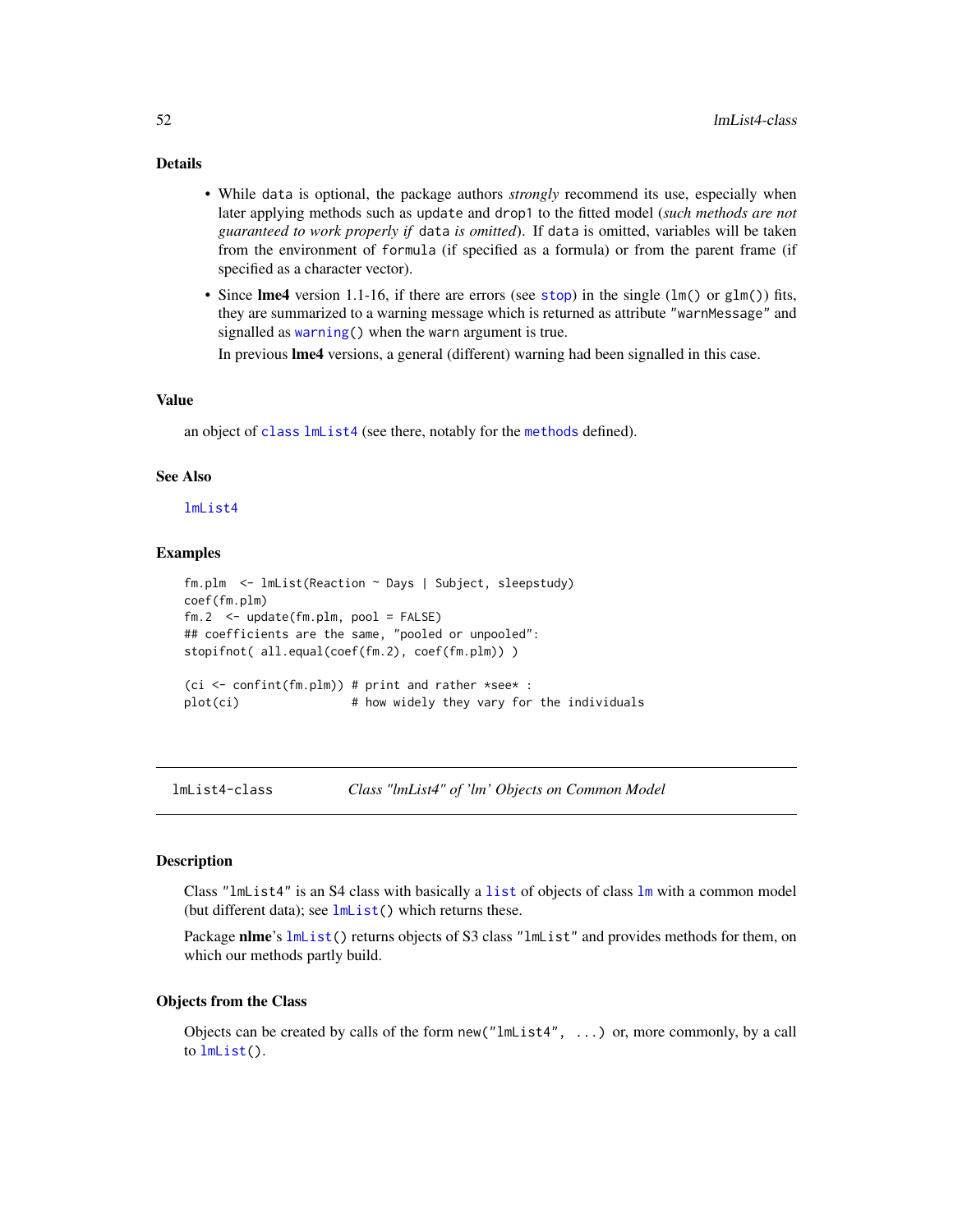## Details

- While `data` is optional, the package authors *strongly* recommend its use, especially when later applying methods such as `update` and `drop1` to the fitted model (*such methods are not guaranteed to work properly if* `data` *is omitted*). If `data` is omitted, variables will be taken from the environment of `formula` (if specified as a formula) or from the parent frame (if specified as a character vector).
- Since **lme4** version 1.1-16, if there are errors (see `stop`) in the single (`lm()` or `glm()`) fits, they are summarized to a warning message which is returned as attribute `"warnMessage"` and signalled as `warning()` when the `warn` argument is true.

  In previous **lme4** versions, a general (different) warning had been signalled in this case.

## Value

an object of `class` `lmList4` (see there, notably for the `methods` defined).

## See Also

`lmList4`

## Examples

```
fm.plm  <- lmList(Reaction ~ Days | Subject, sleepstudy)
coef(fm.plm)
fm.2  <- update(fm.plm, pool = FALSE)
## coefficients are the same, "pooled or unpooled":
stopifnot( all.equal(coef(fm.2), coef(fm.plm)) )

(ci <- confint(fm.plm)) # print and rather *see* :
plot(ci)                # how widely they vary for the individuals
```

---

# lmList4-class — *Class "lmList4" of 'lm' Objects on Common Model*

## Description

Class `"lmList4"` is an S4 class with basically a `list` of objects of class `lm` with a common model (but different data); see `lmList()` which returns these.

Package **nlme**'s `lmList()` returns objects of S3 class `"lmList"` and provides methods for them, on which our methods partly build.

## Objects from the Class

Objects can be created by calls of the form `new("lmList4", ...)` or, more commonly, by a call to `lmList()`.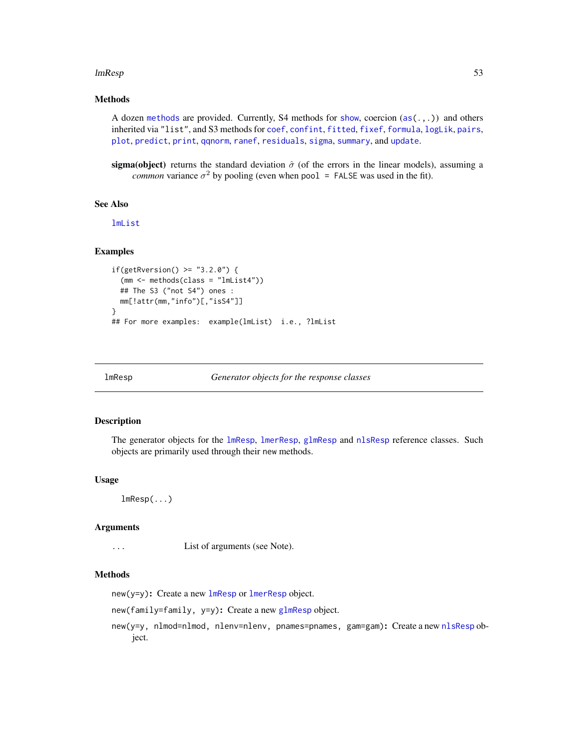### Methods

A dozen `methods` are provided. Currently, S4 methods for `show`, coercion (`as(.,.)`) and others inherited via `"list"`, and S3 methods for `coef`, `confint`, `fitted`, `fixef`, `formula`, `logLik`, `pairs`, `plot`, `predict`, `print`, `qqnorm`, `ranef`, `residuals`, `sigma`, `summary`, and `update`.

**sigma(object)** returns the standard deviation $\hat{\sigma}$ (of the errors in the linear models), assuming a *common* variance $\sigma^2$ by pooling (even when `pool = FALSE` was used in the fit).

### See Also

`lmList`

### Examples

```
if(getRversion() >= "3.2.0") {
  (mm <- methods(class = "lmList4"))
  ## The S3 ("not S4") ones :
  mm[!attr(mm,"info")[,"isS4"]]
}
## For more examples:  example(lmList)  i.e., ?lmList
```

---

## lmResp — *Generator objects for the response classes*

### Description

The generator objects for the `lmResp`, `lmerResp`, `glmResp` and `nlsResp` reference classes. Such objects are primarily used through their new methods.

### Usage

```
lmResp(...)
```

### Arguments

| | |
|---|---|
| `...` | List of arguments (see Note). |

### Methods

`new(y=y)`**:** Create a new `lmResp` or `lmerResp` object.

`new(family=family, y=y)`**:** Create a new `glmResp` object.

`new(y=y, nlmod=nlmod, nlenv=nlenv, pnames=pnames, gam=gam)`**:** Create a new `nlsResp` object.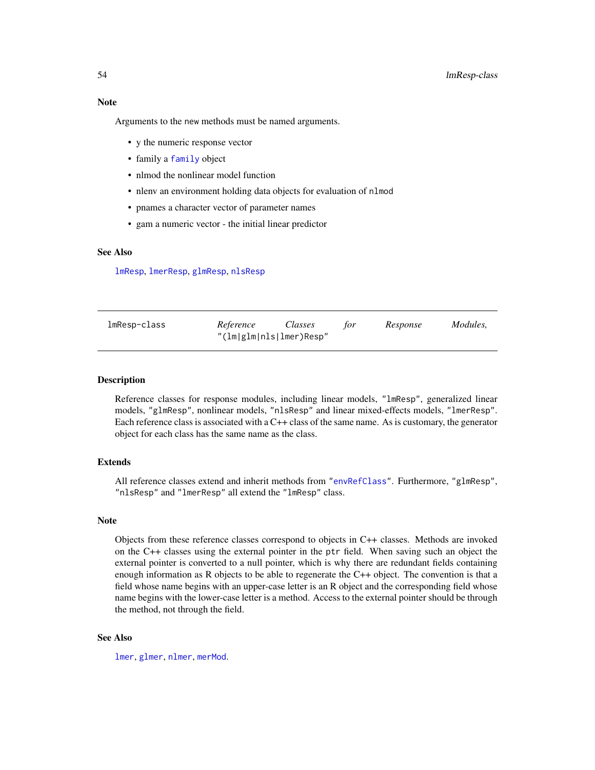## Note

Arguments to the new methods must be named arguments.

- y the numeric response vector
- family a `family` object
- nlmod the nonlinear model function
- nlenv an environment holding data objects for evaluation of `nlmod`
- pnames a character vector of parameter names
- gam a numeric vector - the initial linear predictor

## See Also

`lmResp`, `lmerResp`, `glmResp`, `nlsResp`

---

| `lmResp-class` | *Reference Classes for Response Modules,* `"(lm|glm|nls|lmer)Resp"` |
|---|---|

---

## Description

Reference classes for response modules, including linear models, `"lmResp"`, generalized linear models, `"glmResp"`, nonlinear models, `"nlsResp"` and linear mixed-effects models, `"lmerResp"`. Each reference class is associated with a C++ class of the same name. As is customary, the generator object for each class has the same name as the class.

## Extends

All reference classes extend and inherit methods from `"envRefClass"`. Furthermore, `"glmResp"`, `"nlsResp"` and `"lmerResp"` all extend the `"lmResp"` class.

## Note

Objects from these reference classes correspond to objects in C++ classes. Methods are invoked on the C++ classes using the external pointer in the `ptr` field. When saving such an object the external pointer is converted to a null pointer, which is why there are redundant fields containing enough information as R objects to be able to regenerate the C++ object. The convention is that a field whose name begins with an upper-case letter is an R object and the corresponding field whose name begins with the lower-case letter is a method. Access to the external pointer should be through the method, not through the field.

## See Also

`lmer`, `glmer`, `nlmer`, `merMod`.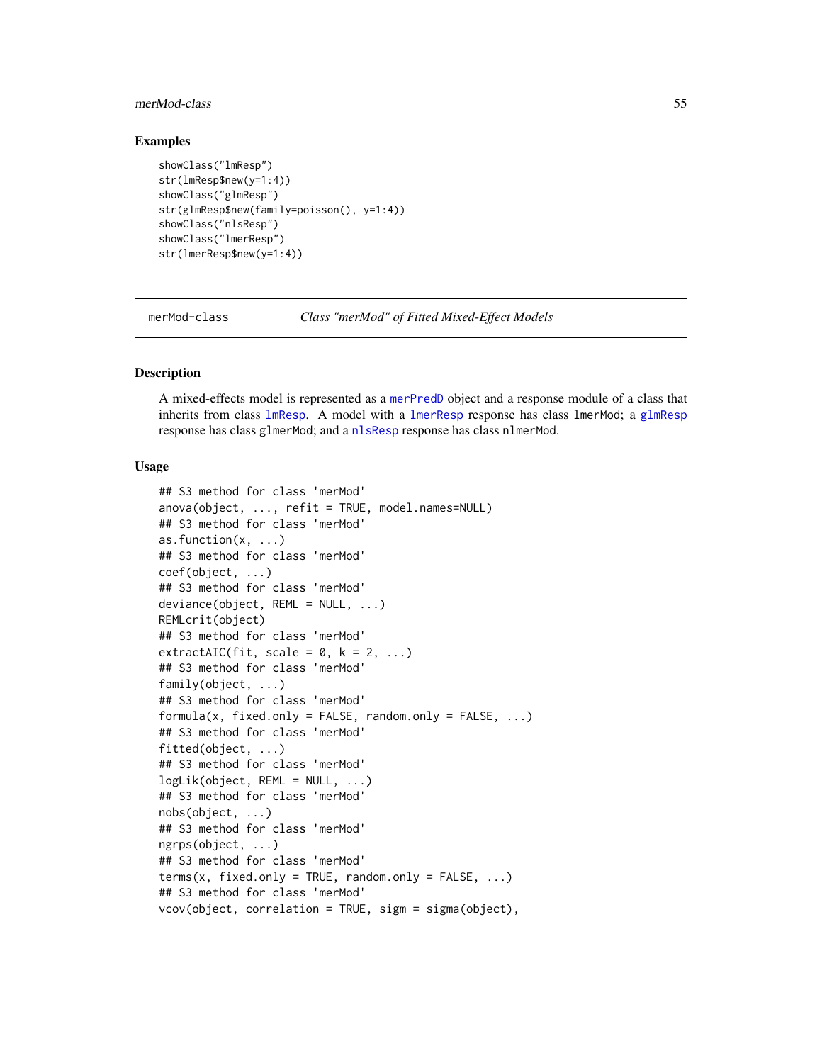### Examples

```
showClass("lmResp")
str(lmResp$new(y=1:4))
showClass("glmResp")
str(glmResp$new(family=poisson(), y=1:4))
showClass("nlsResp")
showClass("lmerResp")
str(lmerResp$new(y=1:4))
```

---

## merMod-class *Class "merMod" of Fitted Mixed-Effect Models*

---

### Description

A mixed-effects model is represented as a merPredD object and a response module of a class that inherits from class lmResp. A model with a lmerResp response has class lmerMod; a glmResp response has class glmerMod; and a nlsResp response has class nlmerMod.

### Usage

```
## S3 method for class 'merMod'
anova(object, ..., refit = TRUE, model.names=NULL)
## S3 method for class 'merMod'
as.function(x, ...)
## S3 method for class 'merMod'
coef(object, ...)
## S3 method for class 'merMod'
deviance(object, REML = NULL, ...)
REMLcrit(object)
## S3 method for class 'merMod'
extractAIC(fit, scale = 0, k = 2, ...)
## S3 method for class 'merMod'
family(object, ...)
## S3 method for class 'merMod'
formula(x, fixed.only = FALSE, random.only = FALSE, ...)
## S3 method for class 'merMod'
fitted(object, ...)
## S3 method for class 'merMod'
logLik(object, REML = NULL, ...)
## S3 method for class 'merMod'
nobs(object, ...)
## S3 method for class 'merMod'
ngrps(object, ...)
## S3 method for class 'merMod'
terms(x, fixed.only = TRUE, random.only = FALSE, ...)
## S3 method for class 'merMod'
vcov(object, correlation = TRUE, sigm = sigma(object),
```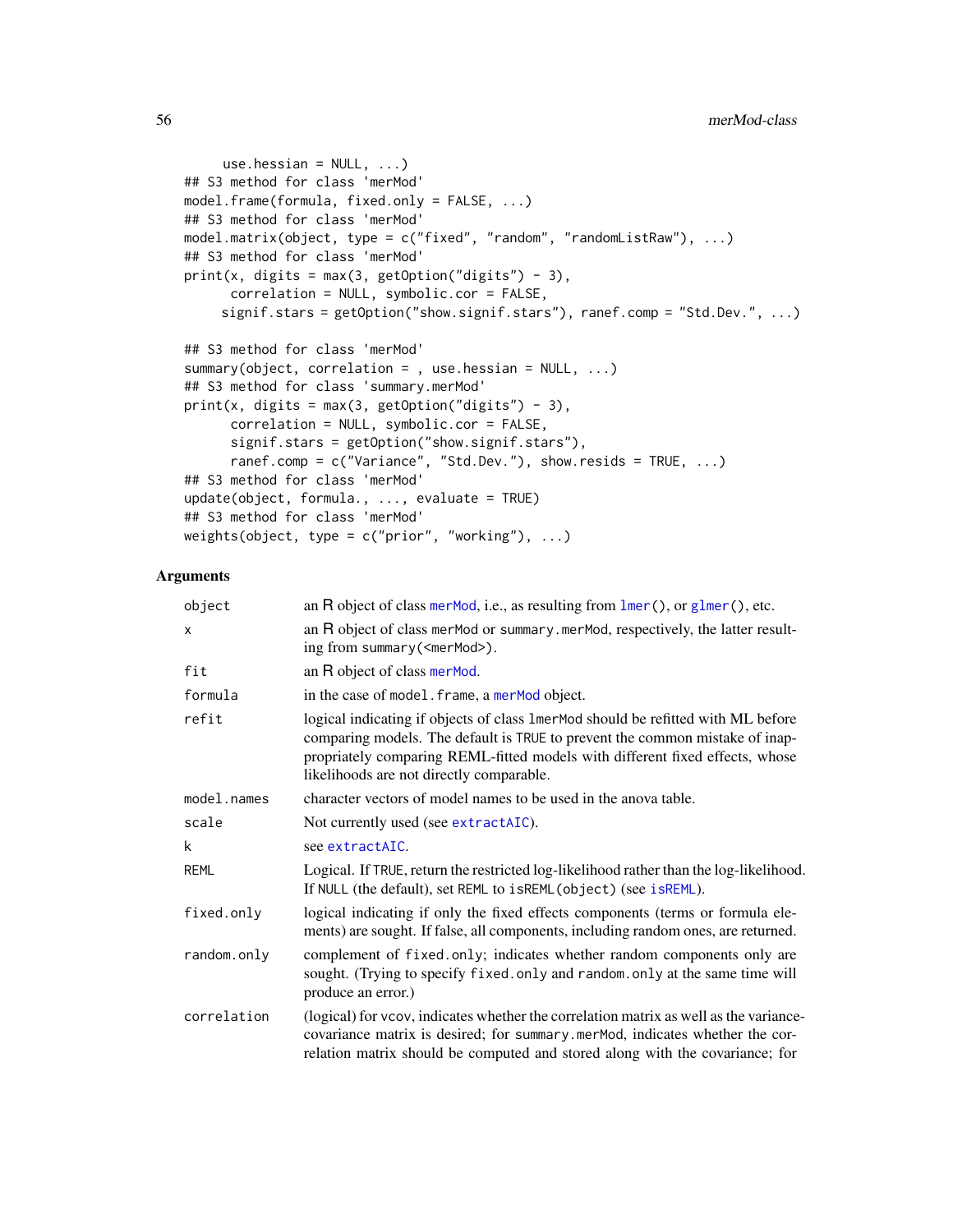```
     use.hessian = NULL, ...)
## S3 method for class 'merMod'
model.frame(formula, fixed.only = FALSE, ...)
## S3 method for class 'merMod'
model.matrix(object, type = c("fixed", "random", "randomListRaw"), ...)
## S3 method for class 'merMod'
print(x, digits = max(3, getOption("digits") - 3),
      correlation = NULL, symbolic.cor = FALSE,
     signif.stars = getOption("show.signif.stars"), ranef.comp = "Std.Dev.", ...)

## S3 method for class 'merMod'
summary(object, correlation = , use.hessian = NULL, ...)
## S3 method for class 'summary.merMod'
print(x, digits = max(3, getOption("digits") - 3),
      correlation = NULL, symbolic.cor = FALSE,
      signif.stars = getOption("show.signif.stars"),
      ranef.comp = c("Variance", "Std.Dev."), show.resids = TRUE, ...)
## S3 method for class 'merMod'
update(object, formula., ..., evaluate = TRUE)
## S3 method for class 'merMod'
weights(object, type = c("prior", "working"), ...)
```

## Arguments

| | |
|---|---|
| `object` | an R object of class `merMod`, i.e., as resulting from `lmer()`, or `glmer()`, etc. |
| `x` | an R object of class `merMod` or `summary.merMod`, respectively, the latter resulting from `summary(<merMod>)`. |
| `fit` | an R object of class `merMod`. |
| `formula` | in the case of `model.frame`, a `merMod` object. |
| `refit` | logical indicating if objects of class `lmerMod` should be refitted with ML before comparing models. The default is `TRUE` to prevent the common mistake of inappropriately comparing REML-fitted models with different fixed effects, whose likelihoods are not directly comparable. |
| `model.names` | character vectors of model names to be used in the anova table. |
| `scale` | Not currently used (see `extractAIC`). |
| `k` | see `extractAIC`. |
| `REML` | Logical. If `TRUE`, return the restricted log-likelihood rather than the log-likelihood. If `NULL` (the default), set `REML` to `isREML(object)` (see `isREML`). |
| `fixed.only` | logical indicating if only the fixed effects components (terms or formula elements) are sought. If false, all components, including random ones, are returned. |
| `random.only` | complement of `fixed.only`; indicates whether random components only are sought. (Trying to specify `fixed.only` and `random.only` at the same time will produce an error.) |
| `correlation` | (logical) for `vcov`, indicates whether the correlation matrix as well as the variance-covariance matrix is desired; for `summary.merMod`, indicates whether the correlation matrix should be computed and stored along with the covariance; for |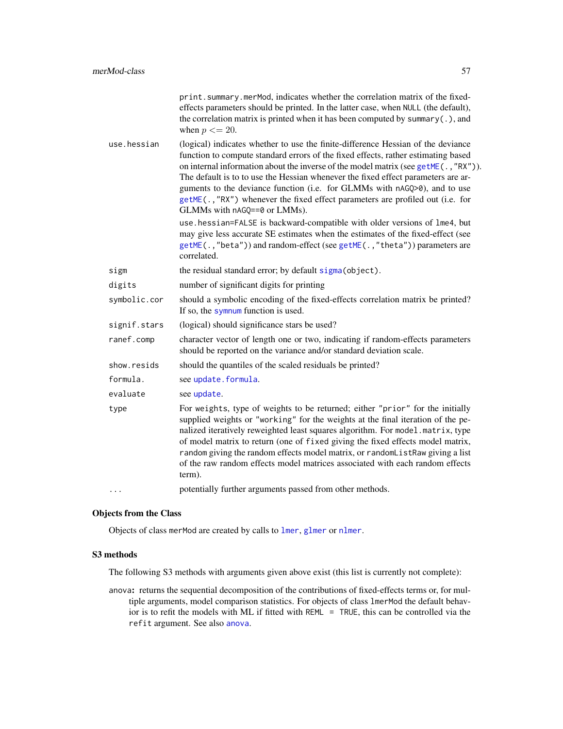`print.summary.merMod`, indicates whether the correlation matrix of the fixed-effects parameters should be printed. In the latter case, when `NULL` (the default), the correlation matrix is printed when it has been computed by `summary(.)`, and when $p <= 20$.

**use.hessian**
: (logical) indicates whether to use the finite-difference Hessian of the deviance function to compute standard errors of the fixed effects, rather estimating based on internal information about the inverse of the model matrix (see `getME(.,"RX")`). The default is to to use the Hessian whenever the fixed effect parameters are arguments to the deviance function (i.e. for GLMMs with `nAGQ>0`), and to use `getME(.,"RX")` whenever the fixed effect parameters are profiled out (i.e. for GLMMs with `nAGQ==0` or LMMs).

  `use.hessian=FALSE` is backward-compatible with older versions of `lme4`, but may give less accurate SE estimates when the estimates of the fixed-effect (see `getME(.,"beta")`) and random-effect (see `getME(.,"theta")`) parameters are correlated.

**sigm**
: the residual standard error; by default `sigma(object)`.

**digits**
: number of significant digits for printing

**symbolic.cor**
: should a symbolic encoding of the fixed-effects correlation matrix be printed? If so, the `symnum` function is used.

**signif.stars**
: (logical) should significance stars be used?

**ranef.comp**
: character vector of length one or two, indicating if random-effects parameters should be reported on the variance and/or standard deviation scale.

**show.resids**
: should the quantiles of the scaled residuals be printed?

**formula.**
: see `update.formula`.

**evaluate**
: see `update`.

**type**
: For `weights`, type of weights to be returned; either `"prior"` for the initially supplied weights or `"working"` for the weights at the final iteration of the penalized iteratively reweighted least squares algorithm. For `model.matrix`, type of model matrix to return (one of `fixed` giving the fixed effects model matrix, `random` giving the random effects model matrix, or `randomListRaw` giving a list of the raw random effects model matrices associated with each random effects term).

**...**
: potentially further arguments passed from other methods.

### Objects from the Class

Objects of class `merMod` are created by calls to `lmer`, `glmer` or `nlmer`.

### S3 methods

The following S3 methods with arguments given above exist (this list is currently not complete):

`anova`: returns the sequential decomposition of the contributions of fixed-effects terms or, for multiple arguments, model comparison statistics. For objects of class `lmerMod` the default behavior is to refit the models with ML if fitted with `REML = TRUE`, this can be controlled via the `refit` argument. See also `anova`.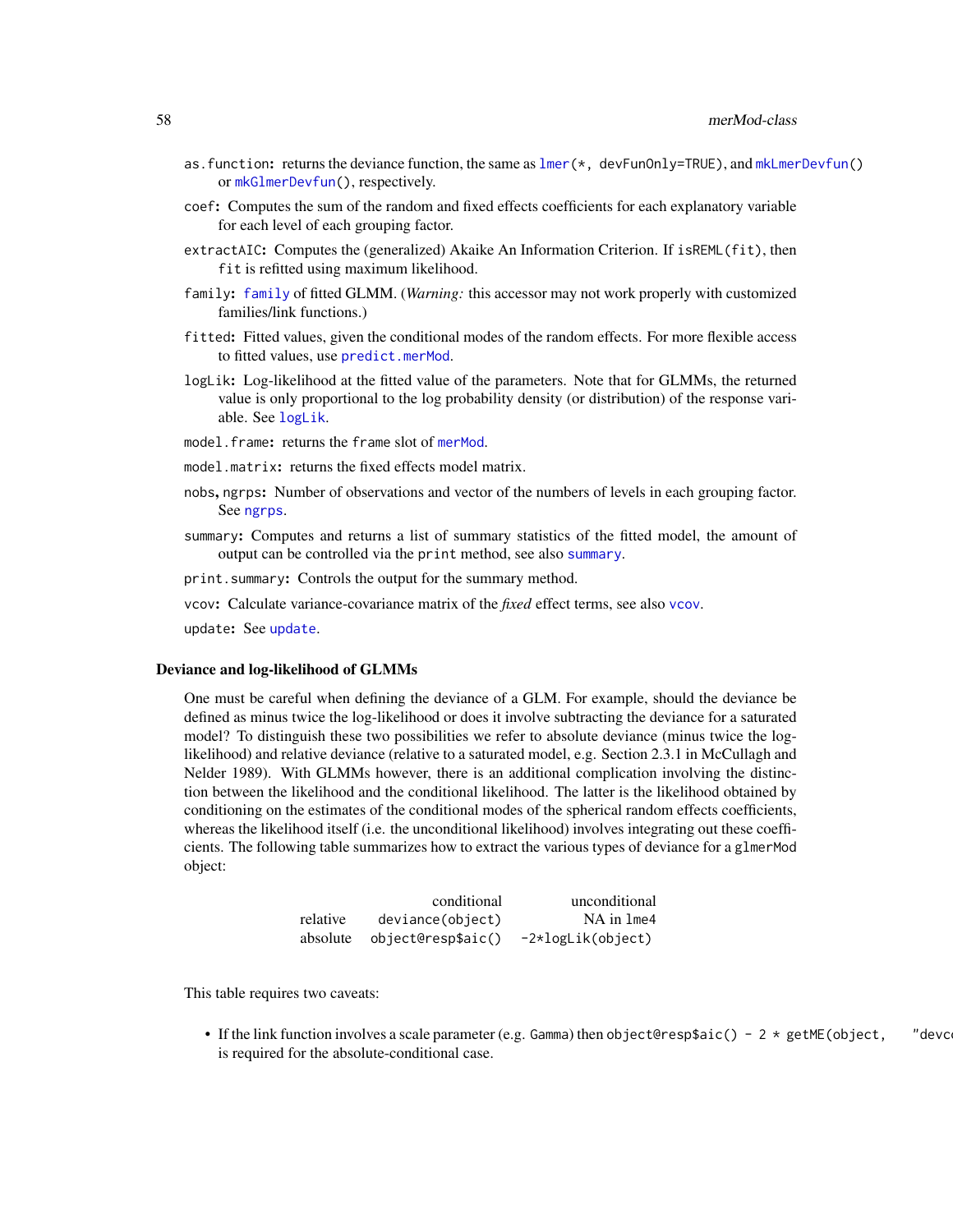as.function: returns the deviance function, the same as lmer(*, devFunOnly=TRUE), and mkLmerDevfun() or mkGlmerDevfun(), respectively.

coef: Computes the sum of the random and fixed effects coefficients for each explanatory variable for each level of each grouping factor.

extractAIC: Computes the (generalized) Akaike An Information Criterion. If isREML(fit), then fit is refitted using maximum likelihood.

family: family of fitted GLMM. (*Warning:* this accessor may not work properly with customized families/link functions.)

fitted: Fitted values, given the conditional modes of the random effects. For more flexible access to fitted values, use predict.merMod.

logLik: Log-likelihood at the fitted value of the parameters. Note that for GLMMs, the returned value is only proportional to the log probability density (or distribution) of the response variable. See logLik.

model.frame: returns the frame slot of merMod.

model.matrix: returns the fixed effects model matrix.

nobs, ngrps: Number of observations and vector of the numbers of levels in each grouping factor. See ngrps.

summary: Computes and returns a list of summary statistics of the fitted model, the amount of output can be controlled via the print method, see also summary.

print.summary: Controls the output for the summary method.

vcov: Calculate variance-covariance matrix of the *fixed* effect terms, see also vcov.

update: See update.

### Deviance and log-likelihood of GLMMs

One must be careful when defining the deviance of a GLM. For example, should the deviance be defined as minus twice the log-likelihood or does it involve subtracting the deviance for a saturated model? To distinguish these two possibilities we refer to absolute deviance (minus twice the log-likelihood) and relative deviance (relative to a saturated model, e.g. Section 2.3.1 in McCullagh and Nelder 1989). With GLMMs however, there is an additional complication involving the distinction between the likelihood and the conditional likelihood. The latter is the likelihood obtained by conditioning on the estimates of the conditional modes of the spherical random effects coefficients, whereas the likelihood itself (i.e. the unconditional likelihood) involves integrating out these coefficients. The following table summarizes how to extract the various types of deviance for a glmerMod object:

| | conditional | unconditional |
|---|---|---|
| relative | deviance(object) | NA in lme4 |
| absolute | object@resp$aic() | -2*logLik(object) |

This table requires two caveats:

- If the link function involves a scale parameter (e.g. Gamma) then object@resp$aic() - 2 * getME(object, "devc is required for the absolute-conditional case.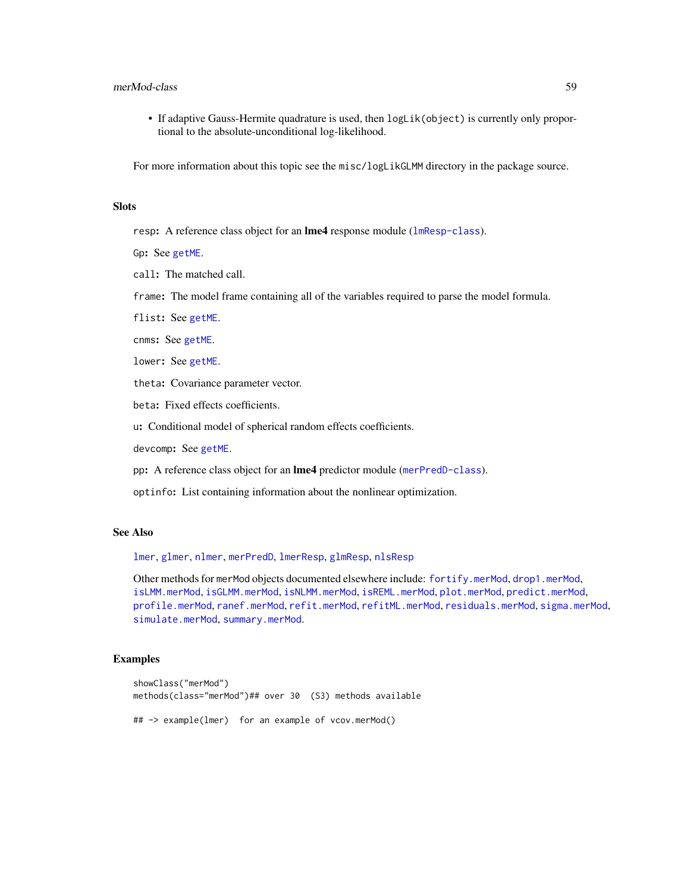- If adaptive Gauss-Hermite quadrature is used, then `logLik(object)` is currently only proportional to the absolute-unconditional log-likelihood.

For more information about this topic see the `misc/logLikGLMM` directory in the package source.

## Slots

`resp`: A reference class object for an **lme4** response module (`lmResp-class`).

`Gp`: See `getME`.

`call`: The matched call.

`frame`: The model frame containing all of the variables required to parse the model formula.

`flist`: See `getME`.

`cnms`: See `getME`.

`lower`: See `getME`.

`theta`: Covariance parameter vector.

`beta`: Fixed effects coefficients.

`u`: Conditional model of spherical random effects coefficients.

`devcomp`: See `getME`.

`pp`: A reference class object for an **lme4** predictor module (`merPredD-class`).

`optinfo`: List containing information about the nonlinear optimization.

## See Also

`lmer`, `glmer`, `nlmer`, `merPredD`, `lmerResp`, `glmResp`, `nlsResp`

Other methods for `merMod` objects documented elsewhere include: `fortify.merMod`, `drop1.merMod`, `isLMM.merMod`, `isGLMM.merMod`, `isNLMM.merMod`, `isREML.merMod`, `plot.merMod`, `predict.merMod`, `profile.merMod`, `ranef.merMod`, `refit.merMod`, `refitML.merMod`, `residuals.merMod`, `sigma.merMod`, `simulate.merMod`, `summary.merMod`.

## Examples

```
showClass("merMod")
methods(class="merMod")## over 30  (S3) methods available

## -> example(lmer)  for an example of vcov.merMod()
```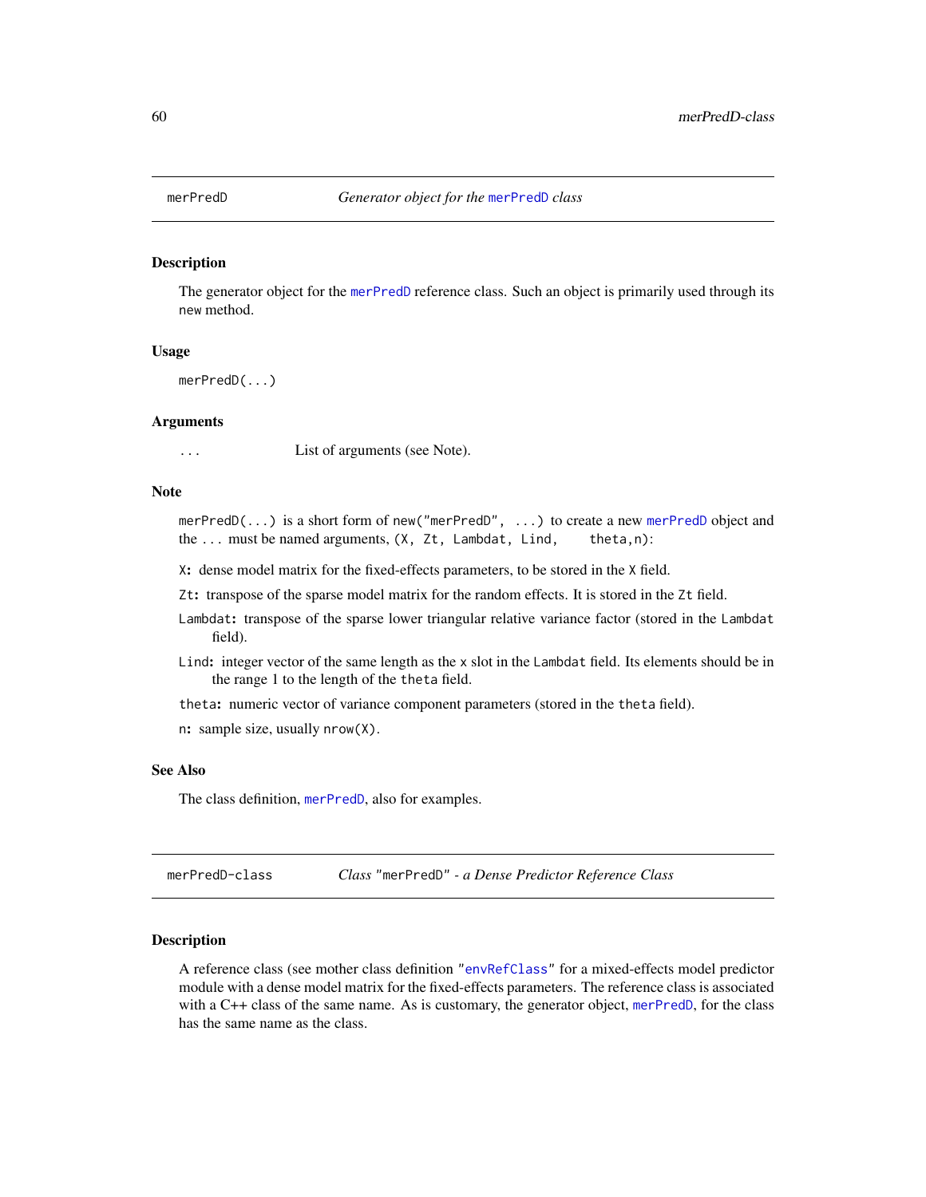## merPredD — *Generator object for the merPredD class*

### Description

The generator object for the merPredD reference class. Such an object is primarily used through its new method.

### Usage

```
merPredD(...)
```

### Arguments

`...` List of arguments (see Note).

### Note

`merPredD(...)` is a short form of `new("merPredD", ...)` to create a new merPredD object and the `...` must be named arguments, (`X, Zt, Lambdat, Lind, theta,n`):

`X`: dense model matrix for the fixed-effects parameters, to be stored in the `X` field.

`Zt`: transpose of the sparse model matrix for the random effects. It is stored in the `Zt` field.

`Lambdat`: transpose of the sparse lower triangular relative variance factor (stored in the `Lambdat` field).

`Lind`: integer vector of the same length as the `x` slot in the `Lambdat` field. Its elements should be in the range 1 to the length of the `theta` field.

`theta`: numeric vector of variance component parameters (stored in the `theta` field).

`n`: sample size, usually `nrow(X)`.

### See Also

The class definition, merPredD, also for examples.

## merPredD-class — *Class "merPredD" - a Dense Predictor Reference Class*

### Description

A reference class (see mother class definition "envRefClass" for a mixed-effects model predictor module with a dense model matrix for the fixed-effects parameters. The reference class is associated with a C++ class of the same name. As is customary, the generator object, merPredD, for the class has the same name as the class.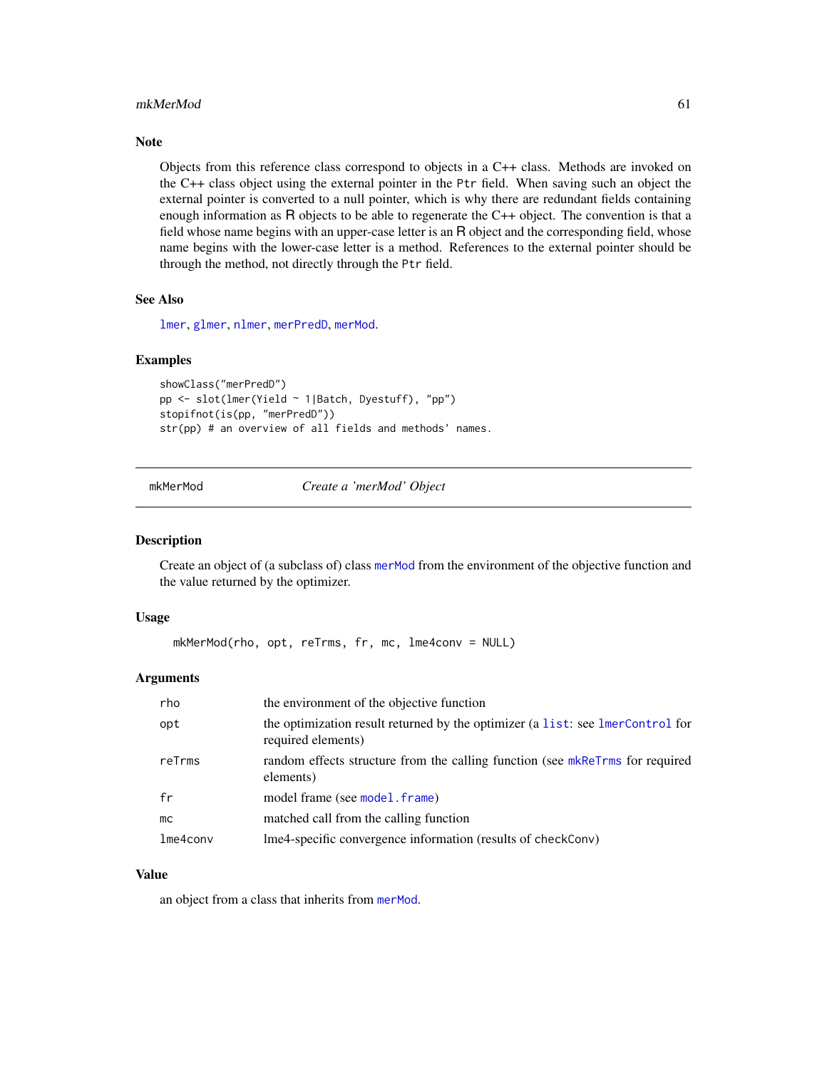## Note

Objects from this reference class correspond to objects in a C++ class. Methods are invoked on the C++ class object using the external pointer in the `Ptr` field. When saving such an object the external pointer is converted to a null pointer, which is why there are redundant fields containing enough information as R objects to be able to regenerate the C++ object. The convention is that a field whose name begins with an upper-case letter is an R object and the corresponding field, whose name begins with the lower-case letter is a method. References to the external pointer should be through the method, not directly through the `Ptr` field.

## See Also

`lmer`, `glmer`, `nlmer`, `merPredD`, `merMod`.

## Examples

```
showClass("merPredD")
pp <- slot(lmer(Yield ~ 1|Batch, Dyestuff), "pp")
stopifnot(is(pp, "merPredD"))
str(pp) # an overview of all fields and methods' names.
```

---

# mkMerMod — *Create a 'merMod' Object*

## Description

Create an object of (a subclass of) class `merMod` from the environment of the objective function and the value returned by the optimizer.

## Usage

```
mkMerMod(rho, opt, reTrms, fr, mc, lme4conv = NULL)
```

## Arguments

| | |
|---|---|
| `rho` | the environment of the objective function |
| `opt` | the optimization result returned by the optimizer (a `list`: see `lmerControl` for required elements) |
| `reTrms` | random effects structure from the calling function (see `mkReTrms` for required elements) |
| `fr` | model frame (see `model.frame`) |
| `mc` | matched call from the calling function |
| `lme4conv` | lme4-specific convergence information (results of checkConv) |

## Value

an object from a class that inherits from `merMod`.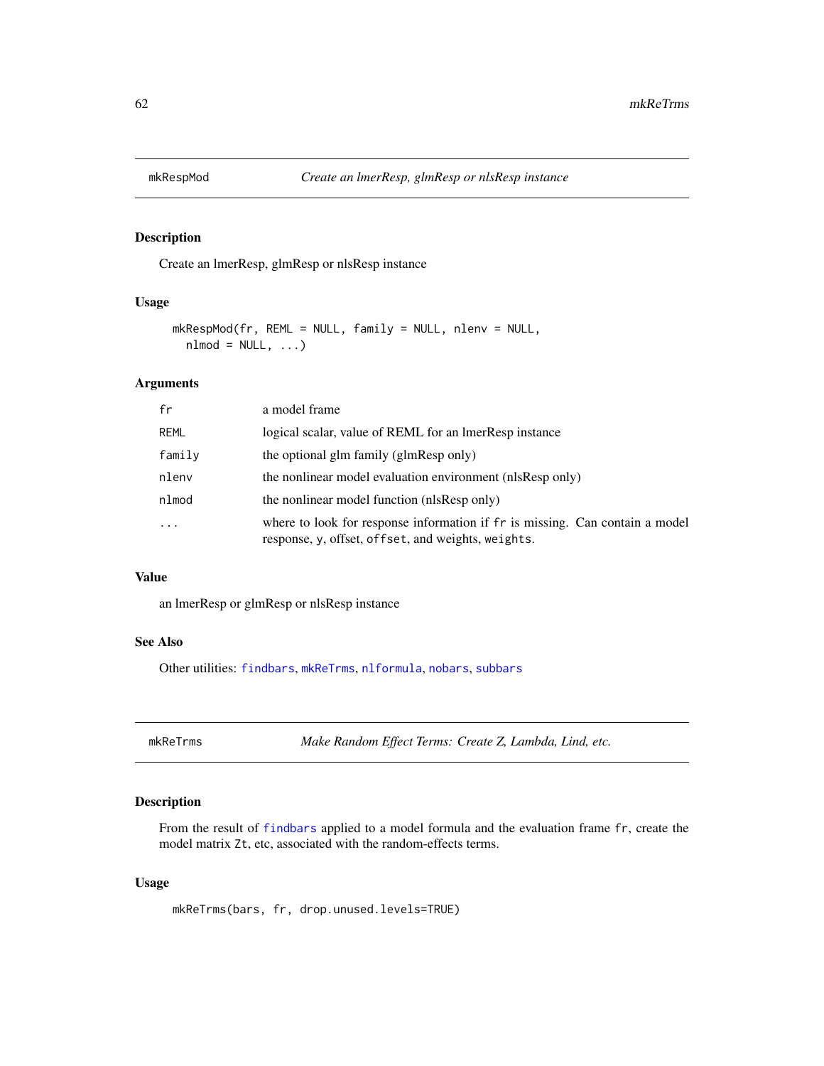## mkRespMod — *Create an lmerResp, glmResp or nlsResp instance*

### Description

Create an lmerResp, glmResp or nlsResp instance

### Usage

```
mkRespMod(fr, REML = NULL, family = NULL, nlenv = NULL,
  nlmod = NULL, ...)
```

### Arguments

| | |
|---|---|
| `fr` | a model frame |
| `REML` | logical scalar, value of REML for an lmerResp instance |
| `family` | the optional glm family (glmResp only) |
| `nlenv` | the nonlinear model evaluation environment (nlsResp only) |
| `nlmod` | the nonlinear model function (nlsResp only) |
| `...` | where to look for response information if `fr` is missing. Can contain a model response, `y`, offset, `offset`, and weights, `weights`. |

### Value

an lmerResp or glmResp or nlsResp instance

### See Also

Other utilities: `findbars`, `mkReTrms`, `nlformula`, `nobars`, `subbars`

## mkReTrms — *Make Random Effect Terms: Create Z, Lambda, Lind, etc.*

### Description

From the result of `findbars` applied to a model formula and the evaluation frame `fr`, create the model matrix `Zt`, etc, associated with the random-effects terms.

### Usage

```
mkReTrms(bars, fr, drop.unused.levels=TRUE)
```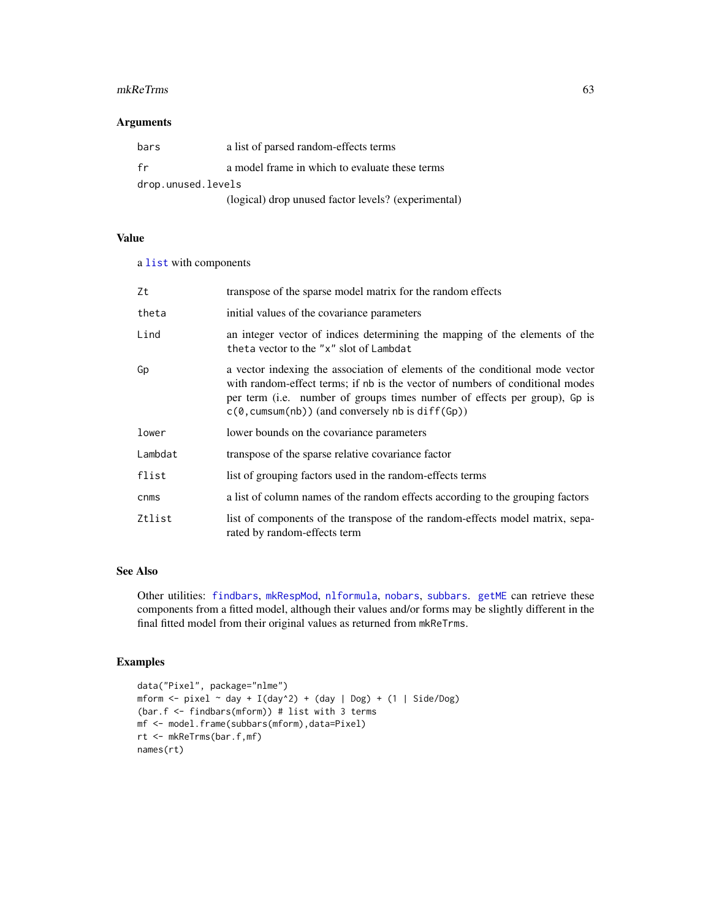## Arguments

| | |
|---|---|
| `bars` | a list of parsed random-effects terms |
| `fr` | a model frame in which to evaluate these terms |
| `drop.unused.levels` | (logical) drop unused factor levels? (experimental) |

## Value

a `list` with components

| | |
|---|---|
| `Zt` | transpose of the sparse model matrix for the random effects |
| `theta` | initial values of the covariance parameters |
| `Lind` | an integer vector of indices determining the mapping of the elements of the `theta` vector to the `"x"` slot of `Lambdat` |
| `Gp` | a vector indexing the association of elements of the conditional mode vector with random-effect terms; if `nb` is the vector of numbers of conditional modes per term (i.e. number of groups times number of effects per group), `Gp` is `c(0,cumsum(nb))` (and conversely `nb` is `diff(Gp)`) |
| `lower` | lower bounds on the covariance parameters |
| `Lambdat` | transpose of the sparse relative covariance factor |
| `flist` | list of grouping factors used in the random-effects terms |
| `cnms` | a list of column names of the random effects according to the grouping factors |
| `Ztlist` | list of components of the transpose of the random-effects model matrix, separated by random-effects term |

## See Also

Other utilities: `findbars`, `mkRespMod`, `nlformula`, `nobars`, `subbars`. `getME` can retrieve these components from a fitted model, although their values and/or forms may be slightly different in the final fitted model from their original values as returned from `mkReTrms`.

## Examples

```
data("Pixel", package="nlme")
mform <- pixel ~ day + I(day^2) + (day | Dog) + (1 | Side/Dog)
(bar.f <- findbars(mform)) # list with 3 terms
mf <- model.frame(subbars(mform),data=Pixel)
rt <- mkReTrms(bar.f,mf)
names(rt)
```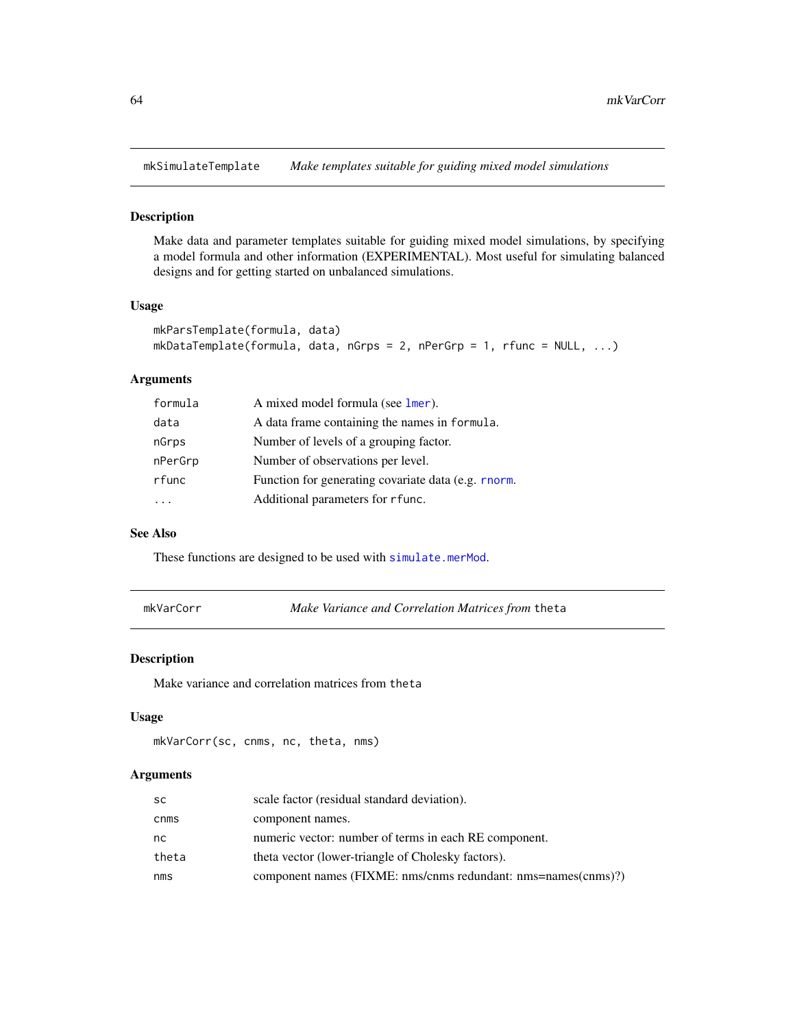## mkSimulateTemplate *Make templates suitable for guiding mixed model simulations*

### Description

Make data and parameter templates suitable for guiding mixed model simulations, by specifying a model formula and other information (EXPERIMENTAL). Most useful for simulating balanced designs and for getting started on unbalanced simulations.

### Usage

```
mkParsTemplate(formula, data)
mkDataTemplate(formula, data, nGrps = 2, nPerGrp = 1, rfunc = NULL, ...)
```

### Arguments

| | |
|---|---|
| `formula` | A mixed model formula (see `lmer`). |
| `data` | A data frame containing the names in `formula`. |
| `nGrps` | Number of levels of a grouping factor. |
| `nPerGrp` | Number of observations per level. |
| `rfunc` | Function for generating covariate data (e.g. `rnorm`. |
| `...` | Additional parameters for `rfunc`. |

### See Also

These functions are designed to be used with `simulate.merMod`.

## mkVarCorr *Make Variance and Correlation Matrices from* `theta`

### Description

Make variance and correlation matrices from `theta`

### Usage

```
mkVarCorr(sc, cnms, nc, theta, nms)
```

### Arguments

| | |
|---|---|
| `sc` | scale factor (residual standard deviation). |
| `cnms` | component names. |
| `nc` | numeric vector: number of terms in each RE component. |
| `theta` | theta vector (lower-triangle of Cholesky factors). |
| `nms` | component names (FIXME: nms/cnms redundant: nms=names(cnms)?) |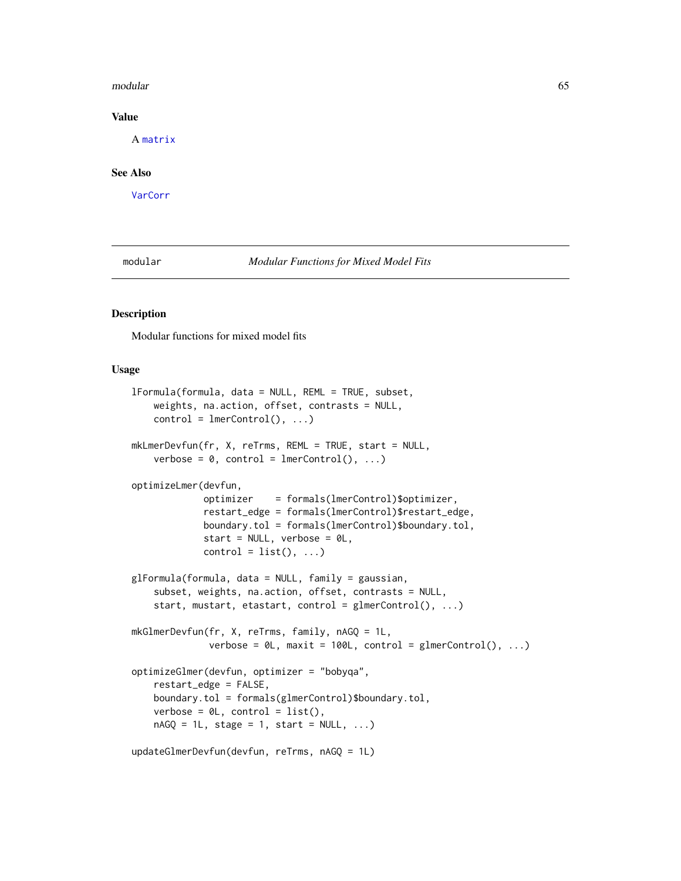## Value

A matrix

## See Also

VarCorr

---

modular *Modular Functions for Mixed Model Fits*

---

## Description

Modular functions for mixed model fits

## Usage

```
lFormula(formula, data = NULL, REML = TRUE, subset,
    weights, na.action, offset, contrasts = NULL,
    control = lmerControl(), ...)

mkLmerDevfun(fr, X, reTrms, REML = TRUE, start = NULL,
    verbose = 0, control = lmerControl(), ...)

optimizeLmer(devfun,
             optimizer    = formals(lmerControl)$optimizer,
             restart_edge = formals(lmerControl)$restart_edge,
             boundary.tol = formals(lmerControl)$boundary.tol,
             start = NULL, verbose = 0L,
             control = list(), ...)

glFormula(formula, data = NULL, family = gaussian,
    subset, weights, na.action, offset, contrasts = NULL,
    start, mustart, etastart, control = glmerControl(), ...)

mkGlmerDevfun(fr, X, reTrms, family, nAGQ = 1L,
              verbose = 0L, maxit = 100L, control = glmerControl(), ...)

optimizeGlmer(devfun, optimizer = "bobyqa",
    restart_edge = FALSE,
    boundary.tol = formals(glmerControl)$boundary.tol,
    verbose = 0L, control = list(),
    nAGQ = 1L, stage = 1, start = NULL, ...)

updateGlmerDevfun(devfun, reTrms, nAGQ = 1L)
```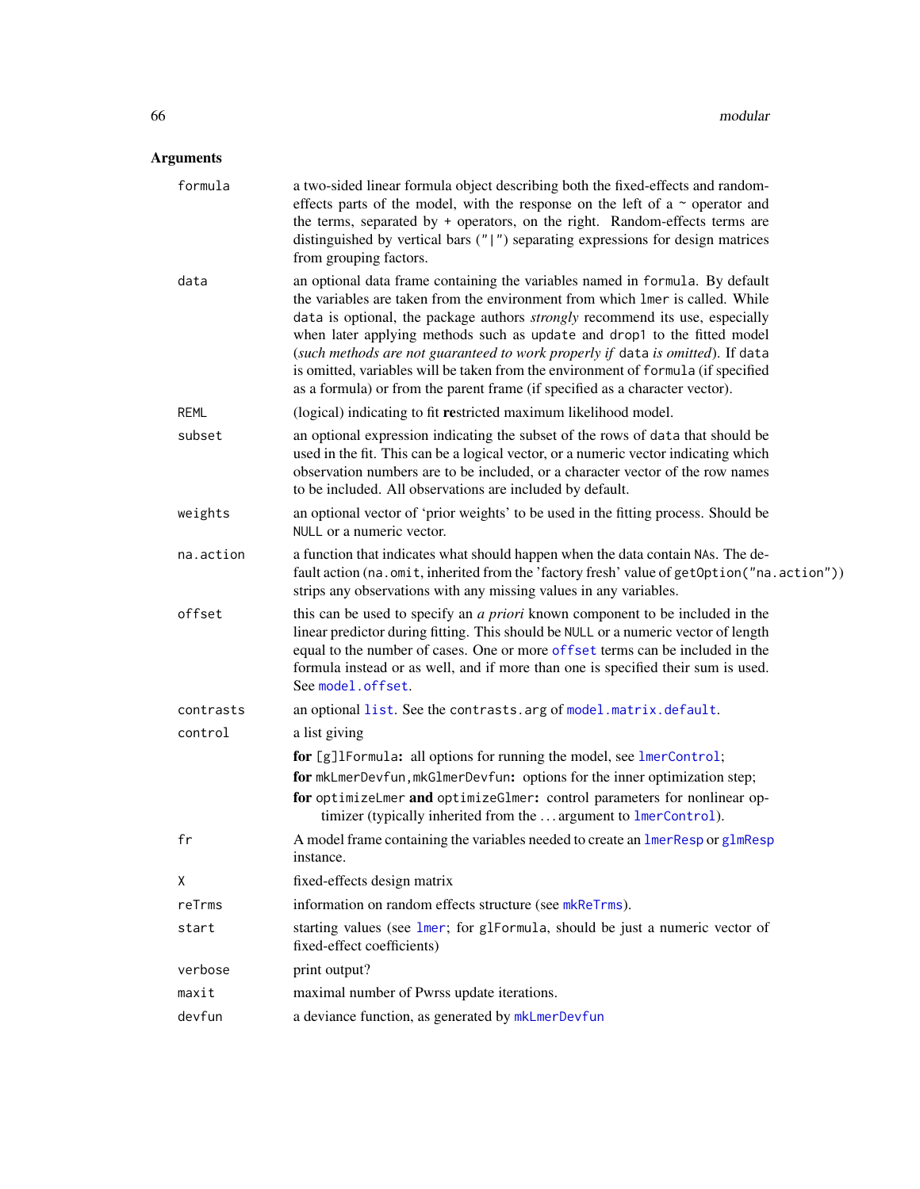## Arguments

| | |
|---|---|
| `formula` | a two-sided linear formula object describing both the fixed-effects and random-effects parts of the model, with the response on the left of a `~` operator and the terms, separated by `+` operators, on the right. Random-effects terms are distinguished by vertical bars (`"|"`) separating expressions for design matrices from grouping factors. |
| `data` | an optional data frame containing the variables named in `formula`. By default the variables are taken from the environment from which `lmer` is called. While `data` is optional, the package authors *strongly* recommend its use, especially when later applying methods such as `update` and `drop1` to the fitted model (*such methods are not guaranteed to work properly if* `data` *is omitted*). If `data` is omitted, variables will be taken from the environment of `formula` (if specified as a formula) or from the parent frame (if specified as a character vector). |
| `REML` | (logical) indicating to fit **re**stricted maximum likelihood model. |
| `subset` | an optional expression indicating the subset of the rows of `data` that should be used in the fit. This can be a logical vector, or a numeric vector indicating which observation numbers are to be included, or a character vector of the row names to be included. All observations are included by default. |
| `weights` | an optional vector of 'prior weights' to be used in the fitting process. Should be `NULL` or a numeric vector. |
| `na.action` | a function that indicates what should happen when the data contain `NA`s. The default action (`na.omit`, inherited from the 'factory fresh' value of `getOption("na.action")`) strips any observations with any missing values in any variables. |
| `offset` | this can be used to specify an *a priori* known component to be included in the linear predictor during fitting. This should be `NULL` or a numeric vector of length equal to the number of cases. One or more `offset` terms can be included in the formula instead or as well, and if more than one is specified their sum is used. See `model.offset`. |
| `contrasts` | an optional `list`. See the `contrasts.arg` of `model.matrix.default`. |
| `control` | a list giving<br>**for** `[g]lFormula`**:** all options for running the model, see `lmerControl`;<br>**for** `mkLmerDevfun,mkGlmerDevfun`**:** options for the inner optimization step;<br>**for** `optimizeLmer` **and** `optimizeGlmer`**:** control parameters for nonlinear optimizer (typically inherited from the ... argument to `lmerControl`). |
| `fr` | A model frame containing the variables needed to create an `lmerResp` or `glmResp` instance. |
| `X` | fixed-effects design matrix |
| `reTrms` | information on random effects structure (see `mkReTrms`). |
| `start` | starting values (see `lmer`; for `glFormula`, should be just a numeric vector of fixed-effect coefficients) |
| `verbose` | print output? |
| `maxit` | maximal number of Pwrss update iterations. |
| `devfun` | a deviance function, as generated by `mkLmerDevfun` |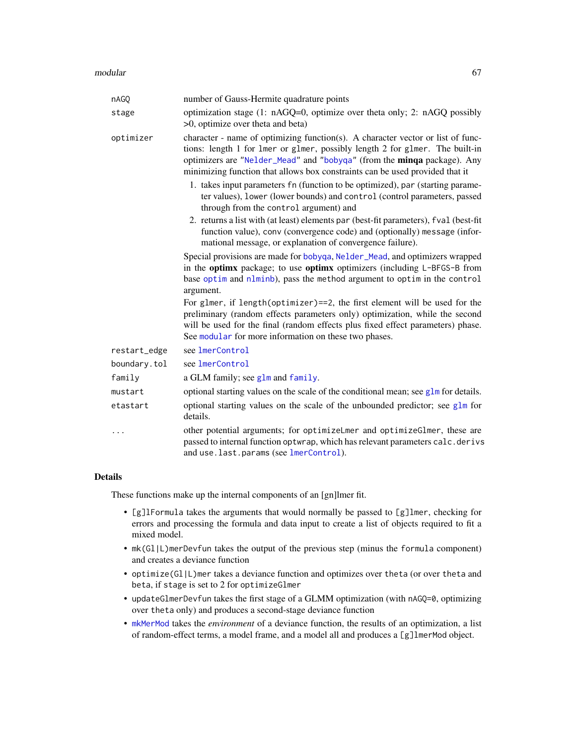| | |
|---|---|
| `nAGQ` | number of Gauss-Hermite quadrature points |
| `stage` | optimization stage (1: nAGQ=0, optimize over theta only; 2: nAGQ possibly >0, optimize over theta and beta) |
| `optimizer` | character - name of optimizing function(s). A character vector or list of functions: length 1 for `lmer` or `glmer`, possibly length 2 for `glmer`. The built-in optimizers are `"Nelder_Mead"` and `"bobyqa"` (from the **minqa** package). Any minimizing function that allows box constraints can be used provided that it<br>1. takes input parameters `fn` (function to be optimized), `par` (starting parameter values), `lower` (lower bounds) and `control` (control parameters, passed through from the `control` argument) and<br>2. returns a list with (at least) elements `par` (best-fit parameters), `fval` (best-fit function value), `conv` (convergence code) and (optionally) `message` (informational message, or explanation of convergence failure).<br><br>Special provisions are made for `bobyqa`, `Nelder_Mead`, and optimizers wrapped in the **optimx** package; to use **optimx** optimizers (including `L-BFGS-B` from base `optim` and `nlminb`), pass the `method` argument to `optim` in the `control` argument.<br><br>For `glmer`, if `length(optimizer)==2`, the first element will be used for the preliminary (random effects parameters only) optimization, while the second will be used for the final (random effects plus fixed effect parameters) phase. See `modular` for more information on these two phases. |
| `restart_edge` | see `lmerControl` |
| `boundary.tol` | see `lmerControl` |
| `family` | a GLM family; see `glm` and `family`. |
| `mustart` | optional starting values on the scale of the conditional mean; see `glm` for details. |
| `etastart` | optional starting values on the scale of the unbounded predictor; see `glm` for details. |
| `...` | other potential arguments; for `optimizeLmer` and `optimizeGlmer`, these are passed to internal function `optwrap`, which has relevant parameters `calc.derivs` and `use.last.params` (see `lmerControl`). |

## Details

These functions make up the internal components of an [gn]lmer fit.

- `[g]lFormula` takes the arguments that would normally be passed to `[g]lmer`, checking for errors and processing the formula and data input to create a list of objects required to fit a mixed model.
- `mk(Gl|L)merDevfun` takes the output of the previous step (minus the `formula` component) and creates a deviance function
- `optimize(Gl|L)mer` takes a deviance function and optimizes over `theta` (or over `theta` and `beta`, if `stage` is set to 2 for `optimizeGlmer`
- `updateGlmerDevfun` takes the first stage of a GLMM optimization (with `nAGQ=0`, optimizing over `theta` only) and produces a second-stage deviance function
- `mkMerMod` takes the *environment* of a deviance function, the results of an optimization, a list of random-effect terms, a model frame, and a model all and produces a `[g]lmerMod` object.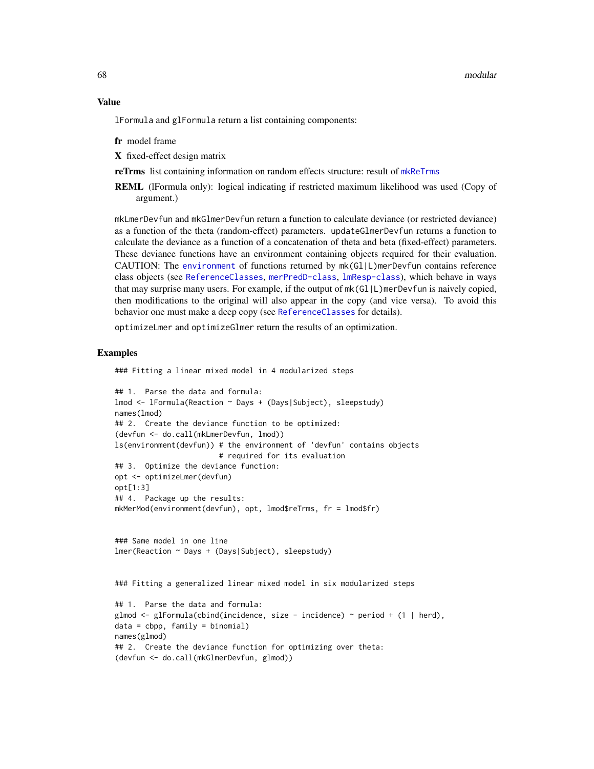## Value

`lFormula` and `glFormula` return a list containing components:

**fr** model frame

**X** fixed-effect design matrix

**reTrms** list containing information on random effects structure: result of `mkReTrms`

**REML** (lFormula only): logical indicating if restricted maximum likelihood was used (Copy of argument.)

`mkLmerDevfun` and `mkGlmerDevfun` return a function to calculate deviance (or restricted deviance) as a function of the theta (random-effect) parameters. `updateGlmerDevfun` returns a function to calculate the deviance as a function of a concatenation of theta and beta (fixed-effect) parameters. These deviance functions have an environment containing objects required for their evaluation. CAUTION: The `environment` of functions returned by `mk(Gl|L)merDevfun` contains reference class objects (see `ReferenceClasses`, `merPredD-class`, `lmResp-class`), which behave in ways that may surprise many users. For example, if the output of `mk(Gl|L)merDevfun` is naively copied, then modifications to the original will also appear in the copy (and vice versa). To avoid this behavior one must make a deep copy (see `ReferenceClasses` for details).

`optimizeLmer` and `optimizeGlmer` return the results of an optimization.

## Examples

```
### Fitting a linear mixed model in 4 modularized steps

## 1.  Parse the data and formula:
lmod <- lFormula(Reaction ~ Days + (Days|Subject), sleepstudy)
names(lmod)
## 2.  Create the deviance function to be optimized:
(devfun <- do.call(mkLmerDevfun, lmod))
ls(environment(devfun)) # the environment of 'devfun' contains objects
                        # required for its evaluation
## 3.  Optimize the deviance function:
opt <- optimizeLmer(devfun)
opt[1:3]
## 4.  Package up the results:
mkMerMod(environment(devfun), opt, lmod$reTrms, fr = lmod$fr)


### Same model in one line
lmer(Reaction ~ Days + (Days|Subject), sleepstudy)


### Fitting a generalized linear mixed model in six modularized steps

## 1.  Parse the data and formula:
glmod <- glFormula(cbind(incidence, size - incidence) ~ period + (1 | herd),
data = cbpp, family = binomial)
names(glmod)
## 2.  Create the deviance function for optimizing over theta:
(devfun <- do.call(mkGlmerDevfun, glmod))
```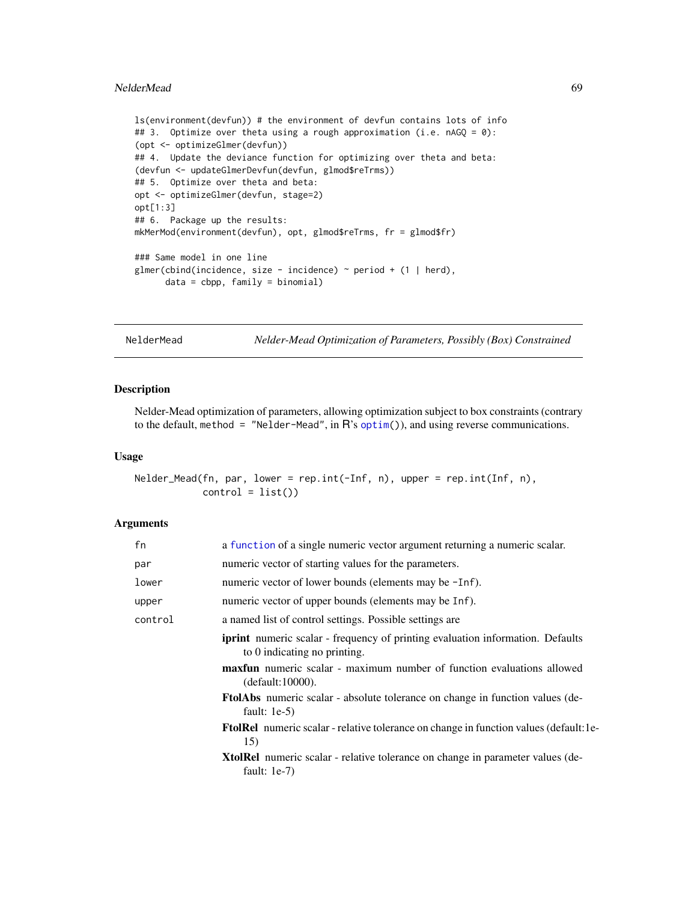```
ls(environment(devfun)) # the environment of devfun contains lots of info
## 3.  Optimize over theta using a rough approximation (i.e. nAGQ = 0):
(opt <- optimizeGlmer(devfun))
## 4.  Update the deviance function for optimizing over theta and beta:
(devfun <- updateGlmerDevfun(devfun, glmod$reTrms))
## 5.  Optimize over theta and beta:
opt <- optimizeGlmer(devfun, stage=2)
opt[1:3]
## 6.  Package up the results:
mkMerMod(environment(devfun), opt, glmod$reTrms, fr = glmod$fr)

### Same model in one line
glmer(cbind(incidence, size - incidence) ~ period + (1 | herd),
      data = cbpp, family = binomial)
```

---

## NelderMead — *Nelder-Mead Optimization of Parameters, Possibly (Box) Constrained*

---

### Description

Nelder-Mead optimization of parameters, allowing optimization subject to box constraints (contrary to the default, `method = "Nelder-Mead"`, in R's `optim()`), and using reverse communications.

### Usage

```
Nelder_Mead(fn, par, lower = rep.int(-Inf, n), upper = rep.int(Inf, n),
            control = list())
```

### Arguments

| | |
|---|---|
| `fn` | a `function` of a single numeric vector argument returning a numeric scalar. |
| `par` | numeric vector of starting values for the parameters. |
| `lower` | numeric vector of lower bounds (elements may be `-Inf`). |
| `upper` | numeric vector of upper bounds (elements may be `Inf`). |
| `control` | a named list of control settings. Possible settings are |

**iprint** numeric scalar - frequency of printing evaluation information. Defaults to 0 indicating no printing.

**maxfun** numeric scalar - maximum number of function evaluations allowed (default:10000).

**FtolAbs** numeric scalar - absolute tolerance on change in function values (default: 1e-5)

**FtolRel** numeric scalar - relative tolerance on change in function values (default:1e-15)

**XtolRel** numeric scalar - relative tolerance on change in parameter values (default: 1e-7)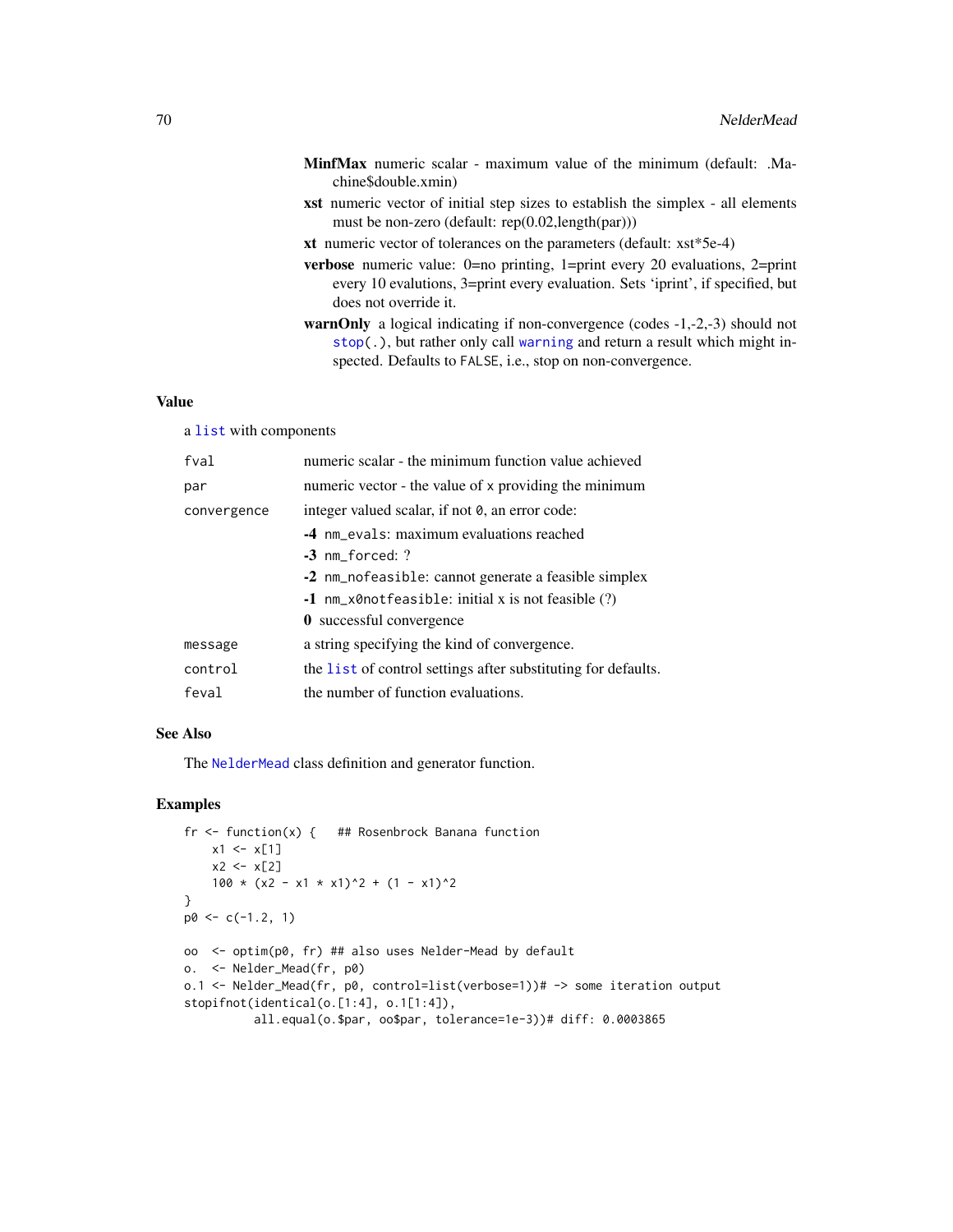**MinfMax** numeric scalar - maximum value of the minimum (default: .Machine$double.xmin)

**xst** numeric vector of initial step sizes to establish the simplex - all elements must be non-zero (default: rep(0.02,length(par)))

**xt** numeric vector of tolerances on the parameters (default: xst*5e-4)

**verbose** numeric value: 0=no printing, 1=print every 20 evaluations, 2=print every 10 evalutions, 3=print every evaluation. Sets 'iprint', if specified, but does not override it.

**warnOnly** a logical indicating if non-convergence (codes -1,-2,-3) should not `stop(.)`, but rather only call `warning` and return a result which might inspected. Defaults to `FALSE`, i.e., stop on non-convergence.

## Value

a `list` with components

| | |
|---|---|
| `fval` | numeric scalar - the minimum function value achieved |
| `par` | numeric vector - the value of `x` providing the minimum |
| `convergence` | integer valued scalar, if not `0`, an error code: |
| | **-4** `nm_evals`: maximum evaluations reached |
| | **-3** `nm_forced`: ? |
| | **-2** `nm_nofeasible`: cannot generate a feasible simplex |
| | **-1** `nm_x0notfeasible`: initial x is not feasible (?) |
| | **0** successful convergence |
| `message` | a string specifying the kind of convergence. |
| `control` | the `list` of control settings after substituting for defaults. |
| `feval` | the number of function evaluations. |

## See Also

The `NelderMead` class definition and generator function.

## Examples

```
fr <- function(x) {   ## Rosenbrock Banana function
    x1 <- x[1]
    x2 <- x[2]
    100 * (x2 - x1 * x1)^2 + (1 - x1)^2
}
p0 <- c(-1.2, 1)

oo  <- optim(p0, fr) ## also uses Nelder-Mead by default
o.  <- Nelder_Mead(fr, p0)
o.1 <- Nelder_Mead(fr, p0, control=list(verbose=1))# -> some iteration output
stopifnot(identical(o.[1:4], o.1[1:4]),
          all.equal(o.$par, oo$par, tolerance=1e-3))# diff: 0.0003865
```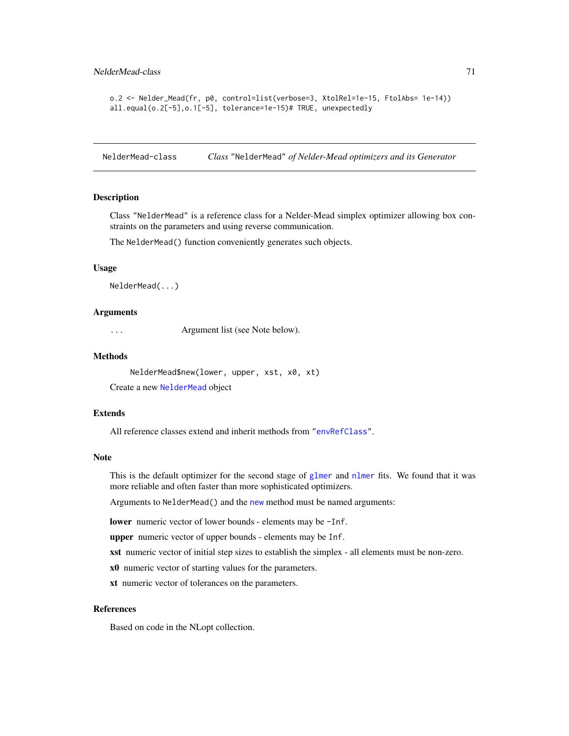```
o.2 <- Nelder_Mead(fr, p0, control=list(verbose=3, XtolRel=1e-15, FtolAbs= 1e-14))
all.equal(o.2[-5],o.1[-5], tolerance=1e-15)# TRUE, unexpectedly
```

---

NelderMead-class &nbsp;&nbsp;&nbsp;&nbsp; *Class* "NelderMead" *of Nelder-Mead optimizers and its Generator*

---

## Description

Class "NelderMead" is a reference class for a Nelder-Mead simplex optimizer allowing box constraints on the parameters and using reverse communication.

The NelderMead() function conveniently generates such objects.

## Usage

```
NelderMead(...)
```

## Arguments

| | |
|---|---|
| ... | Argument list (see Note below). |

## Methods

```
NelderMead$new(lower, upper, xst, x0, xt)
```

Create a new NelderMead object

## Extends

All reference classes extend and inherit methods from "envRefClass".

## Note

This is the default optimizer for the second stage of glmer and nlmer fits. We found that it was more reliable and often faster than more sophisticated optimizers.

Arguments to NelderMead() and the new method must be named arguments:

**lower** numeric vector of lower bounds - elements may be -Inf.

**upper** numeric vector of upper bounds - elements may be Inf.

**xst** numeric vector of initial step sizes to establish the simplex - all elements must be non-zero.

**x0** numeric vector of starting values for the parameters.

**xt** numeric vector of tolerances on the parameters.

## References

Based on code in the NLopt collection.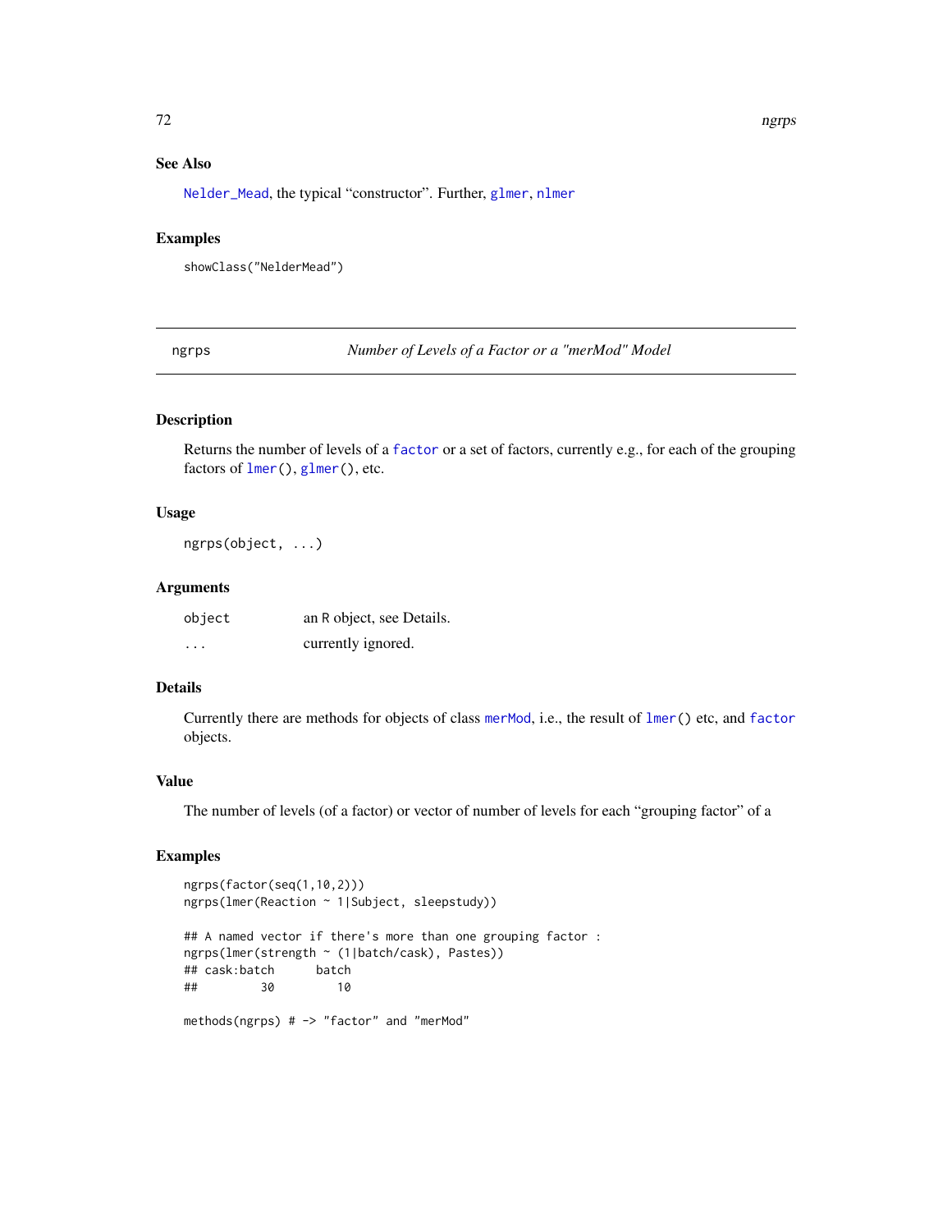## See Also

Nelder_Mead, the typical "constructor". Further, glmer, nlmer

## Examples

```
showClass("NelderMead")
```

---

# ngrps — *Number of Levels of a Factor or a "merMod" Model*

## Description

Returns the number of levels of a factor or a set of factors, currently e.g., for each of the grouping factors of lmer(), glmer(), etc.

## Usage

```
ngrps(object, ...)
```

## Arguments

| | |
|---|---|
| object | an R object, see Details. |
| ... | currently ignored. |

## Details

Currently there are methods for objects of class merMod, i.e., the result of lmer() etc, and factor objects.

## Value

The number of levels (of a factor) or vector of number of levels for each "grouping factor" of a

## Examples

```
ngrps(factor(seq(1,10,2)))
ngrps(lmer(Reaction ~ 1|Subject, sleepstudy))

## A named vector if there's more than one grouping factor :
ngrps(lmer(strength ~ (1|batch/cask), Pastes))
## cask:batch      batch
##         30         10

methods(ngrps) # -> "factor" and "merMod"
```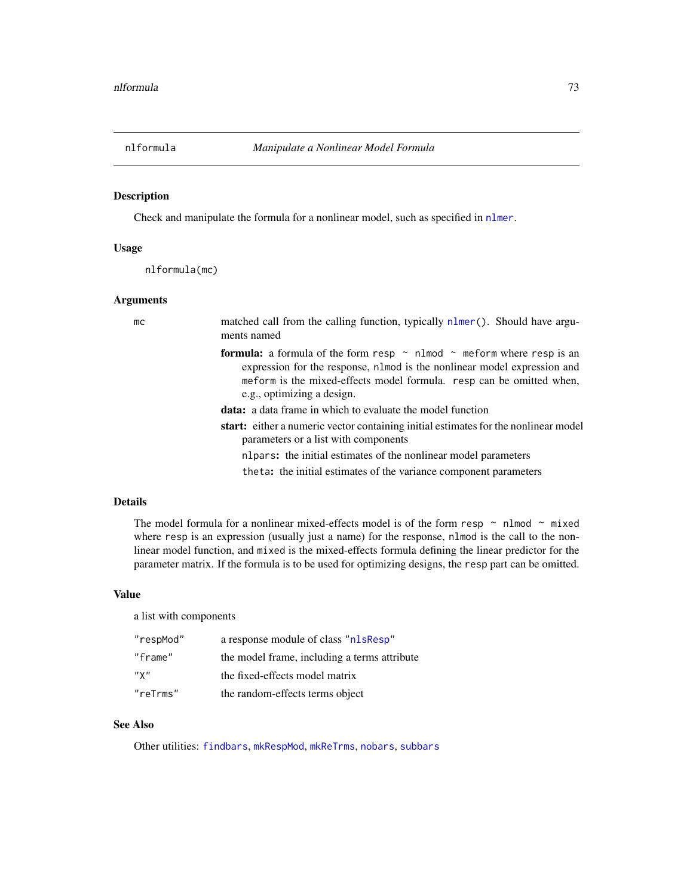# nlformula — *Manipulate a Nonlinear Model Formula*

## Description

Check and manipulate the formula for a nonlinear model, such as specified in `nlmer`.

## Usage

```
nlformula(mc)
```

## Arguments

`mc` — matched call from the calling function, typically `nlmer()`. Should have arguments named

- **formula:** a formula of the form `resp ~ nlmod ~ meform` where `resp` is an expression for the response, `nlmod` is the nonlinear model expression and `meform` is the mixed-effects model formula. `resp` can be omitted when, e.g., optimizing a design.
- **data:** a data frame in which to evaluate the model function
- **start:** either a numeric vector containing initial estimates for the nonlinear model parameters or a list with components
  - `nlpars`**:** the initial estimates of the nonlinear model parameters
  - `theta`**:** the initial estimates of the variance component parameters

## Details

The model formula for a nonlinear mixed-effects model is of the form `resp ~ nlmod ~ mixed` where `resp` is an expression (usually just a name) for the response, `nlmod` is the call to the nonlinear model function, and `mixed` is the mixed-effects formula defining the linear predictor for the parameter matrix. If the formula is to be used for optimizing designs, the `resp` part can be omitted.

## Value

a list with components

| | |
|---|---|
| `"respMod"` | a response module of class `"nlsResp"` |
| `"frame"` | the model frame, including a terms attribute |
| `"X"` | the fixed-effects model matrix |
| `"reTrms"` | the random-effects terms object |

## See Also

Other utilities: `findbars`, `mkRespMod`, `mkReTrms`, `nobars`, `subbars`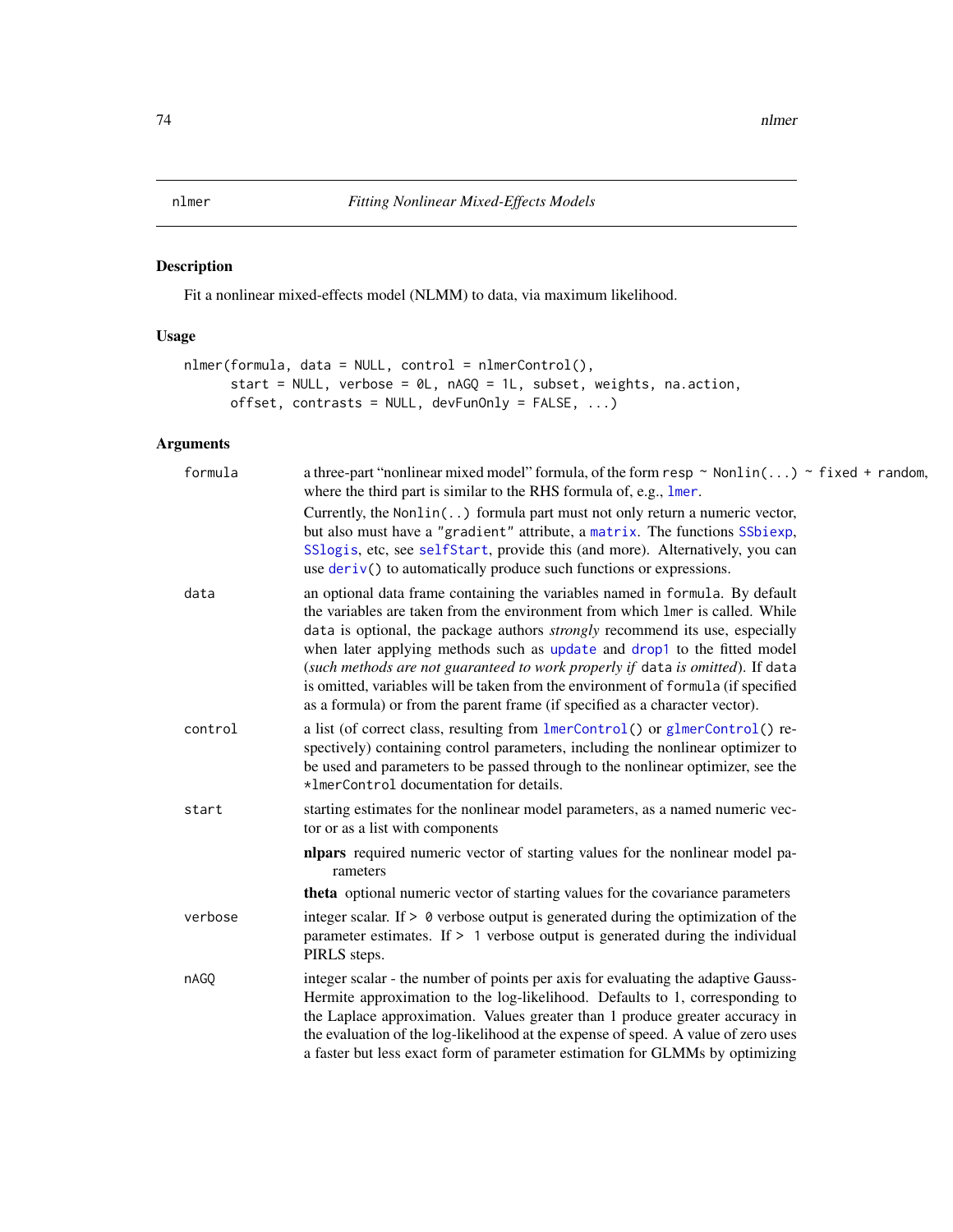## nlmer — *Fitting Nonlinear Mixed-Effects Models*

### Description

Fit a nonlinear mixed-effects model (NLMM) to data, via maximum likelihood.

### Usage

```
nlmer(formula, data = NULL, control = nlmerControl(),
      start = NULL, verbose = 0L, nAGQ = 1L, subset, weights, na.action,
      offset, contrasts = NULL, devFunOnly = FALSE, ...)
```

### Arguments

**formula** — a three-part "nonlinear mixed model" formula, of the form `resp ~ Nonlin(...) ~ fixed + random`, where the third part is similar to the RHS formula of, e.g., `lmer`.

Currently, the `Nonlin(..)` formula part must not only return a numeric vector, but also must have a `"gradient"` attribute, a `matrix`. The functions `SSbiexp`, `SSlogis`, etc, see `selfStart`, provide this (and more). Alternatively, you can use `deriv()` to automatically produce such functions or expressions.

**data** — an optional data frame containing the variables named in `formula`. By default the variables are taken from the environment from which `lmer` is called. While `data` is optional, the package authors *strongly* recommend its use, especially when later applying methods such as `update` and `drop1` to the fitted model (*such methods are not guaranteed to work properly if* `data` *is omitted*). If `data` is omitted, variables will be taken from the environment of `formula` (if specified as a formula) or from the parent frame (if specified as a character vector).

**control** — a list (of correct class, resulting from `lmerControl()` or `glmerControl()` respectively) containing control parameters, including the nonlinear optimizer to be used and parameters to be passed through to the nonlinear optimizer, see the `*lmerControl` documentation for details.

**start** — starting estimates for the nonlinear model parameters, as a named numeric vector or as a list with components

- **nlpars** required numeric vector of starting values for the nonlinear model parameters
- **theta** optional numeric vector of starting values for the covariance parameters

**verbose** — integer scalar. If `> 0` verbose output is generated during the optimization of the parameter estimates. If `> 1` verbose output is generated during the individual PIRLS steps.

**nAGQ** — integer scalar - the number of points per axis for evaluating the adaptive Gauss-Hermite approximation to the log-likelihood. Defaults to 1, corresponding to the Laplace approximation. Values greater than 1 produce greater accuracy in the evaluation of the log-likelihood at the expense of speed. A value of zero uses a faster but less exact form of parameter estimation for GLMMs by optimizing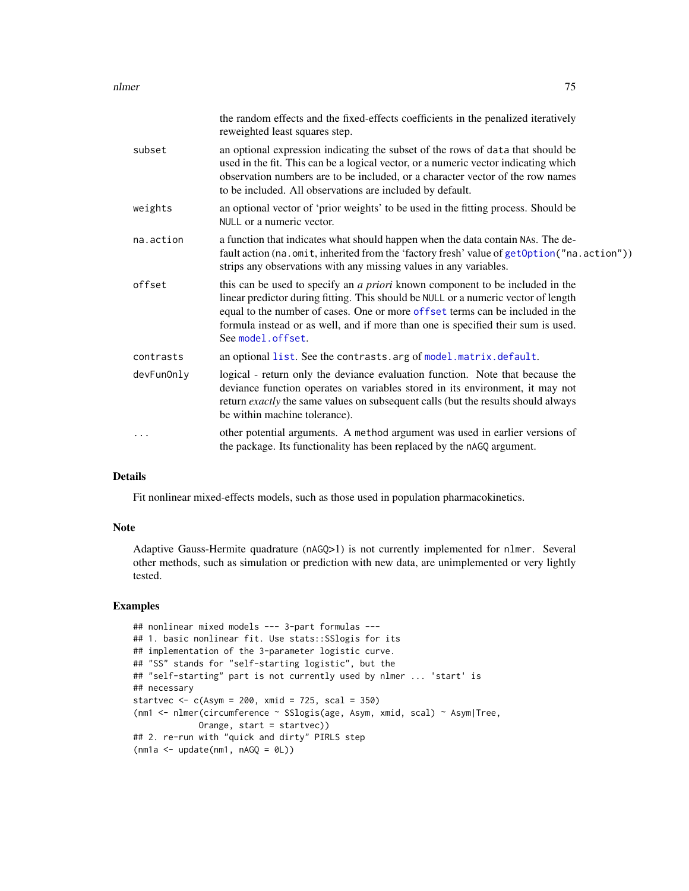| | |
|---|---|
| | the random effects and the fixed-effects coefficients in the penalized iteratively reweighted least squares step. |
| `subset` | an optional expression indicating the subset of the rows of `data` that should be used in the fit. This can be a logical vector, or a numeric vector indicating which observation numbers are to be included, or a character vector of the row names to be included. All observations are included by default. |
| `weights` | an optional vector of 'prior weights' to be used in the fitting process. Should be `NULL` or a numeric vector. |
| `na.action` | a function that indicates what should happen when the data contain `NA`s. The default action (`na.omit`, inherited from the 'factory fresh' value of `getOption("na.action")`) strips any observations with any missing values in any variables. |
| `offset` | this can be used to specify an *a priori* known component to be included in the linear predictor during fitting. This should be `NULL` or a numeric vector of length equal to the number of cases. One or more `offset` terms can be included in the formula instead or as well, and if more than one is specified their sum is used. See `model.offset`. |
| `contrasts` | an optional `list`. See the `contrasts.arg` of `model.matrix.default`. |
| `devFunOnly` | logical - return only the deviance evaluation function. Note that because the deviance function operates on variables stored in its environment, it may not return *exactly* the same values on subsequent calls (but the results should always be within machine tolerance). |
| `...` | other potential arguments. A `method` argument was used in earlier versions of the package. Its functionality has been replaced by the `nAGQ` argument. |

## Details

Fit nonlinear mixed-effects models, such as those used in population pharmacokinetics.

## Note

Adaptive Gauss-Hermite quadrature (`nAGQ>1`) is not currently implemented for `nlmer`. Several other methods, such as simulation or prediction with new data, are unimplemented or very lightly tested.

## Examples

```
## nonlinear mixed models --- 3-part formulas ---
## 1. basic nonlinear fit. Use stats::SSlogis for its
## implementation of the 3-parameter logistic curve.
## "SS" stands for "self-starting logistic", but the
## "self-starting" part is not currently used by nlmer ... 'start' is
## necessary
startvec <- c(Asym = 200, xmid = 725, scal = 350)
(nm1 <- nlmer(circumference ~ SSlogis(age, Asym, xmid, scal) ~ Asym|Tree,
             Orange, start = startvec))
## 2. re-run with "quick and dirty" PIRLS step
(nm1a <- update(nm1, nAGQ = 0L))
```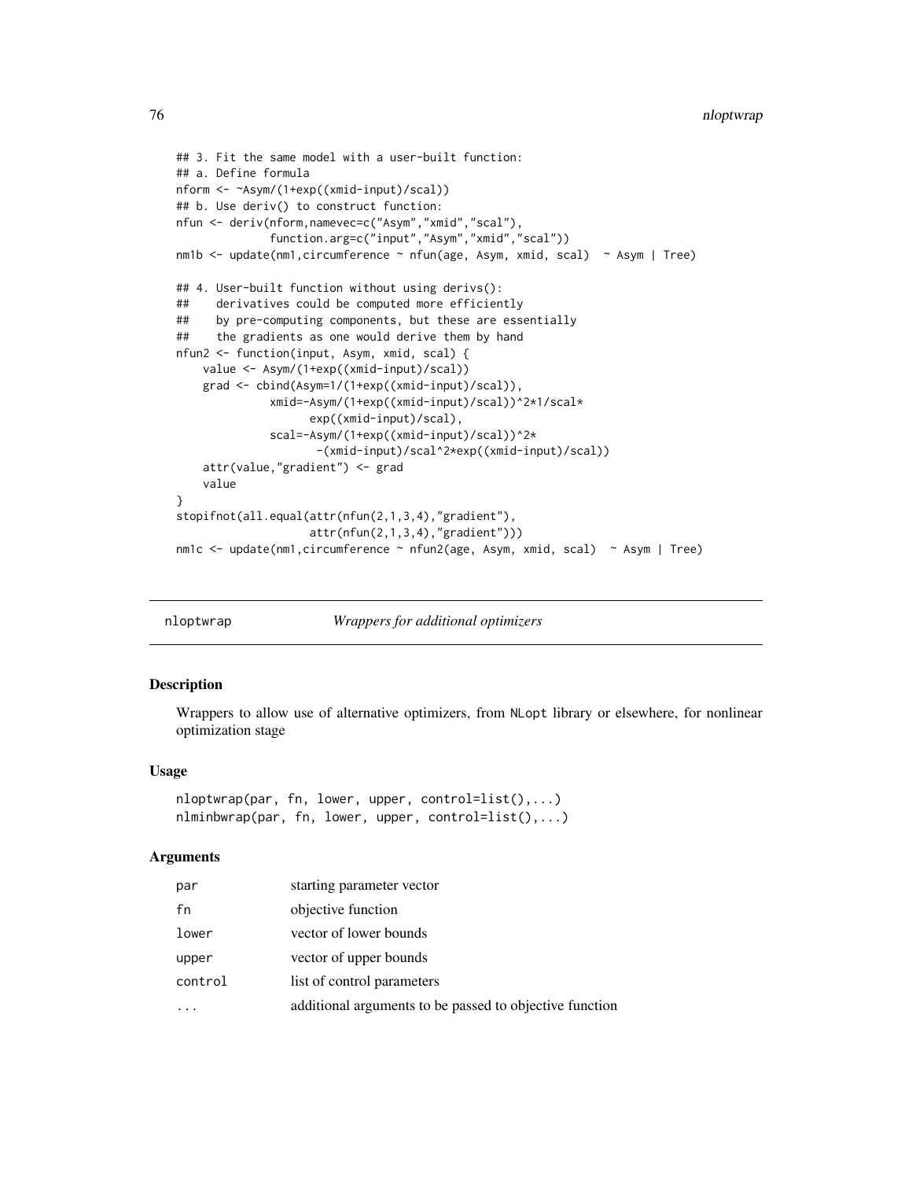```
## 3. Fit the same model with a user-built function:
## a. Define formula
nform <- ~Asym/(1+exp((xmid-input)/scal))
## b. Use deriv() to construct function:
nfun <- deriv(nform,namevec=c("Asym","xmid","scal"),
              function.arg=c("input","Asym","xmid","scal"))
nm1b <- update(nm1,circumference ~ nfun(age, Asym, xmid, scal)  ~ Asym | Tree)

## 4. User-built function without using derivs():
##    derivatives could be computed more efficiently
##    by pre-computing components, but these are essentially
##    the gradients as one would derive them by hand
nfun2 <- function(input, Asym, xmid, scal) {
    value <- Asym/(1+exp((xmid-input)/scal))
    grad <- cbind(Asym=1/(1+exp((xmid-input)/scal)),
              xmid=-Asym/(1+exp((xmid-input)/scal))^2*1/scal*
                    exp((xmid-input)/scal),
              scal=-Asym/(1+exp((xmid-input)/scal))^2*
                     -(xmid-input)/scal^2*exp((xmid-input)/scal))
    attr(value,"gradient") <- grad
    value
}
stopifnot(all.equal(attr(nfun(2,1,3,4),"gradient"),
                    attr(nfun(2,1,3,4),"gradient")))
nm1c <- update(nm1,circumference ~ nfun2(age, Asym, xmid, scal)  ~ Asym | Tree)
```

---

## nloptwrap — *Wrappers for additional optimizers*

### Description

Wrappers to allow use of alternative optimizers, from NLopt library or elsewhere, for nonlinear optimization stage

### Usage

```
nloptwrap(par, fn, lower, upper, control=list(),...)
nlminbwrap(par, fn, lower, upper, control=list(),...)
```

### Arguments

| | |
|---|---|
| par | starting parameter vector |
| fn | objective function |
| lower | vector of lower bounds |
| upper | vector of upper bounds |
| control | list of control parameters |
| ... | additional arguments to be passed to objective function |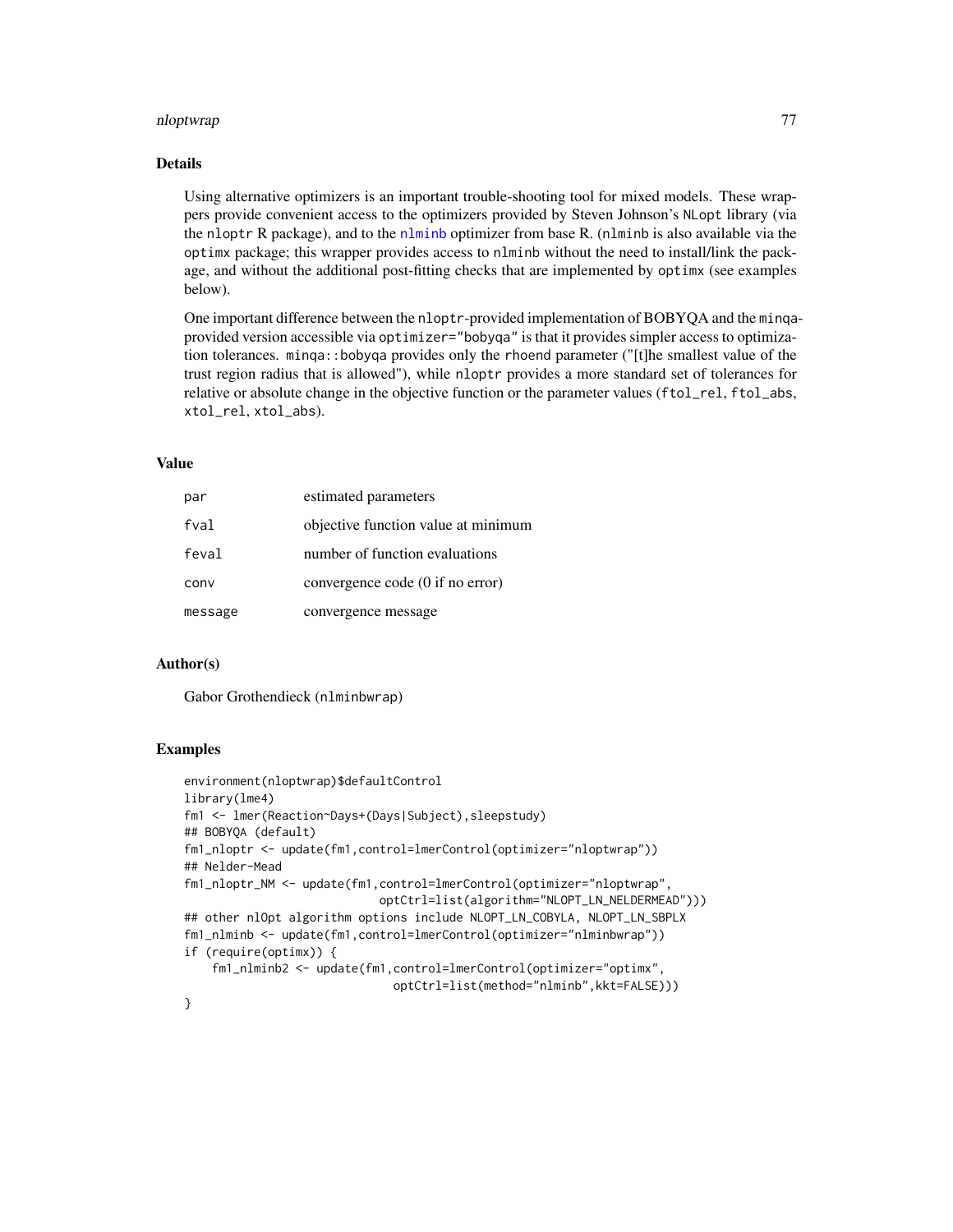## Details

Using alternative optimizers is an important trouble-shooting tool for mixed models. These wrappers provide convenient access to the optimizers provided by Steven Johnson's `NLopt` library (via the `nloptr` R package), and to the `nlminb` optimizer from base R. (`nlminb` is also available via the `optimx` package; this wrapper provides access to `nlminb` without the need to install/link the package, and without the additional post-fitting checks that are implemented by `optimx` (see examples below).

One important difference between the `nloptr`-provided implementation of BOBYQA and the `minqa`-provided version accessible via `optimizer="bobyqa"` is that it provides simpler access to optimization tolerances. `minqa::bobyqa` provides only the `rhoend` parameter ("[t]he smallest value of the trust region radius that is allowed"), while `nloptr` provides a more standard set of tolerances for relative or absolute change in the objective function or the parameter values (`ftol_rel`, `ftol_abs`, `xtol_rel`, `xtol_abs`).

## Value

| | |
|---|---|
| `par` | estimated parameters |
| `fval` | objective function value at minimum |
| `feval` | number of function evaluations |
| `conv` | convergence code (0 if no error) |
| `message` | convergence message |

## Author(s)

Gabor Grothendieck (`nlminbwrap`)

## Examples

```
environment(nloptwrap)$defaultControl
library(lme4)
fm1 <- lmer(Reaction~Days+(Days|Subject),sleepstudy)
## BOBYQA (default)
fm1_nloptr <- update(fm1,control=lmerControl(optimizer="nloptwrap"))
## Nelder-Mead
fm1_nloptr_NM <- update(fm1,control=lmerControl(optimizer="nloptwrap",
                         optCtrl=list(algorithm="NLOPT_LN_NELDERMEAD")))
## other nlOpt algorithm options include NLOPT_LN_COBYLA, NLOPT_LN_SBPLX
fm1_nlminb <- update(fm1,control=lmerControl(optimizer="nlminbwrap"))
if (require(optimx)) {
    fm1_nlminb2 <- update(fm1,control=lmerControl(optimizer="optimx",
                          optCtrl=list(method="nlminb",kkt=FALSE)))
}
```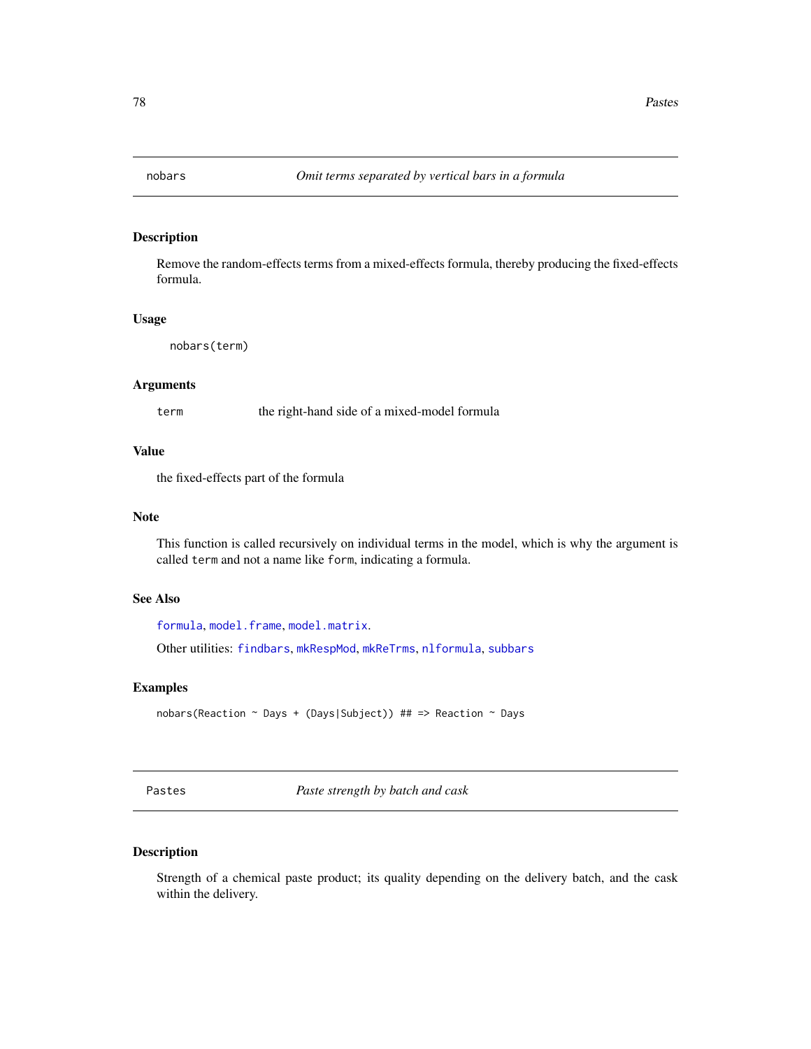## nobars *Omit terms separated by vertical bars in a formula*

### Description

Remove the random-effects terms from a mixed-effects formula, thereby producing the fixed-effects formula.

### Usage

```
nobars(term)
```

### Arguments

| | |
|---|---|
| term | the right-hand side of a mixed-model formula |

### Value

the fixed-effects part of the formula

### Note

This function is called recursively on individual terms in the model, which is why the argument is called `term` and not a name like `form`, indicating a formula.

### See Also

`formula`, `model.frame`, `model.matrix`.

Other utilities: `findbars`, `mkRespMod`, `mkReTrms`, `nlformula`, `subbars`

### Examples

```
nobars(Reaction ~ Days + (Days|Subject)) ## => Reaction ~ Days
```

## Pastes *Paste strength by batch and cask*

### Description

Strength of a chemical paste product; its quality depending on the delivery batch, and the cask within the delivery.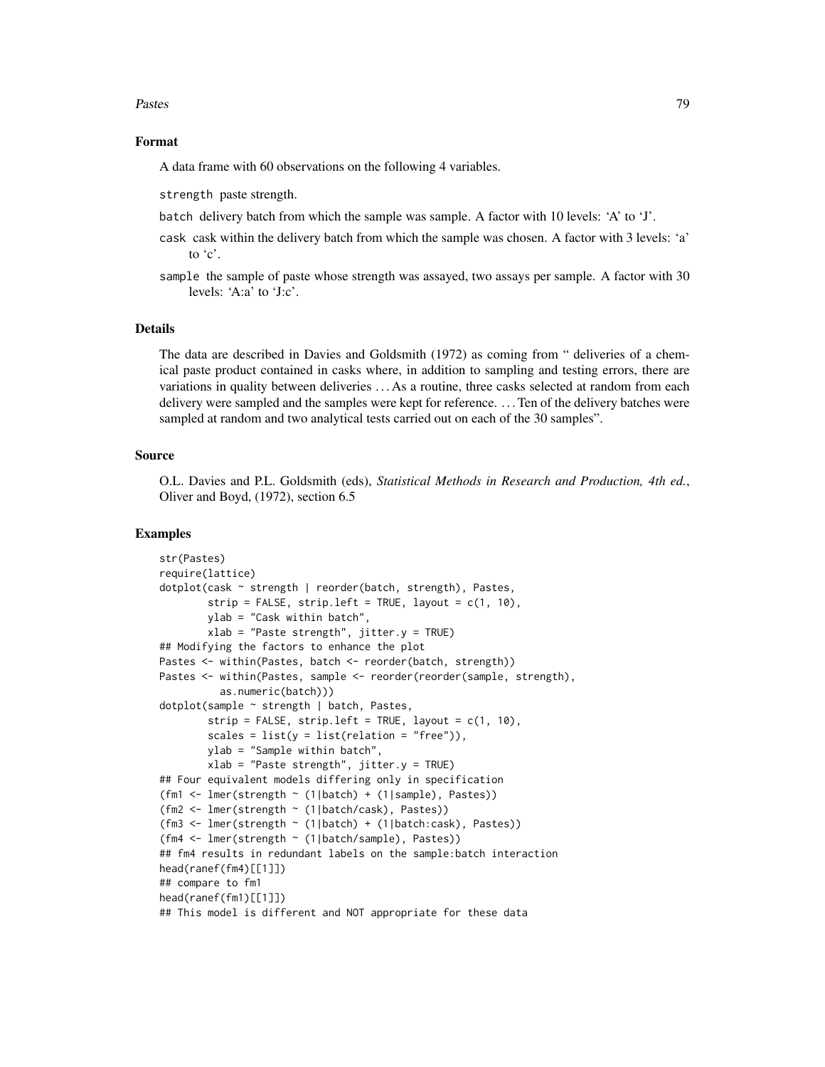## Format

A data frame with 60 observations on the following 4 variables.

`strength` paste strength.

`batch` delivery batch from which the sample was sample. A factor with 10 levels: 'A' to 'J'.

`cask` cask within the delivery batch from which the sample was chosen. A factor with 3 levels: 'a' to 'c'.

`sample` the sample of paste whose strength was assayed, two assays per sample. A factor with 30 levels: 'A:a' to 'J:c'.

## Details

The data are described in Davies and Goldsmith (1972) as coming from " deliveries of a chemical paste product contained in casks where, in addition to sampling and testing errors, there are variations in quality between deliveries ... As a routine, three casks selected at random from each delivery were sampled and the samples were kept for reference. ... Ten of the delivery batches were sampled at random and two analytical tests carried out on each of the 30 samples".

## Source

O.L. Davies and P.L. Goldsmith (eds), *Statistical Methods in Research and Production, 4th ed.*, Oliver and Boyd, (1972), section 6.5

## Examples

```
str(Pastes)
require(lattice)
dotplot(cask ~ strength | reorder(batch, strength), Pastes,
        strip = FALSE, strip.left = TRUE, layout = c(1, 10),
        ylab = "Cask within batch",
        xlab = "Paste strength", jitter.y = TRUE)
## Modifying the factors to enhance the plot
Pastes <- within(Pastes, batch <- reorder(batch, strength))
Pastes <- within(Pastes, sample <- reorder(reorder(sample, strength),
          as.numeric(batch)))
dotplot(sample ~ strength | batch, Pastes,
        strip = FALSE, strip.left = TRUE, layout = c(1, 10),
        scales = list(y = list(relation = "free")),
        ylab = "Sample within batch",
        xlab = "Paste strength", jitter.y = TRUE)
## Four equivalent models differing only in specification
(fm1 <- lmer(strength ~ (1|batch) + (1|sample), Pastes))
(fm2 <- lmer(strength ~ (1|batch/cask), Pastes))
(fm3 <- lmer(strength ~ (1|batch) + (1|batch:cask), Pastes))
(fm4 <- lmer(strength ~ (1|batch/sample), Pastes))
## fm4 results in redundant labels on the sample:batch interaction
head(ranef(fm4)[[1]])
## compare to fm1
head(ranef(fm1)[[1]])
## This model is different and NOT appropriate for these data
```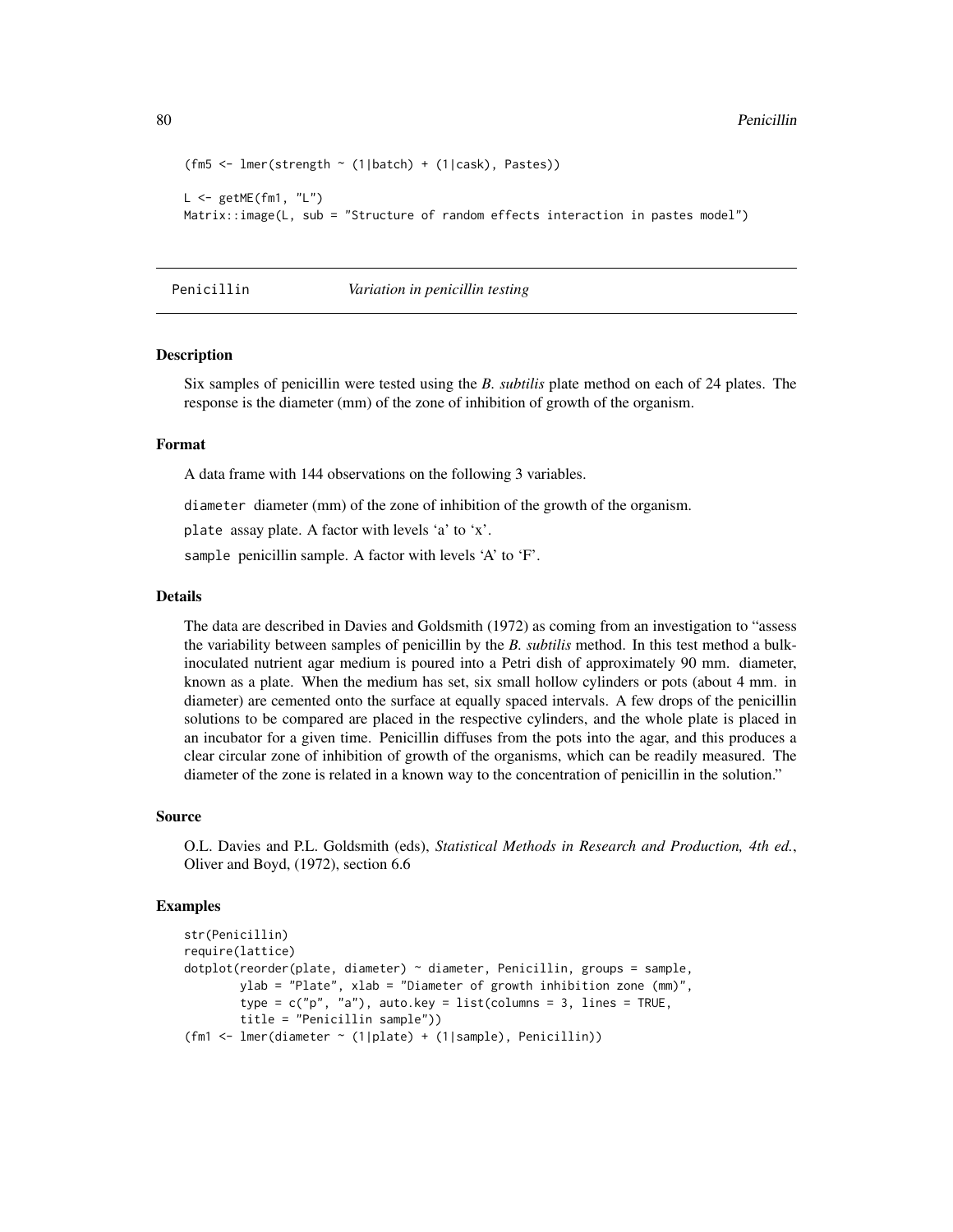```
(fm5 <- lmer(strength ~ (1|batch) + (1|cask), Pastes))

L <- getME(fm1, "L")
Matrix::image(L, sub = "Structure of random effects interaction in pastes model")
```

## Penicillin *Variation in penicillin testing*

### Description

Six samples of penicillin were tested using the *B. subtilis* plate method on each of 24 plates. The response is the diameter (mm) of the zone of inhibition of growth of the organism.

### Format

A data frame with 144 observations on the following 3 variables.

`diameter` diameter (mm) of the zone of inhibition of the growth of the organism.

`plate` assay plate. A factor with levels 'a' to 'x'.

`sample` penicillin sample. A factor with levels 'A' to 'F'.

### Details

The data are described in Davies and Goldsmith (1972) as coming from an investigation to "assess the variability between samples of penicillin by the *B. subtilis* method. In this test method a bulk-inoculated nutrient agar medium is poured into a Petri dish of approximately 90 mm. diameter, known as a plate. When the medium has set, six small hollow cylinders or pots (about 4 mm. in diameter) are cemented onto the surface at equally spaced intervals. A few drops of the penicillin solutions to be compared are placed in the respective cylinders, and the whole plate is placed in an incubator for a given time. Penicillin diffuses from the pots into the agar, and this produces a clear circular zone of inhibition of growth of the organisms, which can be readily measured. The diameter of the zone is related in a known way to the concentration of penicillin in the solution."

### Source

O.L. Davies and P.L. Goldsmith (eds), *Statistical Methods in Research and Production, 4th ed.*, Oliver and Boyd, (1972), section 6.6

### Examples

```
str(Penicillin)
require(lattice)
dotplot(reorder(plate, diameter) ~ diameter, Penicillin, groups = sample,
        ylab = "Plate", xlab = "Diameter of growth inhibition zone (mm)",
        type = c("p", "a"), auto.key = list(columns = 3, lines = TRUE,
        title = "Penicillin sample"))
(fm1 <- lmer(diameter ~ (1|plate) + (1|sample), Penicillin))
```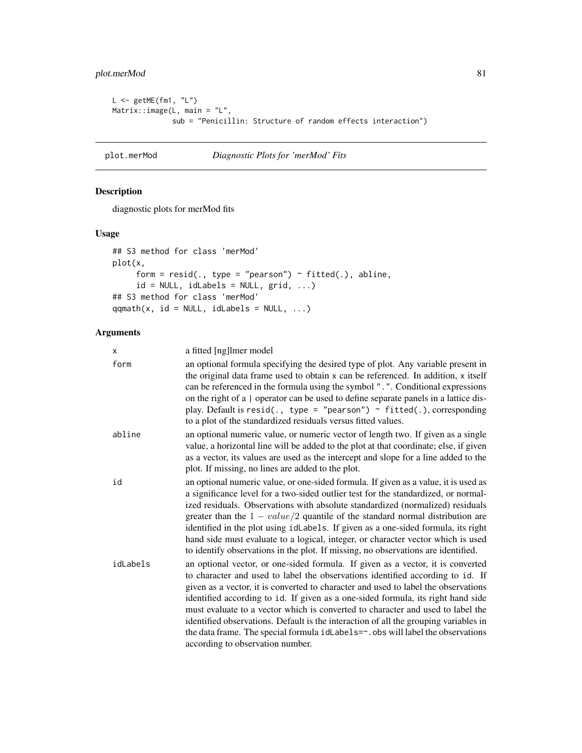```
L <- getME(fm1, "L")
Matrix::image(L, main = "L",
              sub = "Penicillin: Structure of random effects interaction")
```

## plot.merMod *Diagnostic Plots for 'merMod' Fits*

### Description

diagnostic plots for merMod fits

### Usage

```
## S3 method for class 'merMod'
plot(x,
     form = resid(., type = "pearson") ~ fitted(.), abline,
     id = NULL, idLabels = NULL, grid, ...)
## S3 method for class 'merMod'
qqmath(x, id = NULL, idLabels = NULL, ...)
```

### Arguments

| | |
|---|---|
| `x` | a fitted [ng]lmer model |
| `form` | an optional formula specifying the desired type of plot. Any variable present in the original data frame used to obtain `x` can be referenced. In addition, `x` itself can be referenced in the formula using the symbol `"."`. Conditional expressions on the right of a `\|` operator can be used to define separate panels in a lattice display. Default is `resid(., type = "pearson") ~ fitted(.)`, corresponding to a plot of the standardized residuals versus fitted values. |
| `abline` | an optional numeric value, or numeric vector of length two. If given as a single value, a horizontal line will be added to the plot at that coordinate; else, if given as a vector, its values are used as the intercept and slope for a line added to the plot. If missing, no lines are added to the plot. |
| `id` | an optional numeric value, or one-sided formula. If given as a value, it is used as a significance level for a two-sided outlier test for the standardized, or normalized residuals. Observations with absolute standardized (normalized) residuals greater than the $1 - value/2$ quantile of the standard normal distribution are identified in the plot using `idLabels`. If given as a one-sided formula, its right hand side must evaluate to a logical, integer, or character vector which is used to identify observations in the plot. If missing, no observations are identified. |
| `idLabels` | an optional vector, or one-sided formula. If given as a vector, it is converted to character and used to label the observations identified according to `id`. If given as a vector, it is converted to character and used to label the observations identified according to `id`. If given as a one-sided formula, its right hand side must evaluate to a vector which is converted to character and used to label the identified observations. Default is the interaction of all the grouping variables in the data frame. The special formula `idLabels=~.obs` will label the observations according to observation number. |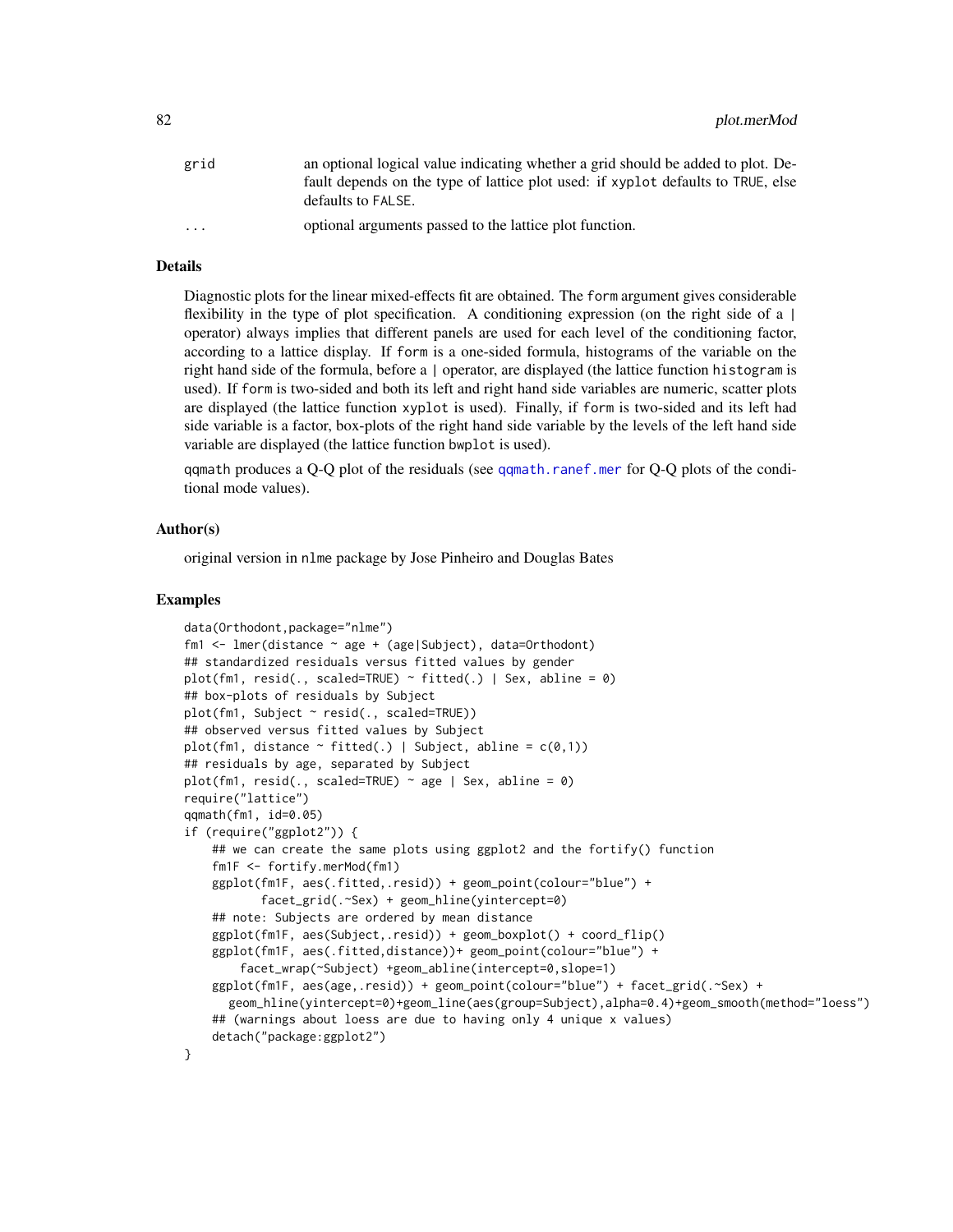grid an optional logical value indicating whether a grid should be added to plot. Default depends on the type of lattice plot used: if xyplot defaults to TRUE, else defaults to FALSE.

... optional arguments passed to the lattice plot function.

## Details

Diagnostic plots for the linear mixed-effects fit are obtained. The form argument gives considerable flexibility in the type of plot specification. A conditioning expression (on the right side of a | operator) always implies that different panels are used for each level of the conditioning factor, according to a lattice display. If form is a one-sided formula, histograms of the variable on the right hand side of the formula, before a | operator, are displayed (the lattice function histogram is used). If form is two-sided and both its left and right hand side variables are numeric, scatter plots are displayed (the lattice function xyplot is used). Finally, if form is two-sided and its left had side variable is a factor, box-plots of the right hand side variable by the levels of the left hand side variable are displayed (the lattice function bwplot is used).

qqmath produces a Q-Q plot of the residuals (see qqmath.ranef.mer for Q-Q plots of the conditional mode values).

## Author(s)

original version in nlme package by Jose Pinheiro and Douglas Bates

## Examples

```
data(Orthodont,package="nlme")
fm1 <- lmer(distance ~ age + (age|Subject), data=Orthodont)
## standardized residuals versus fitted values by gender
plot(fm1, resid(., scaled=TRUE) ~ fitted(.) | Sex, abline = 0)
## box-plots of residuals by Subject
plot(fm1, Subject ~ resid(., scaled=TRUE))
## observed versus fitted values by Subject
plot(fm1, distance ~ fitted(.) | Subject, abline = c(0,1))
## residuals by age, separated by Subject
plot(fm1, resid(., scaled=TRUE) ~ age | Sex, abline = 0)
require("lattice")
qqmath(fm1, id=0.05)
if (require("ggplot2")) {
    ## we can create the same plots using ggplot2 and the fortify() function
    fm1F <- fortify.merMod(fm1)
    ggplot(fm1F, aes(.fitted,.resid)) + geom_point(colour="blue") +
           facet_grid(.~Sex) + geom_hline(yintercept=0)
    ## note: Subjects are ordered by mean distance
    ggplot(fm1F, aes(Subject,.resid)) + geom_boxplot() + coord_flip()
    ggplot(fm1F, aes(.fitted,distance))+ geom_point(colour="blue") +
        facet_wrap(~Subject) +geom_abline(intercept=0,slope=1)
    ggplot(fm1F, aes(age,.resid)) + geom_point(colour="blue") + facet_grid(.~Sex) +
      geom_hline(yintercept=0)+geom_line(aes(group=Subject),alpha=0.4)+geom_smooth(method="loess")
    ## (warnings about loess are due to having only 4 unique x values)
    detach("package:ggplot2")
}
```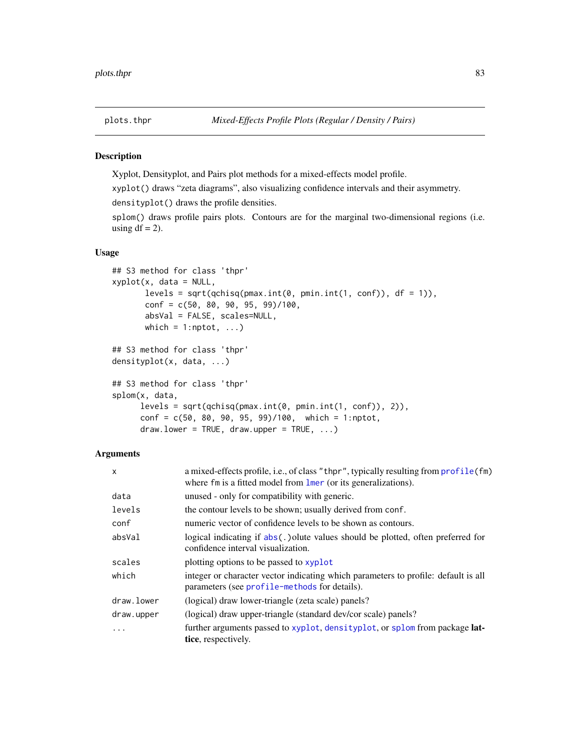# plots.thpr — *Mixed-Effects Profile Plots (Regular / Density / Pairs)*

## Description

Xyplot, Densityplot, and Pairs plot methods for a mixed-effects model profile.

`xyplot()` draws "zeta diagrams", also visualizing confidence intervals and their asymmetry.

`densityplot()` draws the profile densities.

`splom()` draws profile pairs plots. Contours are for the marginal two-dimensional regions (i.e. using df = 2).

## Usage

```
## S3 method for class 'thpr'
xyplot(x, data = NULL,
       levels = sqrt(qchisq(pmax.int(0, pmin.int(1, conf)), df = 1)),
       conf = c(50, 80, 90, 95, 99)/100,
       absVal = FALSE, scales=NULL,
       which = 1:nptot, ...)

## S3 method for class 'thpr'
densityplot(x, data, ...)

## S3 method for class 'thpr'
splom(x, data,
      levels = sqrt(qchisq(pmax.int(0, pmin.int(1, conf)), 2)),
      conf = c(50, 80, 90, 95, 99)/100,  which = 1:nptot,
      draw.lower = TRUE, draw.upper = TRUE, ...)
```

## Arguments

| | |
|---|---|
| `x` | a mixed-effects profile, i.e., of class `"thpr"`, typically resulting from `profile(fm)` where `fm` is a fitted model from `lmer` (or its generalizations). |
| `data` | unused - only for compatibility with generic. |
| `levels` | the contour levels to be shown; usually derived from `conf`. |
| `conf` | numeric vector of confidence levels to be shown as contours. |
| `absVal` | logical indicating if `abs(.)`olute values should be plotted, often preferred for confidence interval visualization. |
| `scales` | plotting options to be passed to `xyplot` |
| `which` | integer or character vector indicating which parameters to profile: default is all parameters (see `profile-methods` for details). |
| `draw.lower` | (logical) draw lower-triangle (zeta scale) panels? |
| `draw.upper` | (logical) draw upper-triangle (standard dev/cor scale) panels? |
| `...` | further arguments passed to `xyplot`, `densityplot`, or `splom` from package **lattice**, respectively. |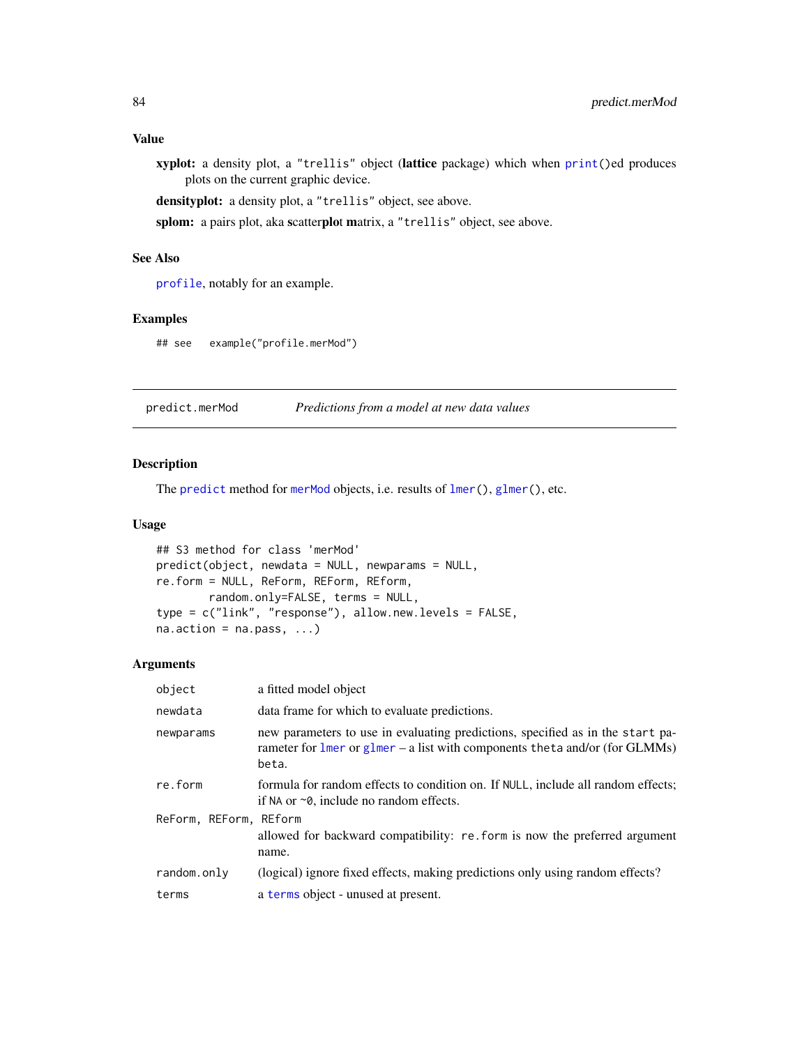### Value

**xyplot:** a density plot, a "trellis" object (**lattice** package) which when print()ed produces plots on the current graphic device.

**densityplot:** a density plot, a "trellis" object, see above.

**splom:** a pairs plot, aka **s**catter**plo**t **m**atrix, a "trellis" object, see above.

### See Also

profile, notably for an example.

### Examples

```
## see   example("profile.merMod")
```

---

## predict.merMod — *Predictions from a model at new data values*

---

### Description

The predict method for merMod objects, i.e. results of lmer(), glmer(), etc.

### Usage

```
## S3 method for class 'merMod'
predict(object, newdata = NULL, newparams = NULL,
re.form = NULL, ReForm, REForm, REform,
        random.only=FALSE, terms = NULL,
type = c("link", "response"), allow.new.levels = FALSE,
na.action = na.pass, ...)
```

### Arguments

| | |
|---|---|
| object | a fitted model object |
| newdata | data frame for which to evaluate predictions. |
| newparams | new parameters to use in evaluating predictions, specified as in the start parameter for lmer or glmer – a list with components theta and/or (for GLMMs) beta. |
| re.form | formula for random effects to condition on. If NULL, include all random effects; if NA or ~0, include no random effects. |
| ReForm, REForm, REform | allowed for backward compatibility: re.form is now the preferred argument name. |
| random.only | (logical) ignore fixed effects, making predictions only using random effects? |
| terms | a terms object - unused at present. |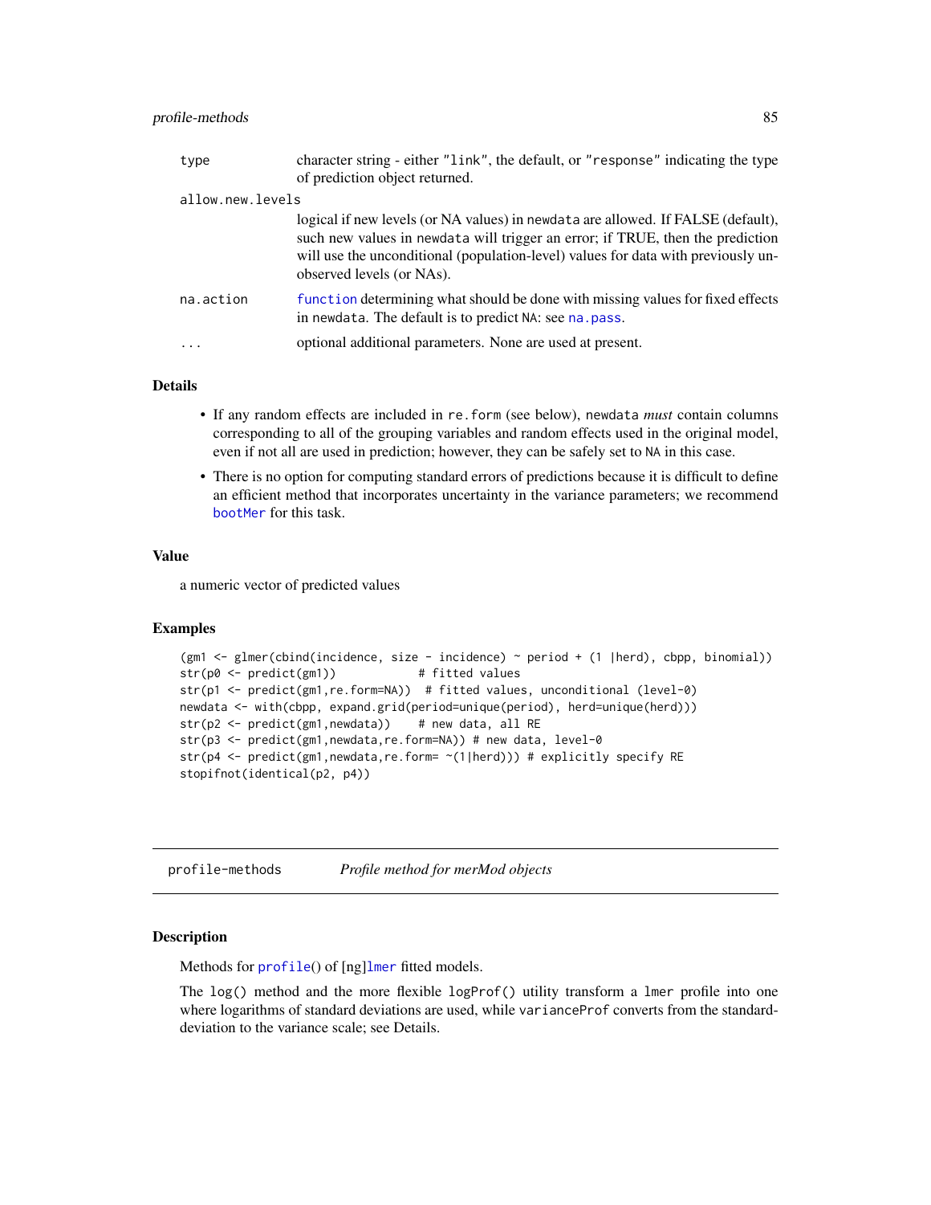| | |
|---|---|
| type | character string - either "link", the default, or "response" indicating the type of prediction object returned. |
| allow.new.levels | logical if new levels (or NA values) in newdata are allowed. If FALSE (default), such new values in newdata will trigger an error; if TRUE, then the prediction will use the unconditional (population-level) values for data with previously unobserved levels (or NAs). |
| na.action | function determining what should be done with missing values for fixed effects in newdata. The default is to predict NA: see na.pass. |
| ... | optional additional parameters. None are used at present. |

## Details

- If any random effects are included in re.form (see below), newdata *must* contain columns corresponding to all of the grouping variables and random effects used in the original model, even if not all are used in prediction; however, they can be safely set to NA in this case.
- There is no option for computing standard errors of predictions because it is difficult to define an efficient method that incorporates uncertainty in the variance parameters; we recommend bootMer for this task.

## Value

a numeric vector of predicted values

## Examples

```
(gm1 <- glmer(cbind(incidence, size - incidence) ~ period + (1 |herd), cbpp, binomial))
str(p0 <- predict(gm1))            # fitted values
str(p1 <- predict(gm1,re.form=NA))  # fitted values, unconditional (level-0)
newdata <- with(cbpp, expand.grid(period=unique(period), herd=unique(herd)))
str(p2 <- predict(gm1,newdata))    # new data, all RE
str(p3 <- predict(gm1,newdata,re.form=NA)) # new data, level-0
str(p4 <- predict(gm1,newdata,re.form= ~(1|herd))) # explicitly specify RE
stopifnot(identical(p2, p4))
```

---

# profile-methods *Profile method for merMod objects*

## Description

Methods for profile() of [ng]lmer fitted models.

The log() method and the more flexible logProf() utility transform a lmer profile into one where logarithms of standard deviations are used, while varianceProf converts from the standard-deviation to the variance scale; see Details.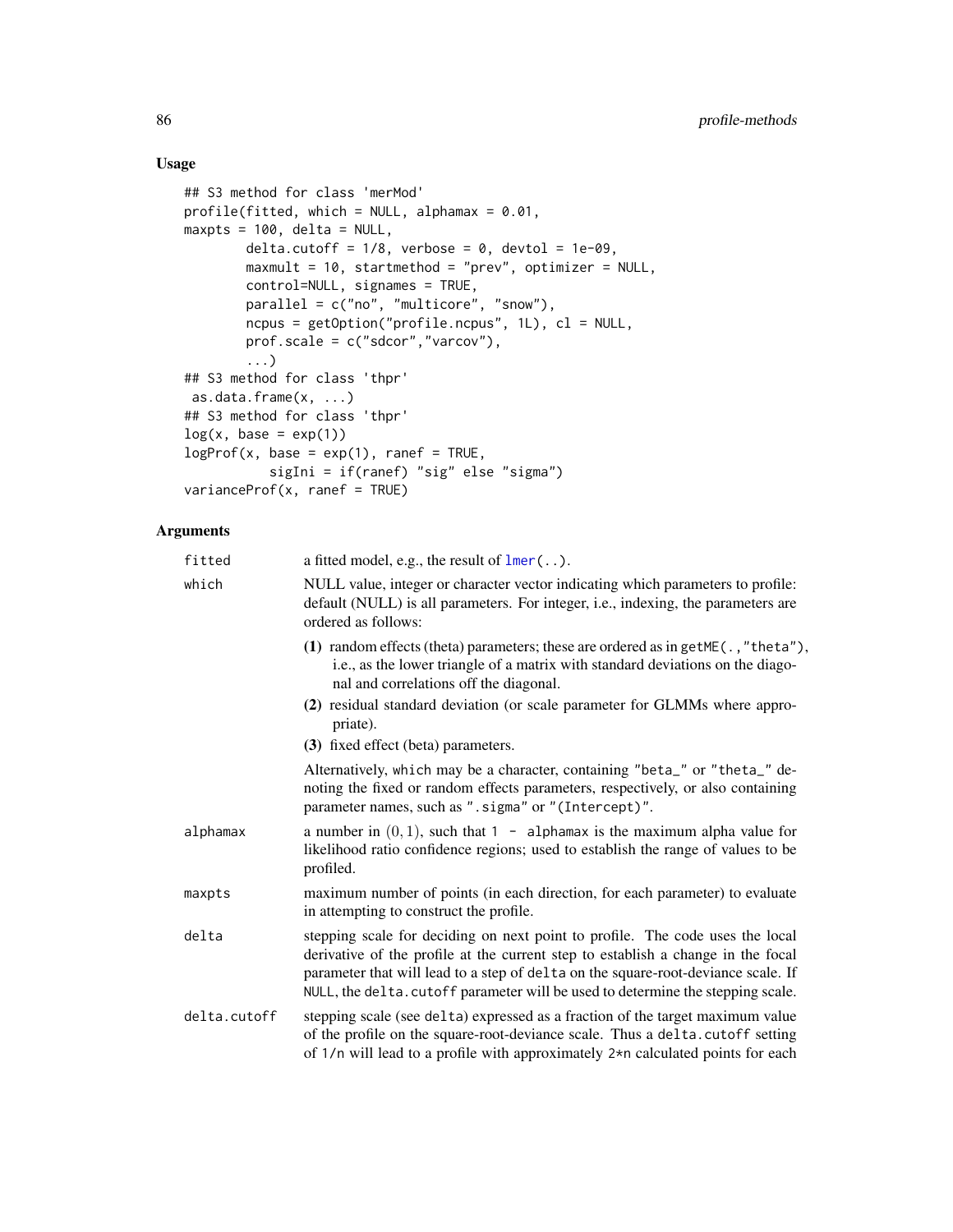## Usage

```
## S3 method for class 'merMod'
profile(fitted, which = NULL, alphamax = 0.01,
maxpts = 100, delta = NULL,
        delta.cutoff = 1/8, verbose = 0, devtol = 1e-09,
        maxmult = 10, startmethod = "prev", optimizer = NULL,
        control=NULL, signames = TRUE,
        parallel = c("no", "multicore", "snow"),
        ncpus = getOption("profile.ncpus", 1L), cl = NULL,
        prof.scale = c("sdcor","varcov"),
        ...)
## S3 method for class 'thpr'
 as.data.frame(x, ...)
## S3 method for class 'thpr'
log(x, base = exp(1))
logProf(x, base = exp(1), ranef = TRUE,
           sigIni = if(ranef) "sig" else "sigma")
varianceProf(x, ranef = TRUE)
```

## Arguments

fitted
: a fitted model, e.g., the result of lmer(..).

which
: NULL value, integer or character vector indicating which parameters to profile: default (NULL) is all parameters. For integer, i.e., indexing, the parameters are ordered as follows:

  **(1)** random effects (theta) parameters; these are ordered as in getME(.,"theta"), i.e., as the lower triangle of a matrix with standard deviations on the diagonal and correlations off the diagonal.

  **(2)** residual standard deviation (or scale parameter for GLMMs where appropriate).

  **(3)** fixed effect (beta) parameters.

  Alternatively, which may be a character, containing "beta_" or "theta_" denoting the fixed or random effects parameters, respectively, or also containing parameter names, such as ".sigma" or "(Intercept)".

alphamax
: a number in $(0, 1)$, such that 1 - alphamax is the maximum alpha value for likelihood ratio confidence regions; used to establish the range of values to be profiled.

maxpts
: maximum number of points (in each direction, for each parameter) to evaluate in attempting to construct the profile.

delta
: stepping scale for deciding on next point to profile. The code uses the local derivative of the profile at the current step to establish a change in the focal parameter that will lead to a step of delta on the square-root-deviance scale. If NULL, the delta.cutoff parameter will be used to determine the stepping scale.

delta.cutoff
: stepping scale (see delta) expressed as a fraction of the target maximum value of the profile on the square-root-deviance scale. Thus a delta.cutoff setting of 1/n will lead to a profile with approximately 2*n calculated points for each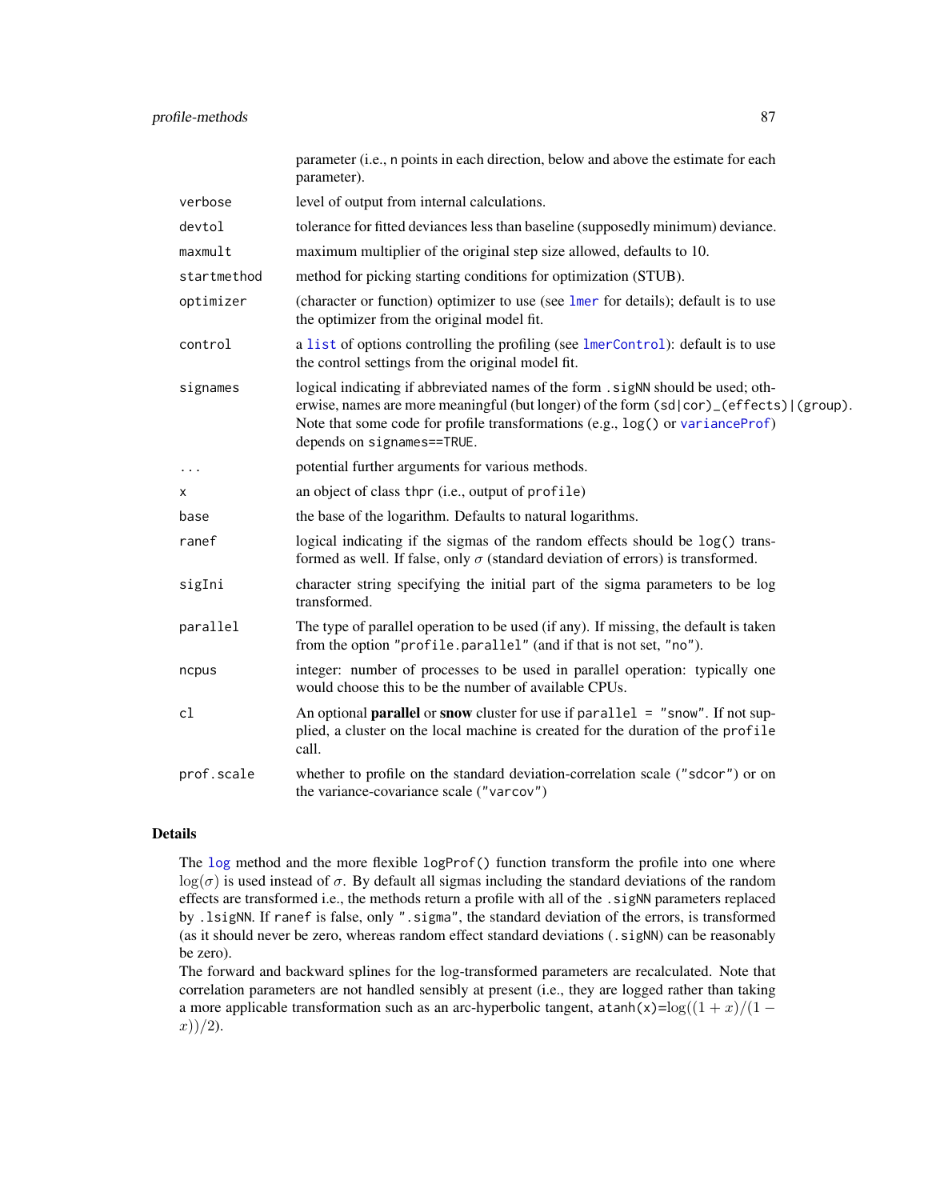| | |
|---|---|
| | parameter (i.e., n points in each direction, below and above the estimate for each parameter). |
| verbose | level of output from internal calculations. |
| devtol | tolerance for fitted deviances less than baseline (supposedly minimum) deviance. |
| maxmult | maximum multiplier of the original step size allowed, defaults to 10. |
| startmethod | method for picking starting conditions for optimization (STUB). |
| optimizer | (character or function) optimizer to use (see lmer for details); default is to use the optimizer from the original model fit. |
| control | a list of options controlling the profiling (see lmerControl): default is to use the control settings from the original model fit. |
| signames | logical indicating if abbreviated names of the form .sigNN should be used; otherwise, names are more meaningful (but longer) of the form (sd\|cor)_(effects)\|(group). Note that some code for profile transformations (e.g., log() or varianceProf) depends on signames==TRUE. |
| ... | potential further arguments for various methods. |
| x | an object of class thpr (i.e., output of profile) |
| base | the base of the logarithm. Defaults to natural logarithms. |
| ranef | logical indicating if the sigmas of the random effects should be log() transformed as well. If false, only $\sigma$ (standard deviation of errors) is transformed. |
| sigIni | character string specifying the initial part of the sigma parameters to be log transformed. |
| parallel | The type of parallel operation to be used (if any). If missing, the default is taken from the option "profile.parallel" (and if that is not set, "no"). |
| ncpus | integer: number of processes to be used in parallel operation: typically one would choose this to be the number of available CPUs. |
| cl | An optional **parallel** or **snow** cluster for use if parallel = "snow". If not supplied, a cluster on the local machine is created for the duration of the profile call. |
| prof.scale | whether to profile on the standard deviation-correlation scale ("sdcor") or on the variance-covariance scale ("varcov") |

## Details

The log method and the more flexible logProf() function transform the profile into one where $\log(\sigma)$ is used instead of $\sigma$. By default all sigmas including the standard deviations of the random effects are transformed i.e., the methods return a profile with all of the .sigNN parameters replaced by .lsigNN. If ranef is false, only ".sigma", the standard deviation of the errors, is transformed (as it should never be zero, whereas random effect standard deviations (.sigNN) can be reasonably be zero).

The forward and backward splines for the log-transformed parameters are recalculated. Note that correlation parameters are not handled sensibly at present (i.e., they are logged rather than taking a more applicable transformation such as an arc-hyperbolic tangent, atanh(x)=$\log((1+x)/(1-x))/2$).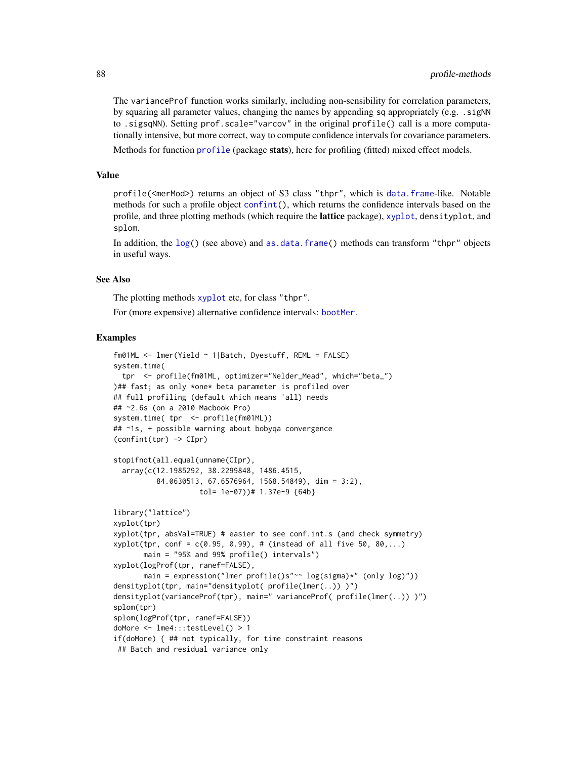The `varianceProf` function works similarly, including non-sensibility for correlation parameters, by squaring all parameter values, changing the names by appending `sq` appropriately (e.g. `.sigNN` to `.sigsqNN`). Setting `prof.scale="varcov"` in the original `profile()` call is a more computationally intensive, but more correct, way to compute confidence intervals for covariance parameters.

Methods for function `profile` (package **stats**), here for profiling (fitted) mixed effect models.

## Value

`profile(<merMod>)` returns an object of S3 class `"thpr"`, which is `data.frame`-like. Notable methods for such a profile object `confint()`, which returns the confidence intervals based on the profile, and three plotting methods (which require the **lattice** package), `xyplot`, `densityplot`, and `splom`.

In addition, the `log()` (see above) and `as.data.frame()` methods can transform `"thpr"` objects in useful ways.

## See Also

The plotting methods `xyplot` etc, for class `"thpr"`.

For (more expensive) alternative confidence intervals: `bootMer`.

## Examples

```
fm01ML <- lmer(Yield ~ 1|Batch, Dyestuff, REML = FALSE)
system.time(
  tpr  <- profile(fm01ML, optimizer="Nelder_Mead", which="beta_")
)## fast; as only *one* beta parameter is profiled over
## full profiling (default which means 'all) needs
## ~2.6s (on a 2010 Macbook Pro)
system.time( tpr  <- profile(fm01ML))
## ~1s, + possible warning about bobyqa convergence
(confint(tpr) -> CIpr)

stopifnot(all.equal(unname(CIpr),
  array(c(12.1985292, 38.2299848, 1486.4515,
          84.0630513, 67.6576964, 1568.54849), dim = 3:2),
                    tol= 1e-07))# 1.37e-9 {64b}

library("lattice")
xyplot(tpr)
xyplot(tpr, absVal=TRUE) # easier to see conf.int.s (and check symmetry)
xyplot(tpr, conf = c(0.95, 0.99), # (instead of all five 50, 80,...)
       main = "95% and 99% profile() intervals")
xyplot(logProf(tpr, ranef=FALSE),
       main = expression("lmer profile()s"~~ log(sigma)*" (only log)"))
densityplot(tpr, main="densityplot( profile(lmer(..)) )")
densityplot(varianceProf(tpr), main=" varianceProf( profile(lmer(..)) )")
splom(tpr)
splom(logProf(tpr, ranef=FALSE))
doMore <- lme4:::testLevel() > 1
if(doMore) { ## not typically, for time constraint reasons
 ## Batch and residual variance only
```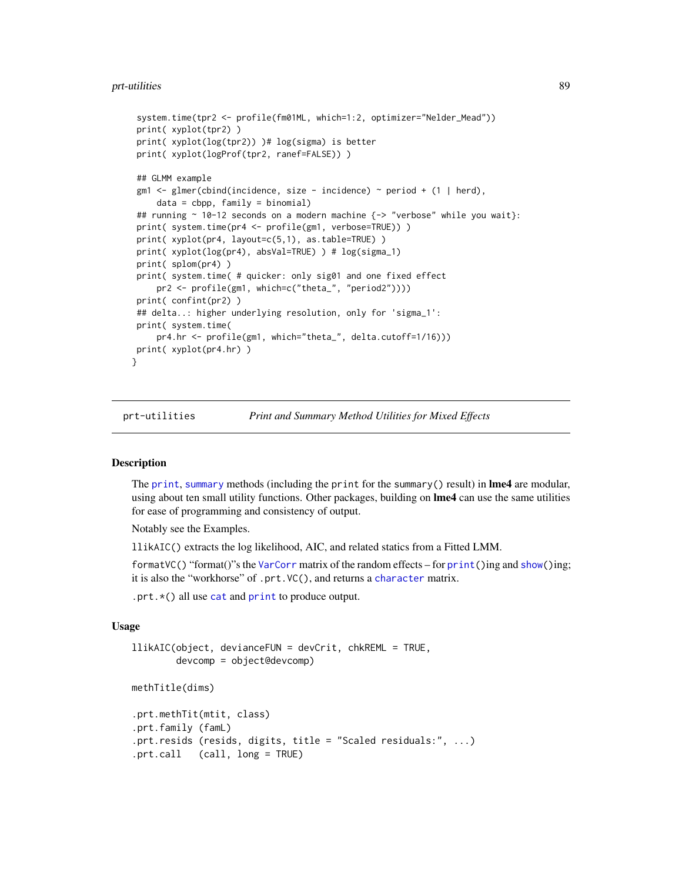```
 system.time(tpr2 <- profile(fm01ML, which=1:2, optimizer="Nelder_Mead"))
 print( xyplot(tpr2) )
 print( xyplot(log(tpr2)) )# log(sigma) is better
 print( xyplot(logProf(tpr2, ranef=FALSE)) )

 ## GLMM example
 gm1 <- glmer(cbind(incidence, size - incidence) ~ period + (1 | herd),
     data = cbpp, family = binomial)
 ## running ~ 10-12 seconds on a modern machine {-> "verbose" while you wait}:
 print( system.time(pr4 <- profile(gm1, verbose=TRUE)) )
 print( xyplot(pr4, layout=c(5,1), as.table=TRUE) )
 print( xyplot(log(pr4), absVal=TRUE) ) # log(sigma_1)
 print( splom(pr4) )
 print( system.time( # quicker: only sig01 and one fixed effect
     pr2 <- profile(gm1, which=c("theta_", "period2"))))
 print( confint(pr2) )
 ## delta..: higher underlying resolution, only for 'sigma_1':
 print( system.time(
     pr4.hr <- profile(gm1, which="theta_", delta.cutoff=1/16)))
 print( xyplot(pr4.hr) )
}
```

## prt-utilities *Print and Summary Method Utilities for Mixed Effects*

### Description

The `print`, `summary` methods (including the `print` for the `summary()` result) in **lme4** are modular, using about ten small utility functions. Other packages, building on **lme4** can use the same utilities for ease of programming and consistency of output.

Notably see the Examples.

`llikAIC()` extracts the log likelihood, AIC, and related statics from a Fitted LMM.

`formatVC()` "format()"'s the `VarCorr` matrix of the random effects – for `print()`ing and `show()`ing; it is also the "workhorse" of `.prt.VC()`, and returns a `character` matrix.

`.prt.*()` all use `cat` and `print` to produce output.

### Usage

```
llikAIC(object, devianceFUN = devCrit, chkREML = TRUE,
        devcomp = object@devcomp)

methTitle(dims)

.prt.methTit(mtit, class)
.prt.family (famL)
.prt.resids (resids, digits, title = "Scaled residuals:", ...)
.prt.call   (call, long = TRUE)
```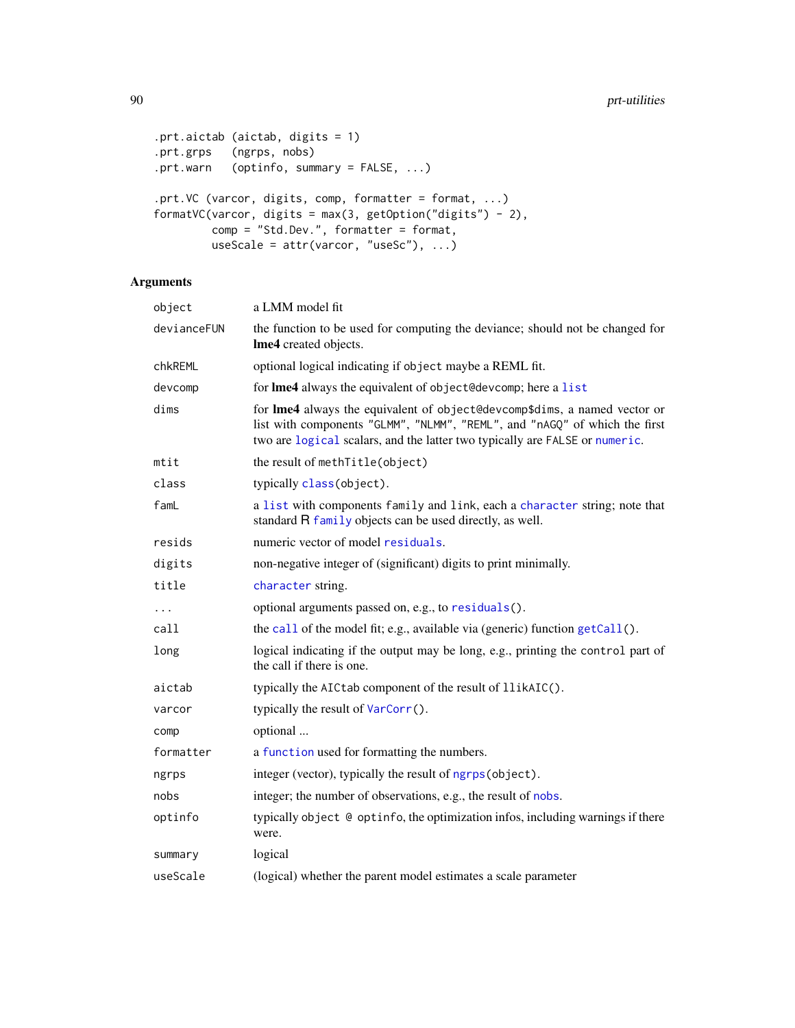```
.prt.aictab (aictab, digits = 1)
.prt.grps   (ngrps, nobs)
.prt.warn   (optinfo, summary = FALSE, ...)

.prt.VC (varcor, digits, comp, formatter = format, ...)
formatVC(varcor, digits = max(3, getOption("digits") - 2),
         comp = "Std.Dev.", formatter = format,
         useScale = attr(varcor, "useSc"), ...)
```

## Arguments

| | |
|---|---|
| `object` | a LMM model fit |
| `devianceFUN` | the function to be used for computing the deviance; should not be changed for **lme4** created objects. |
| `chkREML` | optional logical indicating if `object` maybe a REML fit. |
| `devcomp` | for **lme4** always the equivalent of `object@devcomp`; here a `list` |
| `dims` | for **lme4** always the equivalent of `object@devcomp$dims`, a named vector or list with components `"GLMM"`, `"NLMM"`, `"REML"`, and `"nAGQ"` of which the first two are `logical` scalars, and the latter two typically are `FALSE` or `numeric`. |
| `mtit` | the result of `methTitle(object)` |
| `class` | typically `class(object)`. |
| `famL` | a `list` with components `family` and `link`, each a `character` string; note that standard R `family` objects can be used directly, as well. |
| `resids` | numeric vector of model `residuals`. |
| `digits` | non-negative integer of (significant) digits to print minimally. |
| `title` | `character` string. |
| `...` | optional arguments passed on, e.g., to `residuals()`. |
| `call` | the `call` of the model fit; e.g., available via (generic) function `getCall()`. |
| `long` | logical indicating if the output may be long, e.g., printing the `control` part of the call if there is one. |
| `aictab` | typically the `AICtab` component of the result of `llikAIC()`. |
| `varcor` | typically the result of `VarCorr()`. |
| `comp` | optional ... |
| `formatter` | a `function` used for formatting the numbers. |
| `ngrps` | integer (vector), typically the result of `ngrps(object)`. |
| `nobs` | integer; the number of observations, e.g., the result of `nobs`. |
| `optinfo` | typically `object @ optinfo`, the optimization infos, including warnings if there were. |
| `summary` | logical |
| `useScale` | (logical) whether the parent model estimates a scale parameter |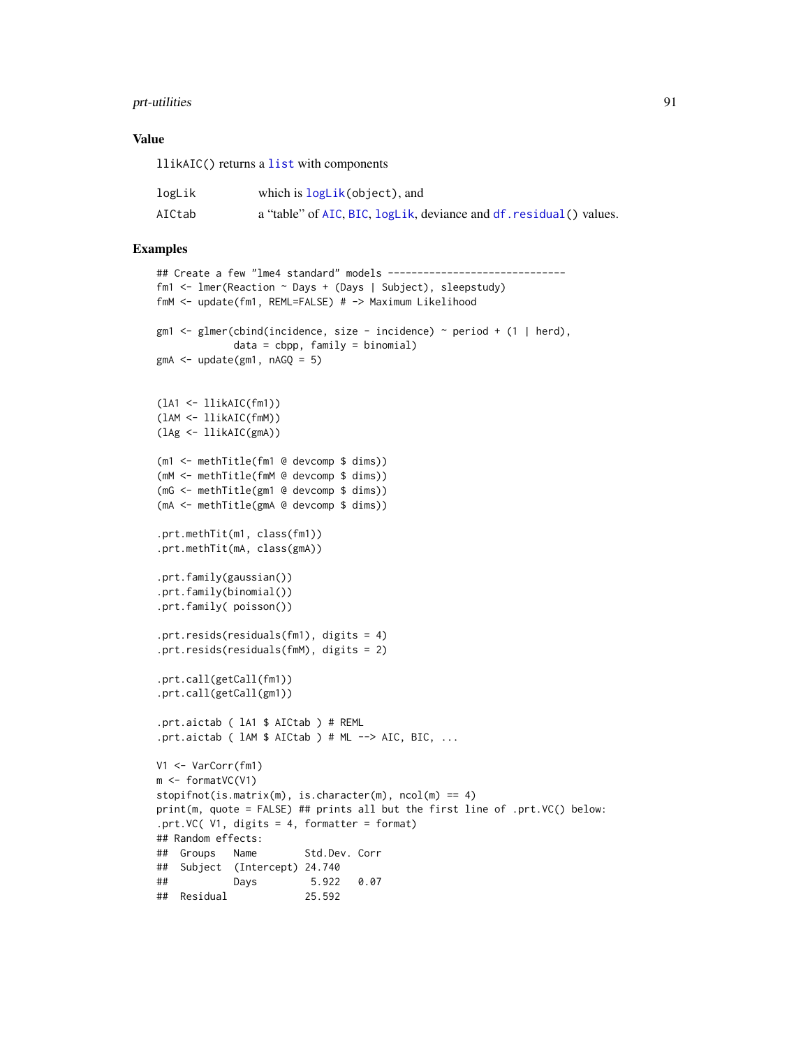## Value

`llikAIC()` returns a `list` with components

| | |
|---|---|
| `logLik` | which is `logLik(object)`, and |
| `AICtab` | a "table" of `AIC`, `BIC`, `logLik`, deviance and `df.residual()` values. |

## Examples

```
## Create a few "lme4 standard" models ------------------------------
fm1 <- lmer(Reaction ~ Days + (Days | Subject), sleepstudy)
fmM <- update(fm1, REML=FALSE) # -> Maximum Likelihood

gm1 <- glmer(cbind(incidence, size - incidence) ~ period + (1 | herd),
             data = cbpp, family = binomial)
gmA <- update(gm1, nAGQ = 5)


(lA1 <- llikAIC(fm1))
(lAM <- llikAIC(fmM))
(lAg <- llikAIC(gmA))

(m1 <- methTitle(fm1 @ devcomp $ dims))
(mM <- methTitle(fmM @ devcomp $ dims))
(mG <- methTitle(gm1 @ devcomp $ dims))
(mA <- methTitle(gmA @ devcomp $ dims))

.prt.methTit(m1, class(fm1))
.prt.methTit(mA, class(gmA))

.prt.family(gaussian())
.prt.family(binomial())
.prt.family( poisson())

.prt.resids(residuals(fm1), digits = 4)
.prt.resids(residuals(fmM), digits = 2)

.prt.call(getCall(fm1))
.prt.call(getCall(gm1))

.prt.aictab ( lA1 $ AICtab ) # REML
.prt.aictab ( lAM $ AICtab ) # ML --> AIC, BIC, ...

V1 <- VarCorr(fm1)
m <- formatVC(V1)
stopifnot(is.matrix(m), is.character(m), ncol(m) == 4)
print(m, quote = FALSE) ## prints all but the first line of .prt.VC() below:
.prt.VC( V1, digits = 4, formatter = format)
## Random effects:
##  Groups   Name        Std.Dev. Corr
##  Subject  (Intercept) 24.740
##           Days         5.922   0.07
##  Residual             25.592
```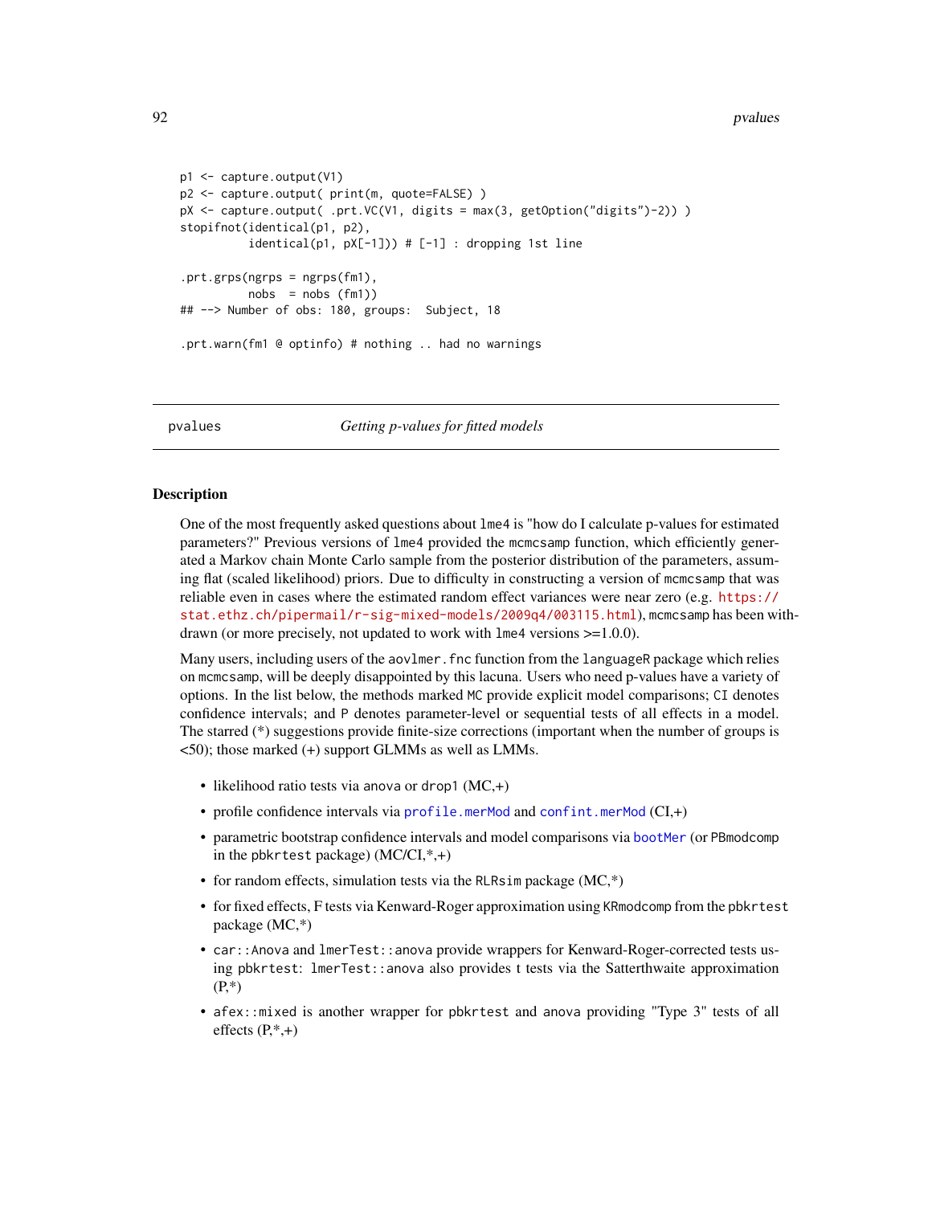```
p1 <- capture.output(V1)
p2 <- capture.output( print(m, quote=FALSE) )
pX <- capture.output( .prt.VC(V1, digits = max(3, getOption("digits")-2)) )
stopifnot(identical(p1, p2),
          identical(p1, pX[-1])) # [-1] : dropping 1st line

.prt.grps(ngrps = ngrps(fm1),
          nobs  = nobs (fm1))
## --> Number of obs: 180, groups:  Subject, 18

.prt.warn(fm1 @ optinfo) # nothing .. had no warnings
```

---

pvalues *Getting p-values for fitted models*

---

## Description

One of the most frequently asked questions about `lme4` is "how do I calculate p-values for estimated parameters?" Previous versions of `lme4` provided the `mcmcsamp` function, which efficiently generated a Markov chain Monte Carlo sample from the posterior distribution of the parameters, assuming flat (scaled likelihood) priors. Due to difficulty in constructing a version of `mcmcsamp` that was reliable even in cases where the estimated random effect variances were near zero (e.g. https://stat.ethz.ch/pipermail/r-sig-mixed-models/2009q4/003115.html), `mcmcsamp` has been withdrawn (or more precisely, not updated to work with `lme4` versions >=1.0.0).

Many users, including users of the `aovlmer.fnc` function from the `languageR` package which relies on `mcmcsamp`, will be deeply disappointed by this lacuna. Users who need p-values have a variety of options. In the list below, the methods marked `MC` provide explicit model comparisons; `CI` denotes confidence intervals; and `P` denotes parameter-level or sequential tests of all effects in a model. The starred (*) suggestions provide finite-size corrections (important when the number of groups is <50); those marked (+) support GLMMs as well as LMMs.

- likelihood ratio tests via `anova` or `drop1` (MC,+)
- profile confidence intervals via `profile.merMod` and `confint.merMod` (CI,+)
- parametric bootstrap confidence intervals and model comparisons via `bootMer` (or `PBmodcomp` in the `pbkrtest` package) (MC/CI,*,+)
- for random effects, simulation tests via the `RLRsim` package (MC,*)
- for fixed effects, F tests via Kenward-Roger approximation using `KRmodcomp` from the `pbkrtest` package (MC,*)
- `car::Anova` and `lmerTest::anova` provide wrappers for Kenward-Roger-corrected tests using `pbkrtest`: `lmerTest::anova` also provides t tests via the Satterthwaite approximation (P,*)
- `afex::mixed` is another wrapper for `pbkrtest` and `anova` providing "Type 3" tests of all effects (P,*,+)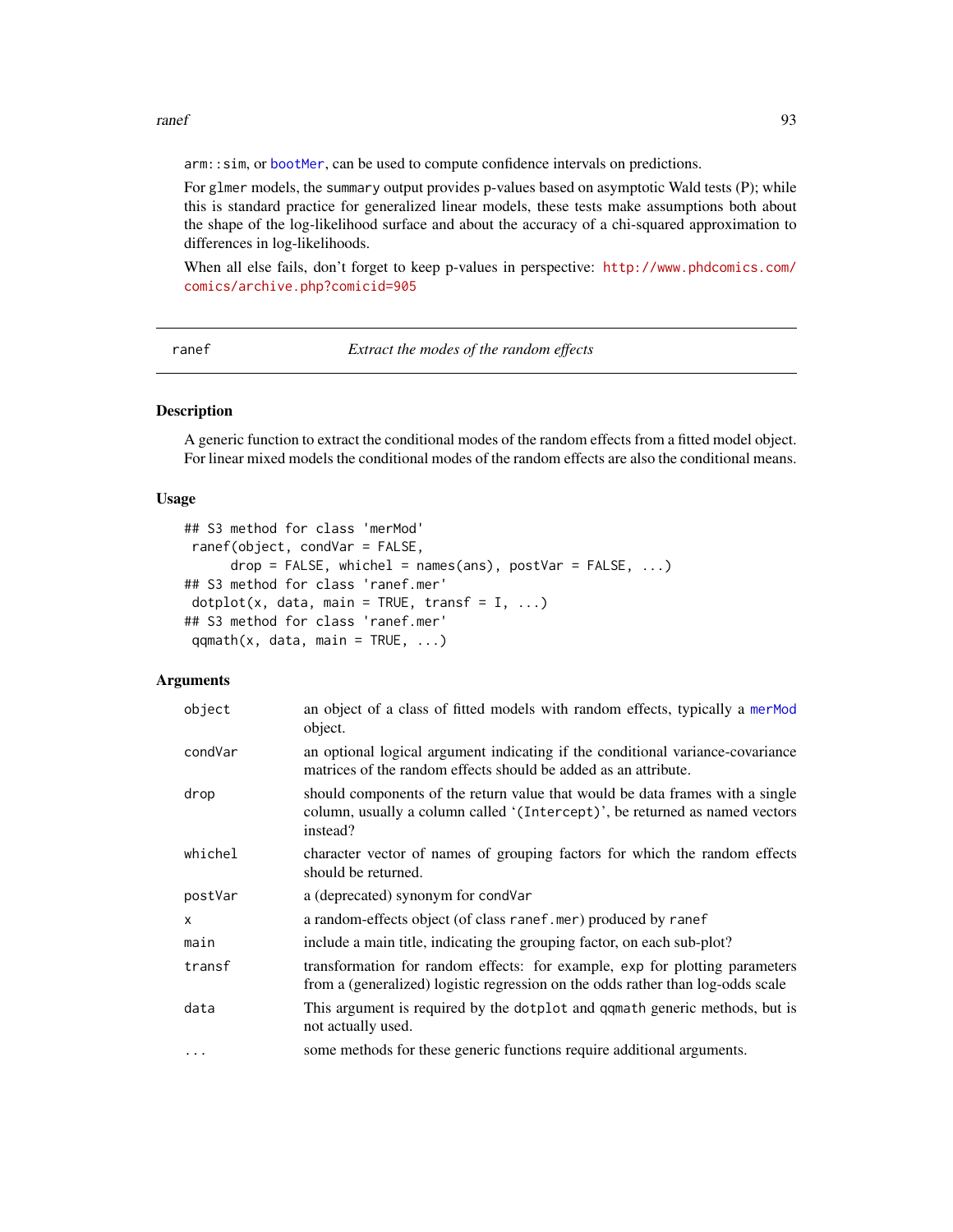arm::sim, or bootMer, can be used to compute confidence intervals on predictions.

For glmer models, the summary output provides p-values based on asymptotic Wald tests (P); while this is standard practice for generalized linear models, these tests make assumptions both about the shape of the log-likelihood surface and about the accuracy of a chi-squared approximation to differences in log-likelihoods.

When all else fails, don't forget to keep p-values in perspective: http://www.phdcomics.com/comics/archive.php?comicid=905

---

## ranef — *Extract the modes of the random effects*

### Description

A generic function to extract the conditional modes of the random effects from a fitted model object. For linear mixed models the conditional modes of the random effects are also the conditional means.

### Usage

```
## S3 method for class 'merMod'
 ranef(object, condVar = FALSE,
      drop = FALSE, whichel = names(ans), postVar = FALSE, ...)
## S3 method for class 'ranef.mer'
 dotplot(x, data, main = TRUE, transf = I, ...)
## S3 method for class 'ranef.mer'
 qqmath(x, data, main = TRUE, ...)
```

### Arguments

| | |
|---|---|
| object | an object of a class of fitted models with random effects, typically a merMod object. |
| condVar | an optional logical argument indicating if the conditional variance-covariance matrices of the random effects should be added as an attribute. |
| drop | should components of the return value that would be data frames with a single column, usually a column called '(Intercept)', be returned as named vectors instead? |
| whichel | character vector of names of grouping factors for which the random effects should be returned. |
| postVar | a (deprecated) synonym for condVar |
| x | a random-effects object (of class ranef.mer) produced by ranef |
| main | include a main title, indicating the grouping factor, on each sub-plot? |
| transf | transformation for random effects: for example, exp for plotting parameters from a (generalized) logistic regression on the odds rather than log-odds scale |
| data | This argument is required by the dotplot and qqmath generic methods, but is not actually used. |
| ... | some methods for these generic functions require additional arguments. |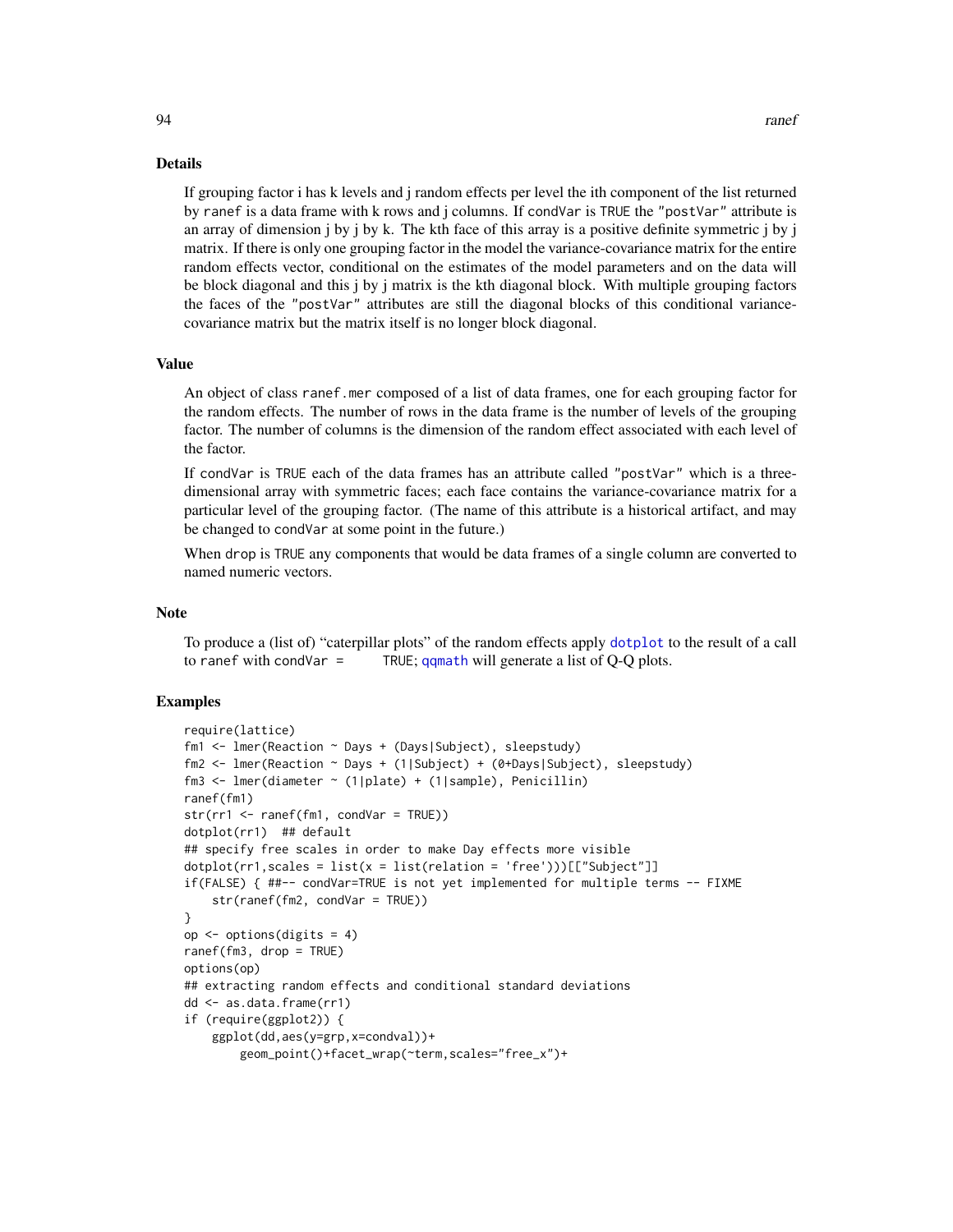## Details

If grouping factor i has k levels and j random effects per level the ith component of the list returned by `ranef` is a data frame with k rows and j columns. If `condVar` is `TRUE` the `"postVar"` attribute is an array of dimension j by j by k. The kth face of this array is a positive definite symmetric j by j matrix. If there is only one grouping factor in the model the variance-covariance matrix for the entire random effects vector, conditional on the estimates of the model parameters and on the data will be block diagonal and this j by j matrix is the kth diagonal block. With multiple grouping factors the faces of the `"postVar"` attributes are still the diagonal blocks of this conditional variance-covariance matrix but the matrix itself is no longer block diagonal.

## Value

An object of class `ranef.mer` composed of a list of data frames, one for each grouping factor for the random effects. The number of rows in the data frame is the number of levels of the grouping factor. The number of columns is the dimension of the random effect associated with each level of the factor.

If `condVar` is `TRUE` each of the data frames has an attribute called `"postVar"` which is a three-dimensional array with symmetric faces; each face contains the variance-covariance matrix for a particular level of the grouping factor. (The name of this attribute is a historical artifact, and may be changed to `condVar` at some point in the future.)

When `drop` is `TRUE` any components that would be data frames of a single column are converted to named numeric vectors.

## Note

To produce a (list of) "caterpillar plots" of the random effects apply `dotplot` to the result of a call to `ranef` with `condVar = TRUE`; `qqmath` will generate a list of Q-Q plots.

## Examples

```
require(lattice)
fm1 <- lmer(Reaction ~ Days + (Days|Subject), sleepstudy)
fm2 <- lmer(Reaction ~ Days + (1|Subject) + (0+Days|Subject), sleepstudy)
fm3 <- lmer(diameter ~ (1|plate) + (1|sample), Penicillin)
ranef(fm1)
str(rr1 <- ranef(fm1, condVar = TRUE))
dotplot(rr1)  ## default
## specify free scales in order to make Day effects more visible
dotplot(rr1,scales = list(x = list(relation = 'free')))[["Subject"]]
if(FALSE) { ##-- condVar=TRUE is not yet implemented for multiple terms -- FIXME
    str(ranef(fm2, condVar = TRUE))
}
op <- options(digits = 4)
ranef(fm3, drop = TRUE)
options(op)
## extracting random effects and conditional standard deviations
dd <- as.data.frame(rr1)
if (require(ggplot2)) {
    ggplot(dd,aes(y=grp,x=condval))+
        geom_point()+facet_wrap(~term,scales="free_x")+
```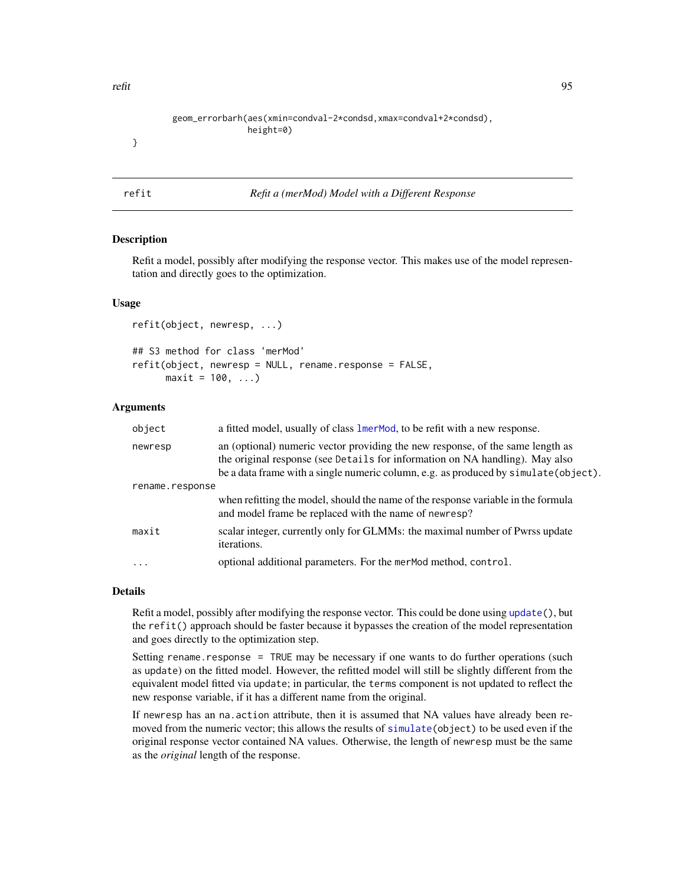```
        geom_errorbarh(aes(xmin=condval-2*condsd,xmax=condval+2*condsd),
                       height=0)
}
```

---

## refit — *Refit a (merMod) Model with a Different Response*

### Description

Refit a model, possibly after modifying the response vector. This makes use of the model representation and directly goes to the optimization.

### Usage

```
refit(object, newresp, ...)

## S3 method for class 'merMod'
refit(object, newresp = NULL, rename.response = FALSE,
      maxit = 100, ...)
```

### Arguments

| Argument | Description |
| --- | --- |
| `object` | a fitted model, usually of class `lmerMod`, to be refit with a new response. |
| `newresp` | an (optional) numeric vector providing the new response, of the same length as the original response (see `Details` for information on NA handling). May also be a data frame with a single numeric column, e.g. as produced by `simulate(object)`. |
| `rename.response` | when refitting the model, should the name of the response variable in the formula and model frame be replaced with the name of `newresp`? |
| `maxit` | scalar integer, currently only for GLMMs: the maximal number of Pwrss update iterations. |
| `...` | optional additional parameters. For the `merMod` method, `control`. |

### Details

Refit a model, possibly after modifying the response vector. This could be done using `update()`, but the `refit()` approach should be faster because it bypasses the creation of the model representation and goes directly to the optimization step.

Setting `rename.response = TRUE` may be necessary if one wants to do further operations (such as `update`) on the fitted model. However, the refitted model will still be slightly different from the equivalent model fitted via `update`; in particular, the `terms` component is not updated to reflect the new response variable, if it has a different name from the original.

If `newresp` has an `na.action` attribute, then it is assumed that NA values have already been removed from the numeric vector; this allows the results of `simulate(object)` to be used even if the original response vector contained NA values. Otherwise, the length of `newresp` must be the same as the *original* length of the response.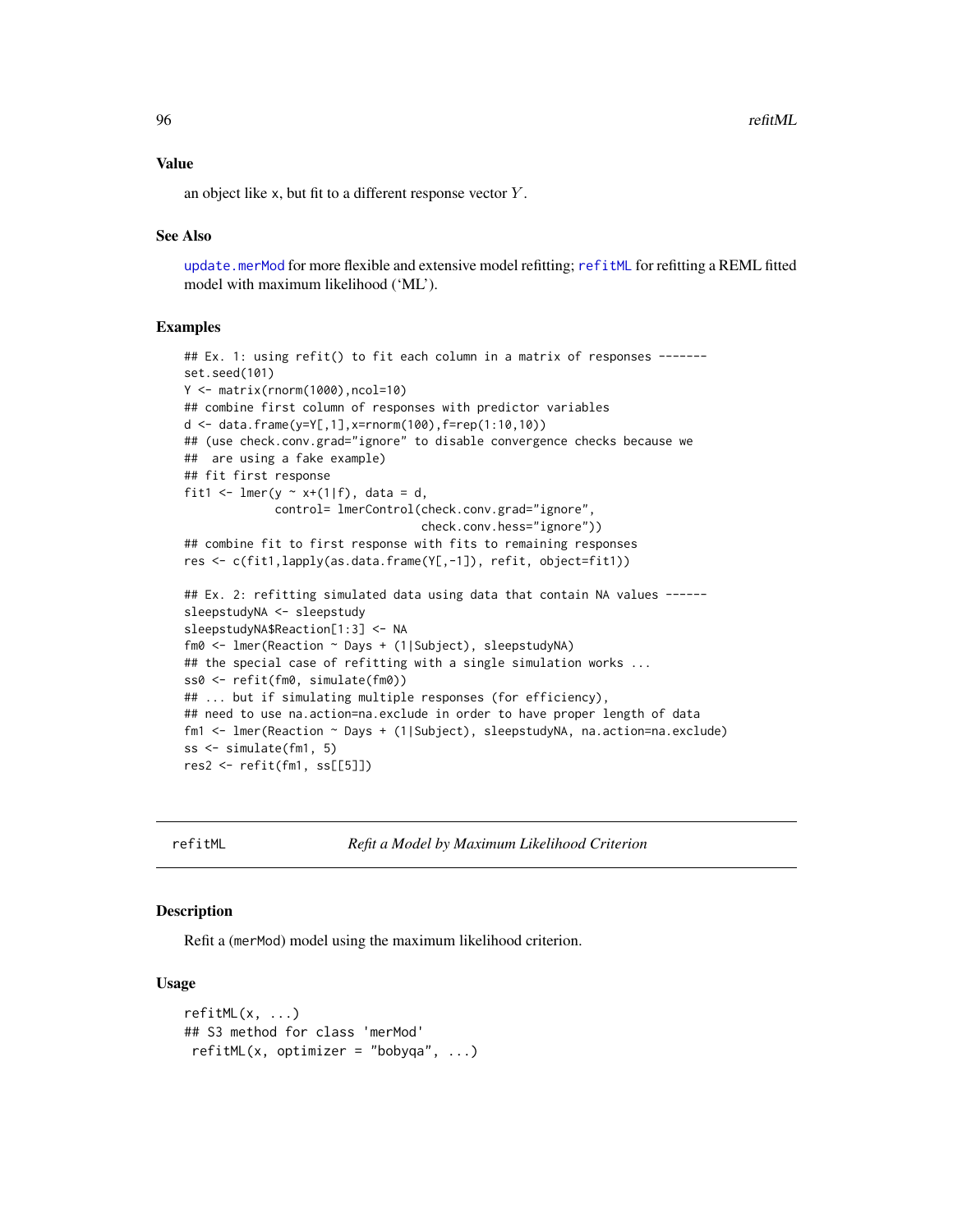### Value

an object like x, but fit to a different response vector $Y$.

### See Also

update.merMod for more flexible and extensive model refitting; refitML for refitting a REML fitted model with maximum likelihood ('ML').

### Examples

```
## Ex. 1: using refit() to fit each column in a matrix of responses -------
set.seed(101)
Y <- matrix(rnorm(1000),ncol=10)
## combine first column of responses with predictor variables
d <- data.frame(y=Y[,1],x=rnorm(100),f=rep(1:10,10))
## (use check.conv.grad="ignore" to disable convergence checks because we
##  are using a fake example)
## fit first response
fit1 <- lmer(y ~ x+(1|f), data = d,
             control= lmerControl(check.conv.grad="ignore",
                                  check.conv.hess="ignore"))
## combine fit to first response with fits to remaining responses
res <- c(fit1,lapply(as.data.frame(Y[,-1]), refit, object=fit1))

## Ex. 2: refitting simulated data using data that contain NA values ------
sleepstudyNA <- sleepstudy
sleepstudyNA$Reaction[1:3] <- NA
fm0 <- lmer(Reaction ~ Days + (1|Subject), sleepstudyNA)
## the special case of refitting with a single simulation works ...
ss0 <- refit(fm0, simulate(fm0))
## ... but if simulating multiple responses (for efficiency),
## need to use na.action=na.exclude in order to have proper length of data
fm1 <- lmer(Reaction ~ Days + (1|Subject), sleepstudyNA, na.action=na.exclude)
ss <- simulate(fm1, 5)
res2 <- refit(fm1, ss[[5]])
```

---

## refitML — *Refit a Model by Maximum Likelihood Criterion*

### Description

Refit a (merMod) model using the maximum likelihood criterion.

### Usage

```
refitML(x, ...)
## S3 method for class 'merMod'
 refitML(x, optimizer = "bobyqa", ...)
```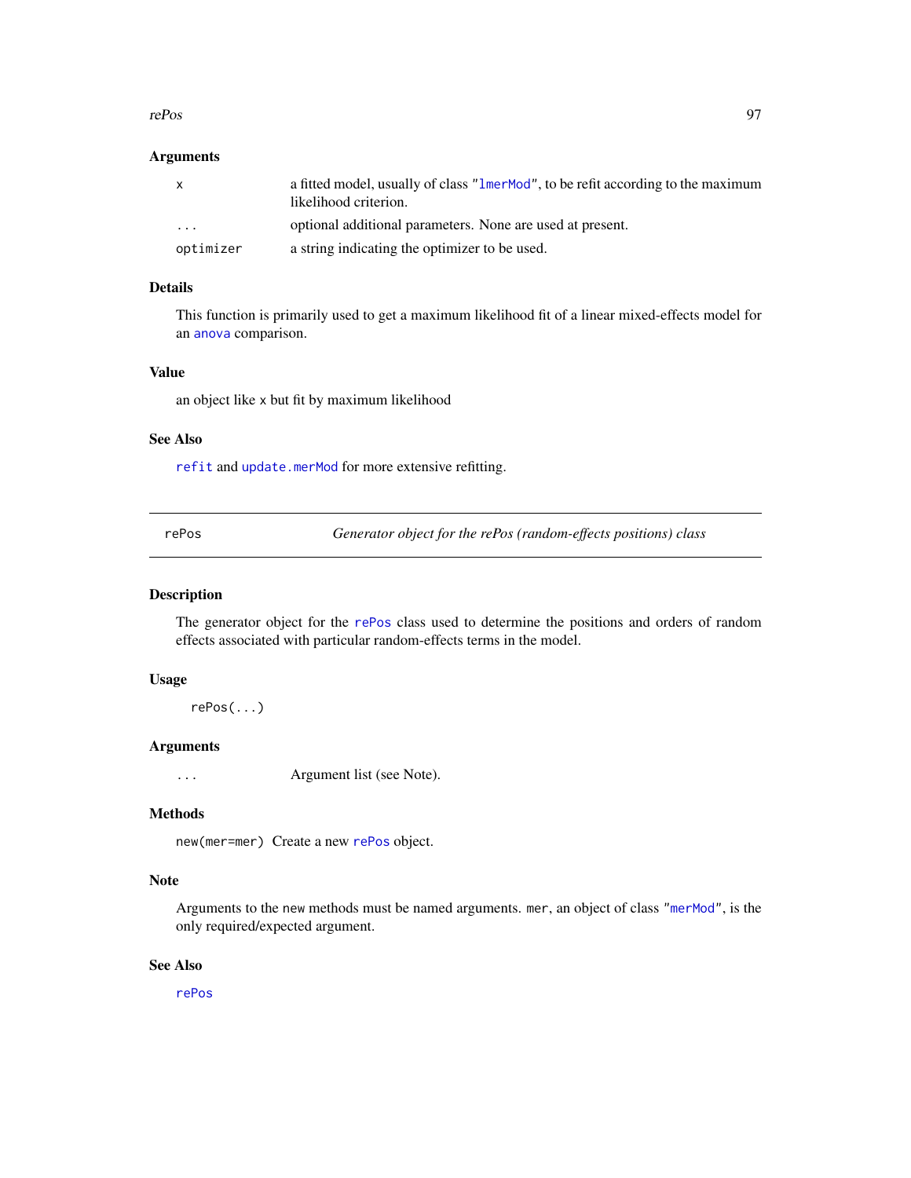### Arguments

| | |
|---|---|
| `x` | a fitted model, usually of class "`lmerMod`", to be refit according to the maximum likelihood criterion. |
| `...` | optional additional parameters. None are used at present. |
| `optimizer` | a string indicating the optimizer to be used. |

### Details

This function is primarily used to get a maximum likelihood fit of a linear mixed-effects model for an `anova` comparison.

### Value

an object like `x` but fit by maximum likelihood

### See Also

`refit` and `update.merMod` for more extensive refitting.

---

## repos — *Generator object for the rePos (random-effects positions) class*

---

### Description

The generator object for the `rePos` class used to determine the positions and orders of random effects associated with particular random-effects terms in the model.

### Usage

```
rePos(...)
```

### Arguments

| | |
|---|---|
| `...` | Argument list (see Note). |

### Methods

`new(mer=mer)` Create a new `rePos` object.

### Note

Arguments to the `new` methods must be named arguments. `mer`, an object of class "`merMod`", is the only required/expected argument.

### See Also

`rePos`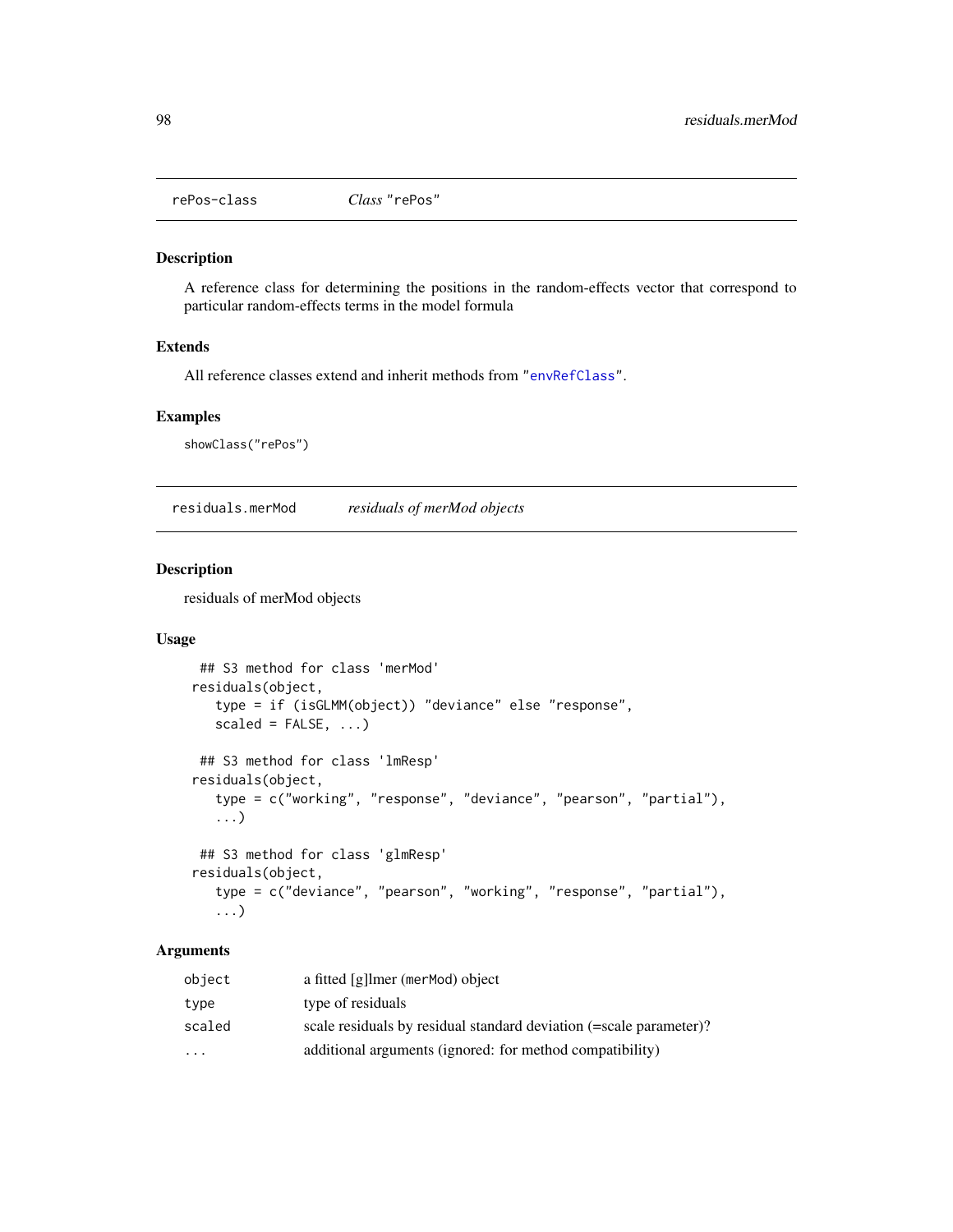## repos-class — *Class* "rePos"

### Description

A reference class for determining the positions in the random-effects vector that correspond to particular random-effects terms in the model formula

### Extends

All reference classes extend and inherit methods from "envRefClass".

### Examples

```
showClass("rePos")
```

## residuals.merMod — *residuals of merMod objects*

### Description

residuals of merMod objects

### Usage

```
 ## S3 method for class 'merMod'
residuals(object,
   type = if (isGLMM(object)) "deviance" else "response",
   scaled = FALSE, ...)

 ## S3 method for class 'lmResp'
residuals(object,
   type = c("working", "response", "deviance", "pearson", "partial"),
   ...)

 ## S3 method for class 'glmResp'
residuals(object,
   type = c("deviance", "pearson", "working", "response", "partial"),
   ...)
```

### Arguments

| | |
|---|---|
| object | a fitted [g]lmer (merMod) object |
| type | type of residuals |
| scaled | scale residuals by residual standard deviation (=scale parameter)? |
| ... | additional arguments (ignored: for method compatibility) |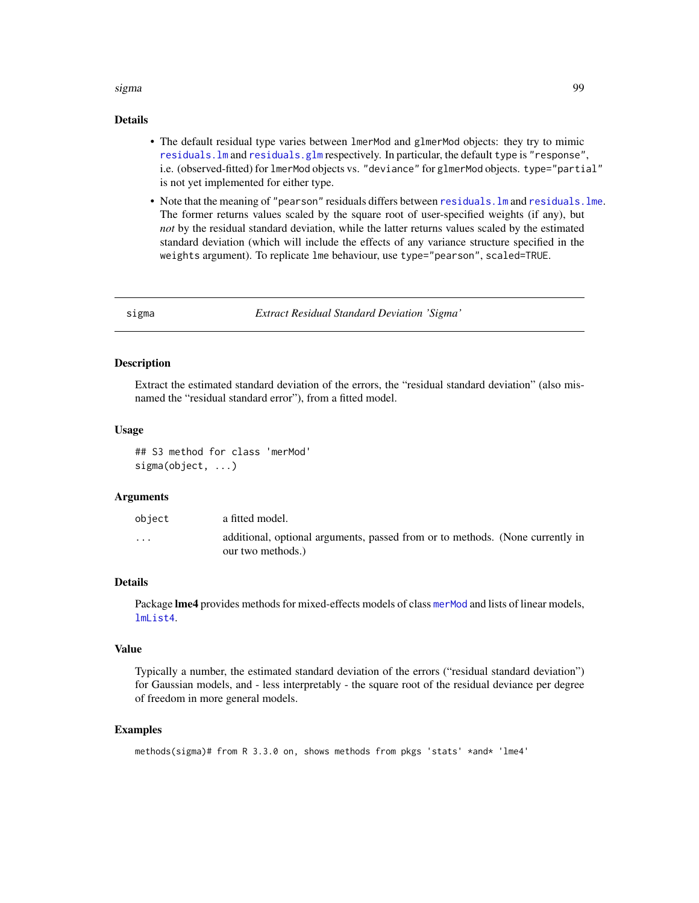### Details

- The default residual type varies between `lmerMod` and `glmerMod` objects: they try to mimic `residuals.lm` and `residuals.glm` respectively. In particular, the default `type` is `"response"`, i.e. (observed-fitted) for `lmerMod` objects vs. `"deviance"` for `glmerMod` objects. `type="partial"` is not yet implemented for either type.
- Note that the meaning of `"pearson"` residuals differs between `residuals.lm` and `residuals.lme`. The former returns values scaled by the square root of user-specified weights (if any), but *not* by the residual standard deviation, while the latter returns values scaled by the estimated standard deviation (which will include the effects of any variance structure specified in the `weights` argument). To replicate `lme` behaviour, use `type="pearson", scaled=TRUE`.

---

## sigma — *Extract Residual Standard Deviation 'Sigma'*

### Description

Extract the estimated standard deviation of the errors, the "residual standard deviation" (also misnamed the "residual standard error"), from a fitted model.

### Usage

```
## S3 method for class 'merMod'
sigma(object, ...)
```

### Arguments

| | |
|---|---|
| `object` | a fitted model. |
| `...` | additional, optional arguments, passed from or to methods. (None currently in our two methods.) |

### Details

Package **lme4** provides methods for mixed-effects models of class `merMod` and lists of linear models, `lmList4`.

### Value

Typically a number, the estimated standard deviation of the errors ("residual standard deviation") for Gaussian models, and - less interpretably - the square root of the residual deviance per degree of freedom in more general models.

### Examples

```
methods(sigma)# from R 3.3.0 on, shows methods from pkgs 'stats' *and* 'lme4'
```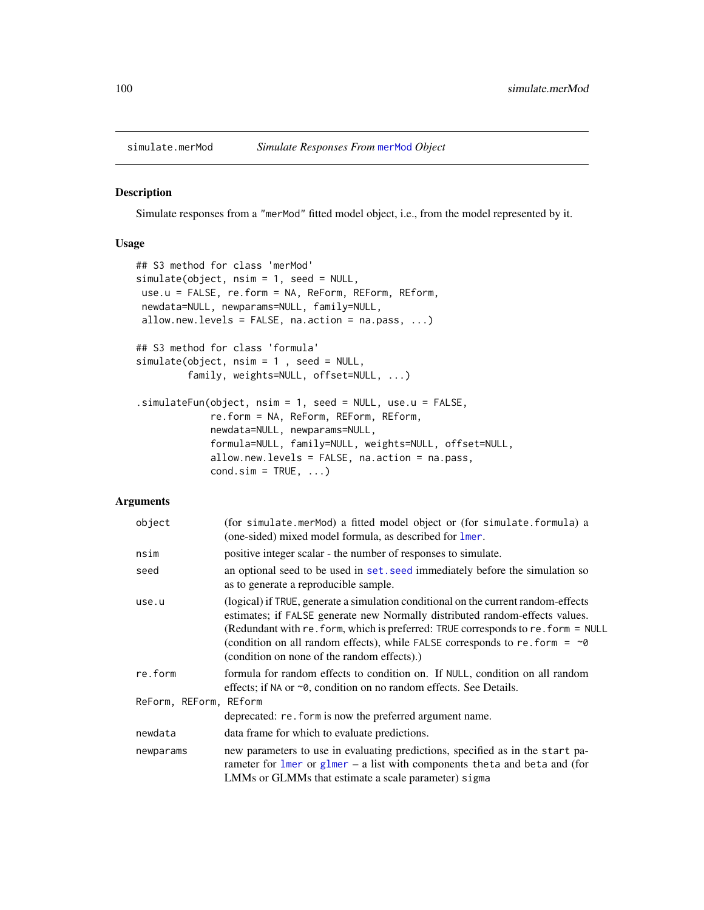`simulate.merMod` — *Simulate Responses From merMod Object*

## Description

Simulate responses from a "merMod" fitted model object, i.e., from the model represented by it.

## Usage

```
## S3 method for class 'merMod'
simulate(object, nsim = 1, seed = NULL,
 use.u = FALSE, re.form = NA, ReForm, REForm, REform,
 newdata=NULL, newparams=NULL, family=NULL,
 allow.new.levels = FALSE, na.action = na.pass, ...)

## S3 method for class 'formula'
simulate(object, nsim = 1 , seed = NULL,
         family, weights=NULL, offset=NULL, ...)

.simulateFun(object, nsim = 1, seed = NULL, use.u = FALSE,
             re.form = NA, ReForm, REForm, REform,
             newdata=NULL, newparams=NULL,
             formula=NULL, family=NULL, weights=NULL, offset=NULL,
             allow.new.levels = FALSE, na.action = na.pass,
             cond.sim = TRUE, ...)
```

## Arguments

| | |
|---|---|
| `object` | (for `simulate.merMod`) a fitted model object or (for `simulate.formula`) a (one-sided) mixed model formula, as described for `lmer`. |
| `nsim` | positive integer scalar - the number of responses to simulate. |
| `seed` | an optional seed to be used in `set.seed` immediately before the simulation so as to generate a reproducible sample. |
| `use.u` | (logical) if `TRUE`, generate a simulation conditional on the current random-effects estimates; if `FALSE` generate new Normally distributed random-effects values. (Redundant with `re.form`, which is preferred: `TRUE` corresponds to `re.form = NULL` (condition on all random effects), while `FALSE` corresponds to `re.form = ~0` (condition on none of the random effects).) |
| `re.form` | formula for random effects to condition on. If `NULL`, condition on all random effects; if `NA` or `~0`, condition on no random effects. See Details. |
| `ReForm, REForm, REform` | deprecated: `re.form` is now the preferred argument name. |
| `newdata` | data frame for which to evaluate predictions. |
| `newparams` | new parameters to use in evaluating predictions, specified as in the `start` parameter for `lmer` or `glmer` – a list with components `theta` and `beta` and (for LMMs or GLMMs that estimate a scale parameter) `sigma` |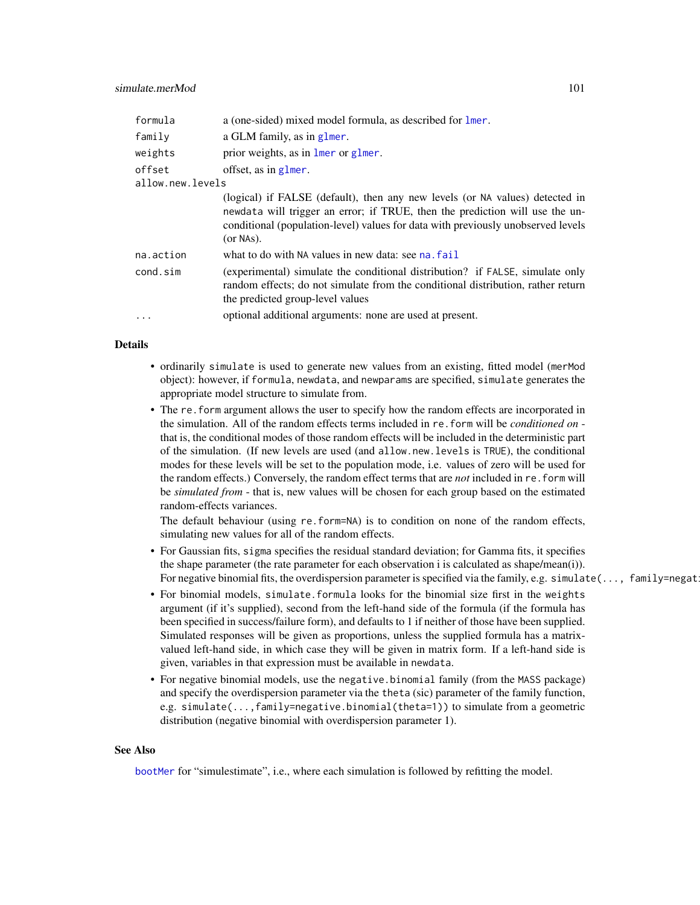| | |
|---|---|
| `formula` | a (one-sided) mixed model formula, as described for `lmer`. |
| `family` | a GLM family, as in `glmer`. |
| `weights` | prior weights, as in `lmer` or `glmer`. |
| `offset` | offset, as in `glmer`. |
| `allow.new.levels` | (logical) if FALSE (default), then any new levels (or `NA` values) detected in `newdata` will trigger an error; if TRUE, then the prediction will use the unconditional (population-level) values for data with previously unobserved levels (or `NA`s). |
| `na.action` | what to do with `NA` values in new data: see `na.fail` |
| `cond.sim` | (experimental) simulate the conditional distribution? if `FALSE`, simulate only random effects; do not simulate from the conditional distribution, rather return the predicted group-level values |
| `...` | optional additional arguments: none are used at present. |

## Details

- ordinarily `simulate` is used to generate new values from an existing, fitted model (`merMod` object): however, if `formula`, `newdata`, and `newparams` are specified, `simulate` generates the appropriate model structure to simulate from.
- The `re.form` argument allows the user to specify how the random effects are incorporated in the simulation. All of the random effects terms included in `re.form` will be *conditioned on* - that is, the conditional modes of those random effects will be included in the deterministic part of the simulation. (If new levels are used (and `allow.new.levels` is `TRUE`), the conditional modes for these levels will be set to the population mode, i.e. values of zero will be used for the random effects.) Conversely, the random effect terms that are *not* included in `re.form` will be *simulated from* - that is, new values will be chosen for each group based on the estimated random-effects variances.

  The default behaviour (using `re.form=NA`) is to condition on none of the random effects, simulating new values for all of the random effects.
- For Gaussian fits, `sigma` specifies the residual standard deviation; for Gamma fits, it specifies the shape parameter (the rate parameter for each observation i is calculated as shape/mean(i)). For negative binomial fits, the overdispersion parameter is specified via the family, e.g. `simulate(..., family=negat`
- For binomial models, `simulate.formula` looks for the binomial size first in the `weights` argument (if it's supplied), second from the left-hand side of the formula (if the formula has been specified in success/failure form), and defaults to 1 if neither of those have been supplied. Simulated responses will be given as proportions, unless the supplied formula has a matrix-valued left-hand side, in which case they will be given in matrix form. If a left-hand side is given, variables in that expression must be available in `newdata`.
- For negative binomial models, use the `negative.binomial` family (from the `MASS` package) and specify the overdispersion parameter via the `theta` (sic) parameter of the family function, e.g. `simulate(...,family=negative.binomial(theta=1))` to simulate from a geometric distribution (negative binomial with overdispersion parameter 1).

## See Also

`bootMer` for "simulestimate", i.e., where each simulation is followed by refitting the model.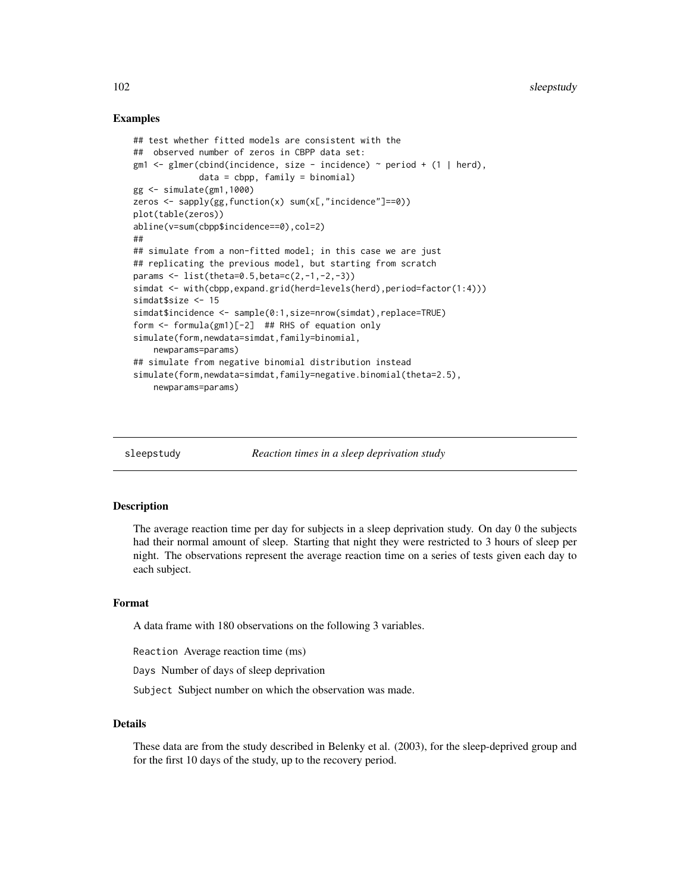## Examples

```
## test whether fitted models are consistent with the
##  observed number of zeros in CBPP data set:
gm1 <- glmer(cbind(incidence, size - incidence) ~ period + (1 | herd),
             data = cbpp, family = binomial)
gg <- simulate(gm1,1000)
zeros <- sapply(gg,function(x) sum(x[,"incidence"]==0))
plot(table(zeros))
abline(v=sum(cbpp$incidence==0),col=2)
##
## simulate from a non-fitted model; in this case we are just
## replicating the previous model, but starting from scratch
params <- list(theta=0.5,beta=c(2,-1,-2,-3))
simdat <- with(cbpp,expand.grid(herd=levels(herd),period=factor(1:4)))
simdat$size <- 15
simdat$incidence <- sample(0:1,size=nrow(simdat),replace=TRUE)
form <- formula(gm1)[-2]  ## RHS of equation only
simulate(form,newdata=simdat,family=binomial,
    newparams=params)
## simulate from negative binomial distribution instead
simulate(form,newdata=simdat,family=negative.binomial(theta=2.5),
    newparams=params)
```

---

# sleepstudy *Reaction times in a sleep deprivation study*

---

## Description

The average reaction time per day for subjects in a sleep deprivation study. On day 0 the subjects had their normal amount of sleep. Starting that night they were restricted to 3 hours of sleep per night. The observations represent the average reaction time on a series of tests given each day to each subject.

## Format

A data frame with 180 observations on the following 3 variables.

`Reaction` Average reaction time (ms)

`Days` Number of days of sleep deprivation

`Subject` Subject number on which the observation was made.

## Details

These data are from the study described in Belenky et al. (2003), for the sleep-deprived group and for the first 10 days of the study, up to the recovery period.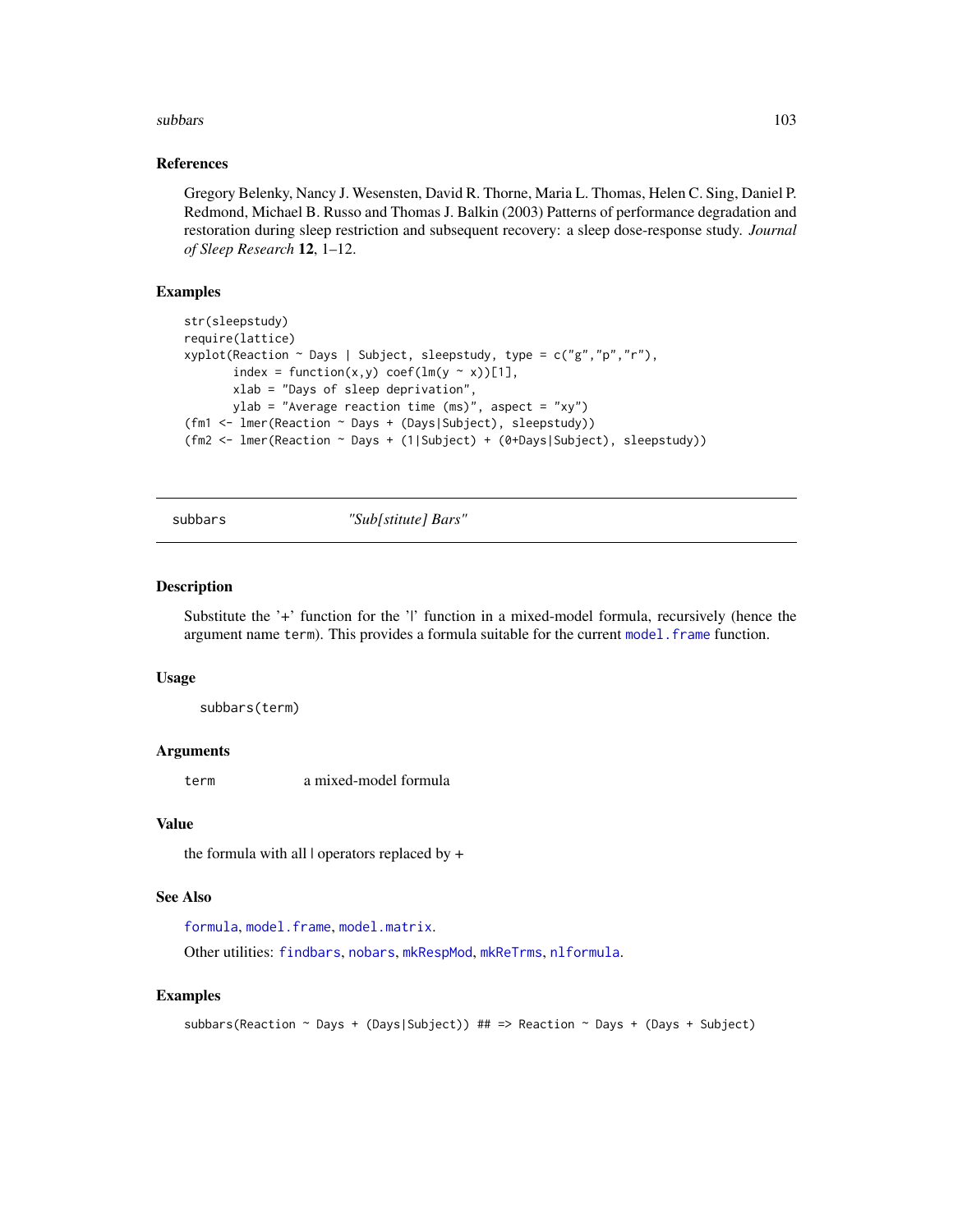## References

Gregory Belenky, Nancy J. Wesensten, David R. Thorne, Maria L. Thomas, Helen C. Sing, Daniel P. Redmond, Michael B. Russo and Thomas J. Balkin (2003) Patterns of performance degradation and restoration during sleep restriction and subsequent recovery: a sleep dose-response study. *Journal of Sleep Research* **12**, 1–12.

## Examples

```
str(sleepstudy)
require(lattice)
xyplot(Reaction ~ Days | Subject, sleepstudy, type = c("g","p","r"),
       index = function(x,y) coef(lm(y ~ x))[1],
       xlab = "Days of sleep deprivation",
       ylab = "Average reaction time (ms)", aspect = "xy")
(fm1 <- lmer(Reaction ~ Days + (Days|Subject), sleepstudy))
(fm2 <- lmer(Reaction ~ Days + (1|Subject) + (0+Days|Subject), sleepstudy))
```

---

# subbars *"Sub[stitute] Bars"*

---

## Description

Substitute the '+' function for the '|' function in a mixed-model formula, recursively (hence the argument name `term`). This provides a formula suitable for the current `model.frame` function.

## Usage

```
subbars(term)
```

## Arguments

| | |
|---|---|
| `term` | a mixed-model formula |

## Value

the formula with all | operators replaced by +

## See Also

`formula`, `model.frame`, `model.matrix`.

Other utilities: `findbars`, `nobars`, `mkRespMod`, `mkReTrms`, `nlformula`.

## Examples

```
subbars(Reaction ~ Days + (Days|Subject)) ## => Reaction ~ Days + (Days + Subject)
```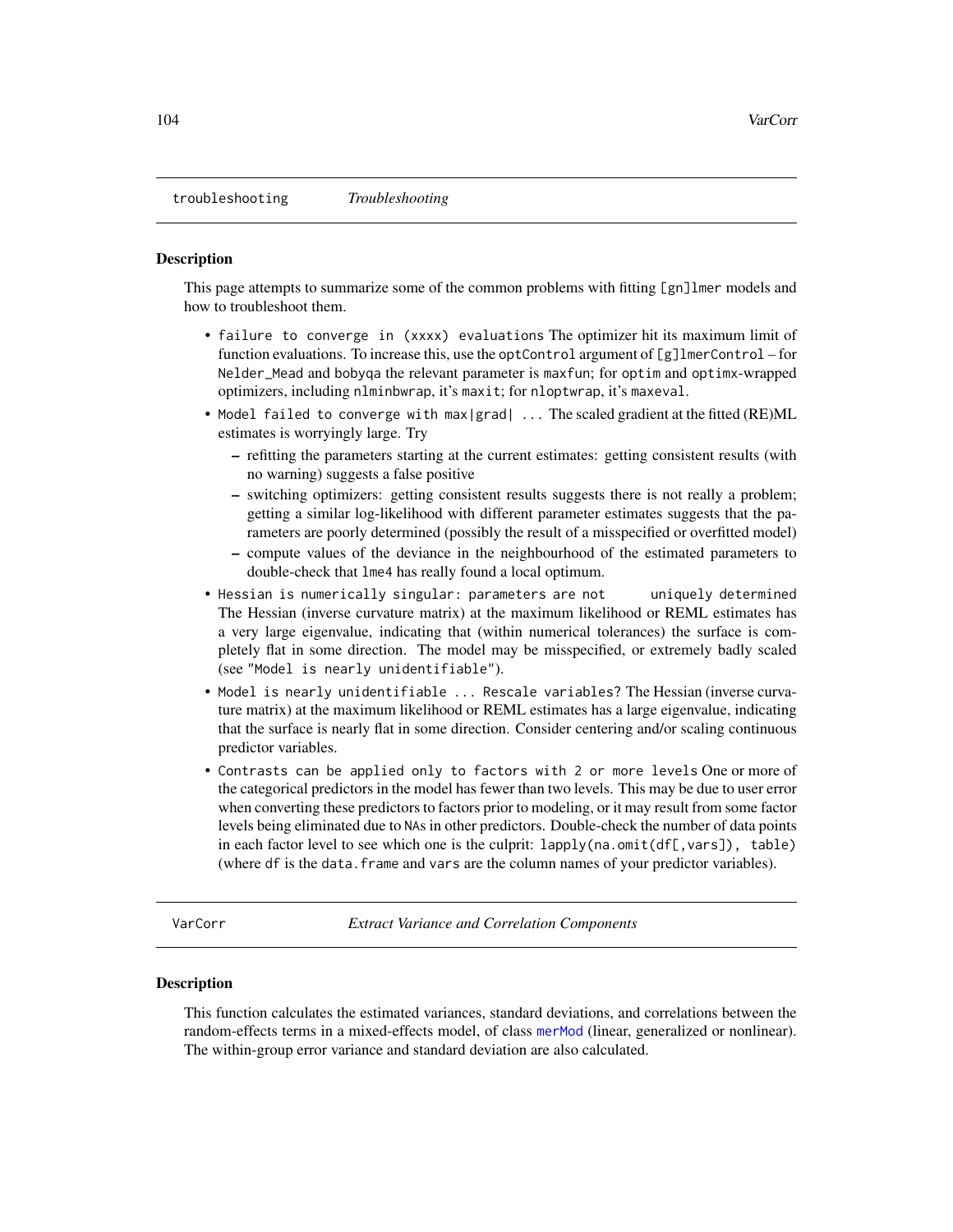## troubleshooting *Troubleshooting*

### Description

This page attempts to summarize some of the common problems with fitting `[gn]lmer` models and how to troubleshoot them.

- `failure to converge in (xxxx) evaluations` The optimizer hit its maximum limit of function evaluations. To increase this, use the `optControl` argument of `[g]lmerControl` – for `Nelder_Mead` and `bobyqa` the relevant parameter is `maxfun`; for `optim` and `optimx`-wrapped optimizers, including `nlminbwrap`, it's `maxit`; for `nloptwrap`, it's `maxeval`.
- `Model failed to converge with max|grad| ...` The scaled gradient at the fitted (RE)ML estimates is worryingly large. Try
  - refitting the parameters starting at the current estimates: getting consistent results (with no warning) suggests a false positive
  - switching optimizers: getting consistent results suggests there is not really a problem; getting a similar log-likelihood with different parameter estimates suggests that the parameters are poorly determined (possibly the result of a misspecified or overfitted model)
  - compute values of the deviance in the neighbourhood of the estimated parameters to double-check that `lme4` has really found a local optimum.
- `Hessian is numerically singular: parameters are not uniquely determined` The Hessian (inverse curvature matrix) at the maximum likelihood or REML estimates has a very large eigenvalue, indicating that (within numerical tolerances) the surface is completely flat in some direction. The model may be misspecified, or extremely badly scaled (see `"Model is nearly unidentifiable"`).
- `Model is nearly unidentifiable ... Rescale variables?` The Hessian (inverse curvature matrix) at the maximum likelihood or REML estimates has a large eigenvalue, indicating that the surface is nearly flat in some direction. Consider centering and/or scaling continuous predictor variables.
- `Contrasts can be applied only to factors with 2 or more levels` One or more of the categorical predictors in the model has fewer than two levels. This may be due to user error when converting these predictors to factors prior to modeling, or it may result from some factor levels being eliminated due to `NA`s in other predictors. Double-check the number of data points in each factor level to see which one is the culprit: `lapply(na.omit(df[,vars]), table)` (where `df` is the `data.frame` and `vars` are the column names of your predictor variables).

## VarCorr *Extract Variance and Correlation Components*

### Description

This function calculates the estimated variances, standard deviations, and correlations between the random-effects terms in a mixed-effects model, of class `merMod` (linear, generalized or nonlinear). The within-group error variance and standard deviation are also calculated.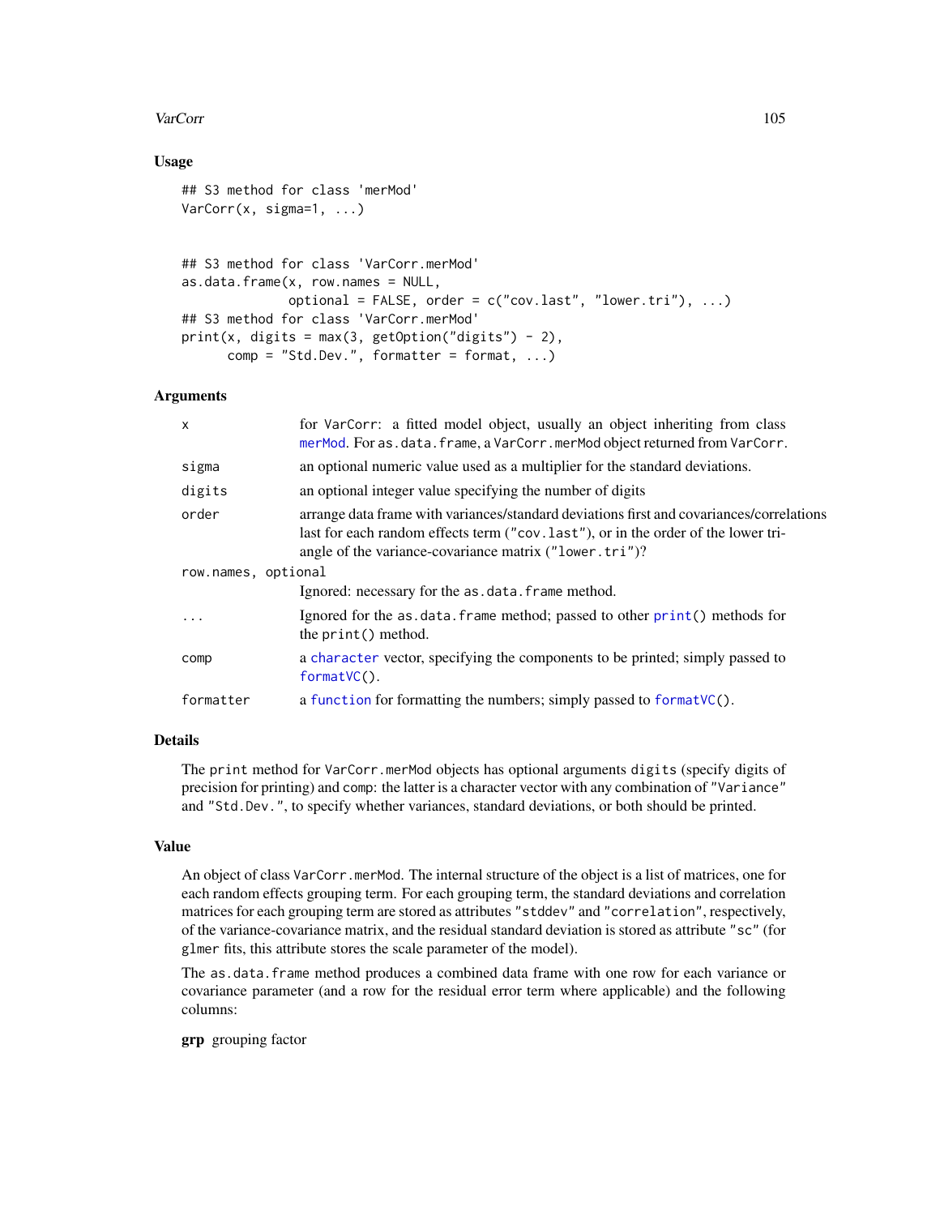## Usage

```
## S3 method for class 'merMod'
VarCorr(x, sigma=1, ...)


## S3 method for class 'VarCorr.merMod'
as.data.frame(x, row.names = NULL,
              optional = FALSE, order = c("cov.last", "lower.tri"), ...)
## S3 method for class 'VarCorr.merMod'
print(x, digits = max(3, getOption("digits") - 2),
      comp = "Std.Dev.", formatter = format, ...)
```

## Arguments

| | |
|---|---|
| `x` | for `VarCorr`: a fitted model object, usually an object inheriting from class `merMod`. For `as.data.frame`, a `VarCorr.merMod` object returned from `VarCorr`. |
| `sigma` | an optional numeric value used as a multiplier for the standard deviations. |
| `digits` | an optional integer value specifying the number of digits |
| `order` | arrange data frame with variances/standard deviations first and covariances/correlations last for each random effects term (`"cov.last"`), or in the order of the lower triangle of the variance-covariance matrix (`"lower.tri"`)? |
| `row.names, optional` | Ignored: necessary for the `as.data.frame` method. |
| `...` | Ignored for the `as.data.frame` method; passed to other `print()` methods for the `print()` method. |
| `comp` | a `character` vector, specifying the components to be printed; simply passed to `formatVC()`. |
| `formatter` | a `function` for formatting the numbers; simply passed to `formatVC()`. |

## Details

The `print` method for `VarCorr.merMod` objects has optional arguments `digits` (specify digits of precision for printing) and `comp`: the latter is a character vector with any combination of `"Variance"` and `"Std.Dev."`, to specify whether variances, standard deviations, or both should be printed.

## Value

An object of class `VarCorr.merMod`. The internal structure of the object is a list of matrices, one for each random effects grouping term. For each grouping term, the standard deviations and correlation matrices for each grouping term are stored as attributes `"stddev"` and `"correlation"`, respectively, of the variance-covariance matrix, and the residual standard deviation is stored as attribute `"sc"` (for `glmer` fits, this attribute stores the scale parameter of the model).

The `as.data.frame` method produces a combined data frame with one row for each variance or covariance parameter (and a row for the residual error term where applicable) and the following columns:

**grp** grouping factor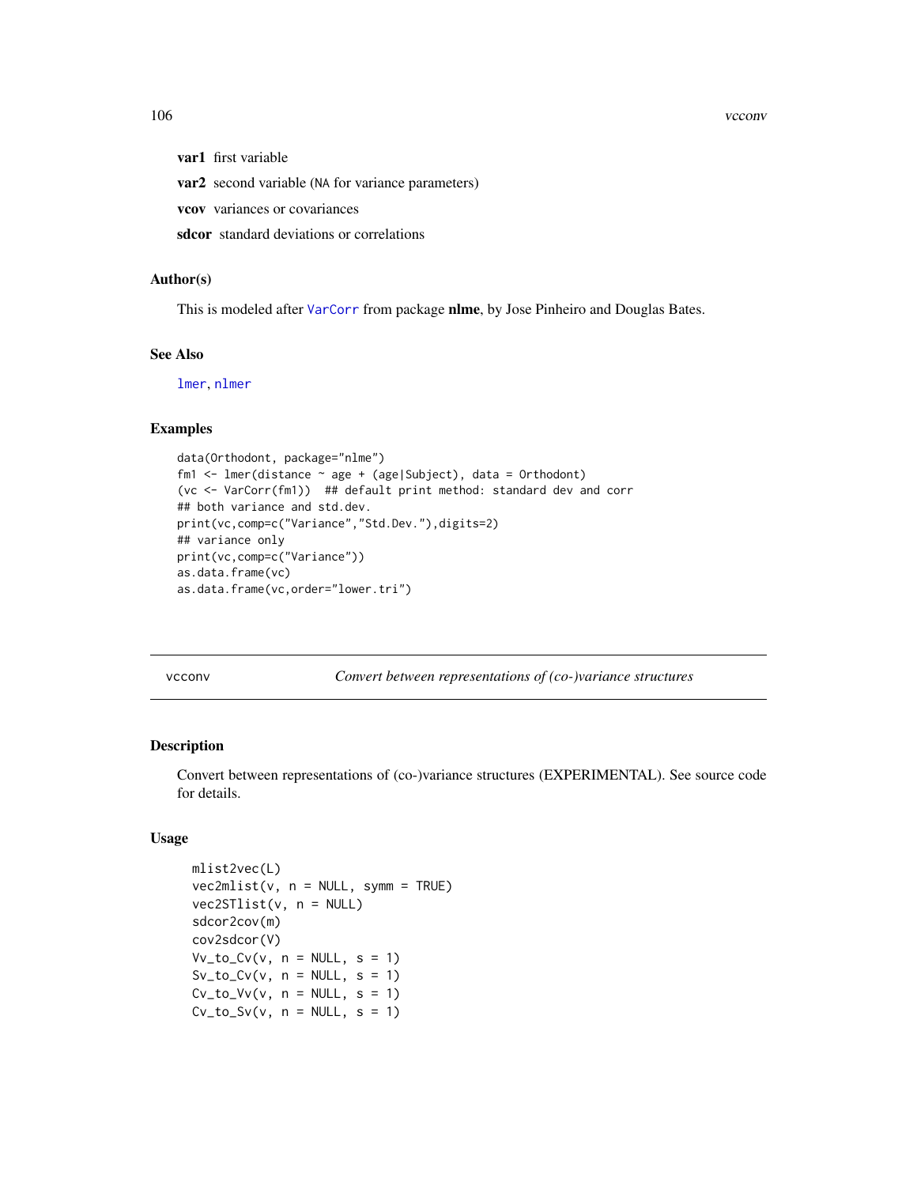**var1** first variable

**var2** second variable (NA for variance parameters)

**vcov** variances or covariances

**sdcor** standard deviations or correlations

### Author(s)

This is modeled after VarCorr from package **nlme**, by Jose Pinheiro and Douglas Bates.

### See Also

lmer, nlmer

### Examples

```
data(Orthodont, package="nlme")
fm1 <- lmer(distance ~ age + (age|Subject), data = Orthodont)
(vc <- VarCorr(fm1))  ## default print method: standard dev and corr
## both variance and std.dev.
print(vc,comp=c("Variance","Std.Dev."),digits=2)
## variance only
print(vc,comp=c("Variance"))
as.data.frame(vc)
as.data.frame(vc,order="lower.tri")
```

---

## vcconv — *Convert between representations of (co-)variance structures*

### Description

Convert between representations of (co-)variance structures (EXPERIMENTAL). See source code for details.

### Usage

```
mlist2vec(L)
vec2mlist(v, n = NULL, symm = TRUE)
vec2STlist(v, n = NULL)
sdcor2cov(m)
cov2sdcor(V)
Vv_to_Cv(v, n = NULL, s = 1)
Sv_to_Cv(v, n = NULL, s = 1)
Cv_to_Vv(v, n = NULL, s = 1)
Cv_to_Sv(v, n = NULL, s = 1)
```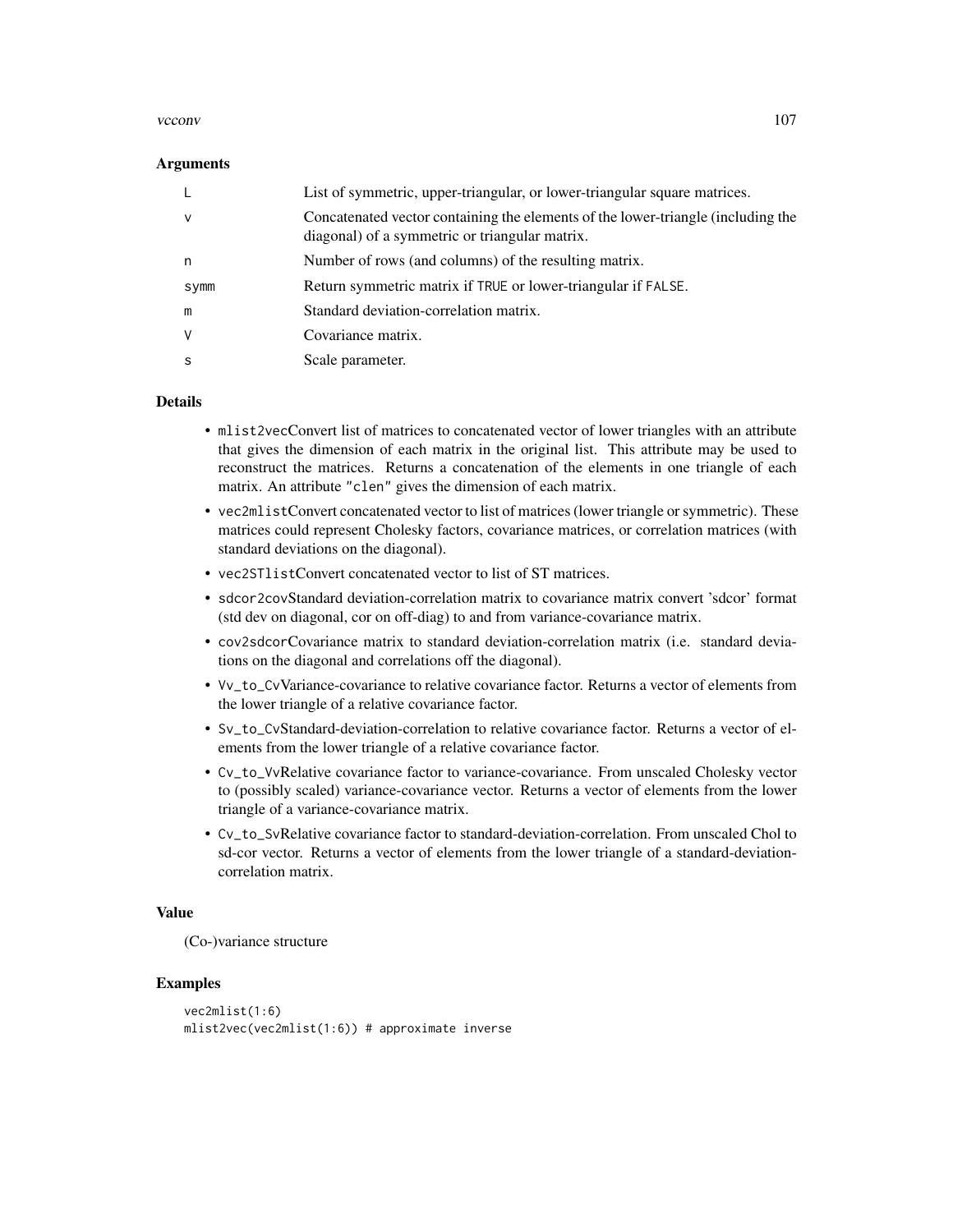### Arguments

| | |
|---|---|
| L | List of symmetric, upper-triangular, or lower-triangular square matrices. |
| v | Concatenated vector containing the elements of the lower-triangle (including the diagonal) of a symmetric or triangular matrix. |
| n | Number of rows (and columns) of the resulting matrix. |
| symm | Return symmetric matrix if TRUE or lower-triangular if FALSE. |
| m | Standard deviation-correlation matrix. |
| V | Covariance matrix. |
| s | Scale parameter. |

### Details

- mlist2vecConvert list of matrices to concatenated vector of lower triangles with an attribute that gives the dimension of each matrix in the original list. This attribute may be used to reconstruct the matrices. Returns a concatenation of the elements in one triangle of each matrix. An attribute "clen" gives the dimension of each matrix.
- vec2mlistConvert concatenated vector to list of matrices (lower triangle or symmetric). These matrices could represent Cholesky factors, covariance matrices, or correlation matrices (with standard deviations on the diagonal).
- vec2STlistConvert concatenated vector to list of ST matrices.
- sdcor2covStandard deviation-correlation matrix to covariance matrix convert 'sdcor' format (std dev on diagonal, cor on off-diag) to and from variance-covariance matrix.
- cov2sdcorCovariance matrix to standard deviation-correlation matrix (i.e. standard deviations on the diagonal and correlations off the diagonal).
- Vv_to_CvVariance-covariance to relative covariance factor. Returns a vector of elements from the lower triangle of a relative covariance factor.
- Sv_to_CvStandard-deviation-correlation to relative covariance factor. Returns a vector of elements from the lower triangle of a relative covariance factor.
- Cv_to_VvRelative covariance factor to variance-covariance. From unscaled Cholesky vector to (possibly scaled) variance-covariance vector. Returns a vector of elements from the lower triangle of a variance-covariance matrix.
- Cv_to_SvRelative covariance factor to standard-deviation-correlation. From unscaled Chol to sd-cor vector. Returns a vector of elements from the lower triangle of a standard-deviation-correlation matrix.

### Value

(Co-)variance structure

### Examples

```
vec2mlist(1:6)
mlist2vec(vec2mlist(1:6)) # approximate inverse
```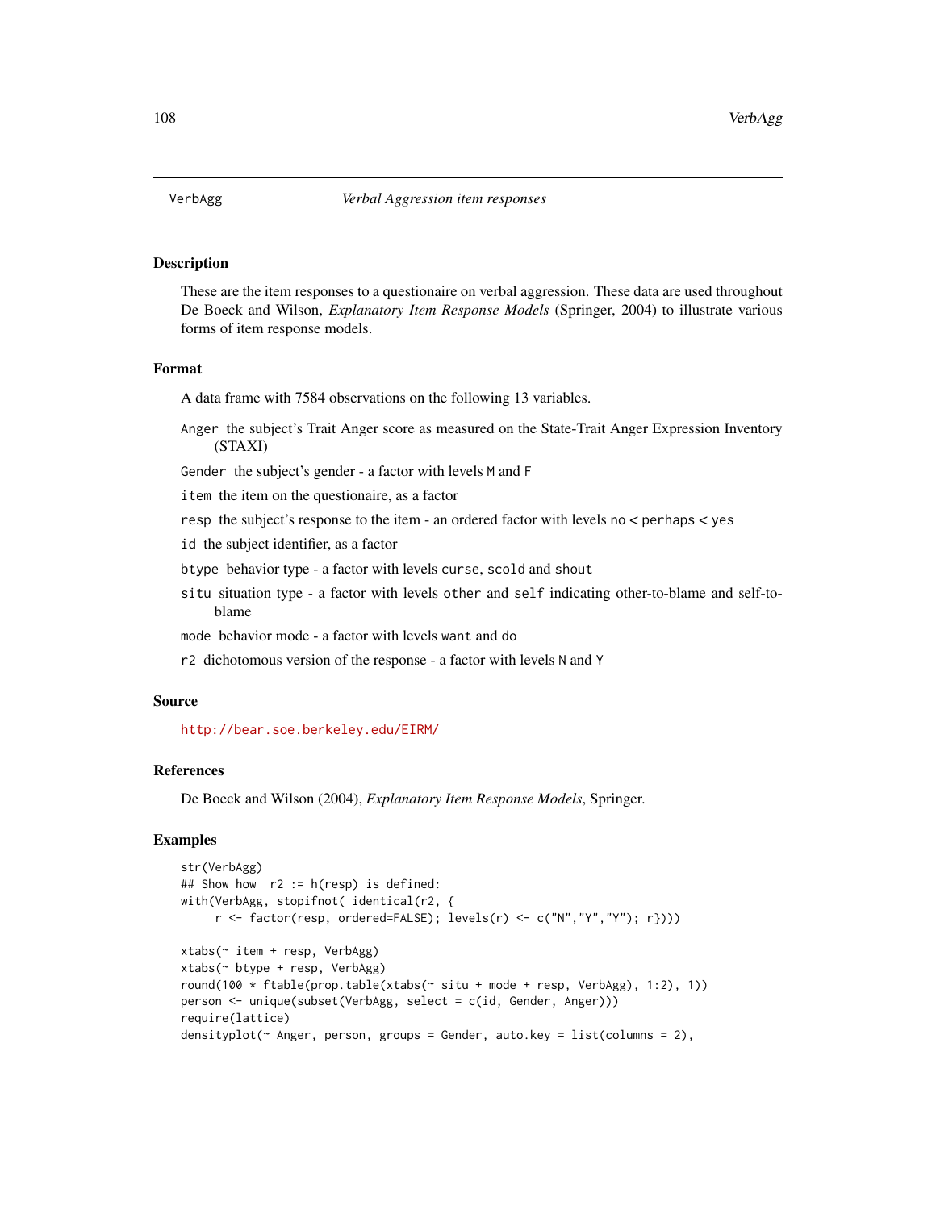# VerbAgg *Verbal Aggression item responses*

## Description

These are the item responses to a questionaire on verbal aggression. These data are used throughout De Boeck and Wilson, *Explanatory Item Response Models* (Springer, 2004) to illustrate various forms of item response models.

## Format

A data frame with 7584 observations on the following 13 variables.

`Anger` the subject's Trait Anger score as measured on the State-Trait Anger Expression Inventory (STAXI)

`Gender` the subject's gender - a factor with levels `M` and `F`

`item` the item on the questionaire, as a factor

`resp` the subject's response to the item - an ordered factor with levels `no` < `perhaps` < `yes`

`id` the subject identifier, as a factor

`btype` behavior type - a factor with levels `curse`, `scold` and `shout`

`situ` situation type - a factor with levels `other` and `self` indicating other-to-blame and self-to-blame

`mode` behavior mode - a factor with levels `want` and `do`

`r2` dichotomous version of the response - a factor with levels `N` and `Y`

## Source

http://bear.soe.berkeley.edu/EIRM/

## References

De Boeck and Wilson (2004), *Explanatory Item Response Models*, Springer.

## Examples

```
str(VerbAgg)
## Show how  r2 := h(resp) is defined:
with(VerbAgg, stopifnot( identical(r2, {
     r <- factor(resp, ordered=FALSE); levels(r) <- c("N","Y","Y"); r})))

xtabs(~ item + resp, VerbAgg)
xtabs(~ btype + resp, VerbAgg)
round(100 * ftable(prop.table(xtabs(~ situ + mode + resp, VerbAgg), 1:2), 1))
person <- unique(subset(VerbAgg, select = c(id, Gender, Anger)))
require(lattice)
densityplot(~ Anger, person, groups = Gender, auto.key = list(columns = 2),
```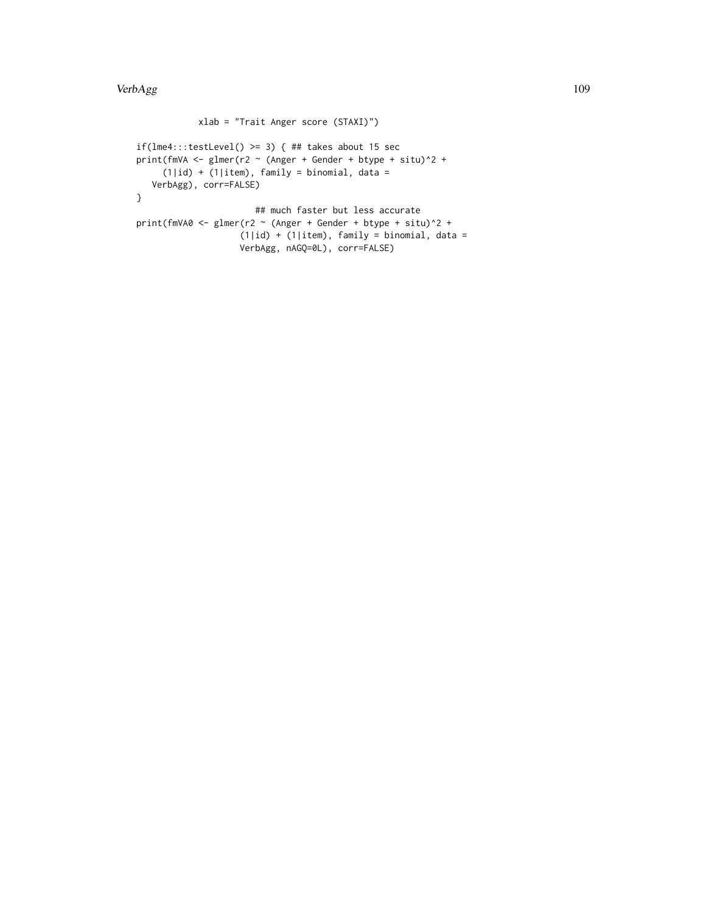```
            xlab = "Trait Anger score (STAXI)")

if(lme4:::testLevel() >= 3) { ## takes about 15 sec
print(fmVA <- glmer(r2 ~ (Anger + Gender + btype + situ)^2 +
     (1|id) + (1|item), family = binomial, data =
   VerbAgg), corr=FALSE)
}
                       ## much faster but less accurate
print(fmVA0 <- glmer(r2 ~ (Anger + Gender + btype + situ)^2 +
                    (1|id) + (1|item), family = binomial, data =
                    VerbAgg, nAGQ=0L), corr=FALSE)
```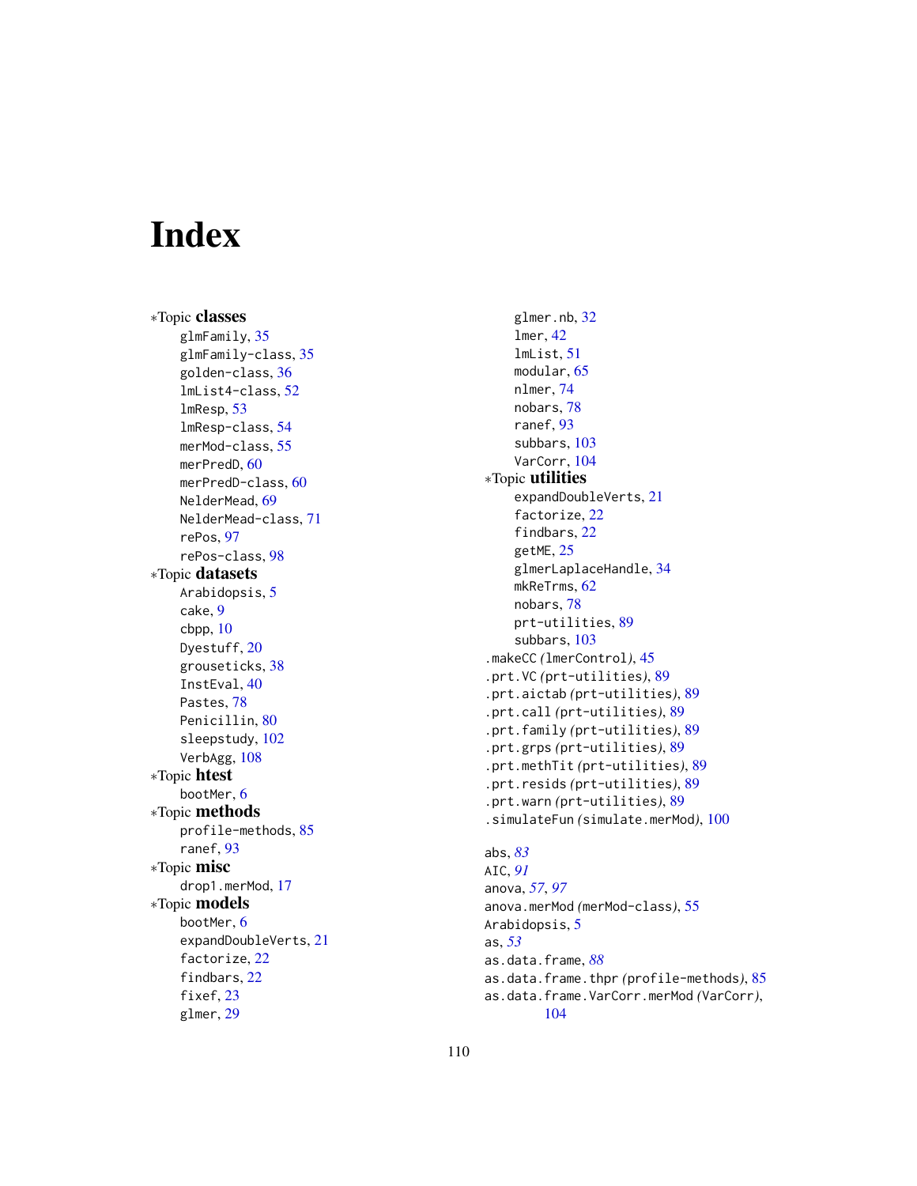# Index

∗Topic **classes**
- glmFamily, 35
- glmFamily-class, 35
- golden-class, 36
- lmList4-class, 52
- lmResp, 53
- lmResp-class, 54
- merMod-class, 55
- merPredD, 60
- merPredD-class, 60
- NelderMead, 69
- NelderMead-class, 71
- rePos, 97
- rePos-class, 98

∗Topic **datasets**
- Arabidopsis, 5
- cake, 9
- cbpp, 10
- Dyestuff, 20
- grouseticks, 38
- InstEval, 40
- Pastes, 78
- Penicillin, 80
- sleepstudy, 102
- VerbAgg, 108

∗Topic **htest**
- bootMer, 6

∗Topic **methods**
- profile-methods, 85
- ranef, 93

∗Topic **misc**
- drop1.merMod, 17

∗Topic **models**
- bootMer, 6
- expandDoubleVerts, 21
- factorize, 22
- findbars, 22
- fixef, 23
- glmer, 29
- glmer.nb, 32
- lmer, 42
- lmList, 51
- modular, 65
- nlmer, 74
- nobars, 78
- ranef, 93
- subbars, 103
- VarCorr, 104

∗Topic **utilities**
- expandDoubleVerts, 21
- factorize, 22
- findbars, 22
- getME, 25
- glmerLaplaceHandle, 34
- mkReTrms, 62
- nobars, 78
- prt-utilities, 89
- subbars, 103

.makeCC *(*lmerControl*)*, 45
.prt.VC *(*prt-utilities*)*, 89
.prt.aictab *(*prt-utilities*)*, 89
.prt.call *(*prt-utilities*)*, 89
.prt.family *(*prt-utilities*)*, 89
.prt.grps *(*prt-utilities*)*, 89
.prt.methTit *(*prt-utilities*)*, 89
.prt.resids *(*prt-utilities*)*, 89
.prt.warn *(*prt-utilities*)*, 89
.simulateFun *(*simulate.merMod*)*, 100

abs, *83*
AIC, *91*
anova, *57*, *97*
anova.merMod *(*merMod-class*)*, 55
Arabidopsis, 5
as, *53*
as.data.frame, *88*
as.data.frame.thpr *(*profile-methods*)*, 85
as.data.frame.VarCorr.merMod *(*VarCorr*)*, 104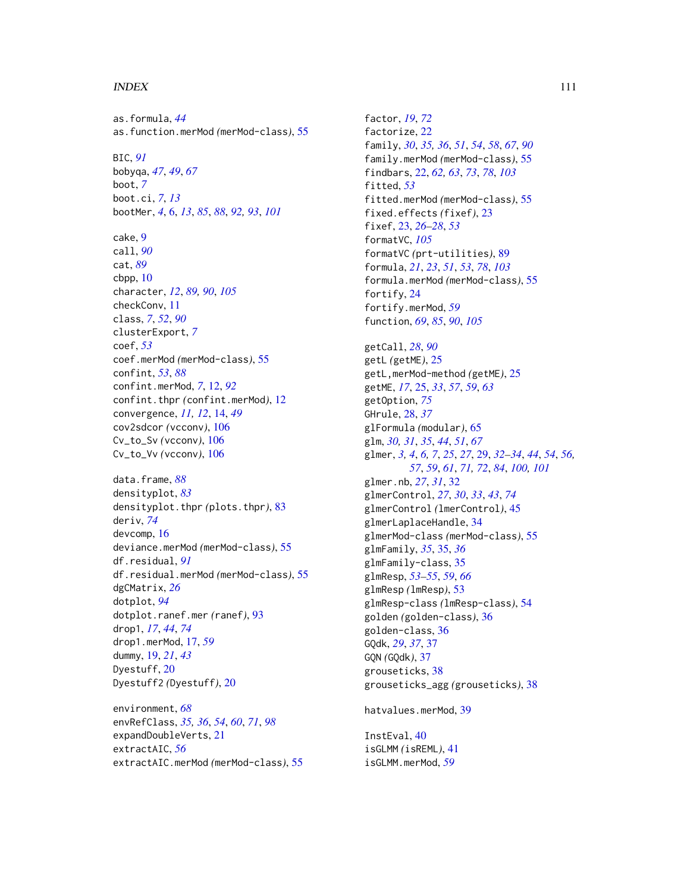as.formula, *44*
as.function.merMod (merMod-class), 55

BIC, *91*
bobyqa, *47*, *49*, *67*
boot, *7*
boot.ci, *7*, *13*
bootMer, *4*, 6, *13*, *85*, *88*, *92, 93*, *101*

cake, 9
call, *90*
cat, *89*
cbpp, 10
character, *12*, *89, 90*, *105*
checkConv, 11
class, *7*, *52*, *90*
clusterExport, *7*
coef, *53*
coef.merMod (merMod-class), 55
confint, *53*, *88*
confint.merMod, *7*, 12, *92*
confint.thpr (confint.merMod), 12
convergence, *11, 12*, 14, *49*
cov2sdcor (vcconv), 106
Cv_to_Sv (vcconv), 106
Cv_to_Vv (vcconv), 106

data.frame, *88*
densityplot, *83*
densityplot.thpr (plots.thpr), 83
deriv, *74*
devcomp, 16
deviance.merMod (merMod-class), 55
df.residual, *91*
df.residual.merMod (merMod-class), 55
dgCMatrix, *26*
dotplot, *94*
dotplot.ranef.mer (ranef), 93
drop1, *17*, *44*, *74*
drop1.merMod, 17, *59*
dummy, 19, *21*, *43*
Dyestuff, 20
Dyestuff2 (Dyestuff), 20

environment, *68*
envRefClass, *35, 36*, *54*, *60*, *71*, *98*
expandDoubleVerts, 21
extractAIC, *56*
extractAIC.merMod (merMod-class), 55

factor, *19*, *72*
factorize, 22
family, *30*, *35, 36*, *51*, *54*, *58*, *67*, *90*
family.merMod (merMod-class), 55
findbars, 22, *62, 63*, *73*, *78*, *103*
fitted, *53*
fitted.merMod (merMod-class), 55
fixed.effects (fixef), 23
fixef, 23, *26–28*, *53*
formatVC, *105*
formatVC (prt-utilities), 89
formula, *21*, *23*, *51*, *53*, *78*, *103*
formula.merMod (merMod-class), 55
fortify, 24
fortify.merMod, *59*
function, *69*, *85*, *90*, *105*

getCall, *28*, *90*
getL (getME), 25
getL,merMod-method (getME), 25
getME, *17*, 25, *33*, *57*, *59*, *63*
getOption, *75*
GHrule, 28, *37*
glFormula (modular), 65
glm, *30, 31*, *35*, *44*, *51*, *67*
glmer, *3, 4*, *6, 7*, *25*, *27*, 29, *32–34*, *44*, *54*, *56, 57*, *59*, *61*, *71, 72*, *84*, *100, 101*
glmer.nb, *27*, *31*, 32
glmerControl, *27*, *30*, *33*, *43*, *74*
glmerControl (lmerControl), 45
glmerLaplaceHandle, 34
glmerMod-class (merMod-class), 55
glmFamily, *35*, 35, *36*
glmFamily-class, 35
glmResp, *53–55*, *59*, *66*
glmResp (lmResp), 53
glmResp-class (lmResp-class), 54
golden (golden-class), 36
golden-class, 36
GQdk, *29*, *37*, 37
GQN (GQdk), 37
grouseticks, 38
grouseticks_agg (grouseticks), 38

hatvalues.merMod, 39

InstEval, 40
isGLMM (isREML), 41
isGLMM.merMod, *59*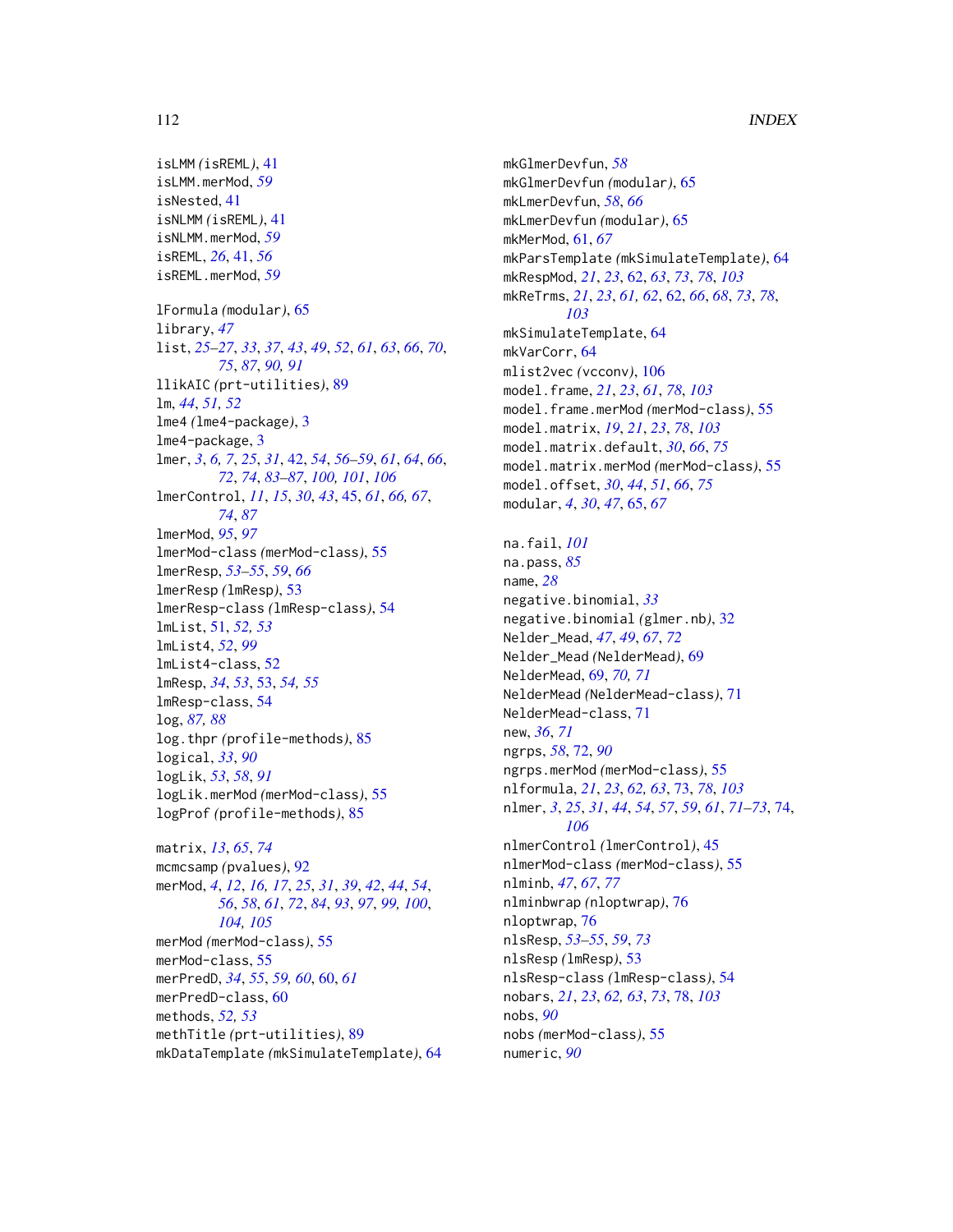isLMM (isREML), 41
isLMM.merMod, *59*
isNested, 41
isNLMM (isREML), 41
isNLMM.merMod, *59*
isREML, *26*, 41, *56*
isREML.merMod, *59*

lFormula (modular), 65
library, *47*
list, *25–27*, *33*, *37*, *43*, *49*, *52*, *61*, *63*, *66*, *70*, *75*, *87*, *90*, *91*
llikAIC (prt-utilities), 89
lm, *44*, *51*, *52*
lme4 (lme4-package), 3
lme4-package, 3
lmer, *3*, *6*, *7*, *25*, *31*, 42, *54*, *56–59*, *61*, *64*, *66*, *72*, *74*, *83–87*, *100*, *101*, *106*
lmerControl, *11*, *15*, *30*, *43*, 45, *61*, *66*, *67*, *74*, *87*
lmerMod, *95*, *97*
lmerMod-class (merMod-class), 55
lmerResp, *53–55*, *59*, *66*
lmerResp (lmResp), 53
lmerResp-class (lmResp-class), 54
lmList, 51, *52*, *53*
lmList4, *52*, *99*
lmList4-class, 52
lmResp, *34*, *53*, 53, *54*, *55*
lmResp-class, 54
log, *87*, *88*
log.thpr (profile-methods), 85
logical, *33*, *90*
logLik, *53*, *58*, *91*
logLik.merMod (merMod-class), 55
logProf (profile-methods), 85

matrix, *13*, *65*, *74*
mcmcsamp (pvalues), 92
merMod, *4*, *12*, *16*, *17*, *25*, *31*, *39*, *42*, *44*, *54*, *56*, *58*, *61*, *72*, *84*, *93*, *97*, *99*, *100*, *104*, *105*
merMod (merMod-class), 55
merMod-class, 55
merPredD, *34*, *55*, *59*, *60*, 60, *61*
merPredD-class, 60
methods, *52*, *53*
methTitle (prt-utilities), 89
mkDataTemplate (mkSimulateTemplate), 64
mkGlmerDevfun, *58*
mkGlmerDevfun (modular), 65
mkLmerDevfun, *58*, *66*
mkLmerDevfun (modular), 65
mkMerMod, 61, *67*
mkParsTemplate (mkSimulateTemplate), 64
mkRespMod, *21*, *23*, 62, *63*, *73*, *78*, *103*
mkReTrms, *21*, *23*, *61*, *62*, 62, *66*, *68*, *73*, *78*, *103*
mkSimulateTemplate, 64
mkVarCorr, 64
mlist2vec (vcconv), 106
model.frame, *21*, *23*, *61*, *78*, *103*
model.frame.merMod (merMod-class), 55
model.matrix, *19*, *21*, *23*, *78*, *103*
model.matrix.default, *30*, *66*, *75*
model.matrix.merMod (merMod-class), 55
model.offset, *30*, *44*, *51*, *66*, *75*
modular, *4*, *30*, *47*, 65, *67*

na.fail, *101*
na.pass, *85*
name, *28*
negative.binomial, *33*
negative.binomial (glmer.nb), 32
Nelder_Mead, *47*, *49*, *67*, *72*
Nelder_Mead (NelderMead), 69
NelderMead, 69, *70*, *71*
NelderMead (NelderMead-class), 71
NelderMead-class, 71
new, *36*, *71*
ngrps, *58*, 72, *90*
ngrps.merMod (merMod-class), 55
nlformula, *21*, *23*, *62*, *63*, 73, *78*, *103*
nlmer, *3*, *25*, *31*, *44*, *54*, *57*, *59*, *61*, *71–73*, 74, *106*
nlmerControl (lmerControl), 45
nlmerMod-class (merMod-class), 55
nlminb, *47*, *67*, *77*
nlminbwrap (nloptwrap), 76
nloptwrap, 76
nlsResp, *53–55*, *59*, *73*
nlsResp (lmResp), 53
nlsResp-class (lmResp-class), 54
nobars, *21*, *23*, *62*, *63*, *73*, 78, *103*
nobs, *90*
nobs (merMod-class), 55
numeric, *90*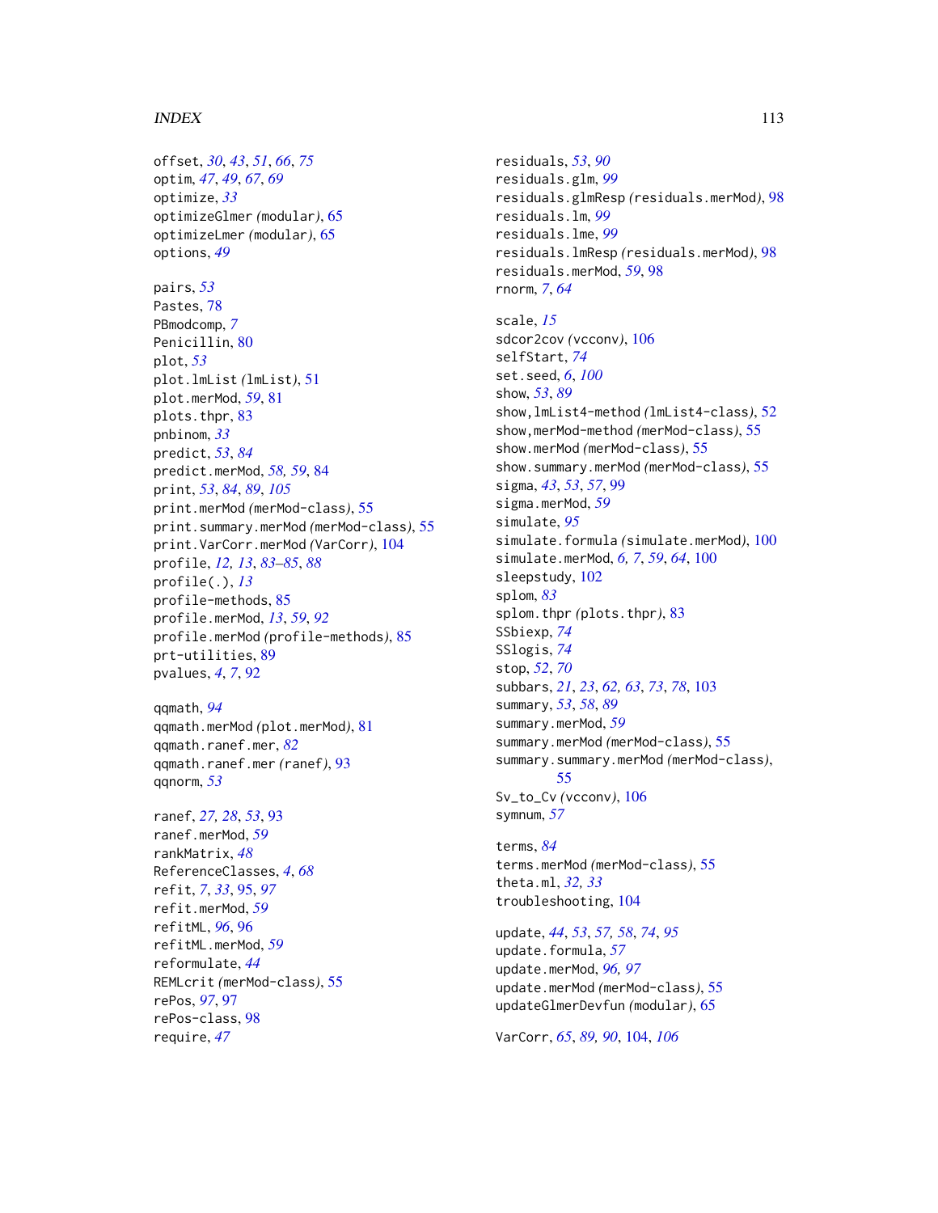offset, *30*, *43*, *51*, *66*, *75*
optim, *47*, *49*, *67*, *69*
optimize, *33*
optimizeGlmer *(*modular*)*, 65
optimizeLmer *(*modular*)*, 65
options, *49*

pairs, *53*
Pastes, 78
PBmodcomp, *7*
Penicillin, 80
plot, *53*
plot.lmList *(*lmList*)*, 51
plot.merMod, *59*, 81
plots.thpr, 83
pnbinom, *33*
predict, *53*, *84*
predict.merMod, *58, 59*, 84
print, *53*, *84*, *89*, *105*
print.merMod *(*merMod-class*)*, 55
print.summary.merMod *(*merMod-class*)*, 55
print.VarCorr.merMod *(*VarCorr*)*, 104
profile, *12, 13*, *83–85*, *88*
profile(.), *13*
profile-methods, 85
profile.merMod, *13*, *59*, *92*
profile.merMod *(*profile-methods*)*, 85
prt-utilities, 89
pvalues, *4*, *7*, 92

qqmath, *94*
qqmath.merMod *(*plot.merMod*)*, 81
qqmath.ranef.mer, *82*
qqmath.ranef.mer *(*ranef*)*, 93
qqnorm, *53*

ranef, *27, 28*, *53*, 93
ranef.merMod, *59*
rankMatrix, *48*
ReferenceClasses, *4*, *68*
refit, *7*, *33*, 95, *97*
refit.merMod, *59*
refitML, *96*, 96
refitML.merMod, *59*
reformulate, *44*
REMLcrit *(*merMod-class*)*, 55
rePos, *97*, 97
rePos-class, 98
require, *47*

residuals, *53*, *90*
residuals.glm, *99*
residuals.glmResp *(*residuals.merMod*)*, 98
residuals.lm, *99*
residuals.lme, *99*
residuals.lmResp *(*residuals.merMod*)*, 98
residuals.merMod, *59*, 98
rnorm, *7*, *64*

scale, *15*
sdcor2cov *(*vcconv*)*, 106
selfStart, *74*
set.seed, *6*, *100*
show, *53*, *89*
show,lmList4-method *(*lmList4-class*)*, 52
show,merMod-method *(*merMod-class*)*, 55
show.merMod *(*merMod-class*)*, 55
show.summary.merMod *(*merMod-class*)*, 55
sigma, *43*, *53*, *57*, 99
sigma.merMod, *59*
simulate, *95*
simulate.formula *(*simulate.merMod*)*, 100
simulate.merMod, *6, 7*, *59*, *64*, 100
sleepstudy, 102
splom, *83*
splom.thpr *(*plots.thpr*)*, 83
SSbiexp, *74*
SSlogis, *74*
stop, *52*, *70*
subbars, *21*, *23*, *62, 63*, *73*, *78*, 103
summary, *53*, *58*, *89*
summary.merMod, *59*
summary.merMod *(*merMod-class*)*, 55
summary.summary.merMod *(*merMod-class*)*, 55
Sv_to_Cv *(*vcconv*)*, 106
symnum, *57*

terms, *84*
terms.merMod *(*merMod-class*)*, 55
theta.ml, *32, 33*
troubleshooting, 104

update, *44*, *53*, *57, 58*, *74*, *95*
update.formula, *57*
update.merMod, *96, 97*
update.merMod *(*merMod-class*)*, 55
updateGlmerDevfun *(*modular*)*, 65

VarCorr, *65*, *89, 90*, 104, *106*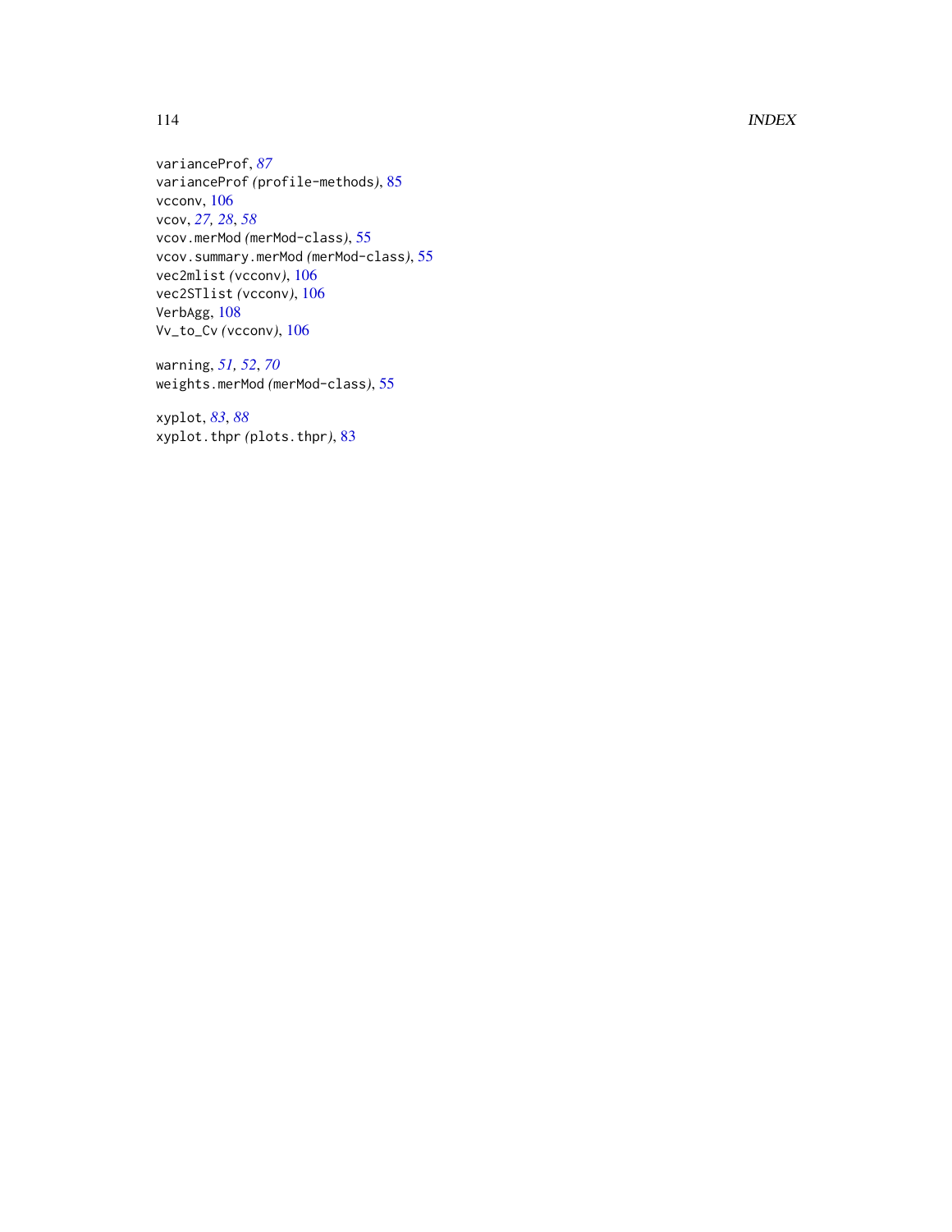varianceProf, *87*
varianceProf *(*profile-methods*)*, 85
vcconv, 106
vcov, *27, 28*, *58*
vcov.merMod *(*merMod-class*)*, 55
vcov.summary.merMod *(*merMod-class*)*, 55
vec2mlist *(*vcconv*)*, 106
vec2STlist *(*vcconv*)*, 106
VerbAgg, 108
Vv_to_Cv *(*vcconv*)*, 106

warning, *51, 52*, *70*
weights.merMod *(*merMod-class*)*, 55

xyplot, *83*, *88*
xyplot.thpr *(*plots.thpr*)*, 83